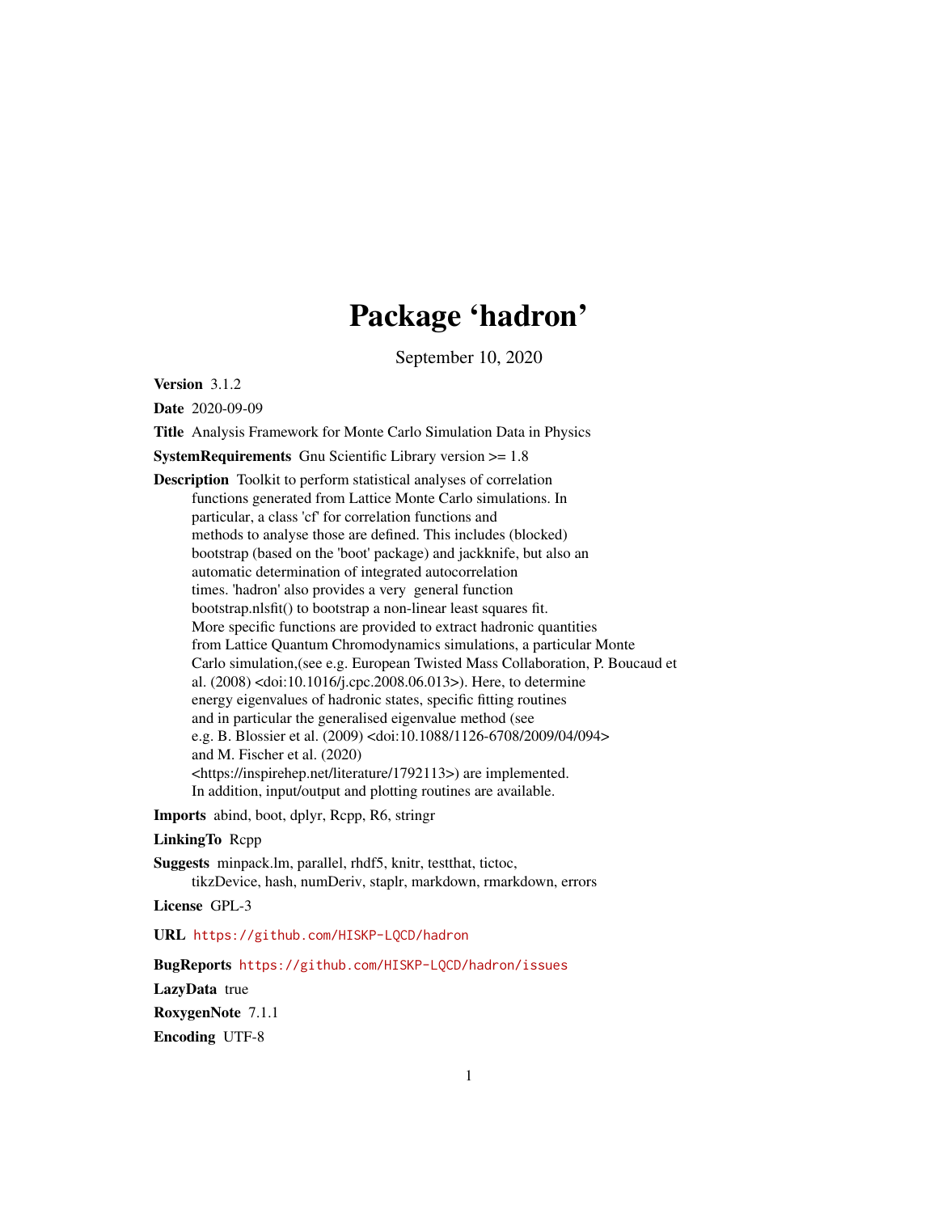# Package ‘hadron’

September 10, 2020

**Version** 3.1.2

**Date** 2020-09-09

**Title** Analysis Framework for Monte Carlo Simulation Data in Physics

**SystemRequirements** Gnu Scientific Library version >= 1.8

**Description** Toolkit to perform statistical analyses of correlation functions generated from Lattice Monte Carlo simulations. In particular, a class 'cf' for correlation functions and methods to analyse those are defined. This includes (blocked) bootstrap (based on the 'boot' package) and jackknife, but also an automatic determination of integrated autocorrelation times. 'hadron' also provides a very general function bootstrap.nlsfit() to bootstrap a non-linear least squares fit. More specific functions are provided to extract hadronic quantities from Lattice Quantum Chromodynamics simulations, a particular Monte Carlo simulation,(see e.g. European Twisted Mass Collaboration, P. Boucaud et al. (2008) <doi:10.1016/j.cpc.2008.06.013>). Here, to determine energy eigenvalues of hadronic states, specific fitting routines and in particular the generalised eigenvalue method (see e.g. B. Blossier et al. (2009) <doi:10.1088/1126-6708/2009/04/094> and M. Fischer et al. (2020) <https://inspirehep.net/literature/1792113>) are implemented. In addition, input/output and plotting routines are available.

**Imports** abind, boot, dplyr, Rcpp, R6, stringr

**LinkingTo** Rcpp

**Suggests** minpack.lm, parallel, rhdf5, knitr, testthat, tictoc, tikzDevice, hash, numDeriv, staplr, markdown, rmarkdown, errors

**License** GPL-3

**URL** https://github.com/HISKP-LQCD/hadron

**BugReports** https://github.com/HISKP-LQCD/hadron/issues

**LazyData** true

**RoxygenNote** 7.1.1

**Encoding** UTF-8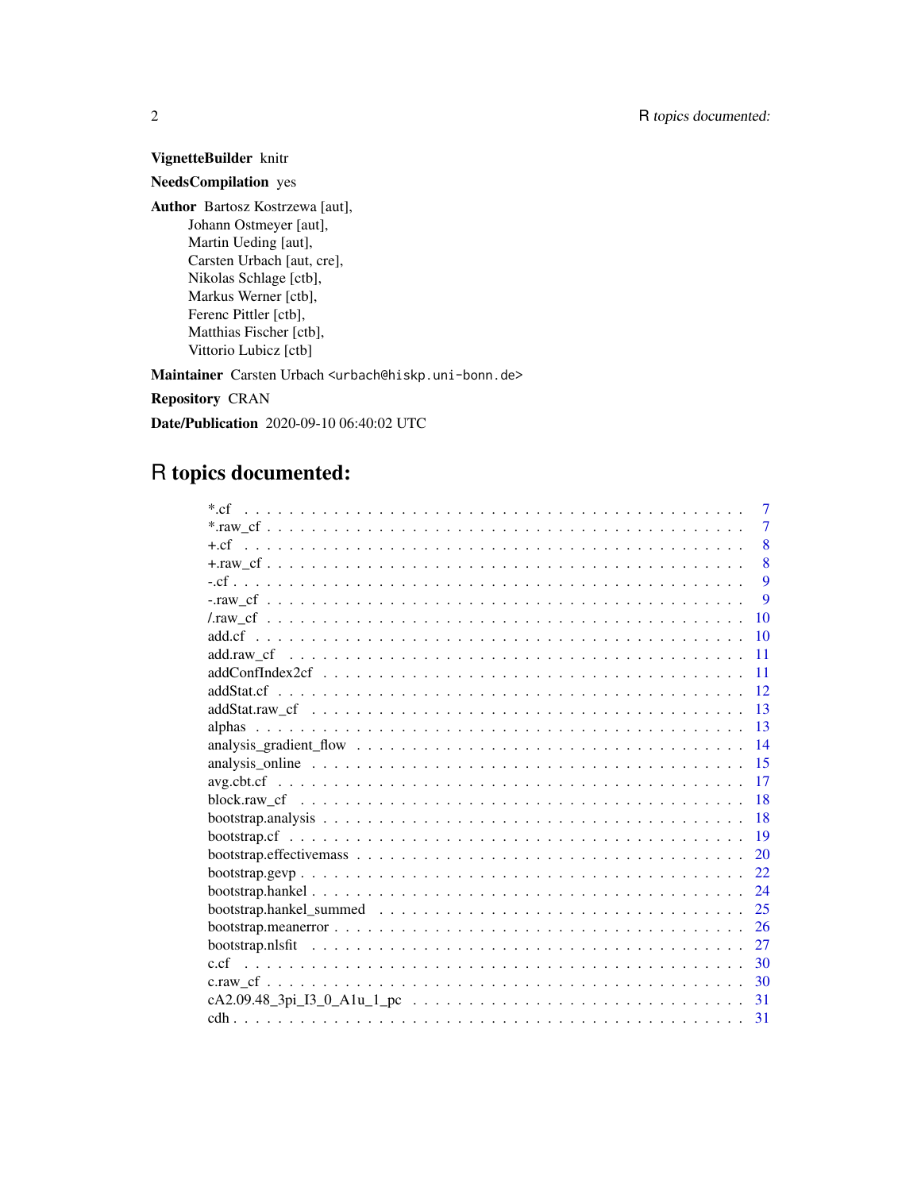**VignetteBuilder** knitr

**NeedsCompilation** yes

**Author** Bartosz Kostrzewa [aut],
Johann Ostmeyer [aut],
Martin Ueding [aut],
Carsten Urbach [aut, cre],
Nikolas Schlage [ctb],
Markus Werner [ctb],
Ferenc Pittler [ctb],
Matthias Fischer [ctb],
Vittorio Lubicz [ctb]

**Maintainer** Carsten Urbach <urbach@hiskp.uni-bonn.de>

**Repository** CRAN

**Date/Publication** 2020-09-10 06:40:02 UTC

# R topics documented:

| | |
|---|---|
| *.cf | 7 |
| *.raw_cf | 7 |
| +.cf | 8 |
| +.raw_cf | 8 |
| -.cf | 9 |
| -.raw_cf | 9 |
| /.raw_cf | 10 |
| add.cf | 10 |
| add.raw_cf | 11 |
| addConfIndex2cf | 11 |
| addStat.cf | 12 |
| addStat.raw_cf | 13 |
| alphas | 13 |
| analysis_gradient_flow | 14 |
| analysis_online | 15 |
| avg.cbt.cf | 17 |
| block.raw_cf | 18 |
| bootstrap.analysis | 18 |
| bootstrap.cf | 19 |
| bootstrap.effectivemass | 20 |
| bootstrap.gevp | 22 |
| bootstrap.hankel | 24 |
| bootstrap.hankel_summed | 25 |
| bootstrap.meanerror | 26 |
| bootstrap.nlsfit | 27 |
| c.cf | 30 |
| c.raw_cf | 30 |
| cA2.09.48_3pi_I3_0_A1u_1_pc | 31 |
| cdh | 31 |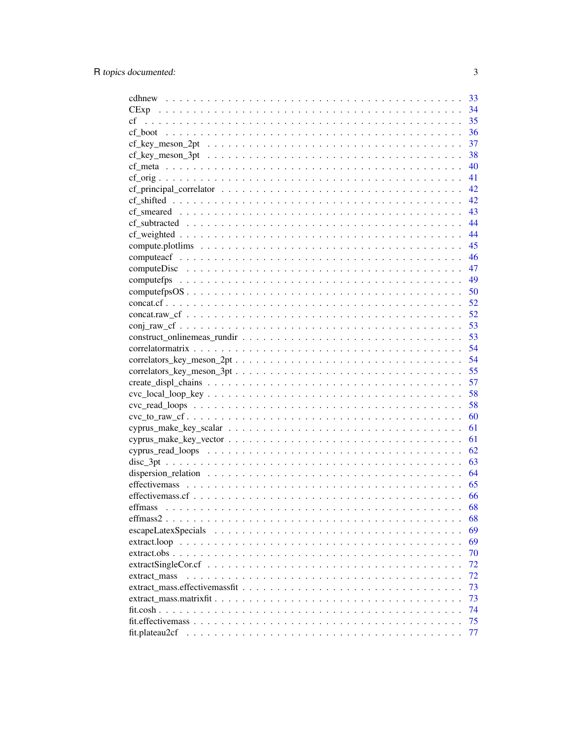cdhnew . . . . . . . . . . . . . . . . . . . . . . . . . . . . . . . . . . . . . . . . . 33
CExp . . . . . . . . . . . . . . . . . . . . . . . . . . . . . . . . . . . . . . . . . . 34
cf . . . . . . . . . . . . . . . . . . . . . . . . . . . . . . . . . . . . . . . . . . . 35
cf_boot . . . . . . . . . . . . . . . . . . . . . . . . . . . . . . . . . . . . . . . . . 36
cf_key_meson_2pt . . . . . . . . . . . . . . . . . . . . . . . . . . . . . . . . . . . 37
cf_key_meson_3pt . . . . . . . . . . . . . . . . . . . . . . . . . . . . . . . . . . . 38
cf_meta . . . . . . . . . . . . . . . . . . . . . . . . . . . . . . . . . . . . . . . . . 40
cf_orig . . . . . . . . . . . . . . . . . . . . . . . . . . . . . . . . . . . . . . . . . 41
cf_principal_correlator . . . . . . . . . . . . . . . . . . . . . . . . . . . . . . . . 42
cf_shifted . . . . . . . . . . . . . . . . . . . . . . . . . . . . . . . . . . . . . . . 42
cf_smeared . . . . . . . . . . . . . . . . . . . . . . . . . . . . . . . . . . . . . . . 43
cf_subtracted . . . . . . . . . . . . . . . . . . . . . . . . . . . . . . . . . . . . . 44
cf_weighted . . . . . . . . . . . . . . . . . . . . . . . . . . . . . . . . . . . . . . 44
compute.plotlims . . . . . . . . . . . . . . . . . . . . . . . . . . . . . . . . . . . 45
computeacf . . . . . . . . . . . . . . . . . . . . . . . . . . . . . . . . . . . . . . 46
computeDisc . . . . . . . . . . . . . . . . . . . . . . . . . . . . . . . . . . . . . . 47
computefps . . . . . . . . . . . . . . . . . . . . . . . . . . . . . . . . . . . . . . 49
computefpsOS . . . . . . . . . . . . . . . . . . . . . . . . . . . . . . . . . . . . . 50
concat.cf . . . . . . . . . . . . . . . . . . . . . . . . . . . . . . . . . . . . . . . 52
concat.raw_cf . . . . . . . . . . . . . . . . . . . . . . . . . . . . . . . . . . . . . 52
conj_raw_cf . . . . . . . . . . . . . . . . . . . . . . . . . . . . . . . . . . . . . . 53
construct_onlinemeas_rundir . . . . . . . . . . . . . . . . . . . . . . . . . . . . . 53
correlatormatrix . . . . . . . . . . . . . . . . . . . . . . . . . . . . . . . . . . . . 54
correlators_key_meson_2pt . . . . . . . . . . . . . . . . . . . . . . . . . . . . . . 54
correlators_key_meson_3pt . . . . . . . . . . . . . . . . . . . . . . . . . . . . . . 55
create_displ_chains . . . . . . . . . . . . . . . . . . . . . . . . . . . . . . . . . . 57
cvc_local_loop_key . . . . . . . . . . . . . . . . . . . . . . . . . . . . . . . . . . 58
cvc_read_loops . . . . . . . . . . . . . . . . . . . . . . . . . . . . . . . . . . . . 58
cvc_to_raw_cf . . . . . . . . . . . . . . . . . . . . . . . . . . . . . . . . . . . . . 60
cyprus_make_key_scalar . . . . . . . . . . . . . . . . . . . . . . . . . . . . . . . . 61
cyprus_make_key_vector . . . . . . . . . . . . . . . . . . . . . . . . . . . . . . . . 61
cyprus_read_loops . . . . . . . . . . . . . . . . . . . . . . . . . . . . . . . . . . . 62
disc_3pt . . . . . . . . . . . . . . . . . . . . . . . . . . . . . . . . . . . . . . . . 63
dispersion_relation . . . . . . . . . . . . . . . . . . . . . . . . . . . . . . . . . . 64
effectivemass . . . . . . . . . . . . . . . . . . . . . . . . . . . . . . . . . . . . . 65
effectivemass.cf . . . . . . . . . . . . . . . . . . . . . . . . . . . . . . . . . . . . 66
effmass . . . . . . . . . . . . . . . . . . . . . . . . . . . . . . . . . . . . . . . . 68
effmass2 . . . . . . . . . . . . . . . . . . . . . . . . . . . . . . . . . . . . . . . . 68
escapeLatexSpecials . . . . . . . . . . . . . . . . . . . . . . . . . . . . . . . . . 69
extract.loop . . . . . . . . . . . . . . . . . . . . . . . . . . . . . . . . . . . . . . 69
extract.obs . . . . . . . . . . . . . . . . . . . . . . . . . . . . . . . . . . . . . . 70
extractSingleCor.cf . . . . . . . . . . . . . . . . . . . . . . . . . . . . . . . . . . 72
extract_mass . . . . . . . . . . . . . . . . . . . . . . . . . . . . . . . . . . . . . . 72
extract_mass.effectivemassfit . . . . . . . . . . . . . . . . . . . . . . . . . . . . . 73
extract_mass.matrixfit . . . . . . . . . . . . . . . . . . . . . . . . . . . . . . . . . 73
fit.cosh . . . . . . . . . . . . . . . . . . . . . . . . . . . . . . . . . . . . . . . . 74
fit.effectivemass . . . . . . . . . . . . . . . . . . . . . . . . . . . . . . . . . . . . 75
fit.plateau2cf . . . . . . . . . . . . . . . . . . . . . . . . . . . . . . . . . . . . . 77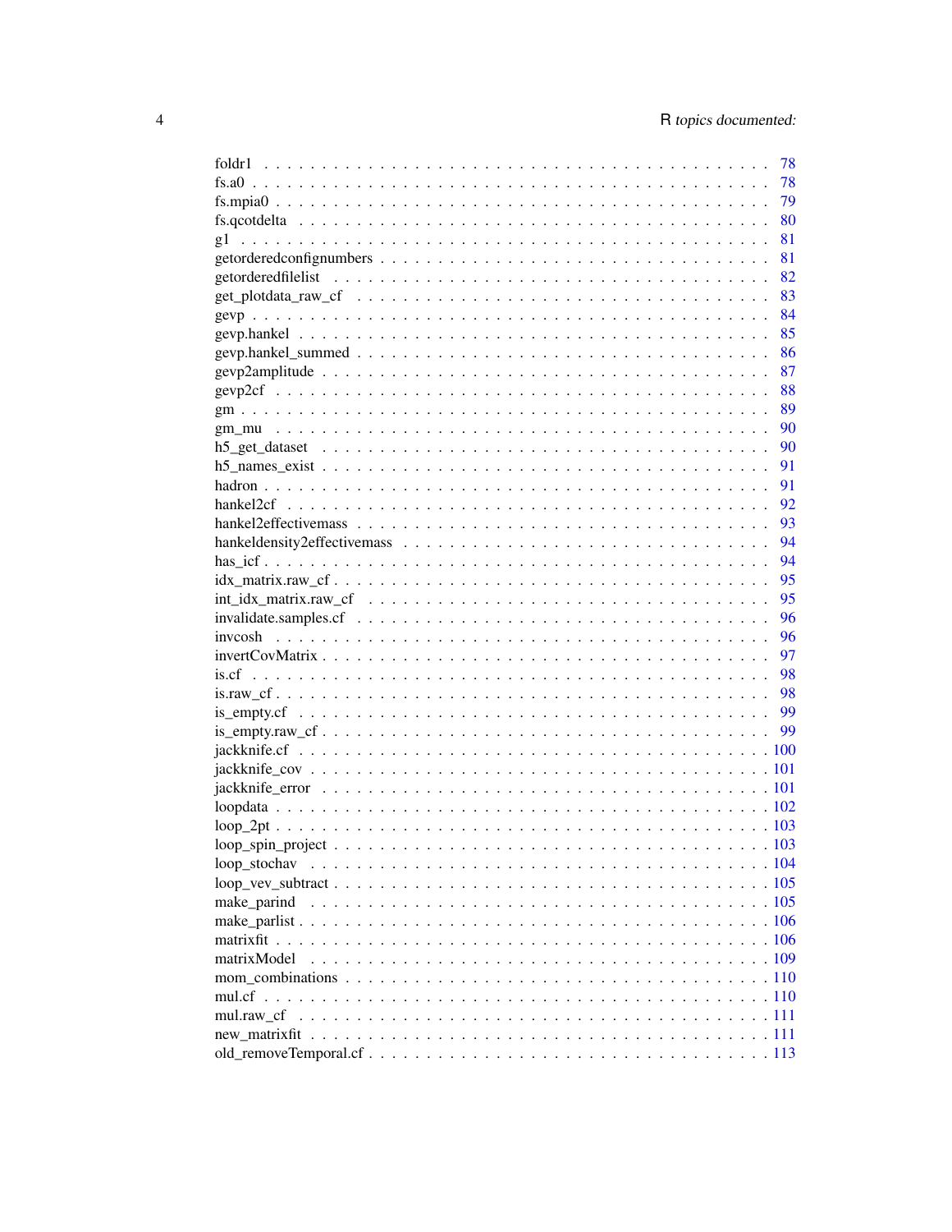foldr1 . . . . . . . . . . . . . . . . . . . . . . . . . . . . . . . . . . . . . . . . 78
fs.a0 . . . . . . . . . . . . . . . . . . . . . . . . . . . . . . . . . . . . . . . . 78
fs.mpia0 . . . . . . . . . . . . . . . . . . . . . . . . . . . . . . . . . . . . . . . 79
fs.qcotdelta . . . . . . . . . . . . . . . . . . . . . . . . . . . . . . . . . . . . . 80
g1 . . . . . . . . . . . . . . . . . . . . . . . . . . . . . . . . . . . . . . . . . 81
getorderedconfignumbers . . . . . . . . . . . . . . . . . . . . . . . . . . . . . . . 81
getorderedfilelist . . . . . . . . . . . . . . . . . . . . . . . . . . . . . . . . . . 82
get_plotdata_raw_cf . . . . . . . . . . . . . . . . . . . . . . . . . . . . . . . . . 83
gevp . . . . . . . . . . . . . . . . . . . . . . . . . . . . . . . . . . . . . . . . . 84
gevp.hankel . . . . . . . . . . . . . . . . . . . . . . . . . . . . . . . . . . . . . 85
gevp.hankel_summed . . . . . . . . . . . . . . . . . . . . . . . . . . . . . . . . . 86
gevp2amplitude . . . . . . . . . . . . . . . . . . . . . . . . . . . . . . . . . . . 87
gevp2cf . . . . . . . . . . . . . . . . . . . . . . . . . . . . . . . . . . . . . . . 88
gm . . . . . . . . . . . . . . . . . . . . . . . . . . . . . . . . . . . . . . . . . . 89
gm_mu . . . . . . . . . . . . . . . . . . . . . . . . . . . . . . . . . . . . . . . . 90
h5_get_dataset . . . . . . . . . . . . . . . . . . . . . . . . . . . . . . . . . . . 90
h5_names_exist . . . . . . . . . . . . . . . . . . . . . . . . . . . . . . . . . . . 91
hadron . . . . . . . . . . . . . . . . . . . . . . . . . . . . . . . . . . . . . . . . 91
hankel2cf . . . . . . . . . . . . . . . . . . . . . . . . . . . . . . . . . . . . . . 92
hankel2effectivemass . . . . . . . . . . . . . . . . . . . . . . . . . . . . . . . . 93
hankeldensity2effectivemass . . . . . . . . . . . . . . . . . . . . . . . . . . . . 94
has_icf . . . . . . . . . . . . . . . . . . . . . . . . . . . . . . . . . . . . . . . 94
idx_matrix.raw_cf . . . . . . . . . . . . . . . . . . . . . . . . . . . . . . . . . 95
int_idx_matrix.raw_cf . . . . . . . . . . . . . . . . . . . . . . . . . . . . . . . 95
invalidate.samples.cf . . . . . . . . . . . . . . . . . . . . . . . . . . . . . . . 96
invcosh . . . . . . . . . . . . . . . . . . . . . . . . . . . . . . . . . . . . . . . 96
invertCovMatrix . . . . . . . . . . . . . . . . . . . . . . . . . . . . . . . . . . 97
is.cf . . . . . . . . . . . . . . . . . . . . . . . . . . . . . . . . . . . . . . . . 98
is.raw_cf . . . . . . . . . . . . . . . . . . . . . . . . . . . . . . . . . . . . . . 98
is_empty.cf . . . . . . . . . . . . . . . . . . . . . . . . . . . . . . . . . . . . . 99
is_empty.raw_cf . . . . . . . . . . . . . . . . . . . . . . . . . . . . . . . . . . 99
jackknife.cf . . . . . . . . . . . . . . . . . . . . . . . . . . . . . . . . . . . . 100
jackknife_cov . . . . . . . . . . . . . . . . . . . . . . . . . . . . . . . . . . . 101
jackknife_error . . . . . . . . . . . . . . . . . . . . . . . . . . . . . . . . . . 101
loopdata . . . . . . . . . . . . . . . . . . . . . . . . . . . . . . . . . . . . . . 102
loop_2pt . . . . . . . . . . . . . . . . . . . . . . . . . . . . . . . . . . . . . . 103
loop_spin_project . . . . . . . . . . . . . . . . . . . . . . . . . . . . . . . . . 103
loop_stochav . . . . . . . . . . . . . . . . . . . . . . . . . . . . . . . . . . . . 104
loop_vev_subtract . . . . . . . . . . . . . . . . . . . . . . . . . . . . . . . . . 105
make_parind . . . . . . . . . . . . . . . . . . . . . . . . . . . . . . . . . . . . 105
make_parlist . . . . . . . . . . . . . . . . . . . . . . . . . . . . . . . . . . . . 106
matrixfit . . . . . . . . . . . . . . . . . . . . . . . . . . . . . . . . . . . . . . 106
matrixModel . . . . . . . . . . . . . . . . . . . . . . . . . . . . . . . . . . . . 109
mom_combinations . . . . . . . . . . . . . . . . . . . . . . . . . . . . . . . . . 110
mul.cf . . . . . . . . . . . . . . . . . . . . . . . . . . . . . . . . . . . . . . . 110
mul.raw_cf . . . . . . . . . . . . . . . . . . . . . . . . . . . . . . . . . . . . . 111
new_matrixfit . . . . . . . . . . . . . . . . . . . . . . . . . . . . . . . . . . . 111
old_removeTemporal.cf . . . . . . . . . . . . . . . . . . . . . . . . . . . . . . . 113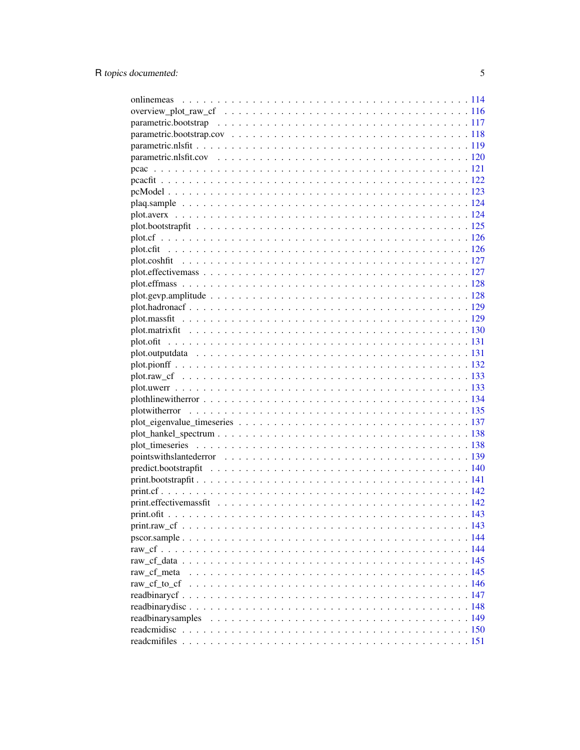onlinemeas . . . . . . . . . . . . . . . . . . . . . . . . . . . . . . . . . . . . . . . 114
overview_plot_raw_cf . . . . . . . . . . . . . . . . . . . . . . . . . . . . . . . . . . 116
parametric.bootstrap . . . . . . . . . . . . . . . . . . . . . . . . . . . . . . . . . . 117
parametric.bootstrap.cov . . . . . . . . . . . . . . . . . . . . . . . . . . . . . . . . 118
parametric.nlsfit . . . . . . . . . . . . . . . . . . . . . . . . . . . . . . . . . . . . 119
parametric.nlsfit.cov . . . . . . . . . . . . . . . . . . . . . . . . . . . . . . . . . . 120
pcac . . . . . . . . . . . . . . . . . . . . . . . . . . . . . . . . . . . . . . . . . . . 121
pcacfit . . . . . . . . . . . . . . . . . . . . . . . . . . . . . . . . . . . . . . . . . . 122
pcModel . . . . . . . . . . . . . . . . . . . . . . . . . . . . . . . . . . . . . . . . . 123
plaq.sample . . . . . . . . . . . . . . . . . . . . . . . . . . . . . . . . . . . . . . . 124
plot.averx . . . . . . . . . . . . . . . . . . . . . . . . . . . . . . . . . . . . . . . . 124
plot.bootstrapfit . . . . . . . . . . . . . . . . . . . . . . . . . . . . . . . . . . . . 125
plot.cf . . . . . . . . . . . . . . . . . . . . . . . . . . . . . . . . . . . . . . . . . . 126
plot.cfit . . . . . . . . . . . . . . . . . . . . . . . . . . . . . . . . . . . . . . . . . 126
plot.coshfit . . . . . . . . . . . . . . . . . . . . . . . . . . . . . . . . . . . . . . . 127
plot.effectivemass . . . . . . . . . . . . . . . . . . . . . . . . . . . . . . . . . . . 127
plot.effmass . . . . . . . . . . . . . . . . . . . . . . . . . . . . . . . . . . . . . . . 128
plot.gevp.amplitude . . . . . . . . . . . . . . . . . . . . . . . . . . . . . . . . . . 128
plot.hadronacf . . . . . . . . . . . . . . . . . . . . . . . . . . . . . . . . . . . . . 129
plot.massfit . . . . . . . . . . . . . . . . . . . . . . . . . . . . . . . . . . . . . . . 129
plot.matrixfit . . . . . . . . . . . . . . . . . . . . . . . . . . . . . . . . . . . . . . 130
plot.ofit . . . . . . . . . . . . . . . . . . . . . . . . . . . . . . . . . . . . . . . . . 131
plot.outputdata . . . . . . . . . . . . . . . . . . . . . . . . . . . . . . . . . . . . . 131
plot.pionff . . . . . . . . . . . . . . . . . . . . . . . . . . . . . . . . . . . . . . . . 132
plot.raw_cf . . . . . . . . . . . . . . . . . . . . . . . . . . . . . . . . . . . . . . . 133
plot.uwerr . . . . . . . . . . . . . . . . . . . . . . . . . . . . . . . . . . . . . . . . 133
plothlinewitherror . . . . . . . . . . . . . . . . . . . . . . . . . . . . . . . . . . . 134
plotwitherror . . . . . . . . . . . . . . . . . . . . . . . . . . . . . . . . . . . . . . 135
plot_eigenvalue_timeseries . . . . . . . . . . . . . . . . . . . . . . . . . . . . . . 137
plot_hankel_spectrum . . . . . . . . . . . . . . . . . . . . . . . . . . . . . . . . . 138
plot_timeseries . . . . . . . . . . . . . . . . . . . . . . . . . . . . . . . . . . . . . 138
pointswithslantederror . . . . . . . . . . . . . . . . . . . . . . . . . . . . . . . . 139
predict.bootstrapfit . . . . . . . . . . . . . . . . . . . . . . . . . . . . . . . . . . 140
print.bootstrapfit . . . . . . . . . . . . . . . . . . . . . . . . . . . . . . . . . . . . 141
print.cf . . . . . . . . . . . . . . . . . . . . . . . . . . . . . . . . . . . . . . . . . . 142
print.effectivemassfit . . . . . . . . . . . . . . . . . . . . . . . . . . . . . . . . . 142
print.ofit . . . . . . . . . . . . . . . . . . . . . . . . . . . . . . . . . . . . . . . . . 143
print.raw_cf . . . . . . . . . . . . . . . . . . . . . . . . . . . . . . . . . . . . . . . 143
pscor.sample . . . . . . . . . . . . . . . . . . . . . . . . . . . . . . . . . . . . . . . 144
raw_cf . . . . . . . . . . . . . . . . . . . . . . . . . . . . . . . . . . . . . . . . . . . 144
raw_cf_data . . . . . . . . . . . . . . . . . . . . . . . . . . . . . . . . . . . . . . . 145
raw_cf_meta . . . . . . . . . . . . . . . . . . . . . . . . . . . . . . . . . . . . . . . 145
raw_cf_to_cf . . . . . . . . . . . . . . . . . . . . . . . . . . . . . . . . . . . . . . . 146
readbinarycf . . . . . . . . . . . . . . . . . . . . . . . . . . . . . . . . . . . . . . . 147
readbinarydisc . . . . . . . . . . . . . . . . . . . . . . . . . . . . . . . . . . . . . . 148
readbinarysamples . . . . . . . . . . . . . . . . . . . . . . . . . . . . . . . . . . . . 149
readcmidisc . . . . . . . . . . . . . . . . . . . . . . . . . . . . . . . . . . . . . . . 150
readcmifiles . . . . . . . . . . . . . . . . . . . . . . . . . . . . . . . . . . . . . . . 151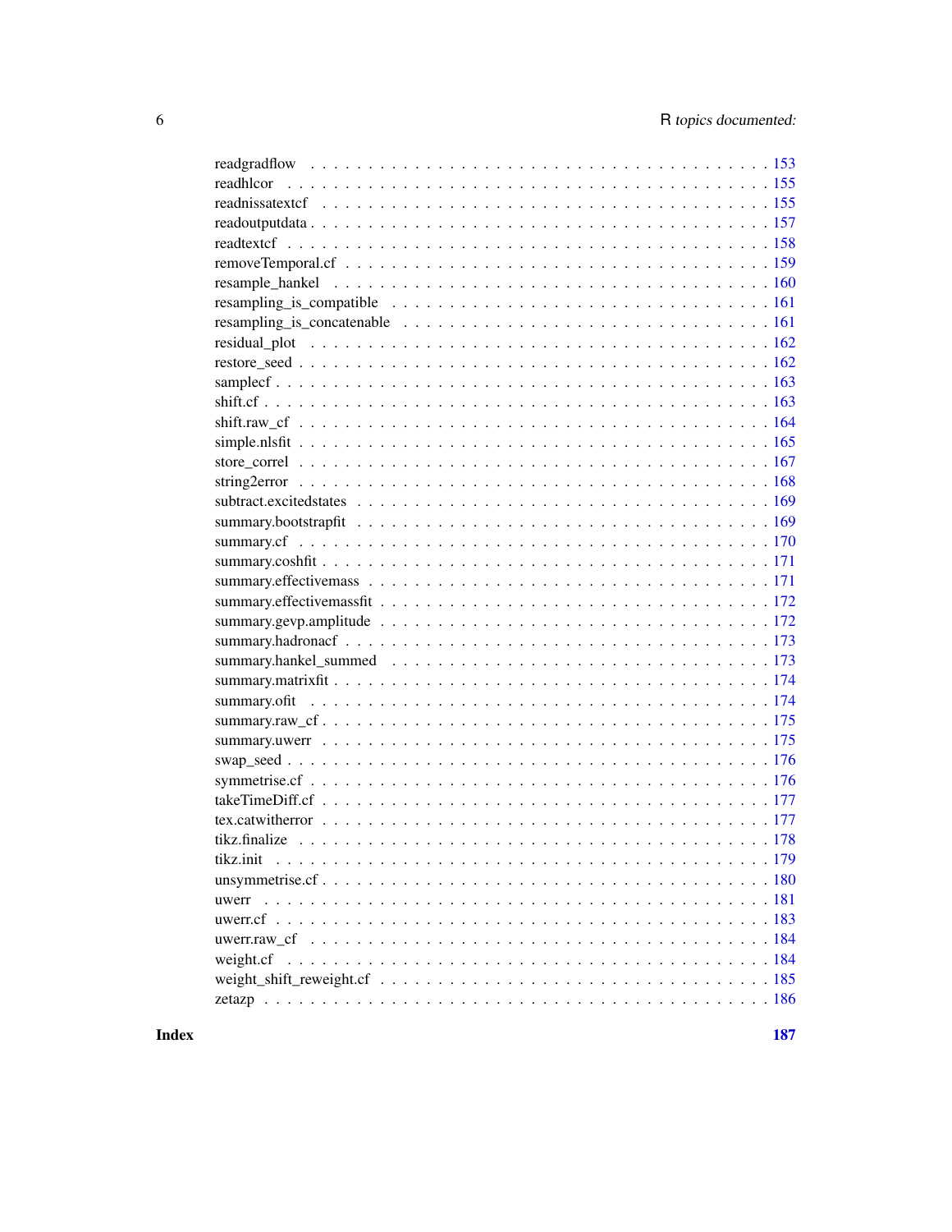readgradflow . . . . . . . . . . . . . . . . . . . . . . . . . . . . . . . . . . . . . . 153
readhlcor . . . . . . . . . . . . . . . . . . . . . . . . . . . . . . . . . . . . . . . . 155
readnissatextcf . . . . . . . . . . . . . . . . . . . . . . . . . . . . . . . . . . . . . 155
readoutputdata . . . . . . . . . . . . . . . . . . . . . . . . . . . . . . . . . . . . . . 157
readtextcf . . . . . . . . . . . . . . . . . . . . . . . . . . . . . . . . . . . . . . . . 158
removeTemporal.cf . . . . . . . . . . . . . . . . . . . . . . . . . . . . . . . . . . . . 159
resample_hankel . . . . . . . . . . . . . . . . . . . . . . . . . . . . . . . . . . . . . 160
resampling_is_compatible . . . . . . . . . . . . . . . . . . . . . . . . . . . . . . . . 161
resampling_is_concatenable . . . . . . . . . . . . . . . . . . . . . . . . . . . . . . . 161
residual_plot . . . . . . . . . . . . . . . . . . . . . . . . . . . . . . . . . . . . . . 162
restore_seed . . . . . . . . . . . . . . . . . . . . . . . . . . . . . . . . . . . . . . . 162
samplecf . . . . . . . . . . . . . . . . . . . . . . . . . . . . . . . . . . . . . . . . . 163
shift.cf . . . . . . . . . . . . . . . . . . . . . . . . . . . . . . . . . . . . . . . . . 163
shift.raw_cf . . . . . . . . . . . . . . . . . . . . . . . . . . . . . . . . . . . . . . . 164
simple.nlsfit . . . . . . . . . . . . . . . . . . . . . . . . . . . . . . . . . . . . . . 165
store_correl . . . . . . . . . . . . . . . . . . . . . . . . . . . . . . . . . . . . . . . 167
string2error . . . . . . . . . . . . . . . . . . . . . . . . . . . . . . . . . . . . . . . 168
subtract.excitedstates . . . . . . . . . . . . . . . . . . . . . . . . . . . . . . . . . . 169
summary.bootstrapfit . . . . . . . . . . . . . . . . . . . . . . . . . . . . . . . . . . . 169
summary.cf . . . . . . . . . . . . . . . . . . . . . . . . . . . . . . . . . . . . . . . . 170
summary.coshfit . . . . . . . . . . . . . . . . . . . . . . . . . . . . . . . . . . . . . 171
summary.effectivemass . . . . . . . . . . . . . . . . . . . . . . . . . . . . . . . . . . 171
summary.effectivemassfit . . . . . . . . . . . . . . . . . . . . . . . . . . . . . . . . . 172
summary.gevp.amplitude . . . . . . . . . . . . . . . . . . . . . . . . . . . . . . . . . . 172
summary.hadronacf . . . . . . . . . . . . . . . . . . . . . . . . . . . . . . . . . . . . 173
summary.hankel_summed . . . . . . . . . . . . . . . . . . . . . . . . . . . . . . . . . . 173
summary.matrixfit . . . . . . . . . . . . . . . . . . . . . . . . . . . . . . . . . . . . 174
summary.ofit . . . . . . . . . . . . . . . . . . . . . . . . . . . . . . . . . . . . . . . 174
summary.raw_cf . . . . . . . . . . . . . . . . . . . . . . . . . . . . . . . . . . . . . . 175
summary.uwerr . . . . . . . . . . . . . . . . . . . . . . . . . . . . . . . . . . . . . . 175
swap_seed . . . . . . . . . . . . . . . . . . . . . . . . . . . . . . . . . . . . . . . . 176
symmetrise.cf . . . . . . . . . . . . . . . . . . . . . . . . . . . . . . . . . . . . . . 176
takeTimeDiff.cf . . . . . . . . . . . . . . . . . . . . . . . . . . . . . . . . . . . . . 177
tex.catwitherror . . . . . . . . . . . . . . . . . . . . . . . . . . . . . . . . . . . . . 177
tikz.finalize . . . . . . . . . . . . . . . . . . . . . . . . . . . . . . . . . . . . . . . 178
tikz.init . . . . . . . . . . . . . . . . . . . . . . . . . . . . . . . . . . . . . . . . . 179
unsymmetrise.cf . . . . . . . . . . . . . . . . . . . . . . . . . . . . . . . . . . . . . 180
uwerr . . . . . . . . . . . . . . . . . . . . . . . . . . . . . . . . . . . . . . . . . . . 181
uwerr.cf . . . . . . . . . . . . . . . . . . . . . . . . . . . . . . . . . . . . . . . . . 183
uwerr.raw_cf . . . . . . . . . . . . . . . . . . . . . . . . . . . . . . . . . . . . . . . 184
weight.cf . . . . . . . . . . . . . . . . . . . . . . . . . . . . . . . . . . . . . . . . . 184
weight_shift_reweight.cf . . . . . . . . . . . . . . . . . . . . . . . . . . . . . . . . . 185
zetazp . . . . . . . . . . . . . . . . . . . . . . . . . . . . . . . . . . . . . . . . . . 186

**Index** **187**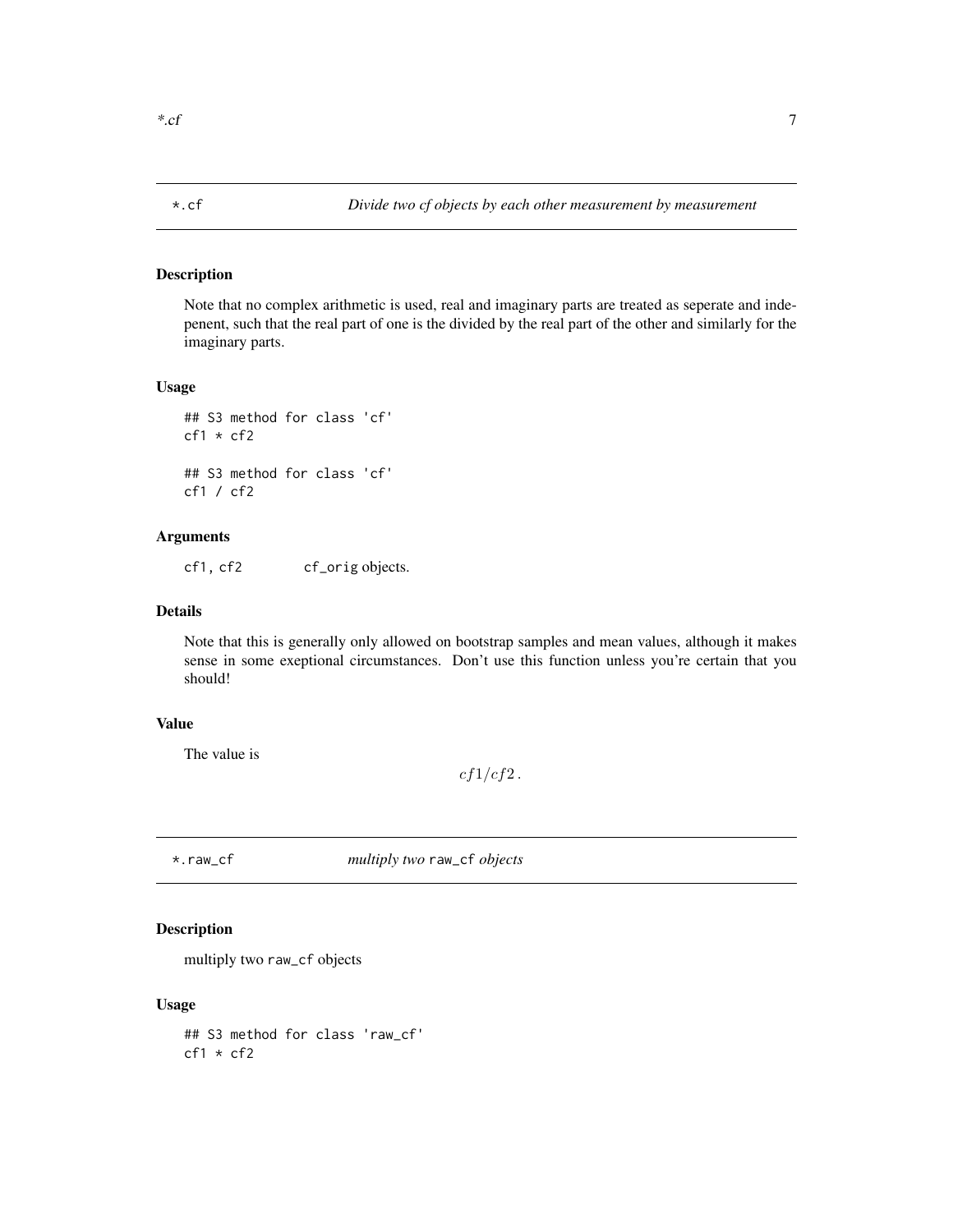## *.cf — *Divide two cf objects by each other measurement by measurement*

### Description

Note that no complex arithmetic is used, real and imaginary parts are treated as seperate and indepenent, such that the real part of one is the divided by the real part of the other and similarly for the imaginary parts.

### Usage

```
## S3 method for class 'cf'
cf1 * cf2

## S3 method for class 'cf'
cf1 / cf2
```

### Arguments

| | |
|---|---|
| `cf1, cf2` | `cf_orig` objects. |

### Details

Note that this is generally only allowed on bootstrap samples and mean values, although it makes sense in some exeptional circumstances. Don't use this function unless you're certain that you should!

### Value

The value is

$$cf1/cf2\,.$$

## *.raw_cf — *multiply two* `raw_cf` *objects*

### Description

multiply two `raw_cf` objects

### Usage

```
## S3 method for class 'raw_cf'
cf1 * cf2
```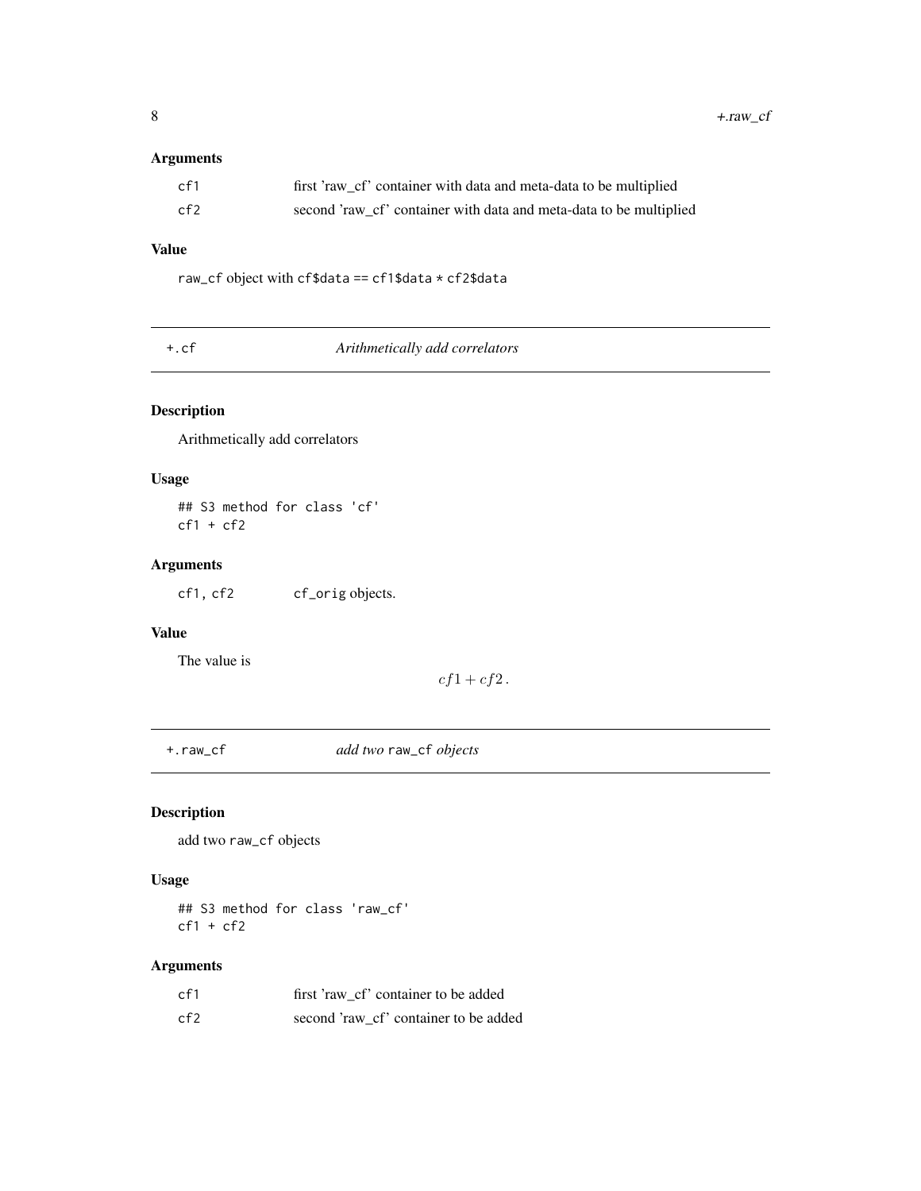### Arguments

| | |
|---|---|
| `cf1` | first 'raw_cf' container with data and meta-data to be multiplied |
| `cf2` | second 'raw_cf' container with data and meta-data to be multiplied |

### Value

`raw_cf` object with `cf$data == cf1$data * cf2$data`

---

## `+.cf` *Arithmetically add correlators*

### Description

Arithmetically add correlators

### Usage

```
## S3 method for class 'cf'
cf1 + cf2
```

### Arguments

| | |
|---|---|
| `cf1, cf2` | `cf_orig` objects. |

### Value

The value is

$$cf1 + cf2 .$$

---

## `+.raw_cf` *add two* `raw_cf` *objects*

### Description

add two `raw_cf` objects

### Usage

```
## S3 method for class 'raw_cf'
cf1 + cf2
```

### Arguments

| | |
|---|---|
| `cf1` | first 'raw_cf' container to be added |
| `cf2` | second 'raw_cf' container to be added |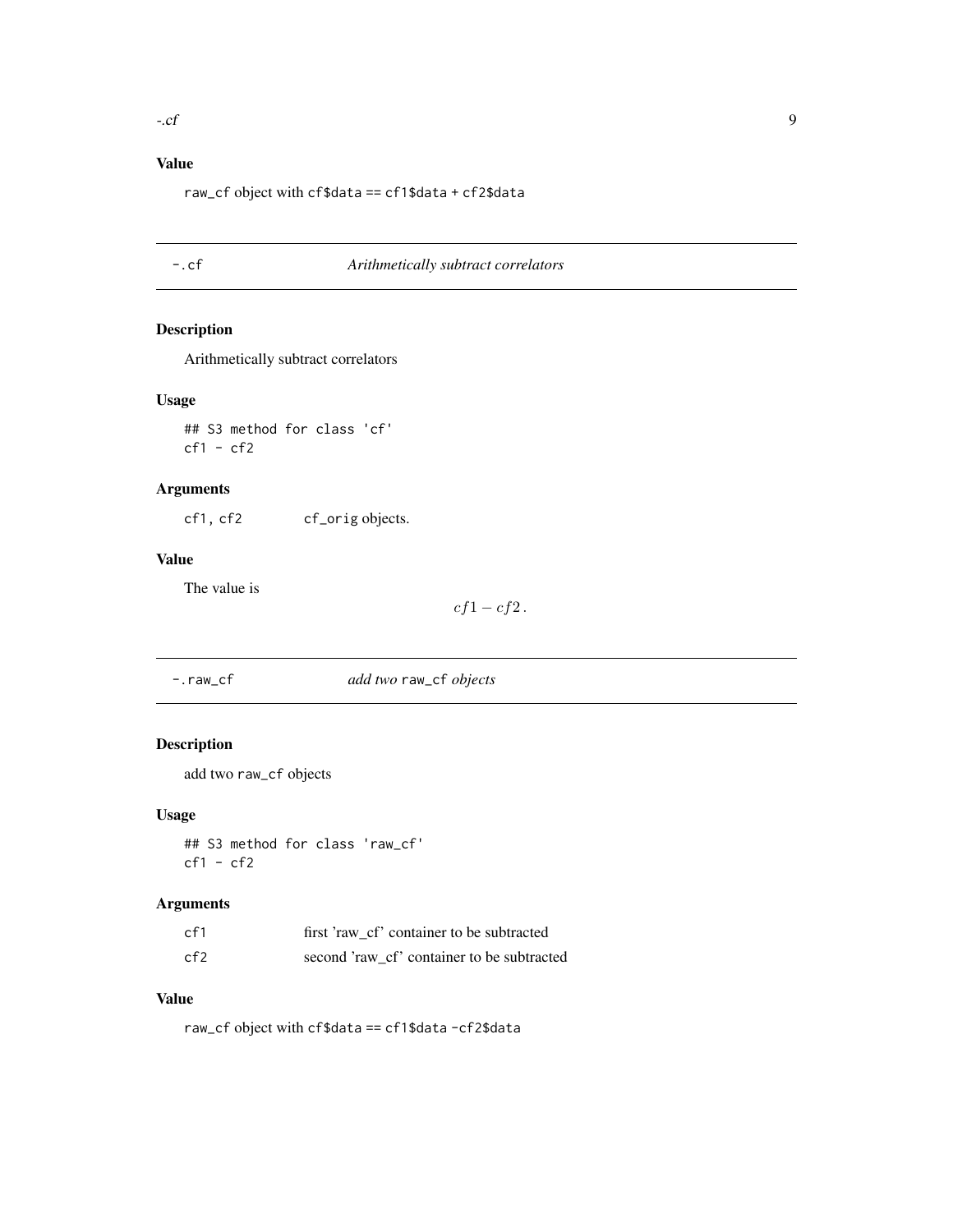### Value

`raw_cf` object with `cf$data == cf1$data + cf2$data`

---

## -.cf — *Arithmetically subtract correlators*

### Description

Arithmetically subtract correlators

### Usage

```
## S3 method for class 'cf'
cf1 - cf2
```

### Arguments

| | |
|---|---|
| `cf1, cf2` | `cf_orig` objects. |

### Value

The value is

$$cf1 - cf2 \,.$$

---

## -.raw_cf — *add two `raw_cf` objects*

### Description

add two `raw_cf` objects

### Usage

```
## S3 method for class 'raw_cf'
cf1 - cf2
```

### Arguments

| | |
|---|---|
| `cf1` | first 'raw_cf' container to be subtracted |
| `cf2` | second 'raw_cf' container to be subtracted |

### Value

`raw_cf` object with `cf$data == cf1$data -cf2$data`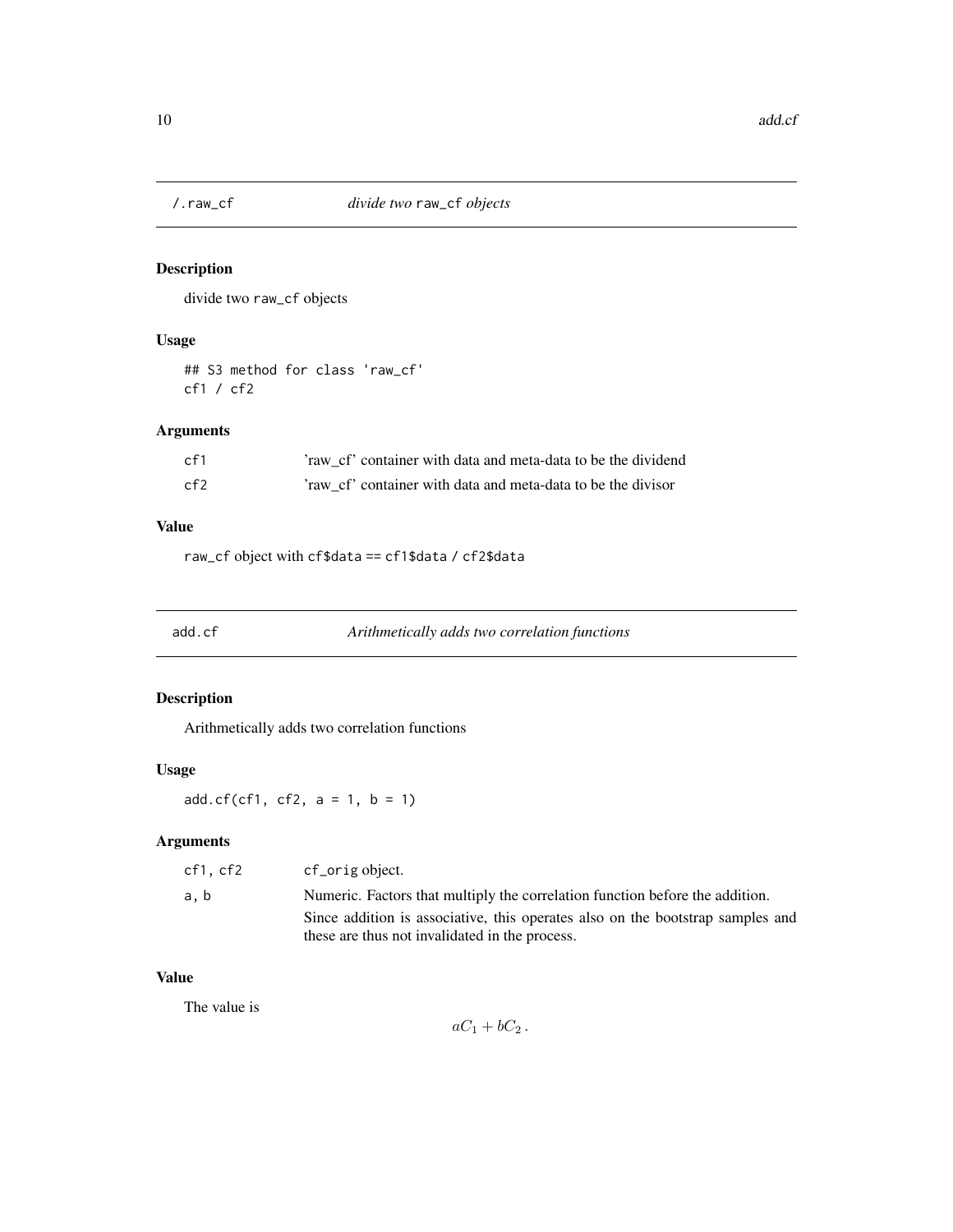## /.raw_cf — *divide two* `raw_cf` *objects*

### Description

divide two `raw_cf` objects

### Usage

```
## S3 method for class 'raw_cf'
cf1 / cf2
```

### Arguments

| | |
|---|---|
| `cf1` | 'raw_cf' container with data and meta-data to be the dividend |
| `cf2` | 'raw_cf' container with data and meta-data to be the divisor |

### Value

`raw_cf` object with `cf$data == cf1$data / cf2$data`

## add.cf — *Arithmetically adds two correlation functions*

### Description

Arithmetically adds two correlation functions

### Usage

```
add.cf(cf1, cf2, a = 1, b = 1)
```

### Arguments

| | |
|---|---|
| `cf1, cf2` | `cf_orig` object. |
| `a, b` | Numeric. Factors that multiply the correlation function before the addition. Since addition is associative, this operates also on the bootstrap samples and these are thus not invalidated in the process. |

### Value

The value is

$$aC_1 + bC_2 \,.$$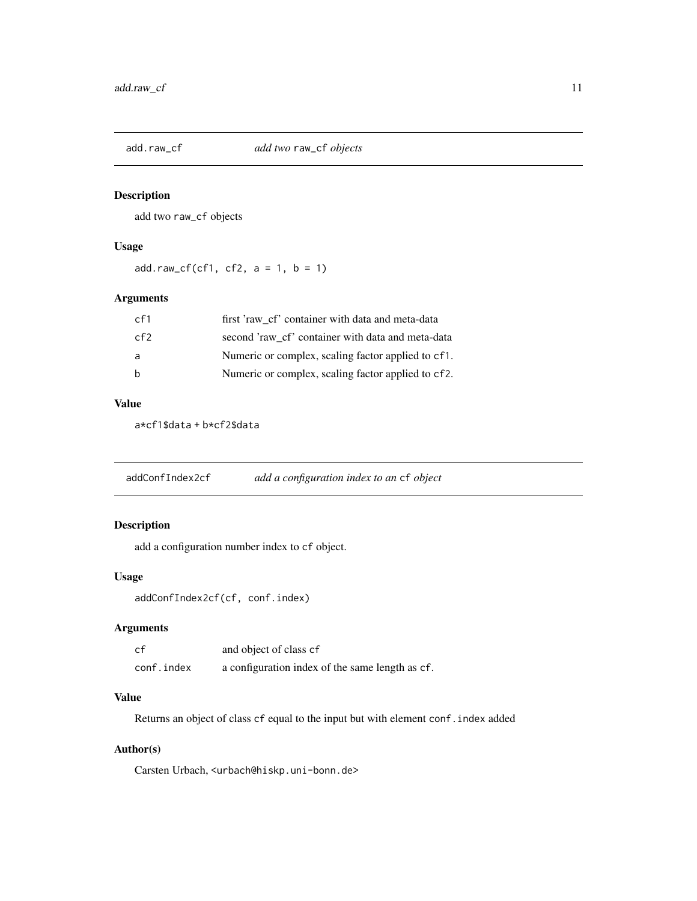## add.raw_cf — *add two raw_cf objects*

### Description

add two raw_cf objects

### Usage

```
add.raw_cf(cf1, cf2, a = 1, b = 1)
```

### Arguments

| | |
|---|---|
| cf1 | first 'raw_cf' container with data and meta-data |
| cf2 | second 'raw_cf' container with data and meta-data |
| a | Numeric or complex, scaling factor applied to cf1. |
| b | Numeric or complex, scaling factor applied to cf2. |

### Value

a*cf1$data + b*cf2$data

## addConfIndex2cf — *add a configuration index to an cf object*

### Description

add a configuration number index to cf object.

### Usage

```
addConfIndex2cf(cf, conf.index)
```

### Arguments

| | |
|---|---|
| cf | and object of class cf |
| conf.index | a configuration index of the same length as cf. |

### Value

Returns an object of class cf equal to the input but with element conf.index added

### Author(s)

Carsten Urbach, <urbach@hiskp.uni-bonn.de>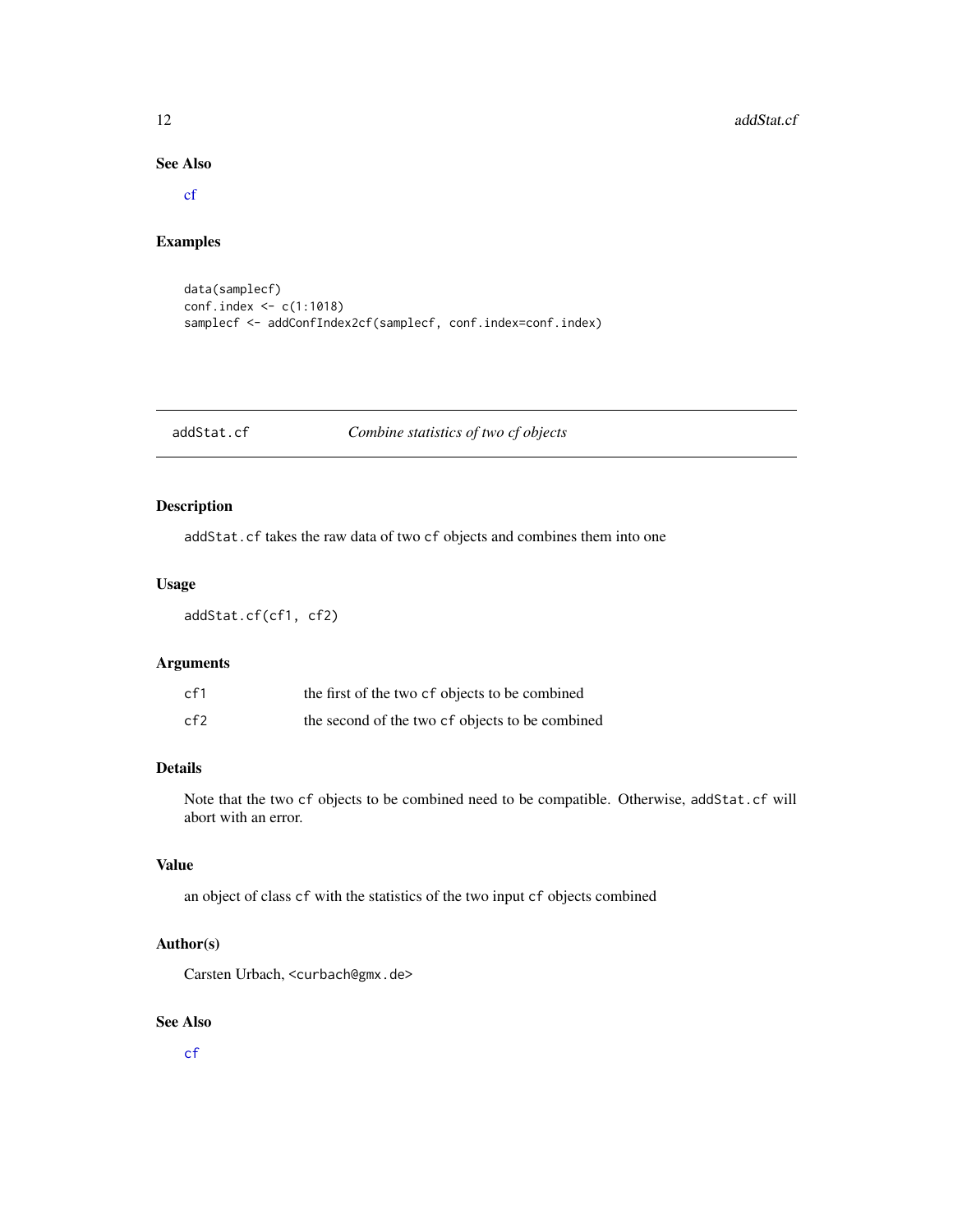### See Also

cf

### Examples

```
data(samplecf)
conf.index <- c(1:1018)
samplecf <- addConfIndex2cf(samplecf, conf.index=conf.index)
```

---

## addStat.cf — *Combine statistics of two cf objects*

---

### Description

addStat.cf takes the raw data of two cf objects and combines them into one

### Usage

```
addStat.cf(cf1, cf2)
```

### Arguments

| | |
|---|---|
| cf1 | the first of the two cf objects to be combined |
| cf2 | the second of the two cf objects to be combined |

### Details

Note that the two cf objects to be combined need to be compatible. Otherwise, addStat.cf will abort with an error.

### Value

an object of class cf with the statistics of the two input cf objects combined

### Author(s)

Carsten Urbach, <curbach@gmx.de>

### See Also

cf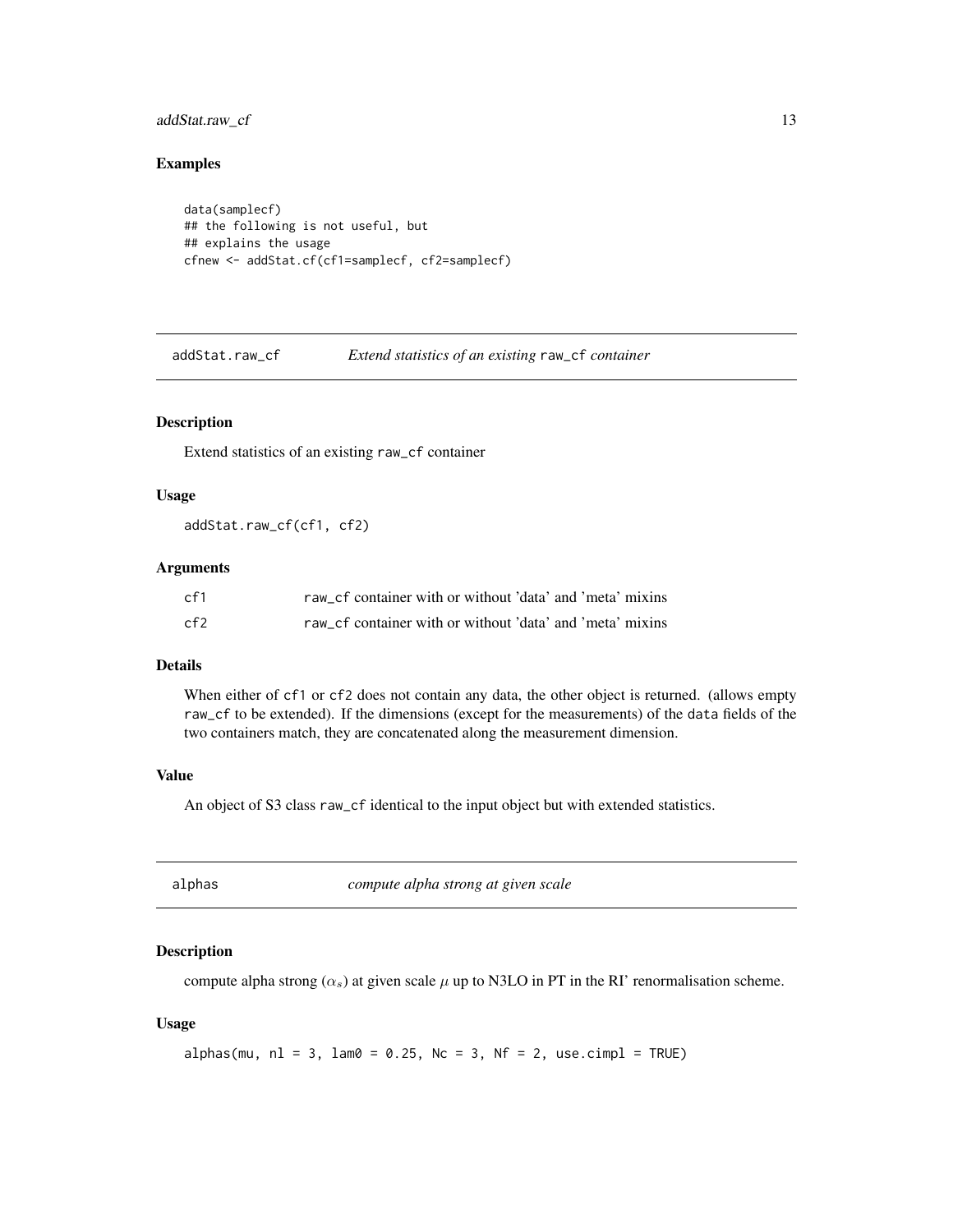### Examples

```
data(samplecf)
## the following is not useful, but
## explains the usage
cfnew <- addStat.cf(cf1=samplecf, cf2=samplecf)
```

## addStat.raw_cf — *Extend statistics of an existing* raw_cf *container*

### Description

Extend statistics of an existing raw_cf container

### Usage

```
addStat.raw_cf(cf1, cf2)
```

### Arguments

| | |
|---|---|
| cf1 | raw_cf container with or without 'data' and 'meta' mixins |
| cf2 | raw_cf container with or without 'data' and 'meta' mixins |

### Details

When either of cf1 or cf2 does not contain any data, the other object is returned. (allows empty raw_cf to be extended). If the dimensions (except for the measurements) of the data fields of the two containers match, they are concatenated along the measurement dimension.

### Value

An object of S3 class raw_cf identical to the input object but with extended statistics.

## alphas — *compute alpha strong at given scale*

### Description

compute alpha strong ($\alpha_s$) at given scale $\mu$ up to N3LO in PT in the RI' renormalisation scheme.

### Usage

```
alphas(mu, nl = 3, lam0 = 0.25, Nc = 3, Nf = 2, use.cimpl = TRUE)
```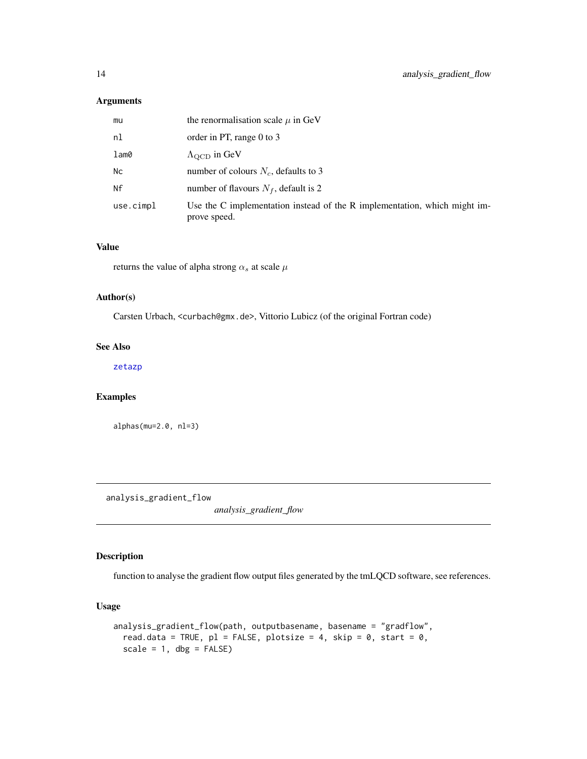## Arguments

| | |
|---|---|
| mu | the renormalisation scale $\mu$ in GeV |
| nl | order in PT, range 0 to 3 |
| lam0 | $\Lambda_{\mathrm{QCD}}$ in GeV |
| Nc | number of colours $N_c$, defaults to 3 |
| Nf | number of flavours $N_f$, default is 2 |
| use.cimpl | Use the C implementation instead of the R implementation, which might improve speed. |

## Value

returns the value of alpha strong $\alpha_s$ at scale $\mu$

## Author(s)

Carsten Urbach, <curbach@gmx.de>, Vittorio Lubicz (of the original Fortran code)

## See Also

zetazp

## Examples

```
alphas(mu=2.0, nl=3)
```

---

# analysis_gradient_flow

*analysis_gradient_flow*

---

## Description

function to analyse the gradient flow output files generated by the tmLQCD software, see references.

## Usage

```
analysis_gradient_flow(path, outputbasename, basename = "gradflow",
  read.data = TRUE, pl = FALSE, plotsize = 4, skip = 0, start = 0,
  scale = 1, dbg = FALSE)
```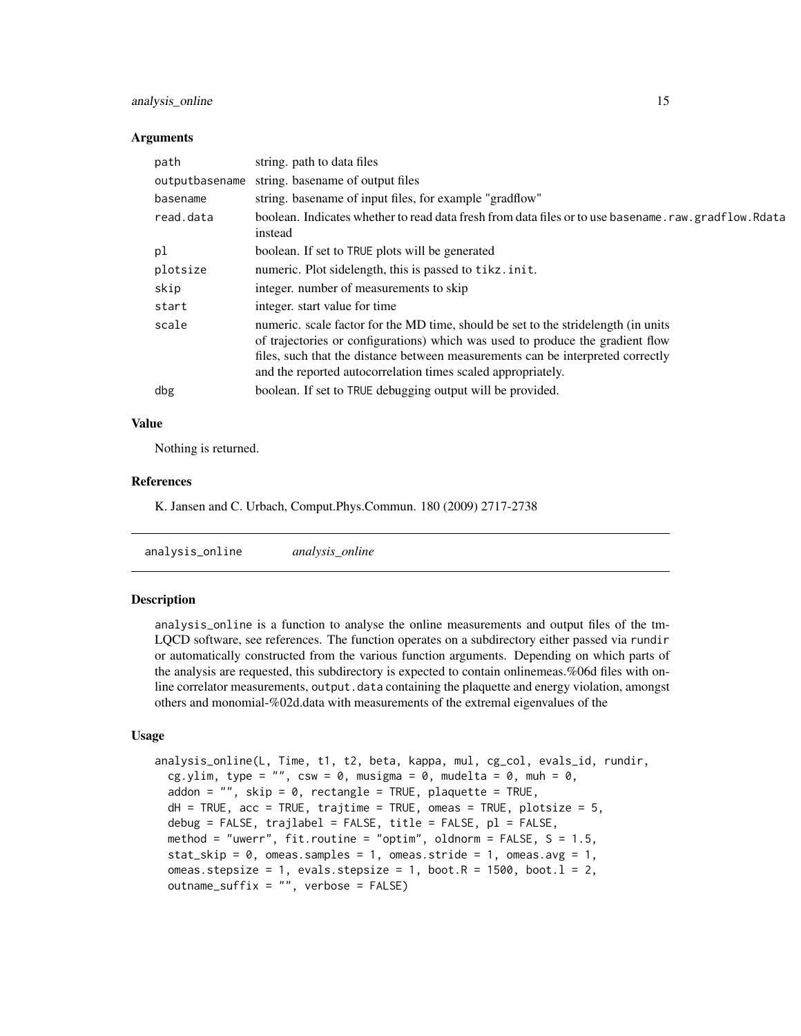### Arguments

| | |
|---|---|
| `path` | string. path to data files |
| `outputbasename` | string. basename of output files |
| `basename` | string. basename of input files, for example "gradflow" |
| `read.data` | boolean. Indicates whether to read data fresh from data files or to use `basename.raw.gradflow.Rdata` instead |
| `pl` | boolean. If set to `TRUE` plots will be generated |
| `plotsize` | numeric. Plot sidelength, this is passed to `tikz.init`. |
| `skip` | integer. number of measurements to skip |
| `start` | integer. start value for time |
| `scale` | numeric. scale factor for the MD time, should be set to the stridelength (in units of trajectories or configurations) which was used to produce the gradient flow files, such that the distance between measurements can be interpreted correctly and the reported autocorrelation times scaled appropriately. |
| `dbg` | boolean. If set to `TRUE` debugging output will be provided. |

### Value

Nothing is returned.

### References

K. Jansen and C. Urbach, Comput.Phys.Commun. 180 (2009) 2717-2738

---

## analysis_online *analysis_online*

### Description

`analysis_online` is a function to analyse the online measurements and output files of the tm-LQCD software, see references. The function operates on a subdirectory either passed via `rundir` or automatically constructed from the various function arguments. Depending on which parts of the analysis are requested, this subdirectory is expected to contain onlinemeas.%06d files with online correlator measurements, `output.data` containing the plaquette and energy violation, amongst others and monomial-%02d.data with measurements of the extremal eigenvalues of the

### Usage

```
analysis_online(L, Time, t1, t2, beta, kappa, mul, cg_col, evals_id, rundir,
  cg.ylim, type = "", csw = 0, musigma = 0, mudelta = 0, muh = 0,
  addon = "", skip = 0, rectangle = TRUE, plaquette = TRUE,
  dH = TRUE, acc = TRUE, trajtime = TRUE, omeas = TRUE, plotsize = 5,
  debug = FALSE, trajlabel = FALSE, title = FALSE, pl = FALSE,
  method = "uwerr", fit.routine = "optim", oldnorm = FALSE, S = 1.5,
  stat_skip = 0, omeas.samples = 1, omeas.stride = 1, omeas.avg = 1,
  omeas.stepsize = 1, evals.stepsize = 1, boot.R = 1500, boot.l = 2,
  outname_suffix = "", verbose = FALSE)
```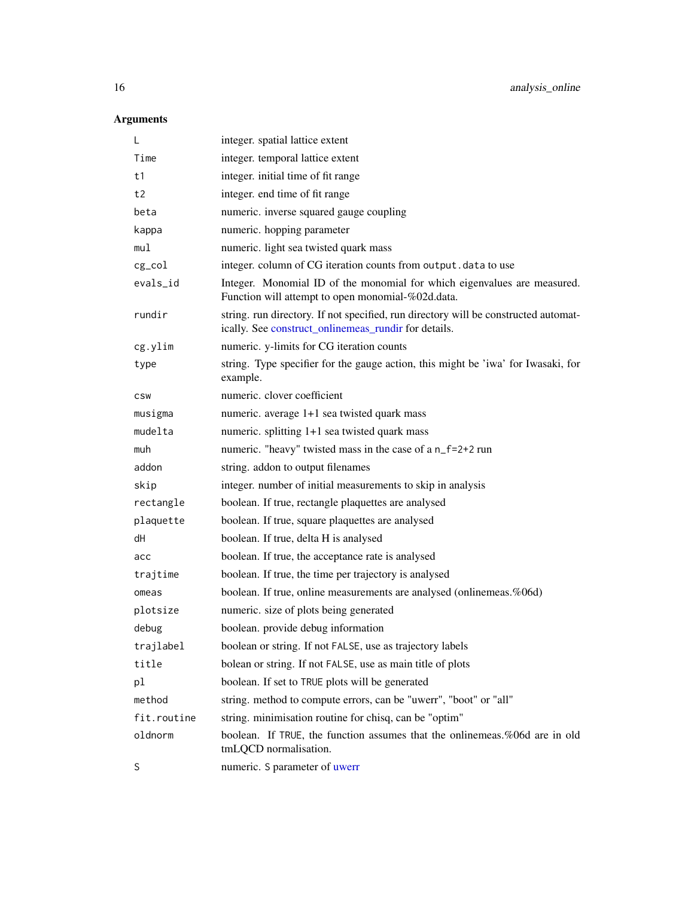## Arguments

| | |
|---|---|
| `L` | integer. spatial lattice extent |
| `Time` | integer. temporal lattice extent |
| `t1` | integer. initial time of fit range |
| `t2` | integer. end time of fit range |
| `beta` | numeric. inverse squared gauge coupling |
| `kappa` | numeric. hopping parameter |
| `mul` | numeric. light sea twisted quark mass |
| `cg_col` | integer. column of CG iteration counts from `output.data` to use |
| `evals_id` | Integer. Monomial ID of the monomial for which eigenvalues are measured. Function will attempt to open monomial-%02d.data. |
| `rundir` | string. run directory. If not specified, run directory will be constructed automatically. See construct_onlinemeas_rundir for details. |
| `cg.ylim` | numeric. y-limits for CG iteration counts |
| `type` | string. Type specifier for the gauge action, this might be 'iwa' for Iwasaki, for example. |
| `csw` | numeric. clover coefficient |
| `musigma` | numeric. average 1+1 sea twisted quark mass |
| `mudelta` | numeric. splitting 1+1 sea twisted quark mass |
| `muh` | numeric. "heavy" twisted mass in the case of a `n_f=2+2` run |
| `addon` | string. addon to output filenames |
| `skip` | integer. number of initial measurements to skip in analysis |
| `rectangle` | boolean. If true, rectangle plaquettes are analysed |
| `plaquette` | boolean. If true, square plaquettes are analysed |
| `dH` | boolean. If true, delta H is analysed |
| `acc` | boolean. If true, the acceptance rate is analysed |
| `trajtime` | boolean. If true, the time per trajectory is analysed |
| `omeas` | boolean. If true, online measurements are analysed (onlinemeas.%06d) |
| `plotsize` | numeric. size of plots being generated |
| `debug` | boolean. provide debug information |
| `trajlabel` | boolean or string. If not `FALSE`, use as trajectory labels |
| `title` | bolean or string. If not `FALSE`, use as main title of plots |
| `pl` | boolean. If set to `TRUE` plots will be generated |
| `method` | string. method to compute errors, can be "uwerr", "boot" or "all" |
| `fit.routine` | string. minimisation routine for chisq, can be "optim" |
| `oldnorm` | boolean. If `TRUE`, the function assumes that the onlinemeas.%06d are in old tmLQCD normalisation. |
| `S` | numeric. `S` parameter of uwerr |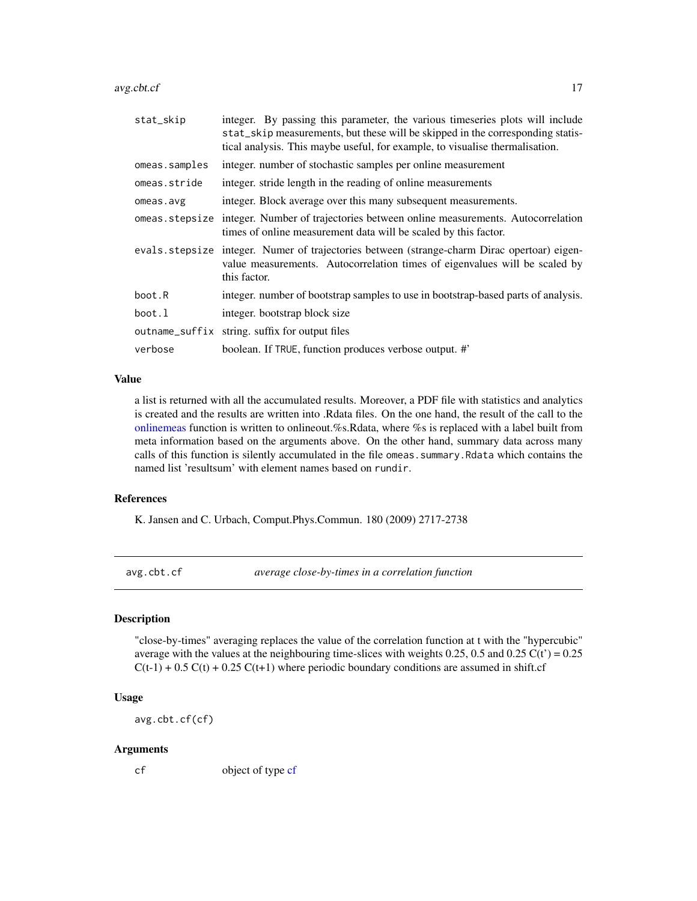| | |
|---|---|
| `stat_skip` | integer. By passing this parameter, the various timeseries plots will include `stat_skip` measurements, but these will be skipped in the corresponding statistical analysis. This maybe useful, for example, to visualise thermalisation. |
| `omeas.samples` | integer. number of stochastic samples per online measurement |
| `omeas.stride` | integer. stride length in the reading of online measurements |
| `omeas.avg` | integer. Block average over this many subsequent measurements. |
| `omeas.stepsize` | integer. Number of trajectories between online measurements. Autocorrelation times of online measurement data will be scaled by this factor. |
| `evals.stepsize` | integer. Numer of trajectories between (strange-charm Dirac opertoar) eigenvalue measurements. Autocorrelation times of eigenvalues will be scaled by this factor. |
| `boot.R` | integer. number of bootstrap samples to use in bootstrap-based parts of analysis. |
| `boot.l` | integer. bootstrap block size |
| `outname_suffix` | string. suffix for output files |
| `verbose` | boolean. If `TRUE`, function produces verbose output. #' |

### Value

a list is returned with all the accumulated results. Moreover, a PDF file with statistics and analytics is created and the results are written into .Rdata files. On the one hand, the result of the call to the onlinemeas function is written to onlineout.%s.Rdata, where %s is replaced with a label built from meta information based on the arguments above. On the other hand, summary data across many calls of this function is silently accumulated in the file `omeas.summary.Rdata` which contains the named list 'resultsum' with element names based on `rundir`.

### References

K. Jansen and C. Urbach, Comput.Phys.Commun. 180 (2009) 2717-2738

---

## `avg.cbt.cf` *average close-by-times in a correlation function*

### Description

"close-by-times" averaging replaces the value of the correlation function at t with the "hypercubic" average with the values at the neighbouring time-slices with weights 0.25, 0.5 and 0.25 $C(t') = 0.25\, C(t-1) + 0.5\, C(t) + 0.25\, C(t+1)$ where periodic boundary conditions are assumed in shift.cf

### Usage

```
avg.cbt.cf(cf)
```

### Arguments

| | |
|---|---|
| `cf` | object of type cf |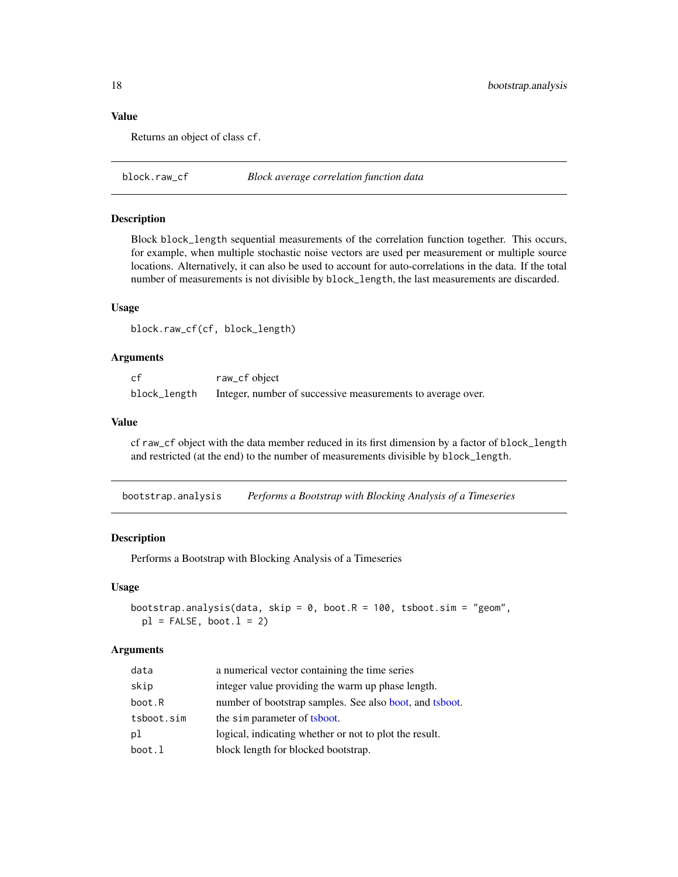## Value

Returns an object of class `cf`.

---

# block.raw_cf — *Block average correlation function data*

## Description

Block `block_length` sequential measurements of the correlation function together. This occurs, for example, when multiple stochastic noise vectors are used per measurement or multiple source locations. Alternatively, it can also be used to account for auto-correlations in the data. If the total number of measurements is not divisible by `block_length`, the last measurements are discarded.

## Usage

```
block.raw_cf(cf, block_length)
```

## Arguments

| | |
|---|---|
| `cf` | `raw_cf` object |
| `block_length` | Integer, number of successive measurements to average over. |

## Value

cf `raw_cf` object with the data member reduced in its first dimension by a factor of `block_length` and restricted (at the end) to the number of measurements divisible by `block_length`.

---

# bootstrap.analysis — *Performs a Bootstrap with Blocking Analysis of a Timeseries*

## Description

Performs a Bootstrap with Blocking Analysis of a Timeseries

## Usage

```
bootstrap.analysis(data, skip = 0, boot.R = 100, tsboot.sim = "geom",
  pl = FALSE, boot.l = 2)
```

## Arguments

| | |
|---|---|
| `data` | a numerical vector containing the time series |
| `skip` | integer value providing the warm up phase length. |
| `boot.R` | number of bootstrap samples. See also boot, and tsboot. |
| `tsboot.sim` | the `sim` parameter of tsboot. |
| `pl` | logical, indicating whether or not to plot the result. |
| `boot.l` | block length for blocked bootstrap. |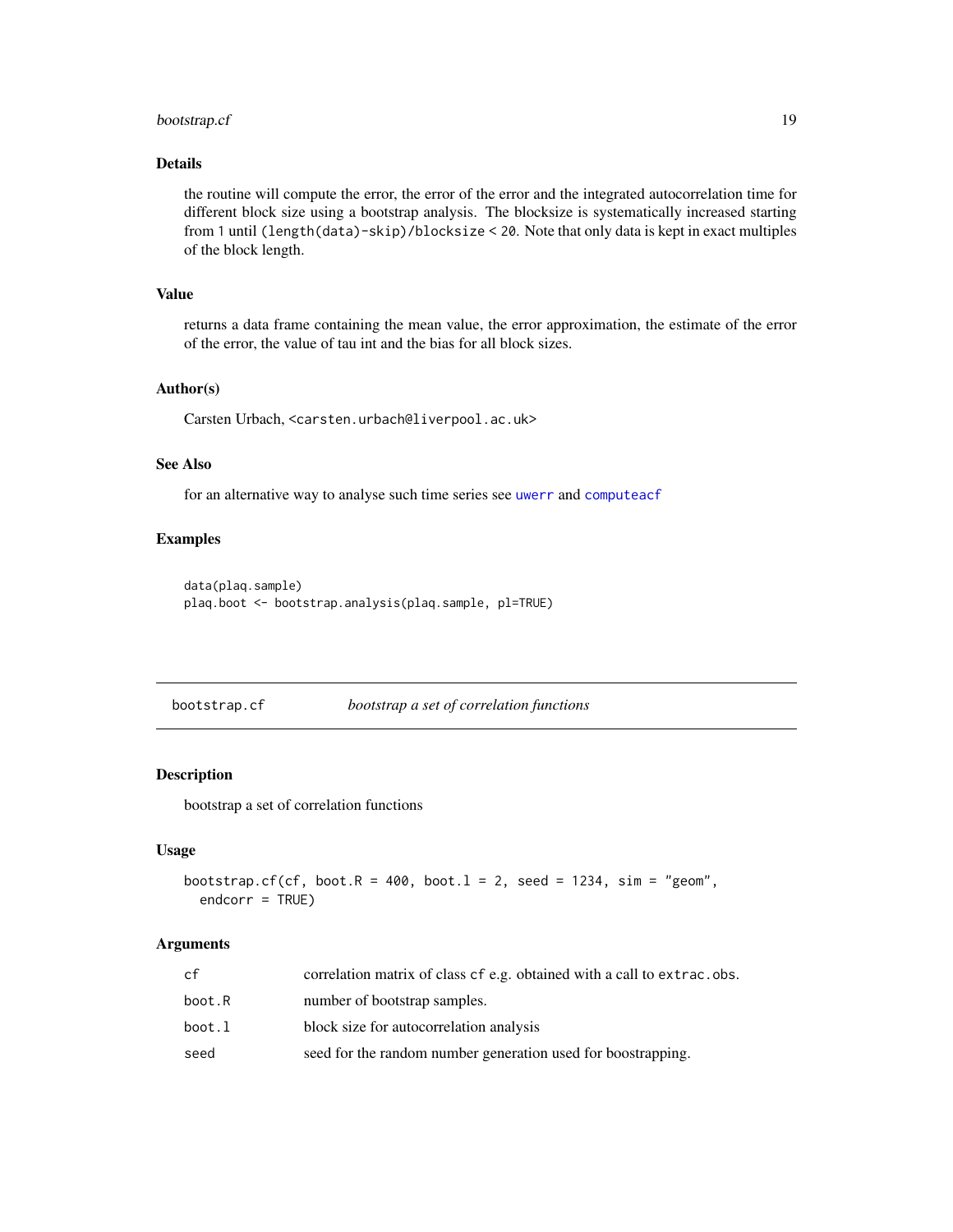### Details

the routine will compute the error, the error of the error and the integrated autocorrelation time for different block size using a bootstrap analysis. The blocksize is systematically increased starting from 1 until `(length(data)-skip)/blocksize < 20`. Note that only data is kept in exact multiples of the block length.

### Value

returns a data frame containing the mean value, the error approximation, the estimate of the error of the error, the value of tau int and the bias for all block sizes.

### Author(s)

Carsten Urbach, <carsten.urbach@liverpool.ac.uk>

### See Also

for an alternative way to analyse such time series see `uwerr` and `computeacf`

### Examples

```
data(plaq.sample)
plaq.boot <- bootstrap.analysis(plaq.sample, pl=TRUE)
```

---

## bootstrap.cf *bootstrap a set of correlation functions*

### Description

bootstrap a set of correlation functions

### Usage

```
bootstrap.cf(cf, boot.R = 400, boot.l = 2, seed = 1234, sim = "geom",
  endcorr = TRUE)
```

### Arguments

| | |
|---|---|
| cf | correlation matrix of class `cf` e.g. obtained with a call to `extrac.obs`. |
| boot.R | number of bootstrap samples. |
| boot.l | block size for autocorrelation analysis |
| seed | seed for the random number generation used for boostrapping. |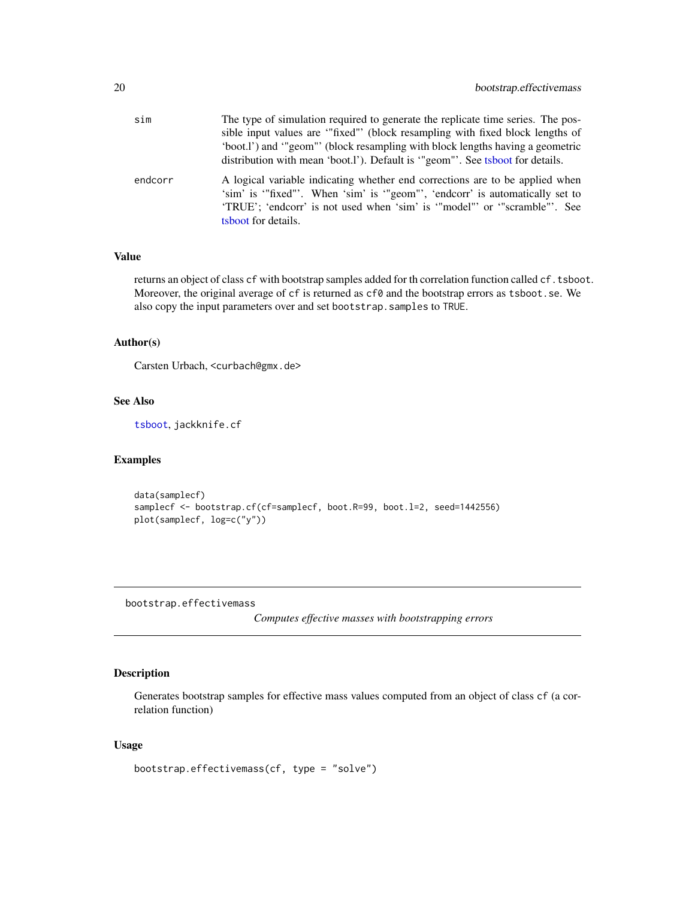| | |
|---|---|
| sim | The type of simulation required to generate the replicate time series. The possible input values are '"fixed"' (block resampling with fixed block lengths of 'boot.l') and '"geom"' (block resampling with block lengths having a geometric distribution with mean 'boot.l'). Default is '"geom"'. See tsboot for details. |
| endcorr | A logical variable indicating whether end corrections are to be applied when 'sim' is '"fixed"'. When 'sim' is '"geom"', 'endcorr' is automatically set to 'TRUE'; 'endcorr' is not used when 'sim' is '"model"' or '"scramble"'. See tsboot for details. |

### Value

returns an object of class `cf` with bootstrap samples added for th correlation function called `cf.tsboot`. Moreover, the original average of `cf` is returned as `cf0` and the bootstrap errors as `tsboot.se`. We also copy the input parameters over and set `bootstrap.samples` to `TRUE`.

### Author(s)

Carsten Urbach, <curbach@gmx.de>

### See Also

`tsboot`, `jackknife.cf`

### Examples

```
data(samplecf)
samplecf <- bootstrap.cf(cf=samplecf, boot.R=99, boot.l=2, seed=1442556)
plot(samplecf, log=c("y"))
```

---

## bootstrap.effectivemass — *Computes effective masses with bootstrapping errors*

---

### Description

Generates bootstrap samples for effective mass values computed from an object of class `cf` (a correlation function)

### Usage

```
bootstrap.effectivemass(cf, type = "solve")
```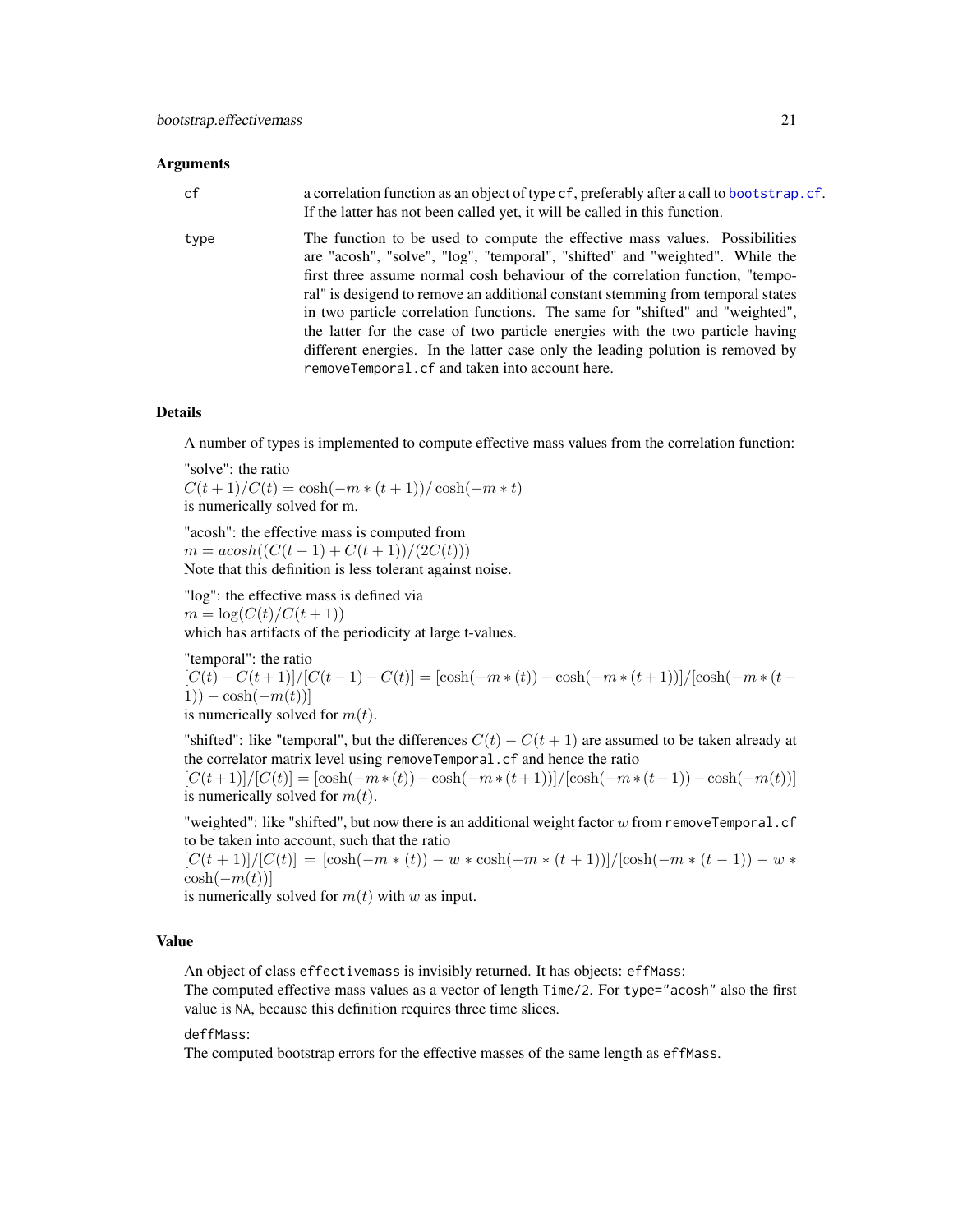### Arguments

cf
: a correlation function as an object of type `cf`, preferably after a call to `bootstrap.cf`. If the latter has not been called yet, it will be called in this function.

type
: The function to be used to compute the effective mass values. Possibilities are "acosh", "solve", "log", "temporal", "shifted" and "weighted". While the first three assume normal cosh behaviour of the correlation function, "temporal" is desigend to remove an additional constant stemming from temporal states in two particle correlation functions. The same for "shifted" and "weighted", the latter for the case of two particle energies with the two particle having different energies. In the latter case only the leading polution is removed by `removeTemporal.cf` and taken into account here.

### Details

A number of types is implemented to compute effective mass values from the correlation function:

"solve": the ratio
$C(t+1)/C(t) = \cosh(-m*(t+1))/\cosh(-m*t)$
is numerically solved for m.

"acosh": the effective mass is computed from
$m = acosh((C(t-1)+C(t+1))/(2C(t)))$
Note that this definition is less tolerant against noise.

"log": the effective mass is defined via
$m = \log(C(t)/C(t+1))$
which has artifacts of the periodicity at large t-values.

"temporal": the ratio
$[C(t)-C(t+1)]/[C(t-1)-C(t)] = [\cosh(-m*(t)) - \cosh(-m*(t+1))]/[\cosh(-m*(t-1)) - \cosh(-m(t))]$
is numerically solved for $m(t)$.

"shifted": like "temporal", but the differences $C(t) - C(t+1)$ are assumed to be taken already at the correlator matrix level using `removeTemporal.cf` and hence the ratio
$[C(t+1)]/[C(t)] = [\cosh(-m*(t)) - \cosh(-m*(t+1))]/[\cosh(-m*(t-1)) - \cosh(-m(t))]$
is numerically solved for $m(t)$.

"weighted": like "shifted", but now there is an additional weight factor $w$ from `removeTemporal.cf` to be taken into account, such that the ratio
$[C(t+1)]/[C(t)] = [\cosh(-m*(t)) - w*\cosh(-m*(t+1))]/[\cosh(-m*(t-1)) - w*\cosh(-m(t))]$
is numerically solved for $m(t)$ with $w$ as input.

### Value

An object of class `effectivemass` is invisibly returned. It has objects: `effMass`:
The computed effective mass values as a vector of length `Time/2`. For `type="acosh"` also the first value is `NA`, because this definition requires three time slices.

`deffMass`:
The computed bootstrap errors for the effective masses of the same length as `effMass`.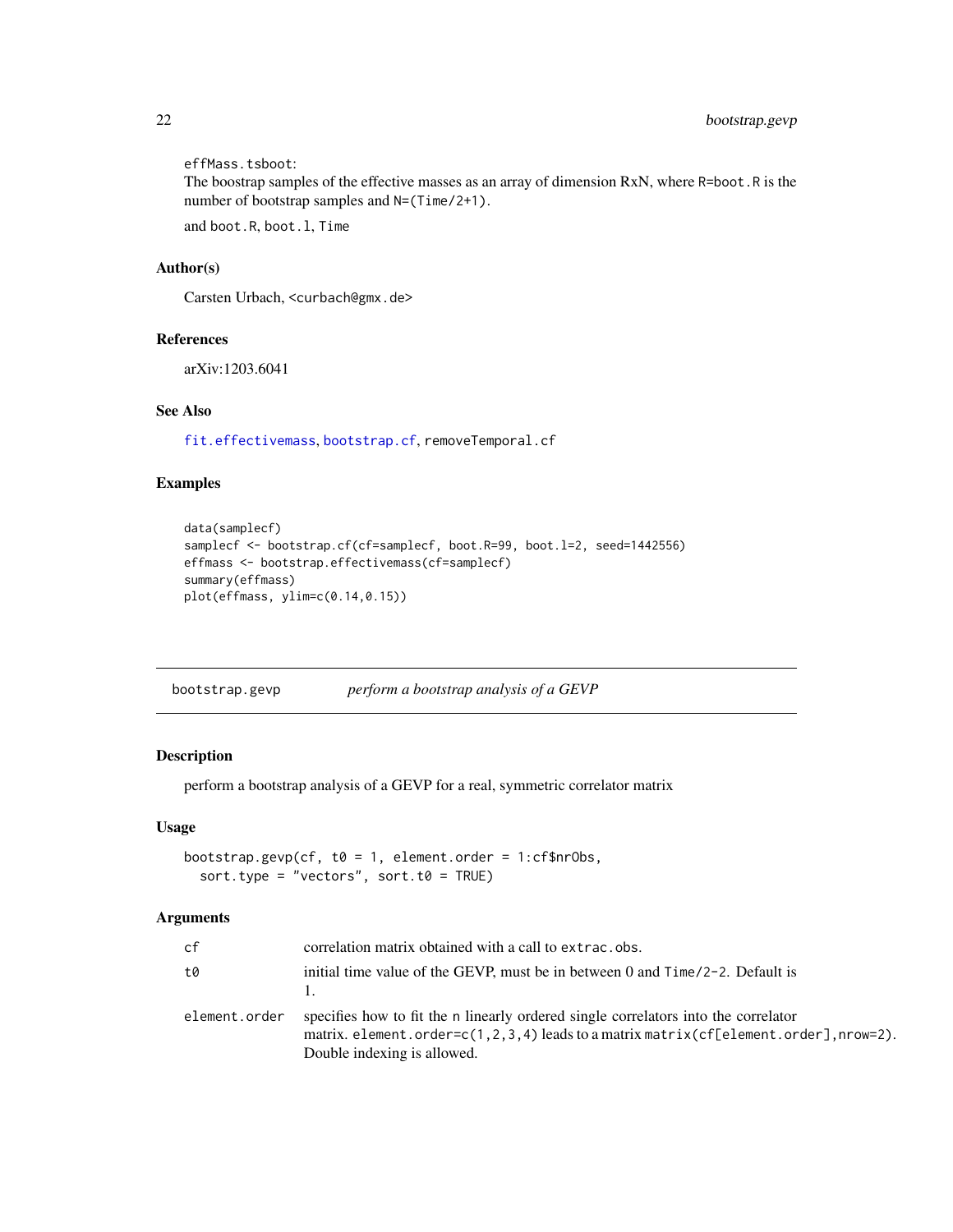effMass.tsboot:
The boostrap samples of the effective masses as an array of dimension RxN, where R=boot.R is the number of bootstrap samples and N=(Time/2+1).

and boot.R, boot.l, Time

### Author(s)

Carsten Urbach, <curbach@gmx.de>

### References

arXiv:1203.6041

### See Also

fit.effectivemass, bootstrap.cf, removeTemporal.cf

### Examples

```
data(samplecf)
samplecf <- bootstrap.cf(cf=samplecf, boot.R=99, boot.l=2, seed=1442556)
effmass <- bootstrap.effectivemass(cf=samplecf)
summary(effmass)
plot(effmass, ylim=c(0.14,0.15))
```

---

## bootstrap.gevp    *perform a bootstrap analysis of a GEVP*

### Description

perform a bootstrap analysis of a GEVP for a real, symmetric correlator matrix

### Usage

```
bootstrap.gevp(cf, t0 = 1, element.order = 1:cf$nrObs,
  sort.type = "vectors", sort.t0 = TRUE)
```

### Arguments

| | |
|---|---|
| cf | correlation matrix obtained with a call to extrac.obs. |
| t0 | initial time value of the GEVP, must be in between 0 and Time/2-2. Default is 1. |
| element.order | specifies how to fit the n linearly ordered single correlators into the correlator matrix. element.order=c(1,2,3,4) leads to a matrix matrix(cf[element.order],nrow=2). Double indexing is allowed. |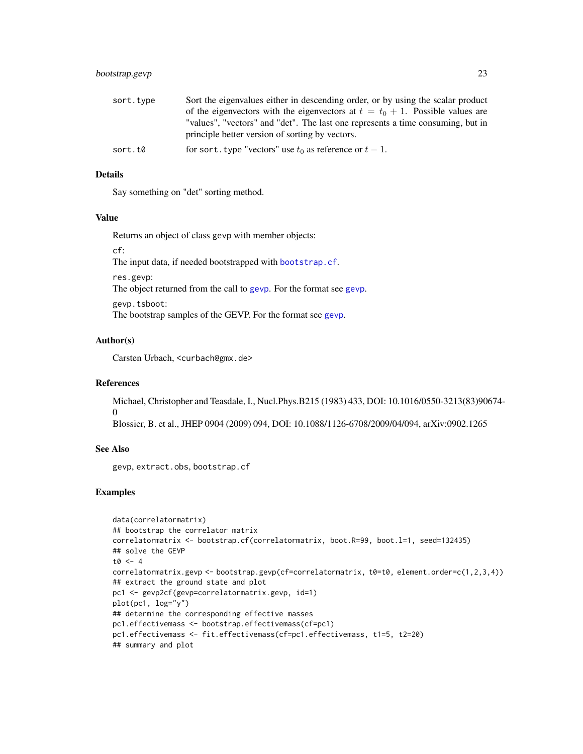| | |
|---|---|
| `sort.type` | Sort the eigenvalues either in descending order, or by using the scalar product of the eigenvectors with the eigenvectors at $t = t_0 + 1$. Possible values are "values", "vectors" and "det". The last one represents a time consuming, but in principle better version of sorting by vectors. |
| `sort.t0` | for `sort.type` "vectors" use $t_0$ as reference or $t - 1$. |

## Details

Say something on "det" sorting method.

## Value

Returns an object of class gevp with member objects:

`cf`:
The input data, if needed bootstrapped with `bootstrap.cf`.

`res.gevp`:
The object returned from the call to `gevp`. For the format see `gevp`.

`gevp.tsboot`:
The bootstrap samples of the GEVP. For the format see `gevp`.

## Author(s)

Carsten Urbach, <curbach@gmx.de>

## References

Michael, Christopher and Teasdale, I., Nucl.Phys.B215 (1983) 433, DOI: 10.1016/0550-3213(83)90674-0

Blossier, B. et al., JHEP 0904 (2009) 094, DOI: 10.1088/1126-6708/2009/04/094, arXiv:0902.1265

## See Also

`gevp`, `extract.obs`, `bootstrap.cf`

## Examples

```
data(correlatormatrix)
## bootstrap the correlator matrix
correlatormatrix <- bootstrap.cf(correlatormatrix, boot.R=99, boot.l=1, seed=132435)
## solve the GEVP
t0 <- 4
correlatormatrix.gevp <- bootstrap.gevp(cf=correlatormatrix, t0=t0, element.order=c(1,2,3,4))
## extract the ground state and plot
pc1 <- gevp2cf(gevp=correlatormatrix.gevp, id=1)
plot(pc1, log="y")
## determine the corresponding effective masses
pc1.effectivemass <- bootstrap.effectivemass(cf=pc1)
pc1.effectivemass <- fit.effectivemass(cf=pc1.effectivemass, t1=5, t2=20)
## summary and plot
```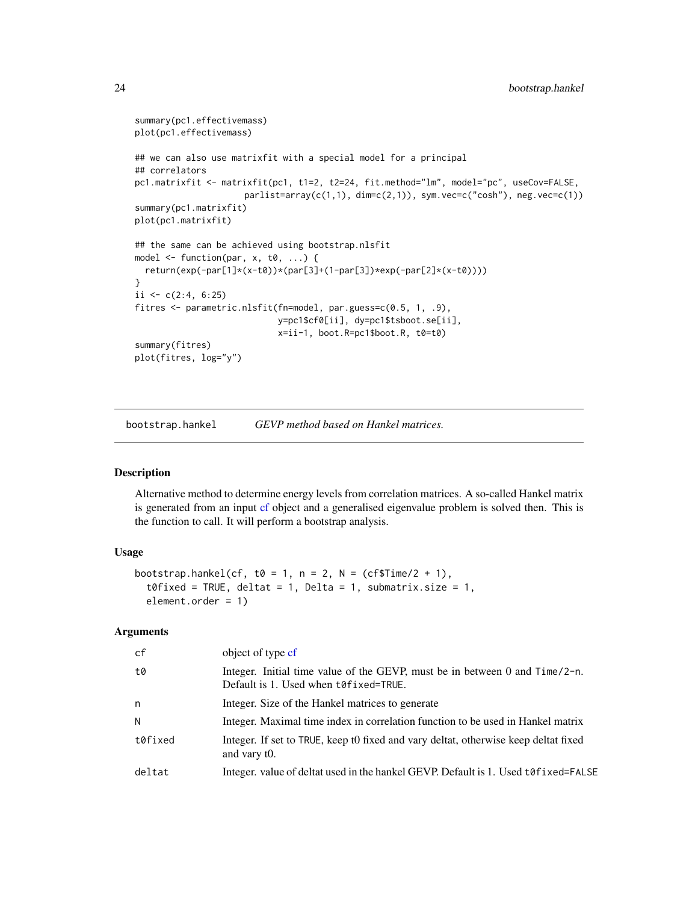```
summary(pc1.effectivemass)
plot(pc1.effectivemass)

## we can also use matrixfit with a special model for a principal
## correlators
pc1.matrixfit <- matrixfit(pc1, t1=2, t2=24, fit.method="lm", model="pc", useCov=FALSE,
                          parlist=array(c(1,1), dim=c(2,1)), sym.vec=c("cosh"), neg.vec=c(1))
summary(pc1.matrixfit)
plot(pc1.matrixfit)

## the same can be achieved using bootstrap.nlsfit
model <- function(par, x, t0, ...) {
  return(exp(-par[1]*(x-t0))*(par[3]+(1-par[3])*exp(-par[2]*(x-t0))))
}
ii <- c(2:4, 6:25)
fitres <- parametric.nlsfit(fn=model, par.guess=c(0.5, 1, .9),
                            y=pc1$cf0[ii], dy=pc1$tsboot.se[ii],
                            x=ii-1, boot.R=pc1$boot.R, t0=t0)
summary(fitres)
plot(fitres, log="y")
```

## bootstrap.hankel — *GEVP method based on Hankel matrices.*

### Description

Alternative method to determine energy levels from correlation matrices. A so-called Hankel matrix is generated from an input cf object and a generalised eigenvalue problem is solved then. This is the function to call. It will perform a bootstrap analysis.

### Usage

```
bootstrap.hankel(cf, t0 = 1, n = 2, N = (cf$Time/2 + 1),
  t0fixed = TRUE, deltat = 1, Delta = 1, submatrix.size = 1,
  element.order = 1)
```

### Arguments

| | |
|---|---|
| `cf` | object of type cf |
| `t0` | Integer. Initial time value of the GEVP, must be in between 0 and `Time/2-n`. Default is 1. Used when `t0fixed=TRUE`. |
| `n` | Integer. Size of the Hankel matrices to generate |
| `N` | Integer. Maximal time index in correlation function to be used in Hankel matrix |
| `t0fixed` | Integer. If set to `TRUE`, keep t0 fixed and vary deltat, otherwise keep deltat fixed and vary t0. |
| `deltat` | Integer. value of deltat used in the hankel GEVP. Default is 1. Used `t0fixed=FALSE` |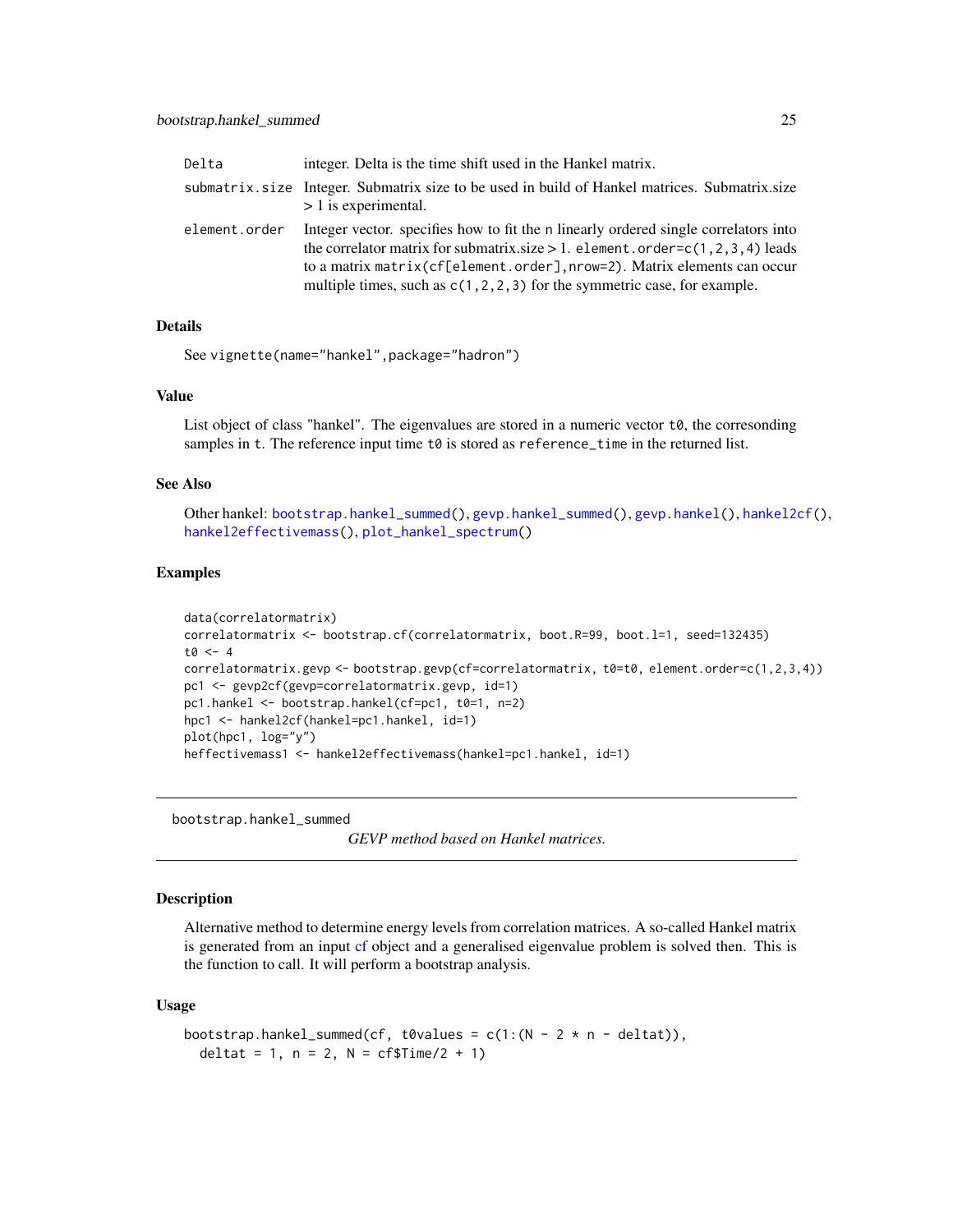| | |
|---|---|
| `Delta` | integer. Delta is the time shift used in the Hankel matrix. |
| `submatrix.size` | Integer. Submatrix size to be used in build of Hankel matrices. Submatrix.size > 1 is experimental. |
| `element.order` | Integer vector. specifies how to fit the `n` linearly ordered single correlators into the correlator matrix for submatrix.size > 1. `element.order=c(1,2,3,4)` leads to a matrix `matrix(cf[element.order],nrow=2)`. Matrix elements can occur multiple times, such as `c(1,2,2,3)` for the symmetric case, for example. |

### Details

See `vignette(name="hankel",package="hadron")`

### Value

List object of class "hankel". The eigenvalues are stored in a numeric vector `t0`, the corresonding samples in `t`. The reference input time `t0` is stored as `reference_time` in the returned list.

### See Also

Other hankel: `bootstrap.hankel_summed()`, `gevp.hankel_summed()`, `gevp.hankel()`, `hankel2cf()`, `hankel2effectivemass()`, `plot_hankel_spectrum()`

### Examples

```
data(correlatormatrix)
correlatormatrix <- bootstrap.cf(correlatormatrix, boot.R=99, boot.l=1, seed=132435)
t0 <- 4
correlatormatrix.gevp <- bootstrap.gevp(cf=correlatormatrix, t0=t0, element.order=c(1,2,3,4))
pc1 <- gevp2cf(gevp=correlatormatrix.gevp, id=1)
pc1.hankel <- bootstrap.hankel(cf=pc1, t0=1, n=2)
hpc1 <- hankel2cf(hankel=pc1.hankel, id=1)
plot(hpc1, log="y")
heffectivemass1 <- hankel2effectivemass(hankel=pc1.hankel, id=1)
```

---

## bootstrap.hankel_summed — *GEVP method based on Hankel matrices.*

### Description

Alternative method to determine energy levels from correlation matrices. A so-called Hankel matrix is generated from an input cf object and a generalised eigenvalue problem is solved then. This is the function to call. It will perform a bootstrap analysis.

### Usage

```
bootstrap.hankel_summed(cf, t0values = c(1:(N - 2 * n - deltat)),
  deltat = 1, n = 2, N = cf$Time/2 + 1)
```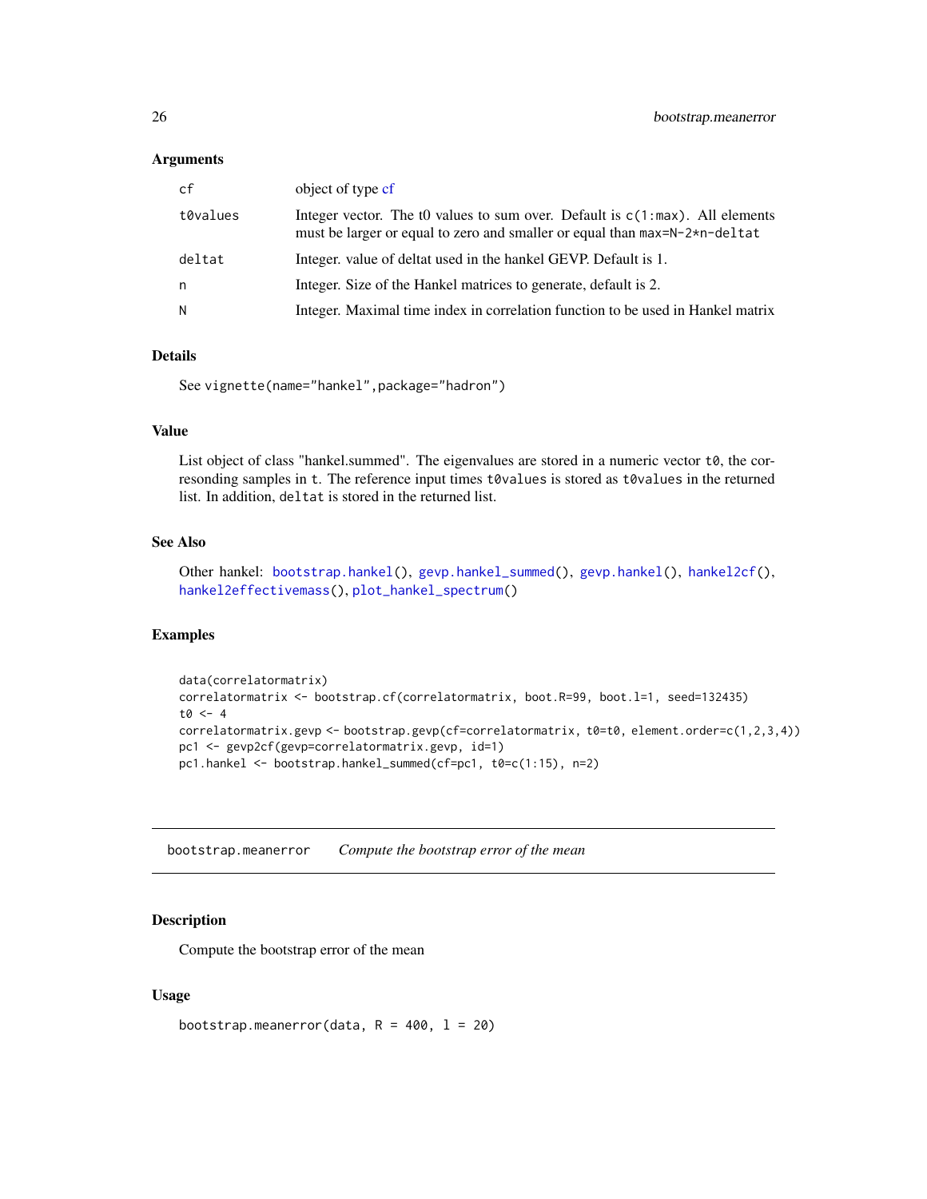### Arguments

| | |
|---|---|
| cf | object of type cf |
| t0values | Integer vector. The t0 values to sum over. Default is `c(1:max)`. All elements must be larger or equal to zero and smaller or equal than `max=N-2*n-deltat` |
| deltat | Integer. value of deltat used in the hankel GEVP. Default is 1. |
| n | Integer. Size of the Hankel matrices to generate, default is 2. |
| N | Integer. Maximal time index in correlation function to be used in Hankel matrix |

### Details

See `vignette(name="hankel",package="hadron")`

### Value

List object of class "hankel.summed". The eigenvalues are stored in a numeric vector `t0`, the corresonding samples in `t`. The reference input times `t0values` is stored as `t0values` in the returned list. In addition, `deltat` is stored in the returned list.

### See Also

Other hankel: `bootstrap.hankel()`, `gevp.hankel_summed()`, `gevp.hankel()`, `hankel2cf()`, `hankel2effectivemass()`, `plot_hankel_spectrum()`

### Examples

```
data(correlatormatrix)
correlatormatrix <- bootstrap.cf(correlatormatrix, boot.R=99, boot.l=1, seed=132435)
t0 <- 4
correlatormatrix.gevp <- bootstrap.gevp(cf=correlatormatrix, t0=t0, element.order=c(1,2,3,4))
pc1 <- gevp2cf(gevp=correlatormatrix.gevp, id=1)
pc1.hankel <- bootstrap.hankel_summed(cf=pc1, t0=c(1:15), n=2)
```

---

## bootstrap.meanerror *Compute the bootstrap error of the mean*

### Description

Compute the bootstrap error of the mean

### Usage

```
bootstrap.meanerror(data, R = 400, l = 20)
```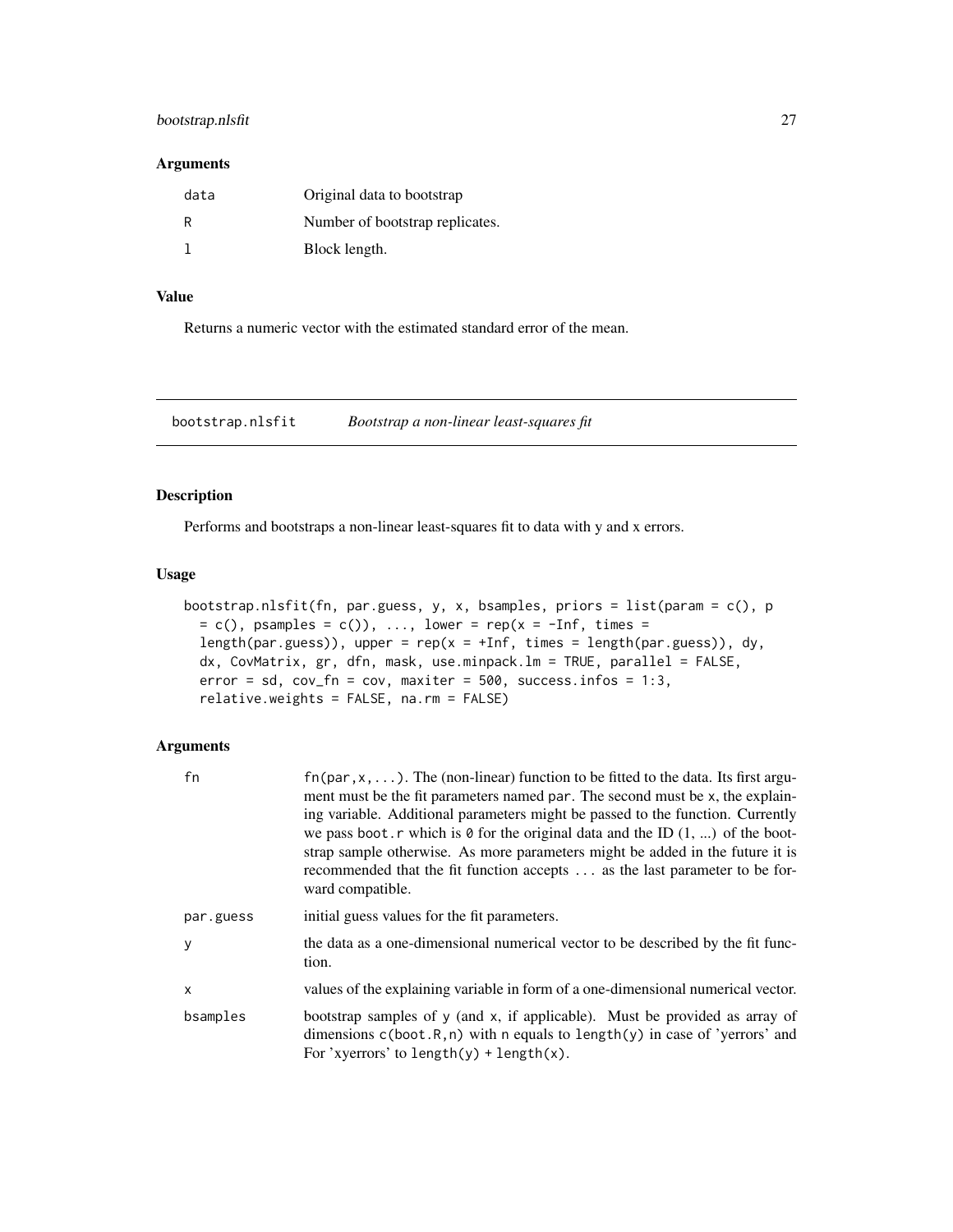## Arguments

| | |
|---|---|
| data | Original data to bootstrap |
| R | Number of bootstrap replicates. |
| l | Block length. |

## Value

Returns a numeric vector with the estimated standard error of the mean.

---

bootstrap.nlsfit &nbsp;&nbsp;&nbsp; *Bootstrap a non-linear least-squares fit*

---

## Description

Performs and bootstraps a non-linear least-squares fit to data with y and x errors.

## Usage

```
bootstrap.nlsfit(fn, par.guess, y, x, bsamples, priors = list(param = c(), p
  = c(), psamples = c()), ..., lower = rep(x = -Inf, times =
  length(par.guess)), upper = rep(x = +Inf, times = length(par.guess)), dy,
  dx, CovMatrix, gr, dfn, mask, use.minpack.lm = TRUE, parallel = FALSE,
  error = sd, cov_fn = cov, maxiter = 500, success.infos = 1:3,
  relative.weights = FALSE, na.rm = FALSE)
```

## Arguments

| | |
|---|---|
| fn | `fn(par,x,...)`. The (non-linear) function to be fitted to the data. Its first argument must be the fit parameters named `par`. The second must be `x`, the explaining variable. Additional parameters might be passed to the function. Currently we pass `boot.r` which is `0` for the original data and the ID (1, ...) of the bootstrap sample otherwise. As more parameters might be added in the future it is recommended that the fit function accepts `...` as the last parameter to be forward compatible. |
| par.guess | initial guess values for the fit parameters. |
| y | the data as a one-dimensional numerical vector to be described by the fit function. |
| x | values of the explaining variable in form of a one-dimensional numerical vector. |
| bsamples | bootstrap samples of `y` (and `x`, if applicable). Must be provided as array of dimensions `c(boot.R,n)` with `n` equals to `length(y)` in case of 'yerrors' and For 'xyerrors' to `length(y) + length(x)`. |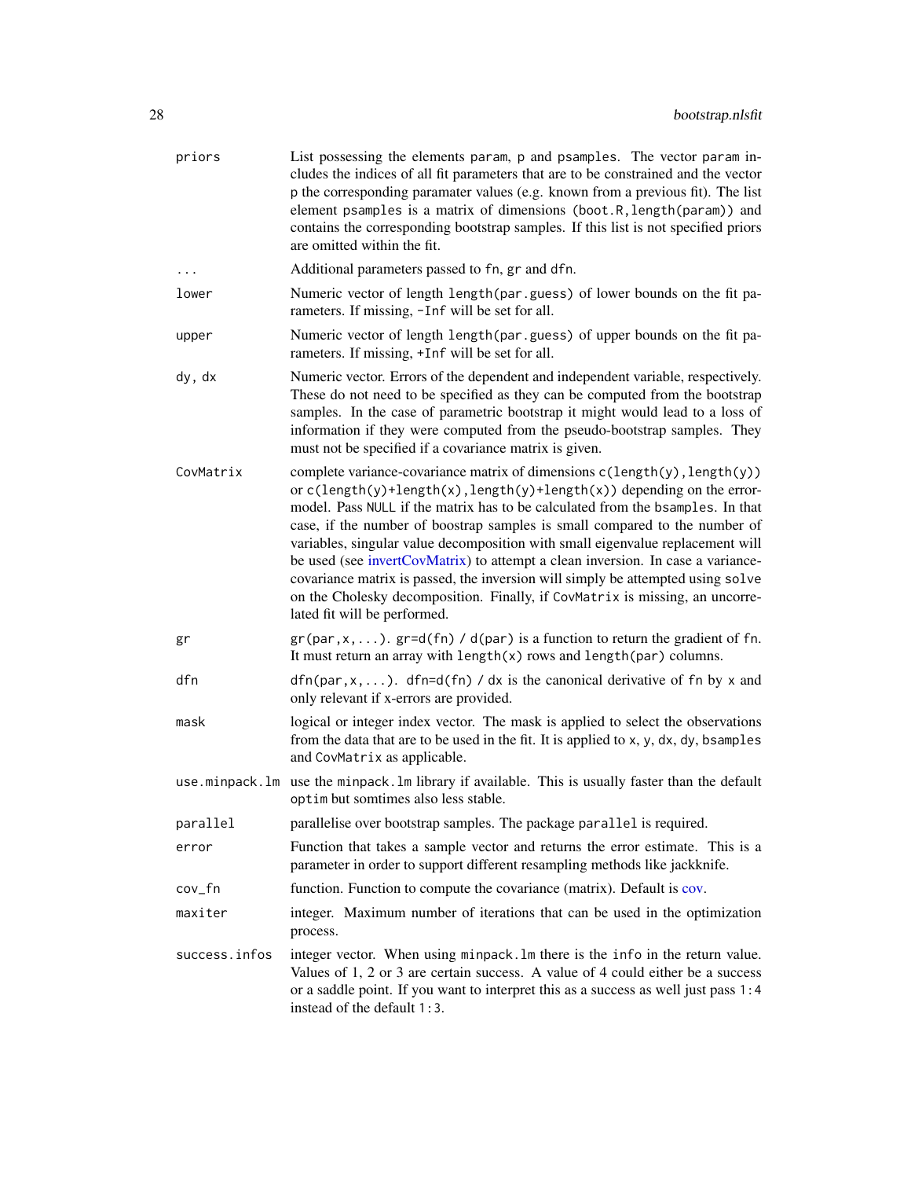| | |
|---|---|
| `priors` | List possessing the elements `param`, `p` and `psamples`. The vector `param` includes the indices of all fit parameters that are to be constrained and the vector `p` the corresponding paramater values (e.g. known from a previous fit). The list element `psamples` is a matrix of dimensions `(boot.R,length(param))` and contains the corresponding bootstrap samples. If this list is not specified priors are omitted within the fit. |
| `...` | Additional parameters passed to `fn`, `gr` and `dfn`. |
| `lower` | Numeric vector of length `length(par.guess)` of lower bounds on the fit parameters. If missing, `-Inf` will be set for all. |
| `upper` | Numeric vector of length `length(par.guess)` of upper bounds on the fit parameters. If missing, `+Inf` will be set for all. |
| `dy, dx` | Numeric vector. Errors of the dependent and independent variable, respectively. These do not need to be specified as they can be computed from the bootstrap samples. In the case of parametric bootstrap it might would lead to a loss of information if they were computed from the pseudo-bootstrap samples. They must not be specified if a covariance matrix is given. |
| `CovMatrix` | complete variance-covariance matrix of dimensions `c(length(y),length(y))` or `c(length(y)+length(x),length(y)+length(x))` depending on the error-model. Pass `NULL` if the matrix has to be calculated from the `bsamples`. In that case, if the number of boostrap samples is small compared to the number of variables, singular value decomposition with small eigenvalue replacement will be used (see invertCovMatrix) to attempt a clean inversion. In case a variance-covariance matrix is passed, the inversion will simply be attempted using `solve` on the Cholesky decomposition. Finally, if `CovMatrix` is missing, an uncorrelated fit will be performed. |
| `gr` | `gr(par,x,...)`. `gr=d(fn) / d(par)` is a function to return the gradient of `fn`. It must return an array with `length(x)` rows and `length(par)` columns. |
| `dfn` | `dfn(par,x,...)`. `dfn=d(fn) / dx` is the canonical derivative of `fn` by `x` and only relevant if x-errors are provided. |
| `mask` | logical or integer index vector. The mask is applied to select the observations from the data that are to be used in the fit. It is applied to `x`, `y`, `dx`, `dy`, `bsamples` and `CovMatrix` as applicable. |
| `use.minpack.lm` | use the `minpack.lm` library if available. This is usually faster than the default `optim` but somtimes also less stable. |
| `parallel` | parallelise over bootstrap samples. The package `parallel` is required. |
| `error` | Function that takes a sample vector and returns the error estimate. This is a parameter in order to support different resampling methods like jackknife. |
| `cov_fn` | function. Function to compute the covariance (matrix). Default is cov. |
| `maxiter` | integer. Maximum number of iterations that can be used in the optimization process. |
| `success.infos` | integer vector. When using `minpack.lm` there is the `info` in the return value. Values of 1, 2 or 3 are certain success. A value of 4 could either be a success or a saddle point. If you want to interpret this as a success as well just pass `1:4` instead of the default `1:3`. |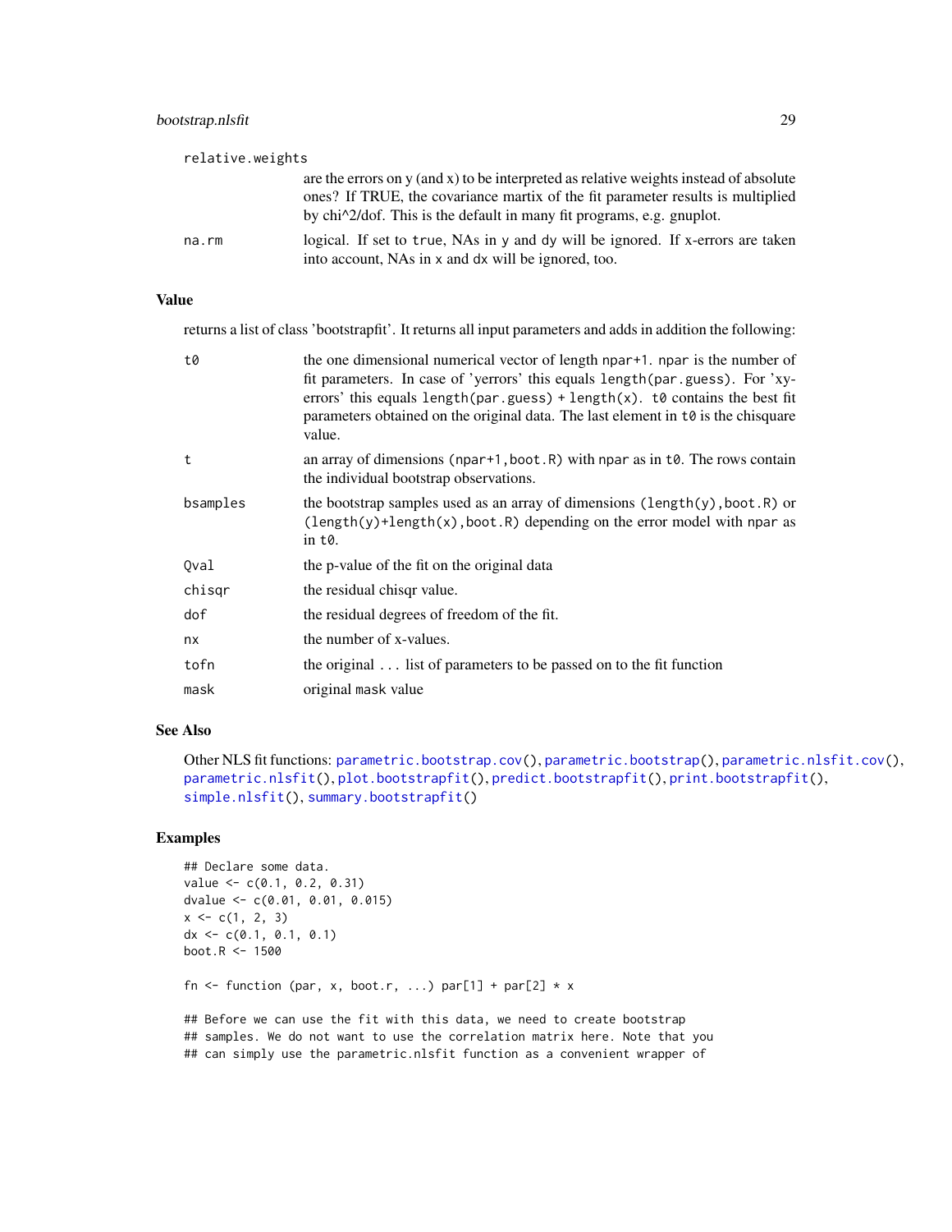relative.weights
: are the errors on y (and x) to be interpreted as relative weights instead of absolute ones? If TRUE, the covariance martix of the fit parameter results is multiplied by chi^2/dof. This is the default in many fit programs, e.g. gnuplot.

na.rm
: logical. If set to true, NAs in y and dy will be ignored. If x-errors are taken into account, NAs in x and dx will be ignored, too.

### Value

returns a list of class 'bootstrapfit'. It returns all input parameters and adds in addition the following:

| | |
|---|---|
| t0 | the one dimensional numerical vector of length npar+1. npar is the number of fit parameters. In case of 'yerrors' this equals length(par.guess). For 'xy-errors' this equals length(par.guess) + length(x). t0 contains the best fit parameters obtained on the original data. The last element in t0 is the chisquare value. |
| t | an array of dimensions (npar+1,boot.R) with npar as in t0. The rows contain the individual bootstrap observations. |
| bsamples | the bootstrap samples used as an array of dimensions (length(y),boot.R) or (length(y)+length(x),boot.R) depending on the error model with npar as in t0. |
| Qval | the p-value of the fit on the original data |
| chisqr | the residual chisqr value. |
| dof | the residual degrees of freedom of the fit. |
| nx | the number of x-values. |
| tofn | the original ... list of parameters to be passed on to the fit function |
| mask | original mask value |

### See Also

Other NLS fit functions: parametric.bootstrap.cov(), parametric.bootstrap(), parametric.nlsfit.cov(), parametric.nlsfit(), plot.bootstrapfit(), predict.bootstrapfit(), print.bootstrapfit(), simple.nlsfit(), summary.bootstrapfit()

### Examples

```
## Declare some data.
value <- c(0.1, 0.2, 0.31)
dvalue <- c(0.01, 0.01, 0.015)
x <- c(1, 2, 3)
dx <- c(0.1, 0.1, 0.1)
boot.R <- 1500

fn <- function (par, x, boot.r, ...) par[1] + par[2] * x

## Before we can use the fit with this data, we need to create bootstrap
## samples. We do not want to use the correlation matrix here. Note that you
## can simply use the parametric.nlsfit function as a convenient wrapper of
```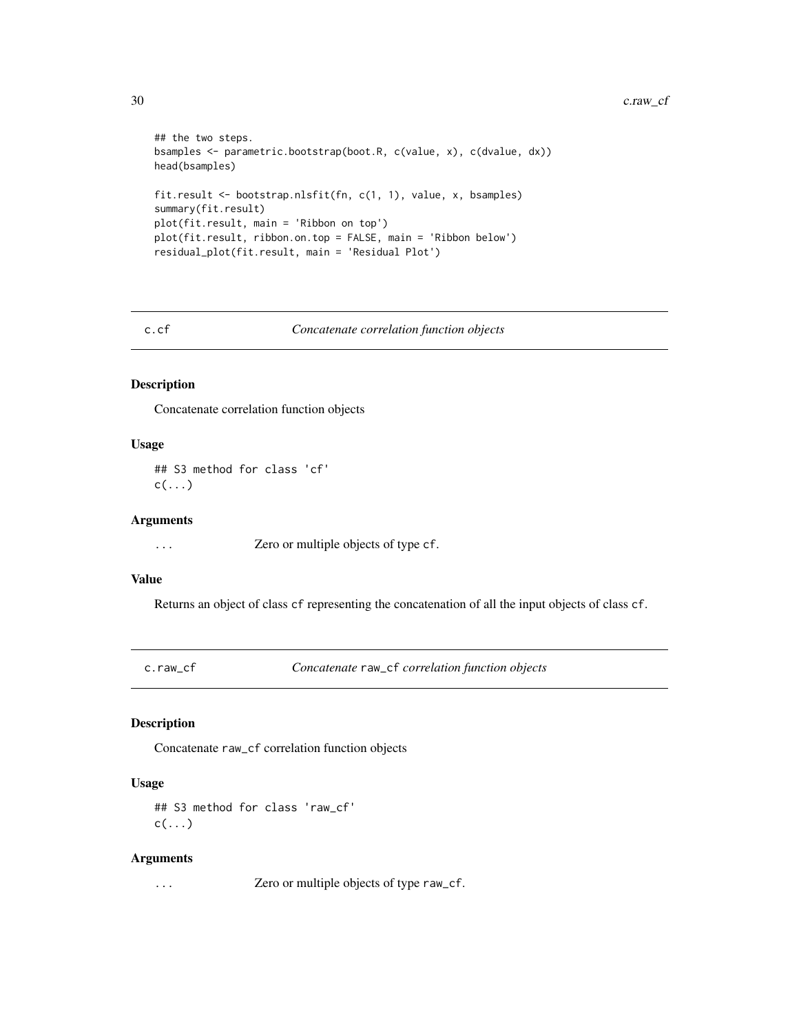```
## the two steps.
bsamples <- parametric.bootstrap(boot.R, c(value, x), c(dvalue, dx))
head(bsamples)

fit.result <- bootstrap.nlsfit(fn, c(1, 1), value, x, bsamples)
summary(fit.result)
plot(fit.result, main = 'Ribbon on top')
plot(fit.result, ribbon.on.top = FALSE, main = 'Ribbon below')
residual_plot(fit.result, main = 'Residual Plot')
```

---

## c.cf — *Concatenate correlation function objects*

### Description

Concatenate correlation function objects

### Usage

```
## S3 method for class 'cf'
c(...)
```

### Arguments

| | |
|---|---|
| `...` | Zero or multiple objects of type `cf`. |

### Value

Returns an object of class `cf` representing the concatenation of all the input objects of class `cf`.

---

## c.raw_cf — *Concatenate `raw_cf` correlation function objects*

### Description

Concatenate `raw_cf` correlation function objects

### Usage

```
## S3 method for class 'raw_cf'
c(...)
```

### Arguments

| | |
|---|---|
| `...` | Zero or multiple objects of type `raw_cf`. |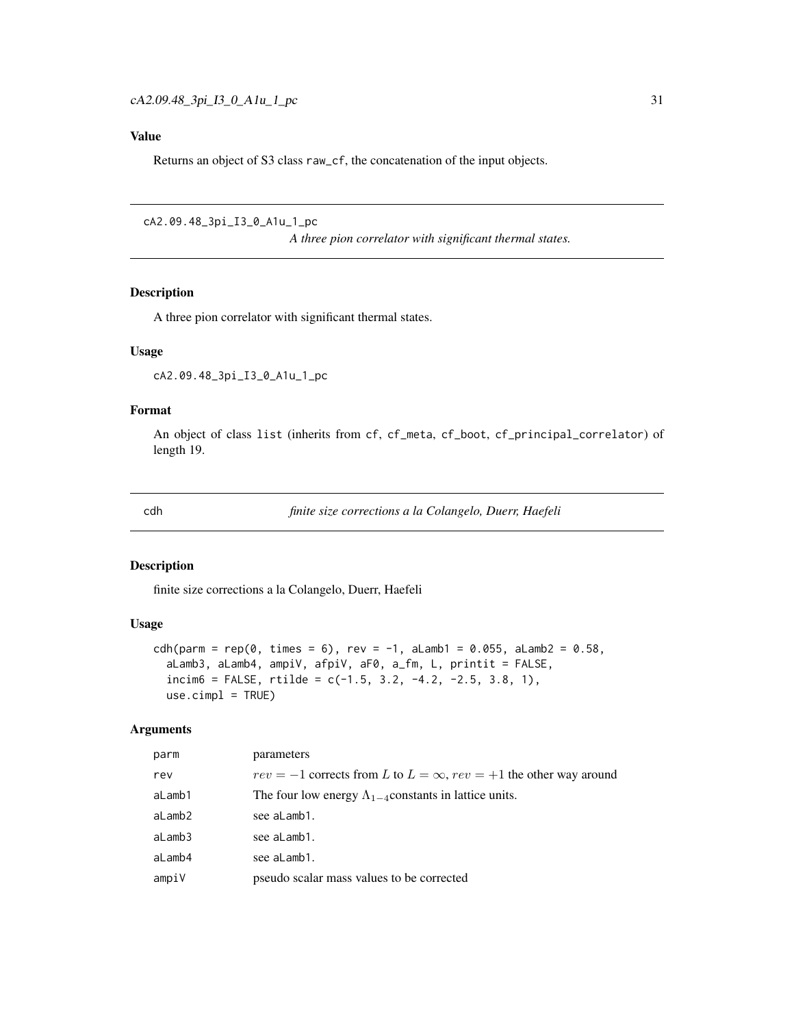## Value

Returns an object of S3 class `raw_cf`, the concatenation of the input objects.

---

# cA2.09.48_3pi_I3_0_A1u_1_pc

*A three pion correlator with significant thermal states.*

## Description

A three pion correlator with significant thermal states.

## Usage

```
cA2.09.48_3pi_I3_0_A1u_1_pc
```

## Format

An object of class `list` (inherits from `cf`, `cf_meta`, `cf_boot`, `cf_principal_correlator`) of length 19.

---

# cdh

*finite size corrections a la Colangelo, Duerr, Haefeli*

## Description

finite size corrections a la Colangelo, Duerr, Haefeli

## Usage

```
cdh(parm = rep(0, times = 6), rev = -1, aLamb1 = 0.055, aLamb2 = 0.58,
  aLamb3, aLamb4, ampiV, afpiV, aF0, a_fm, L, printit = FALSE,
  incim6 = FALSE, rtilde = c(-1.5, 3.2, -4.2, -2.5, 3.8, 1),
  use.cimpl = TRUE)
```

## Arguments

| | |
|---|---|
| parm | parameters |
| rev | $rev = -1$ corrects from $L$ to $L = \infty$, $rev = +1$ the other way around |
| aLamb1 | The four low energy $\Lambda_{1-4}$constants in lattice units. |
| aLamb2 | see aLamb1. |
| aLamb3 | see aLamb1. |
| aLamb4 | see aLamb1. |
| ampiV | pseudo scalar mass values to be corrected |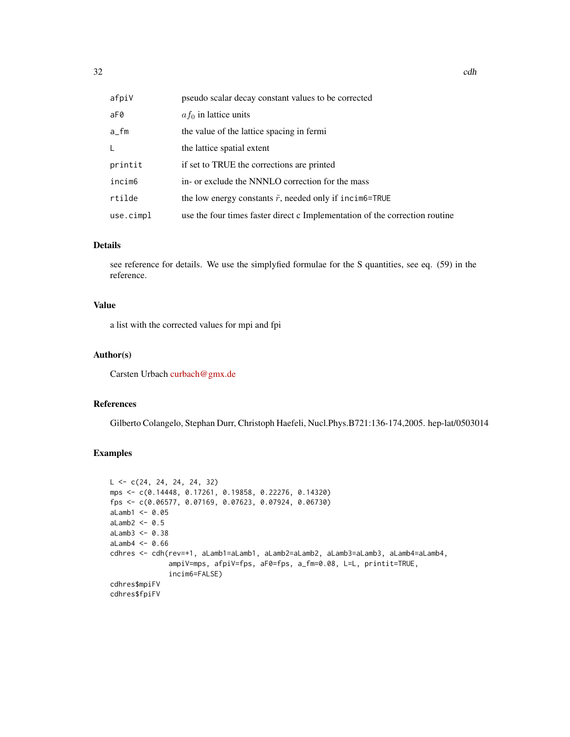| | |
|---|---|
| afpiV | pseudo scalar decay constant values to be corrected |
| aF0 | $af_0$ in lattice units |
| a_fm | the value of the lattice spacing in fermi |
| L | the lattice spatial extent |
| printit | if set to TRUE the corrections are printed |
| incim6 | in- or exclude the NNNLO correction for the mass |
| rtilde | the low energy constants $\tilde{r}$, needed only if incim6=TRUE |
| use.cimpl | use the four times faster direct c Implementation of the correction routine |

### Details

see reference for details. We use the simplyfied formulae for the S quantities, see eq. (59) in the reference.

### Value

a list with the corrected values for mpi and fpi

### Author(s)

Carsten Urbach curbach@gmx.de

### References

Gilberto Colangelo, Stephan Durr, Christoph Haefeli, Nucl.Phys.B721:136-174,2005. hep-lat/0503014

### Examples

```
L <- c(24, 24, 24, 24, 32)
mps <- c(0.14448, 0.17261, 0.19858, 0.22276, 0.14320)
fps <- c(0.06577, 0.07169, 0.07623, 0.07924, 0.06730)
aLamb1 <- 0.05
aLamb2 <- 0.5
aLamb3 <- 0.38
aLamb4 <- 0.66
cdhres <- cdh(rev=+1, aLamb1=aLamb1, aLamb2=aLamb2, aLamb3=aLamb3, aLamb4=aLamb4,
              ampiV=mps, afpiV=fps, aF0=fps, a_fm=0.08, L=L, printit=TRUE,
              incim6=FALSE)
cdhres$mpiFV
cdhres$fpiFV
```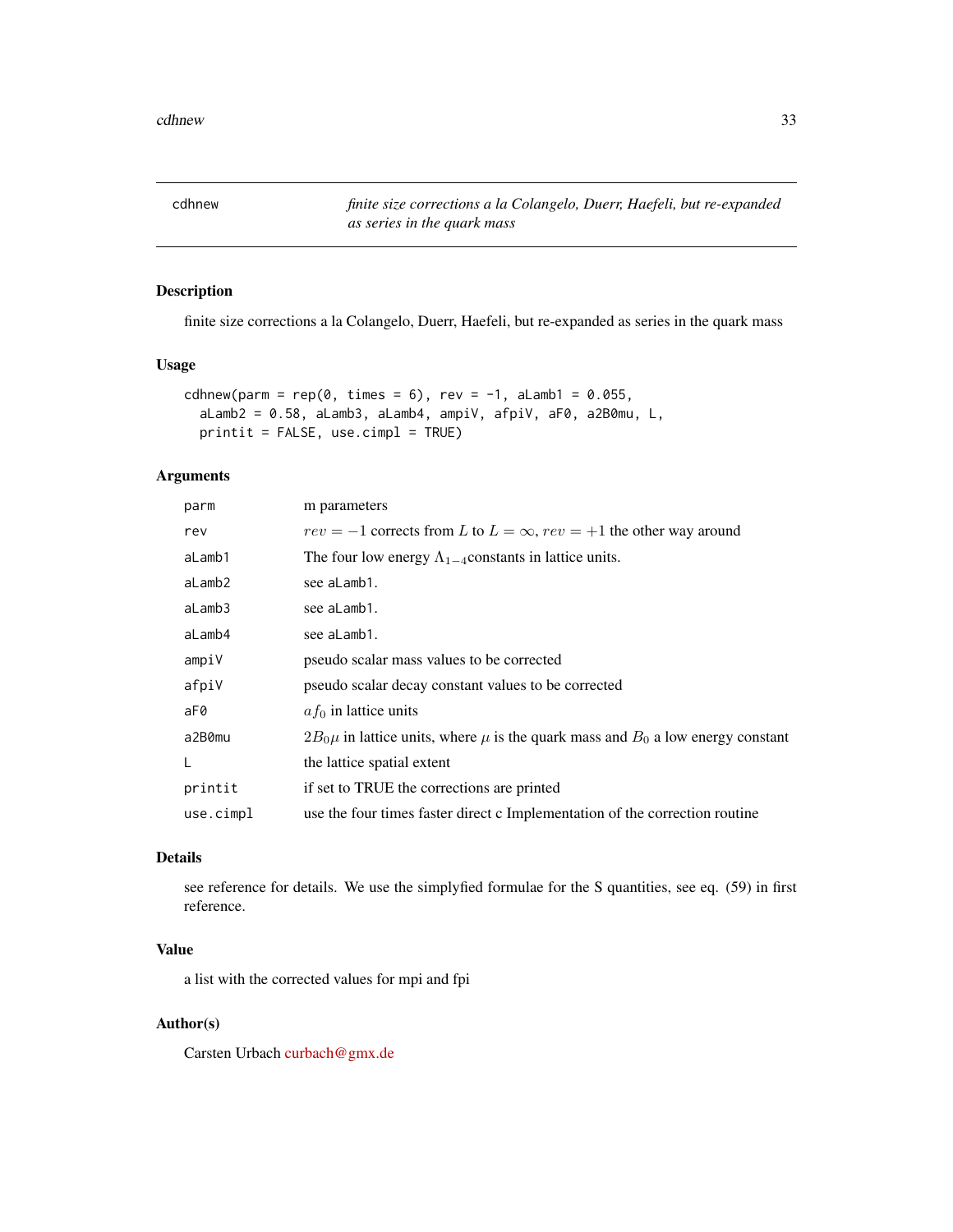## cdhnew — *finite size corrections a la Colangelo, Duerr, Haefeli, but re-expanded as series in the quark mass*

### Description

finite size corrections a la Colangelo, Duerr, Haefeli, but re-expanded as series in the quark mass

### Usage

```
cdhnew(parm = rep(0, times = 6), rev = -1, aLamb1 = 0.055,
  aLamb2 = 0.58, aLamb3, aLamb4, ampiV, afpiV, aF0, a2B0mu, L,
  printit = FALSE, use.cimpl = TRUE)
```

### Arguments

| | |
|---|---|
| parm | m parameters |
| rev | $rev = -1$ corrects from $L$ to $L = \infty$, $rev = +1$ the other way around |
| aLamb1 | The four low energy $\Lambda_{1-4}$constants in lattice units. |
| aLamb2 | see aLamb1. |
| aLamb3 | see aLamb1. |
| aLamb4 | see aLamb1. |
| ampiV | pseudo scalar mass values to be corrected |
| afpiV | pseudo scalar decay constant values to be corrected |
| aF0 | $af_0$ in lattice units |
| a2B0mu | $2B_0\mu$ in lattice units, where $\mu$ is the quark mass and $B_0$ a low energy constant |
| L | the lattice spatial extent |
| printit | if set to TRUE the corrections are printed |
| use.cimpl | use the four times faster direct c Implementation of the correction routine |

### Details

see reference for details. We use the simplyfied formulae for the S quantities, see eq. (59) in first reference.

### Value

a list with the corrected values for mpi and fpi

### Author(s)

Carsten Urbach curbach@gmx.de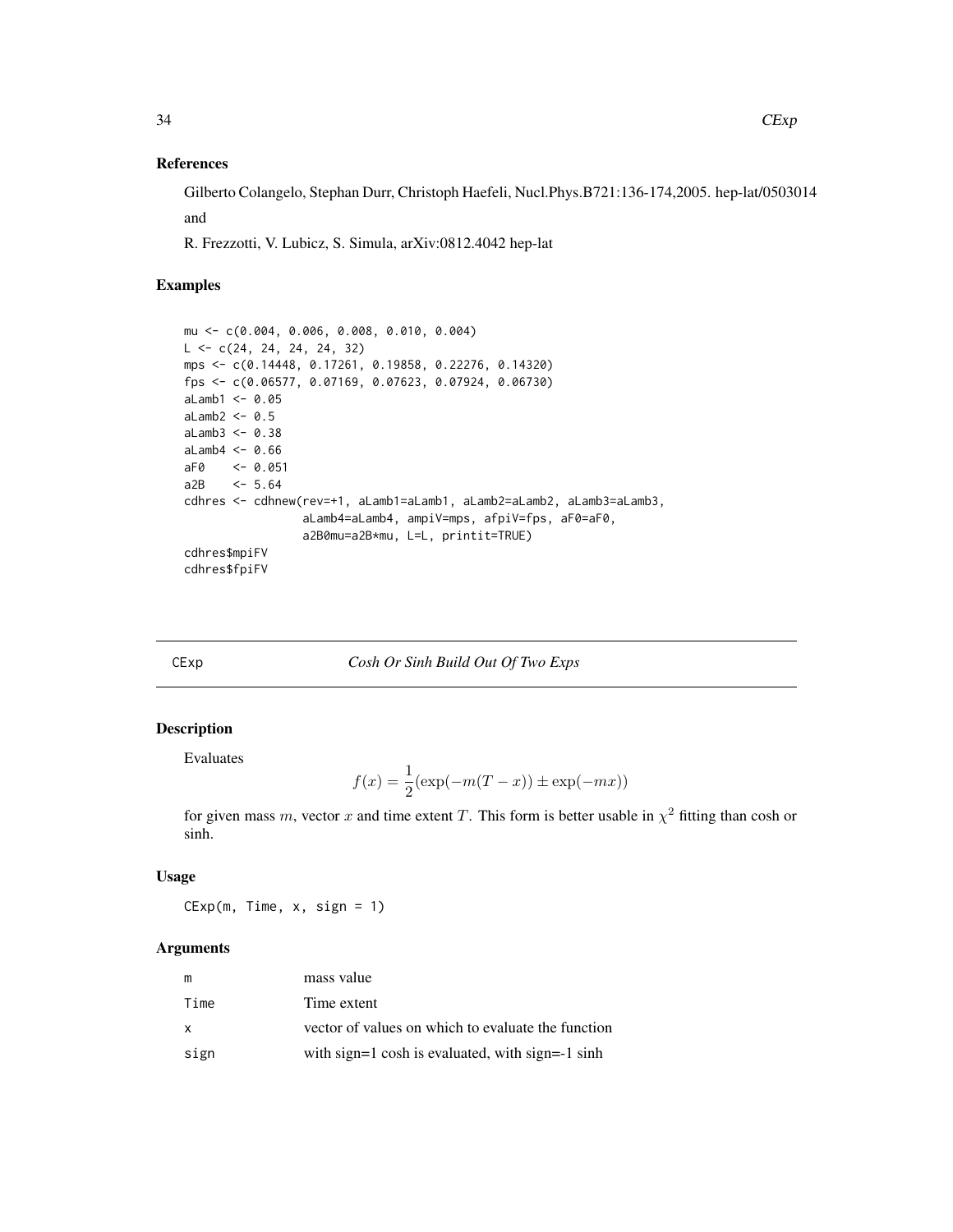### References

Gilberto Colangelo, Stephan Durr, Christoph Haefeli, Nucl.Phys.B721:136-174,2005. hep-lat/0503014 and

R. Frezzotti, V. Lubicz, S. Simula, arXiv:0812.4042 hep-lat

### Examples

```
mu <- c(0.004, 0.006, 0.008, 0.010, 0.004)
L <- c(24, 24, 24, 24, 32)
mps <- c(0.14448, 0.17261, 0.19858, 0.22276, 0.14320)
fps <- c(0.06577, 0.07169, 0.07623, 0.07924, 0.06730)
aLamb1 <- 0.05
aLamb2 <- 0.5
aLamb3 <- 0.38
aLamb4 <- 0.66
aF0    <- 0.051
a2B    <- 5.64
cdhres <- cdhnew(rev=+1, aLamb1=aLamb1, aLamb2=aLamb2, aLamb3=aLamb3,
                 aLamb4=aLamb4, ampiV=mps, afpiV=fps, aF0=aF0,
                 a2B0mu=a2B*mu, L=L, printit=TRUE)
cdhres$mpiFV
cdhres$fpiFV
```

---

## CExp — *Cosh Or Sinh Build Out Of Two Exps*

### Description

Evaluates

$$f(x) = \frac{1}{2}(\exp(-m(T-x)) \pm \exp(-mx))$$

for given mass $m$, vector $x$ and time extent $T$. This form is better usable in $\chi^2$ fitting than cosh or sinh.

### Usage

```
CExp(m, Time, x, sign = 1)
```

### Arguments

| | |
|---|---|
| m | mass value |
| Time | Time extent |
| x | vector of values on which to evaluate the function |
| sign | with sign=1 cosh is evaluated, with sign=-1 sinh |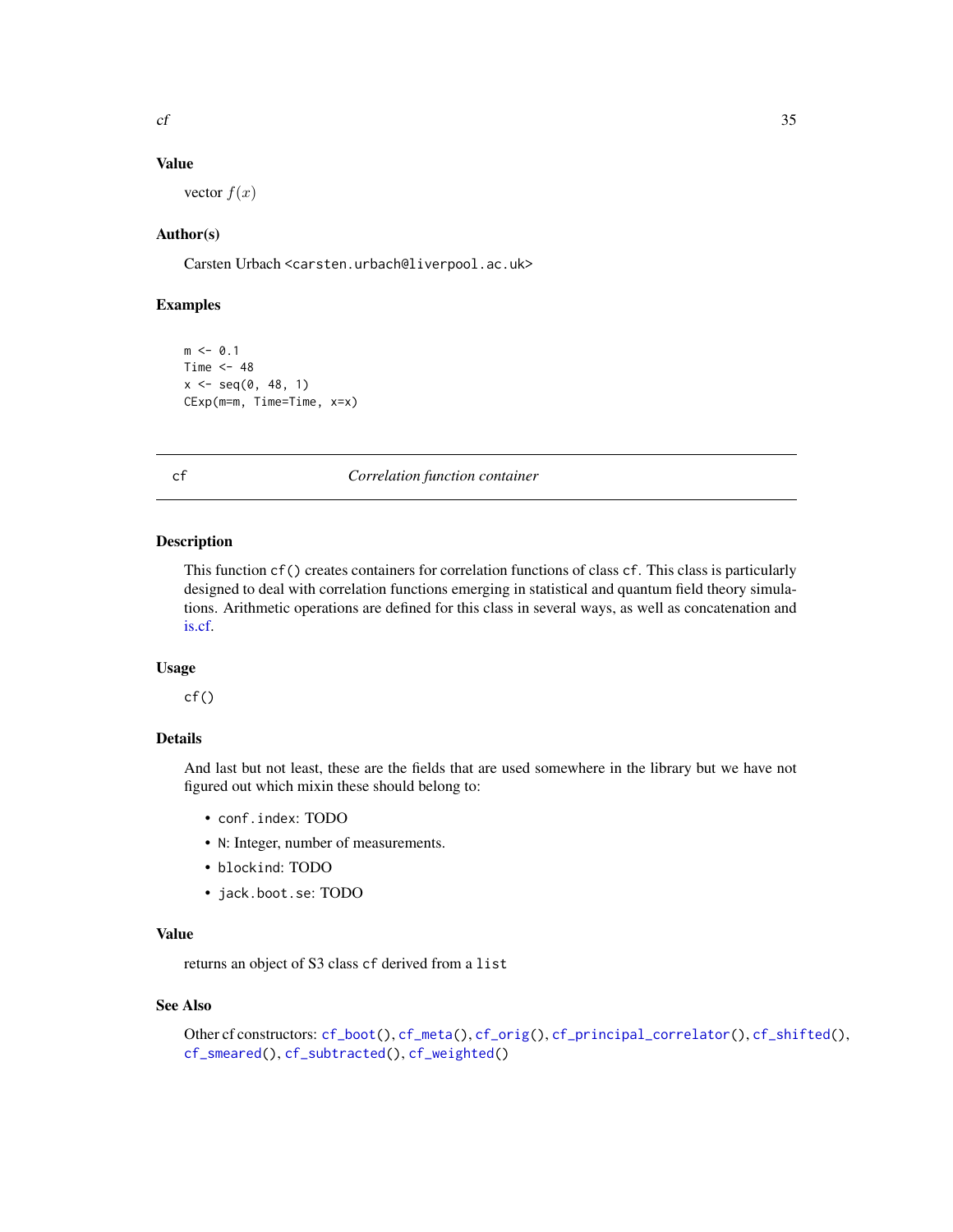## Value

vector $f(x)$

## Author(s)

Carsten Urbach <carsten.urbach@liverpool.ac.uk>

## Examples

```
m <- 0.1
Time <- 48
x <- seq(0, 48, 1)
CExp(m=m, Time=Time, x=x)
```

---

# cf — *Correlation function container*

## Description

This function `cf()` creates containers for correlation functions of class `cf`. This class is particularly designed to deal with correlation functions emerging in statistical and quantum field theory simulations. Arithmetic operations are defined for this class in several ways, as well as concatenation and is.cf.

## Usage

```
cf()
```

## Details

And last but not least, these are the fields that are used somewhere in the library but we have not figured out which mixin these should belong to:

- `conf.index`: TODO
- `N`: Integer, number of measurements.
- `blockind`: TODO
- `jack.boot.se`: TODO

## Value

returns an object of S3 class `cf` derived from a `list`

## See Also

Other cf constructors: `cf_boot()`, `cf_meta()`, `cf_orig()`, `cf_principal_correlator()`, `cf_shifted()`, `cf_smeared()`, `cf_subtracted()`, `cf_weighted()`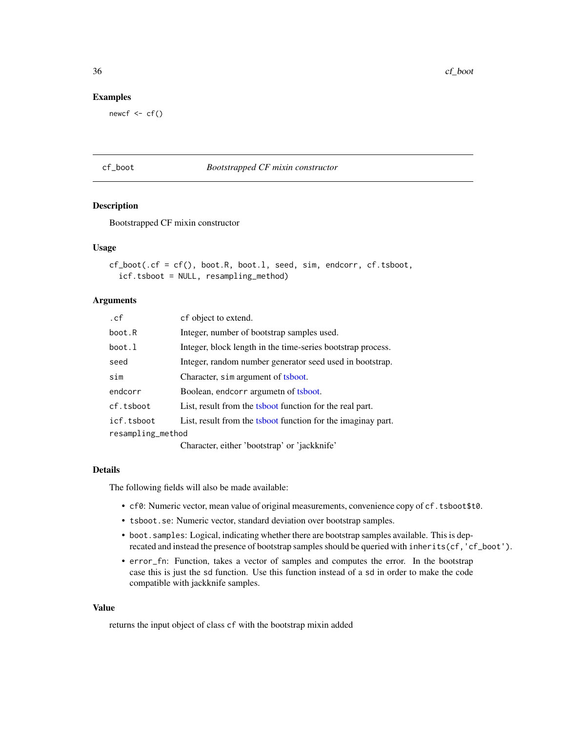## Examples

```
newcf <- cf()
```

---

# cf_boot — *Bootstrapped CF mixin constructor*

## Description

Bootstrapped CF mixin constructor

## Usage

```
cf_boot(.cf = cf(), boot.R, boot.l, seed, sim, endcorr, cf.tsboot,
  icf.tsboot = NULL, resampling_method)
```

## Arguments

| Argument | Description |
|---|---|
| `.cf` | `cf` object to extend. |
| `boot.R` | Integer, number of bootstrap samples used. |
| `boot.l` | Integer, block length in the time-series bootstrap process. |
| `seed` | Integer, random number generator seed used in bootstrap. |
| `sim` | Character, `sim` argument of tsboot. |
| `endcorr` | Boolean, `endcorr` argumetn of tsboot. |
| `cf.tsboot` | List, result from the tsboot function for the real part. |
| `icf.tsboot` | List, result from the tsboot function for the imaginay part. |
| `resampling_method` | Character, either 'bootstrap' or 'jackknife' |

## Details

The following fields will also be made available:

- `cf0`: Numeric vector, mean value of original measurements, convenience copy of `cf.tsboot$t0`.
- `tsboot.se`: Numeric vector, standard deviation over bootstrap samples.
- `boot.samples`: Logical, indicating whether there are bootstrap samples available. This is deprecated and instead the presence of bootstrap samples should be queried with `inherits(cf,'cf_boot')`.
- `error_fn`: Function, takes a vector of samples and computes the error. In the bootstrap case this is just the `sd` function. Use this function instead of a `sd` in order to make the code compatible with jackknife samples.

## Value

returns the input object of class `cf` with the bootstrap mixin added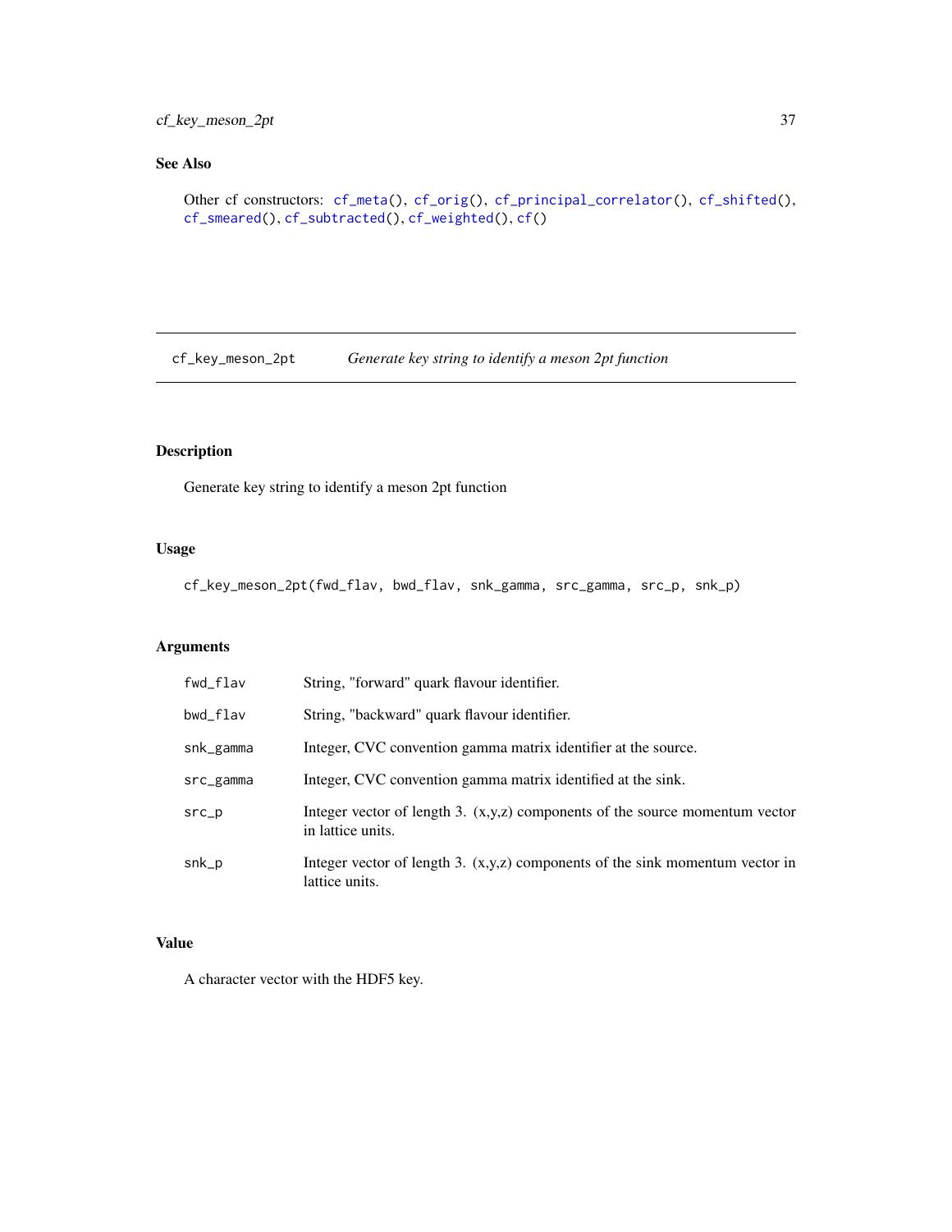## See Also

Other cf constructors: `cf_meta()`, `cf_orig()`, `cf_principal_correlator()`, `cf_shifted()`, `cf_smeared()`, `cf_subtracted()`, `cf_weighted()`, `cf()`

---

# cf_key_meson_2pt — *Generate key string to identify a meson 2pt function*

## Description

Generate key string to identify a meson 2pt function

## Usage

```
cf_key_meson_2pt(fwd_flav, bwd_flav, snk_gamma, src_gamma, src_p, snk_p)
```

## Arguments

| Argument | Description |
|---|---|
| `fwd_flav` | String, "forward" quark flavour identifier. |
| `bwd_flav` | String, "backward" quark flavour identifier. |
| `snk_gamma` | Integer, CVC convention gamma matrix identifier at the source. |
| `src_gamma` | Integer, CVC convention gamma matrix identified at the sink. |
| `src_p` | Integer vector of length 3. (x,y,z) components of the source momentum vector in lattice units. |
| `snk_p` | Integer vector of length 3. (x,y,z) components of the sink momentum vector in lattice units. |

## Value

A character vector with the HDF5 key.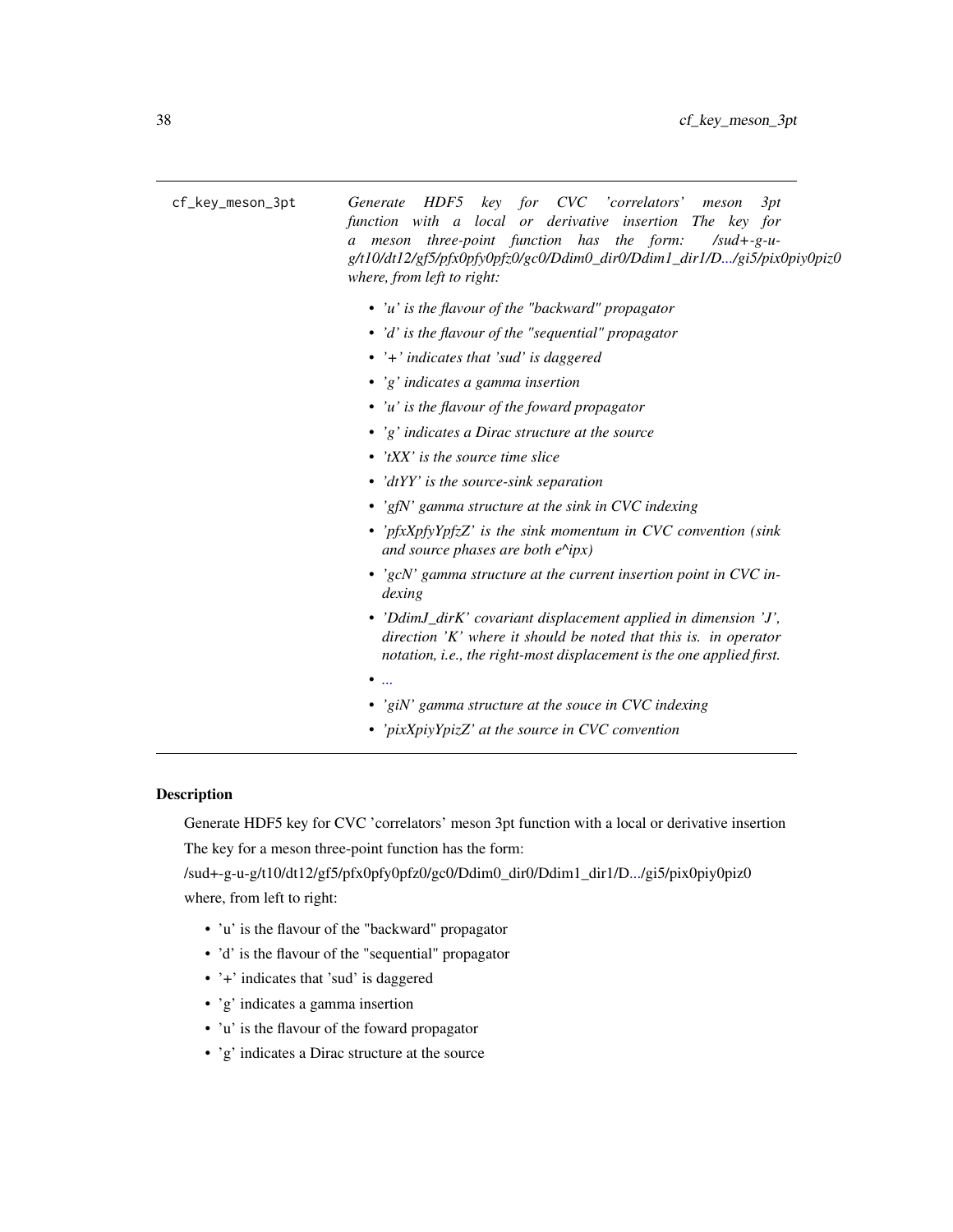| cf_key_meson_3pt | *Generate HDF5 key for CVC 'correlators' meson 3pt function with a local or derivative insertion The key for a meson three-point function has the form: /sud+-g-u-g/t10/dt12/gf5/pfx0pfy0pfz0/gc0/Ddim0_dir0/Ddim1_dir1/D.../gi5/pix0piy0piz0 where, from left to right:* |
|---|---|

- *'u' is the flavour of the "backward" propagator*
- *'d' is the flavour of the "sequential" propagator*
- *'+' indicates that 'sud' is daggered*
- *'g' indicates a gamma insertion*
- *'u' is the flavour of the foward propagator*
- *'g' indicates a Dirac structure at the source*
- *'tXX' is the source time slice*
- *'dtYY' is the source-sink separation*
- *'gfN' gamma structure at the sink in CVC indexing*
- *'pfxXpfyYpfzZ' is the sink momentum in CVC convention (sink and source phases are both e^ipx)*
- *'gcN' gamma structure at the current insertion point in CVC indexing*
- *'DdimJ_dirK' covariant displacement applied in dimension 'J', direction 'K' where it should be noted that this is. in operator notation, i.e., the right-most displacement is the one applied first.*
- *...*
- *'giN' gamma structure at the souce in CVC indexing*
- *'pixXpiyYpizZ' at the source in CVC convention*

## Description

Generate HDF5 key for CVC 'correlators' meson 3pt function with a local or derivative insertion

The key for a meson three-point function has the form:

/sud+-g-u-g/t10/dt12/gf5/pfx0pfy0pfz0/gc0/Ddim0_dir0/Ddim1_dir1/D.../gi5/pix0piy0piz0

where, from left to right:

- 'u' is the flavour of the "backward" propagator
- 'd' is the flavour of the "sequential" propagator
- '+' indicates that 'sud' is daggered
- 'g' indicates a gamma insertion
- 'u' is the flavour of the foward propagator
- 'g' indicates a Dirac structure at the source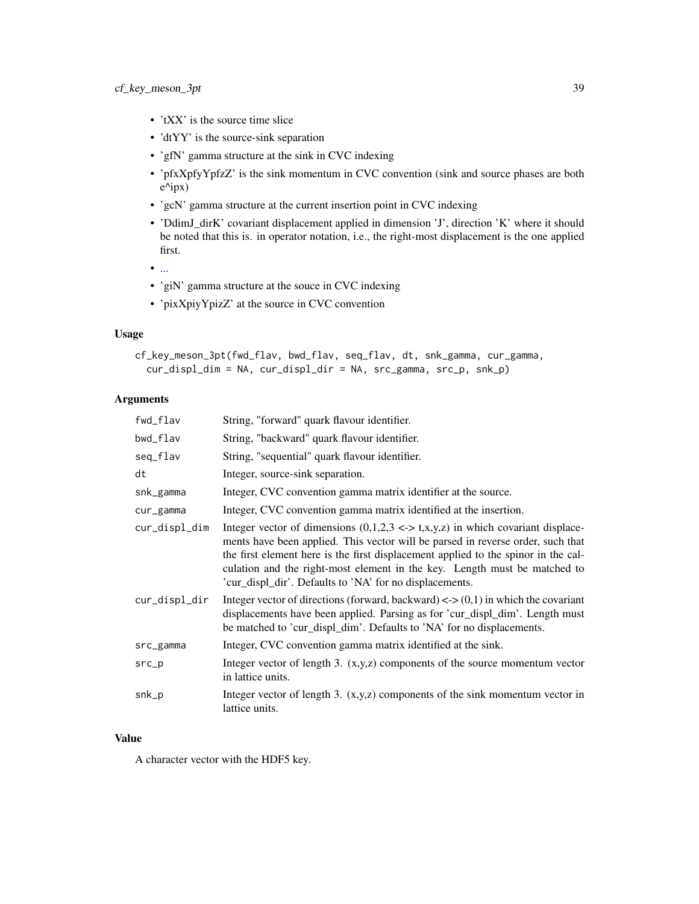- 'tXX' is the source time slice
- 'dtYY' is the source-sink separation
- 'gfN' gamma structure at the sink in CVC indexing
- 'pfxXpfyYpfzZ' is the sink momentum in CVC convention (sink and source phases are both e^ipx)
- 'gcN' gamma structure at the current insertion point in CVC indexing
- 'DdimJ_dirK' covariant displacement applied in dimension 'J', direction 'K' where it should be noted that this is. in operator notation, i.e., the right-most displacement is the one applied first.
- ...
- 'giN' gamma structure at the souce in CVC indexing
- 'pixXpiyYpizZ' at the source in CVC convention

### Usage

```
cf_key_meson_3pt(fwd_flav, bwd_flav, seq_flav, dt, snk_gamma, cur_gamma,
  cur_displ_dim = NA, cur_displ_dir = NA, src_gamma, src_p, snk_p)
```

### Arguments

| | |
|---|---|
| fwd_flav | String, "forward" quark flavour identifier. |
| bwd_flav | String, "backward" quark flavour identifier. |
| seq_flav | String, "sequential" quark flavour identifier. |
| dt | Integer, source-sink separation. |
| snk_gamma | Integer, CVC convention gamma matrix identifier at the source. |
| cur_gamma | Integer, CVC convention gamma matrix identified at the insertion. |
| cur_displ_dim | Integer vector of dimensions (0,1,2,3 <-> t,x,y,z) in which covariant displacements have been applied. This vector will be parsed in reverse order, such that the first element here is the first displacement applied to the spinor in the calculation and the right-most element in the key. Length must be matched to 'cur_displ_dir'. Defaults to 'NA' for no displacements. |
| cur_displ_dir | Integer vector of directions (forward, backward) <-> (0,1) in which the covariant displacements have been applied. Parsing as for 'cur_displ_dim'. Length must be matched to 'cur_displ_dim'. Defaults to 'NA' for no displacements. |
| src_gamma | Integer, CVC convention gamma matrix identified at the sink. |
| src_p | Integer vector of length 3. (x,y,z) components of the source momentum vector in lattice units. |
| snk_p | Integer vector of length 3. (x,y,z) components of the sink momentum vector in lattice units. |

### Value

A character vector with the HDF5 key.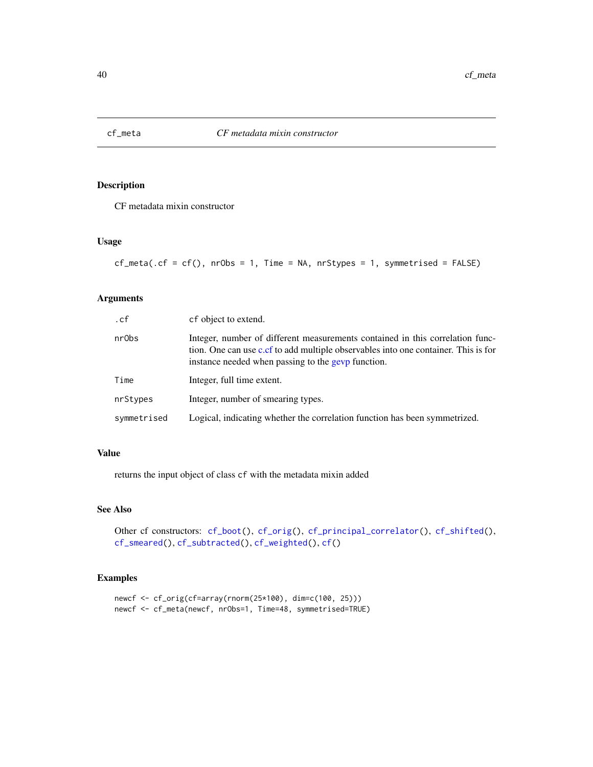# cf_meta — *CF metadata mixin constructor*

## Description

CF metadata mixin constructor

## Usage

```
cf_meta(.cf = cf(), nrObs = 1, Time = NA, nrStypes = 1, symmetrised = FALSE)
```

## Arguments

| | |
|---|---|
| `.cf` | `cf` object to extend. |
| `nrObs` | Integer, number of different measurements contained in this correlation function. One can use c.cf to add multiple observables into one container. This is for instance needed when passing to the gevp function. |
| `Time` | Integer, full time extent. |
| `nrStypes` | Integer, number of smearing types. |
| `symmetrised` | Logical, indicating whether the correlation function has been symmetrized. |

## Value

returns the input object of class `cf` with the metadata mixin added

## See Also

Other cf constructors: `cf_boot()`, `cf_orig()`, `cf_principal_correlator()`, `cf_shifted()`, `cf_smeared()`, `cf_subtracted()`, `cf_weighted()`, `cf()`

## Examples

```
newcf <- cf_orig(cf=array(rnorm(25*100), dim=c(100, 25)))
newcf <- cf_meta(newcf, nrObs=1, Time=48, symmetrised=TRUE)
```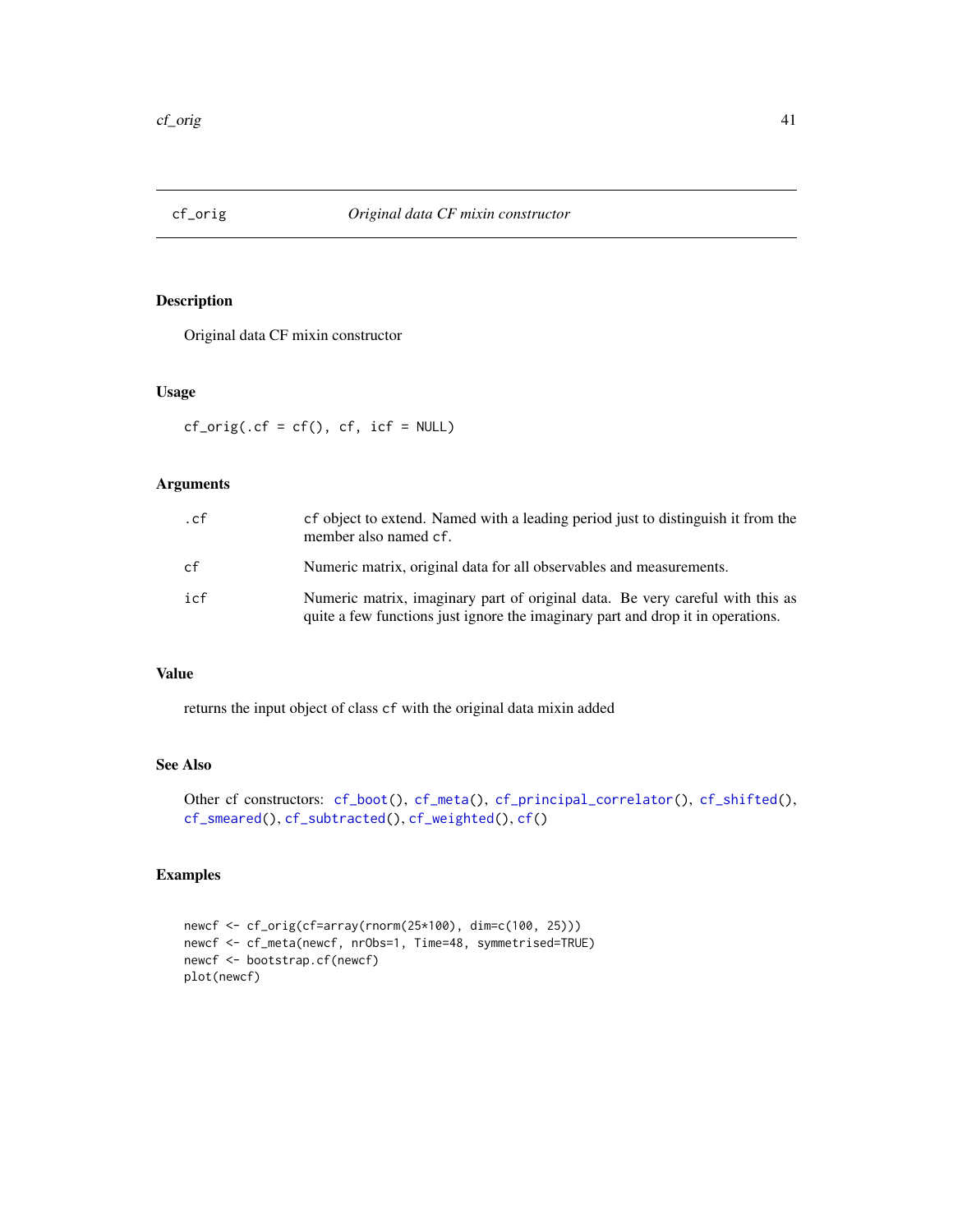## cf_orig *Original data CF mixin constructor*

### Description

Original data CF mixin constructor

### Usage

```
cf_orig(.cf = cf(), cf, icf = NULL)
```

### Arguments

| | |
|---|---|
| .cf | cf object to extend. Named with a leading period just to distinguish it from the member also named cf. |
| cf | Numeric matrix, original data for all observables and measurements. |
| icf | Numeric matrix, imaginary part of original data. Be very careful with this as quite a few functions just ignore the imaginary part and drop it in operations. |

### Value

returns the input object of class cf with the original data mixin added

### See Also

Other cf constructors: cf_boot(), cf_meta(), cf_principal_correlator(), cf_shifted(), cf_smeared(), cf_subtracted(), cf_weighted(), cf()

### Examples

```
newcf <- cf_orig(cf=array(rnorm(25*100), dim=c(100, 25)))
newcf <- cf_meta(newcf, nrObs=1, Time=48, symmetrised=TRUE)
newcf <- bootstrap.cf(newcf)
plot(newcf)
```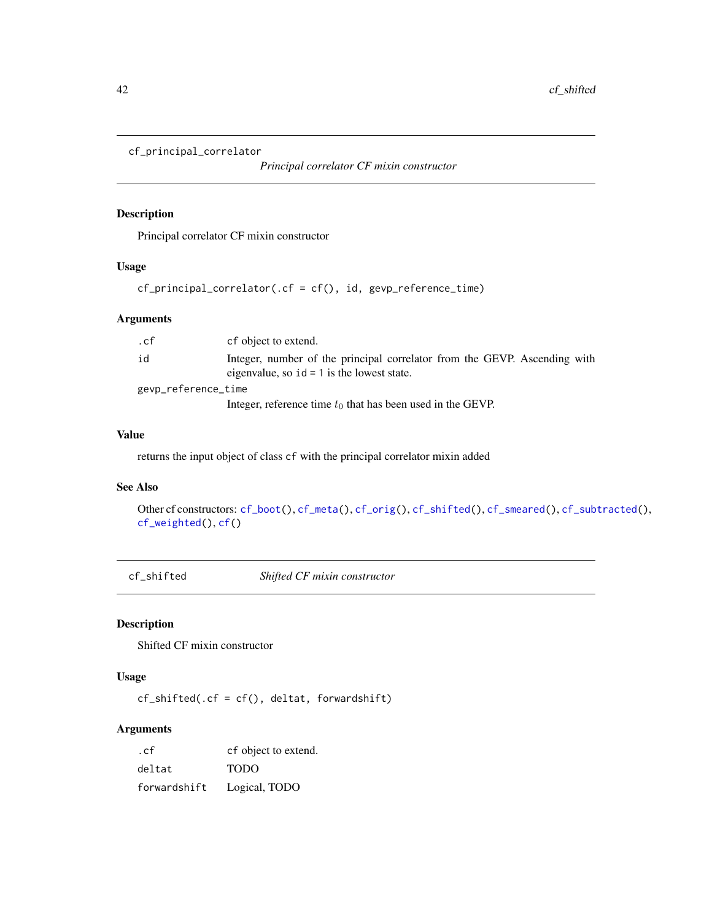## cf_principal_correlator — *Principal correlator CF mixin constructor*

### Description

Principal correlator CF mixin constructor

### Usage

```
cf_principal_correlator(.cf = cf(), id, gevp_reference_time)
```

### Arguments

| | |
|---|---|
| `.cf` | `cf` object to extend. |
| `id` | Integer, number of the principal correlator from the GEVP. Ascending with eigenvalue, so `id = 1` is the lowest state. |
| `gevp_reference_time` | Integer, reference time $t_0$ that has been used in the GEVP. |

### Value

returns the input object of class `cf` with the principal correlator mixin added

### See Also

Other cf constructors: `cf_boot()`, `cf_meta()`, `cf_orig()`, `cf_shifted()`, `cf_smeared()`, `cf_subtracted()`, `cf_weighted()`, `cf()`

## cf_shifted — *Shifted CF mixin constructor*

### Description

Shifted CF mixin constructor

### Usage

```
cf_shifted(.cf = cf(), deltat, forwardshift)
```

### Arguments

| | |
|---|---|
| `.cf` | `cf` object to extend. |
| `deltat` | TODO |
| `forwardshift` | Logical, TODO |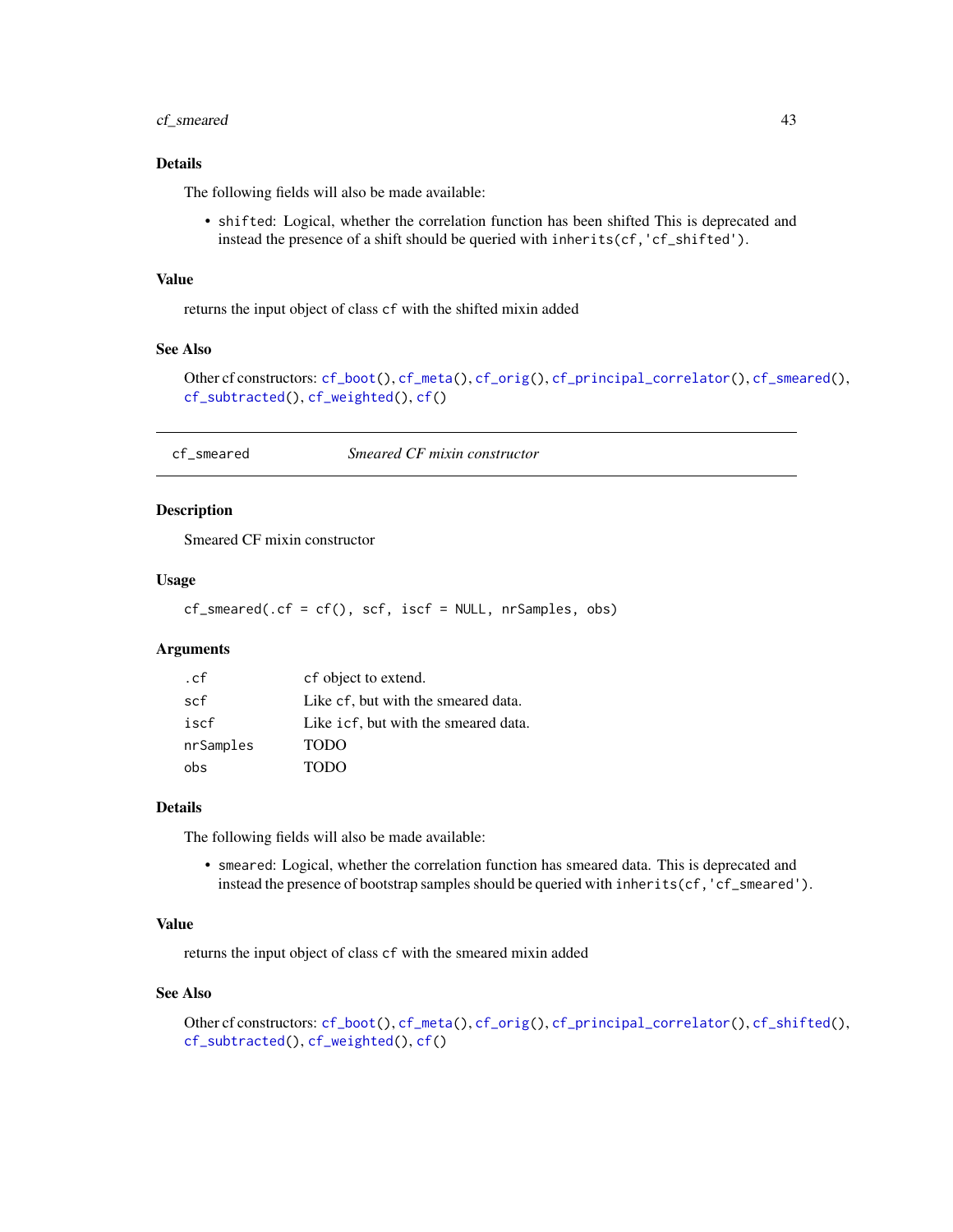### Details

The following fields will also be made available:

- `shifted`: Logical, whether the correlation function has been shifted This is deprecated and instead the presence of a shift should be queried with `inherits(cf,'cf_shifted')`.

### Value

returns the input object of class `cf` with the shifted mixin added

### See Also

Other cf constructors: `cf_boot()`, `cf_meta()`, `cf_orig()`, `cf_principal_correlator()`, `cf_smeared()`, `cf_subtracted()`, `cf_weighted()`, `cf()`

---

## cf_smeared — *Smeared CF mixin constructor*

---

### Description

Smeared CF mixin constructor

### Usage

```
cf_smeared(.cf = cf(), scf, iscf = NULL, nrSamples, obs)
```

### Arguments

| Argument | Description |
|---|---|
| `.cf` | `cf` object to extend. |
| `scf` | Like `cf`, but with the smeared data. |
| `iscf` | Like `icf`, but with the smeared data. |
| `nrSamples` | TODO |
| `obs` | TODO |

### Details

The following fields will also be made available:

- `smeared`: Logical, whether the correlation function has smeared data. This is deprecated and instead the presence of bootstrap samples should be queried with `inherits(cf,'cf_smeared')`.

### Value

returns the input object of class `cf` with the smeared mixin added

### See Also

Other cf constructors: `cf_boot()`, `cf_meta()`, `cf_orig()`, `cf_principal_correlator()`, `cf_shifted()`, `cf_subtracted()`, `cf_weighted()`, `cf()`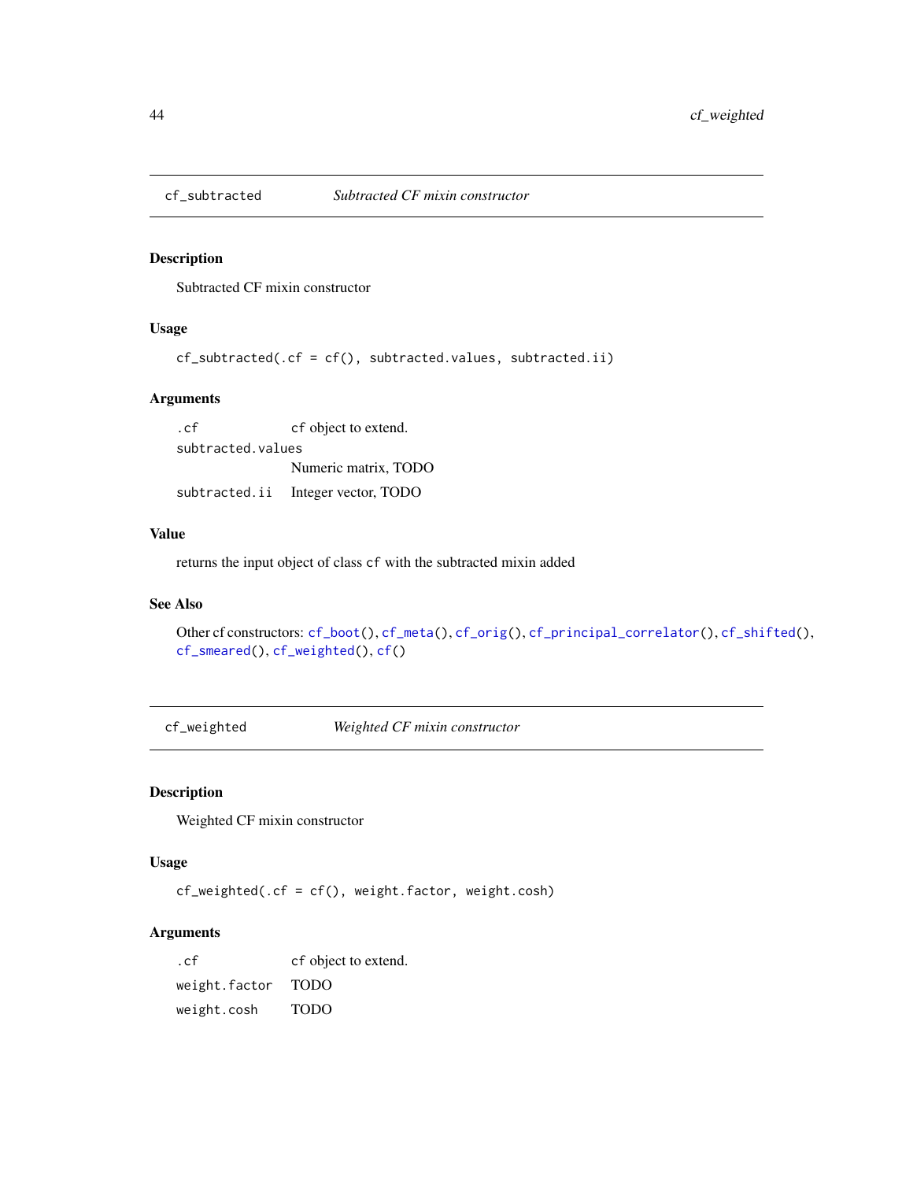## cf_subtracted — *Subtracted CF mixin constructor*

### Description

Subtracted CF mixin constructor

### Usage

```
cf_subtracted(.cf = cf(), subtracted.values, subtracted.ii)
```

### Arguments

| | |
|---|---|
| `.cf` | `cf` object to extend. |
| `subtracted.values` | Numeric matrix, TODO |
| `subtracted.ii` | Integer vector, TODO |

### Value

returns the input object of class `cf` with the subtracted mixin added

### See Also

Other cf constructors: `cf_boot()`, `cf_meta()`, `cf_orig()`, `cf_principal_correlator()`, `cf_shifted()`, `cf_smeared()`, `cf_weighted()`, `cf()`

## cf_weighted — *Weighted CF mixin constructor*

### Description

Weighted CF mixin constructor

### Usage

```
cf_weighted(.cf = cf(), weight.factor, weight.cosh)
```

### Arguments

| | |
|---|---|
| `.cf` | `cf` object to extend. |
| `weight.factor` | TODO |
| `weight.cosh` | TODO |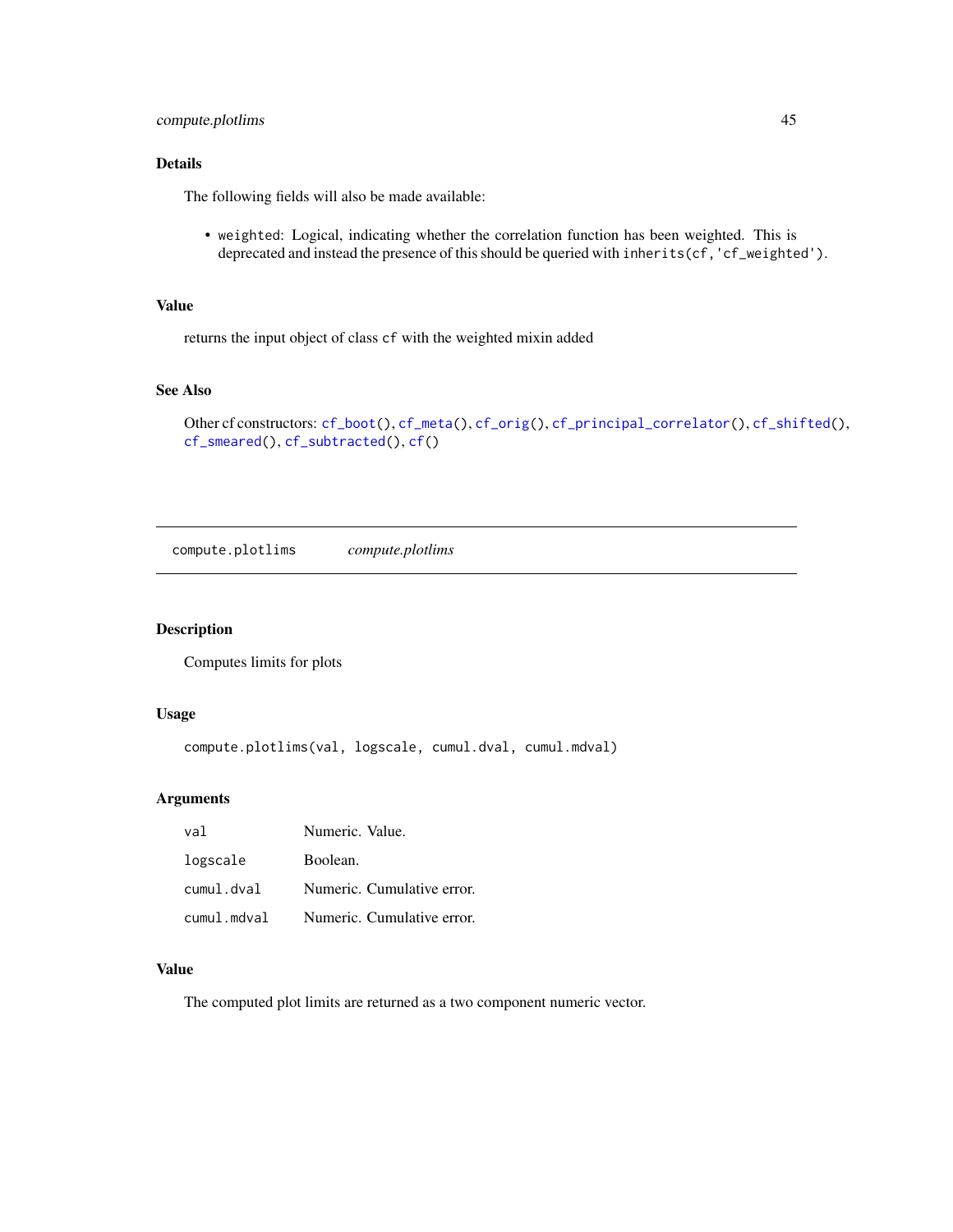### Details

The following fields will also be made available:

- `weighted`: Logical, indicating whether the correlation function has been weighted. This is deprecated and instead the presence of this should be queried with `inherits(cf,'cf_weighted')`.

### Value

returns the input object of class `cf` with the weighted mixin added

### See Also

Other cf constructors: `cf_boot()`, `cf_meta()`, `cf_orig()`, `cf_principal_correlator()`, `cf_shifted()`, `cf_smeared()`, `cf_subtracted()`, `cf()`

---

## compute.plotlims &nbsp;&nbsp;&nbsp; *compute.plotlims*

### Description

Computes limits for plots

### Usage

```
compute.plotlims(val, logscale, cumul.dval, cumul.mdval)
```

### Arguments

| | |
|---|---|
| `val` | Numeric. Value. |
| `logscale` | Boolean. |
| `cumul.dval` | Numeric. Cumulative error. |
| `cumul.mdval` | Numeric. Cumulative error. |

### Value

The computed plot limits are returned as a two component numeric vector.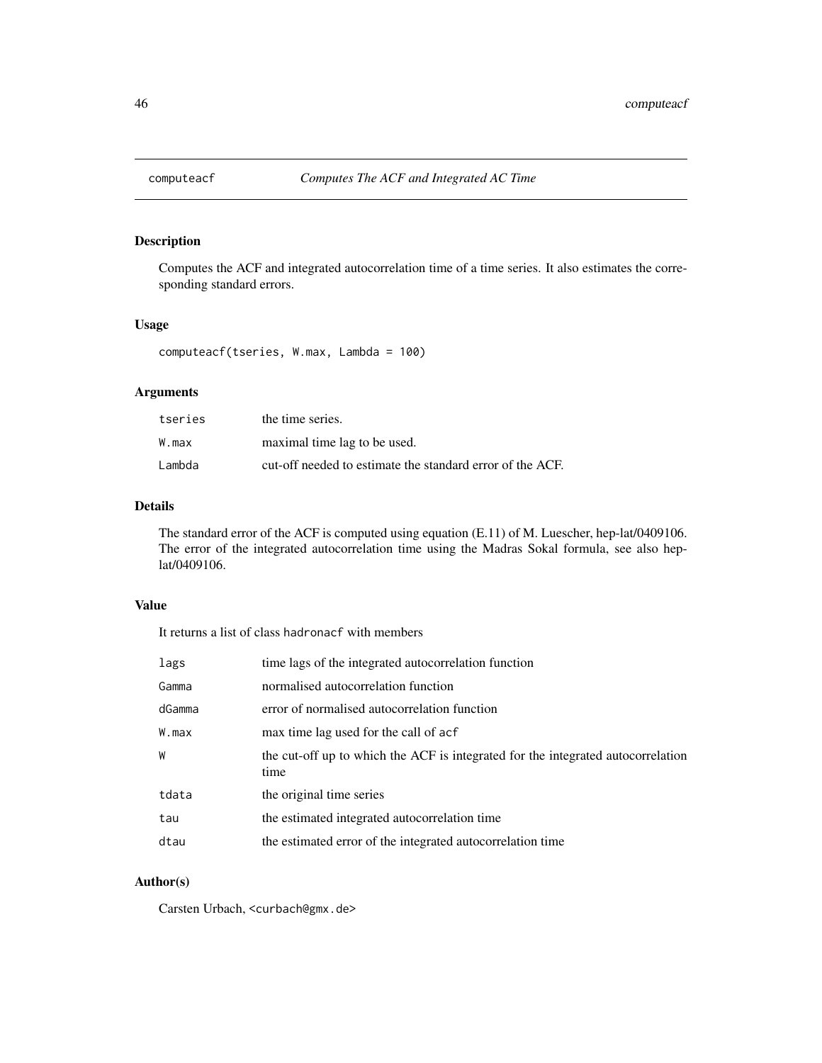# computeacf *Computes The ACF and Integrated AC Time*

## Description

Computes the ACF and integrated autocorrelation time of a time series. It also estimates the corresponding standard errors.

## Usage

```
computeacf(tseries, W.max, Lambda = 100)
```

## Arguments

| | |
|---|---|
| `tseries` | the time series. |
| `W.max` | maximal time lag to be used. |
| `Lambda` | cut-off needed to estimate the standard error of the ACF. |

## Details

The standard error of the ACF is computed using equation (E.11) of M. Luescher, hep-lat/0409106. The error of the integrated autocorrelation time using the Madras Sokal formula, see also hep-lat/0409106.

## Value

It returns a list of class `hadronacf` with members

| | |
|---|---|
| `lags` | time lags of the integrated autocorrelation function |
| `Gamma` | normalised autocorrelation function |
| `dGamma` | error of normalised autocorrelation function |
| `W.max` | max time lag used for the call of `acf` |
| `W` | the cut-off up to which the ACF is integrated for the integrated autocorrelation time |
| `tdata` | the original time series |
| `tau` | the estimated integrated autocorrelation time |
| `dtau` | the estimated error of the integrated autocorrelation time |

## Author(s)

Carsten Urbach, <curbach@gmx.de>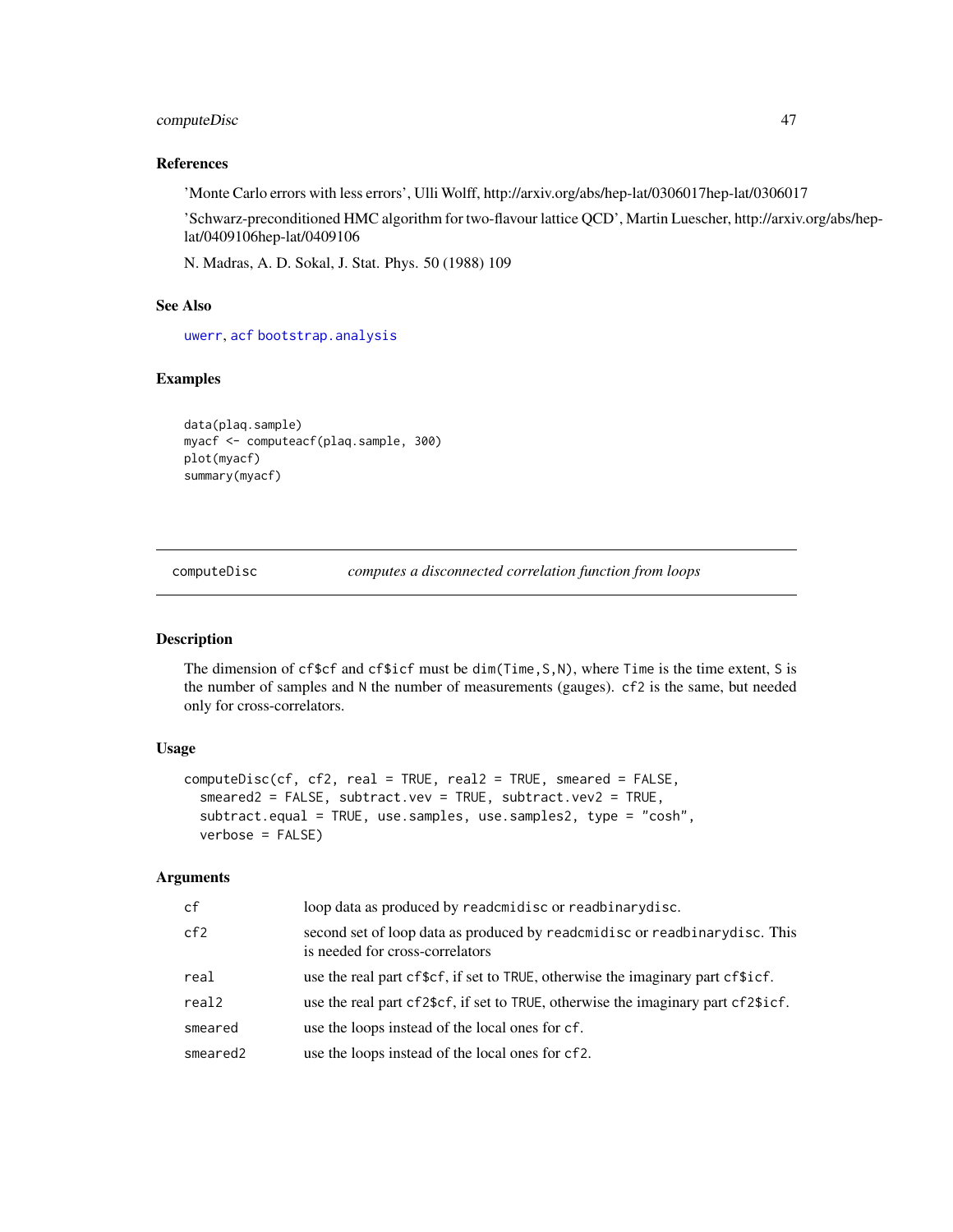### References

'Monte Carlo errors with less errors', Ulli Wolff, http://arxiv.org/abs/hep-lat/0306017hep-lat/0306017

'Schwarz-preconditioned HMC algorithm for two-flavour lattice QCD', Martin Luescher, http://arxiv.org/abs/hep-lat/0409106hep-lat/0409106

N. Madras, A. D. Sokal, J. Stat. Phys. 50 (1988) 109

### See Also

uwerr, acf bootstrap.analysis

### Examples

```
data(plaq.sample)
myacf <- computeacf(plaq.sample, 300)
plot(myacf)
summary(myacf)
```

---

## computeDisc — *computes a disconnected correlation function from loops*

### Description

The dimension of cf$cf and cf$icf must be dim(Time,S,N), where Time is the time extent, S is the number of samples and N the number of measurements (gauges). cf2 is the same, but needed only for cross-correlators.

### Usage

```
computeDisc(cf, cf2, real = TRUE, real2 = TRUE, smeared = FALSE,
  smeared2 = FALSE, subtract.vev = TRUE, subtract.vev2 = TRUE,
  subtract.equal = TRUE, use.samples, use.samples2, type = "cosh",
  verbose = FALSE)
```

### Arguments

| | |
|---|---|
| cf | loop data as produced by readcmidisc or readbinarydisc. |
| cf2 | second set of loop data as produced by readcmidisc or readbinarydisc. This is needed for cross-correlators |
| real | use the real part cf$cf, if set to TRUE, otherwise the imaginary part cf$icf. |
| real2 | use the real part cf2$cf, if set to TRUE, otherwise the imaginary part cf2$icf. |
| smeared | use the loops instead of the local ones for cf. |
| smeared2 | use the loops instead of the local ones for cf2. |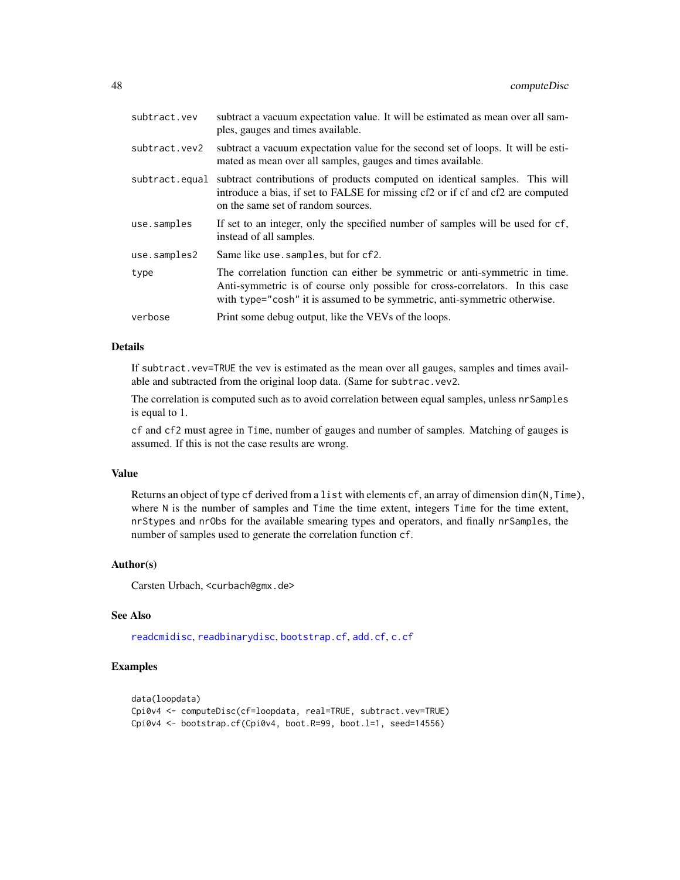| | |
|---|---|
| `subtract.vev` | subtract a vacuum expectation value. It will be estimated as mean over all samples, gauges and times available. |
| `subtract.vev2` | subtract a vacuum expectation value for the second set of loops. It will be estimated as mean over all samples, gauges and times available. |
| `subtract.equal` | subtract contributions of products computed on identical samples. This will introduce a bias, if set to FALSE for missing cf2 or if cf and cf2 are computed on the same set of random sources. |
| `use.samples` | If set to an integer, only the specified number of samples will be used for `cf`, instead of all samples. |
| `use.samples2` | Same like `use.samples`, but for `cf2`. |
| `type` | The correlation function can either be symmetric or anti-symmetric in time. Anti-symmetric is of course only possible for cross-correlators. In this case with `type="cosh"` it is assumed to be symmetric, anti-symmetric otherwise. |
| `verbose` | Print some debug output, like the VEVs of the loops. |

## Details

If `subtract.vev=TRUE` the vev is estimated as the mean over all gauges, samples and times available and subtracted from the original loop data. (Same for `subtrac.vev2`.

The correlation is computed such as to avoid correlation between equal samples, unless `nrSamples` is equal to 1.

`cf` and `cf2` must agree in `Time`, number of gauges and number of samples. Matching of gauges is assumed. If this is not the case results are wrong.

## Value

Returns an object of type `cf` derived from a `list` with elements `cf`, an array of dimension `dim(N,Time)`, where `N` is the number of samples and `Time` the time extent, integers `Time` for the time extent, `nrStypes` and `nrObs` for the available smearing types and operators, and finally `nrSamples`, the number of samples used to generate the correlation function `cf`.

## Author(s)

Carsten Urbach, <curbach@gmx.de>

## See Also

`readcmidisc`, `readbinarydisc`, `bootstrap.cf`, `add.cf`, `c.cf`

## Examples

```
data(loopdata)
Cpi0v4 <- computeDisc(cf=loopdata, real=TRUE, subtract.vev=TRUE)
Cpi0v4 <- bootstrap.cf(Cpi0v4, boot.R=99, boot.l=1, seed=14556)
```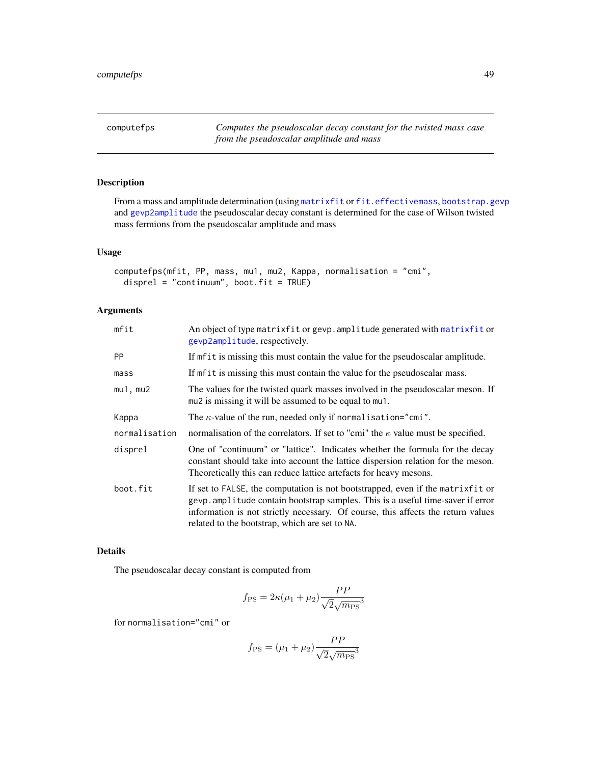## computefps — Computes the pseudoscalar decay constant for the twisted mass case from the pseudoscalar amplitude and mass

### Description

From a mass and amplitude determination (using matrixfit or fit.effectivemass, bootstrap.gevp and gevp2amplitude the pseudoscalar decay constant is determined for the case of Wilson twisted mass fermions from the pseudoscalar amplitude and mass

### Usage

```
computefps(mfit, PP, mass, mu1, mu2, Kappa, normalisation = "cmi",
  disprel = "continuum", boot.fit = TRUE)
```

### Arguments

| | |
|---|---|
| mfit | An object of type matrixfit or gevp.amplitude generated with matrixfit or gevp2amplitude, respectively. |
| PP | If mfit is missing this must contain the value for the pseudoscalar amplitude. |
| mass | If mfit is missing this must contain the value for the pseudoscalar mass. |
| mu1, mu2 | The values for the twisted quark masses involved in the pseudoscalar meson. If mu2 is missing it will be assumed to be equal to mu1. |
| Kappa | The $\kappa$-value of the run, needed only if normalisation="cmi". |
| normalisation | normalisation of the correlators. If set to "cmi" the $\kappa$ value must be specified. |
| disprel | One of "continuum" or "lattice". Indicates whether the formula for the decay constant should take into account the lattice dispersion relation for the meson. Theoretically this can reduce lattice artefacts for heavy mesons. |
| boot.fit | If set to FALSE, the computation is not bootstrapped, even if the matrixfit or gevp.amplitude contain bootstrap samples. This is a useful time-saver if error information is not strictly necessary. Of course, this affects the return values related to the bootstrap, which are set to NA. |

### Details

The pseudoscalar decay constant is computed from

$$f_\mathrm{PS} = 2\kappa(\mu_1 + \mu_2)\frac{PP}{\sqrt{2}\sqrt{m_\mathrm{PS}}^3}$$

for normalisation="cmi" or

$$f_\mathrm{PS} = (\mu_1 + \mu_2)\frac{PP}{\sqrt{2}\sqrt{m_\mathrm{PS}}^3}$$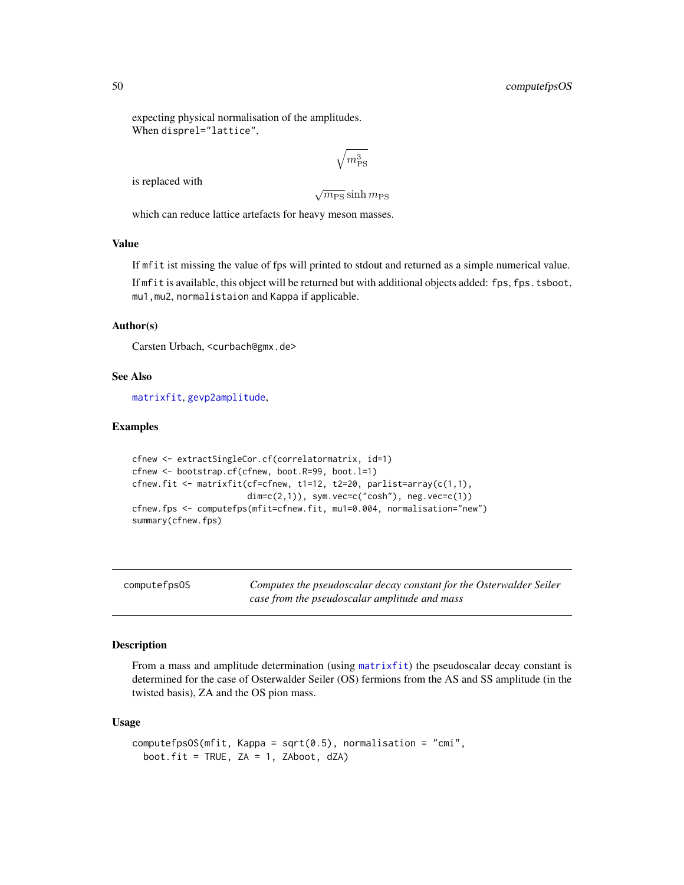expecting physical normalisation of the amplitudes.
When disprel="lattice",

$$\sqrt{m_{\mathrm{PS}}^3}$$

is replaced with

$$\sqrt{m_{\mathrm{PS}}}\sinh m_{\mathrm{PS}}$$

which can reduce lattice artefacts for heavy meson masses.

### Value

If mfit ist missing the value of fps will printed to stdout and returned as a simple numerical value.

If mfit is available, this object will be returned but with additional objects added: fps, fps.tsboot, mu1,mu2, normalistaion and Kappa if applicable.

### Author(s)

Carsten Urbach, <curbach@gmx.de>

### See Also

matrixfit, gevp2amplitude,

### Examples

```
cfnew <- extractSingleCor.cf(correlatormatrix, id=1)
cfnew <- bootstrap.cf(cfnew, boot.R=99, boot.l=1)
cfnew.fit <- matrixfit(cf=cfnew, t1=12, t2=20, parlist=array(c(1,1),
                       dim=c(2,1)), sym.vec=c("cosh"), neg.vec=c(1))
cfnew.fps <- computefps(mfit=cfnew.fit, mu1=0.004, normalisation="new")
summary(cfnew.fps)
```

---

## computefpsOS — *Computes the pseudoscalar decay constant for the Osterwalder Seiler case from the pseudoscalar amplitude and mass*

### Description

From a mass and amplitude determination (using matrixfit) the pseudoscalar decay constant is determined for the case of Osterwalder Seiler (OS) fermions from the AS and SS amplitude (in the twisted basis), ZA and the OS pion mass.

### Usage

```
computefpsOS(mfit, Kappa = sqrt(0.5), normalisation = "cmi",
  boot.fit = TRUE, ZA = 1, ZAboot, dZA)
```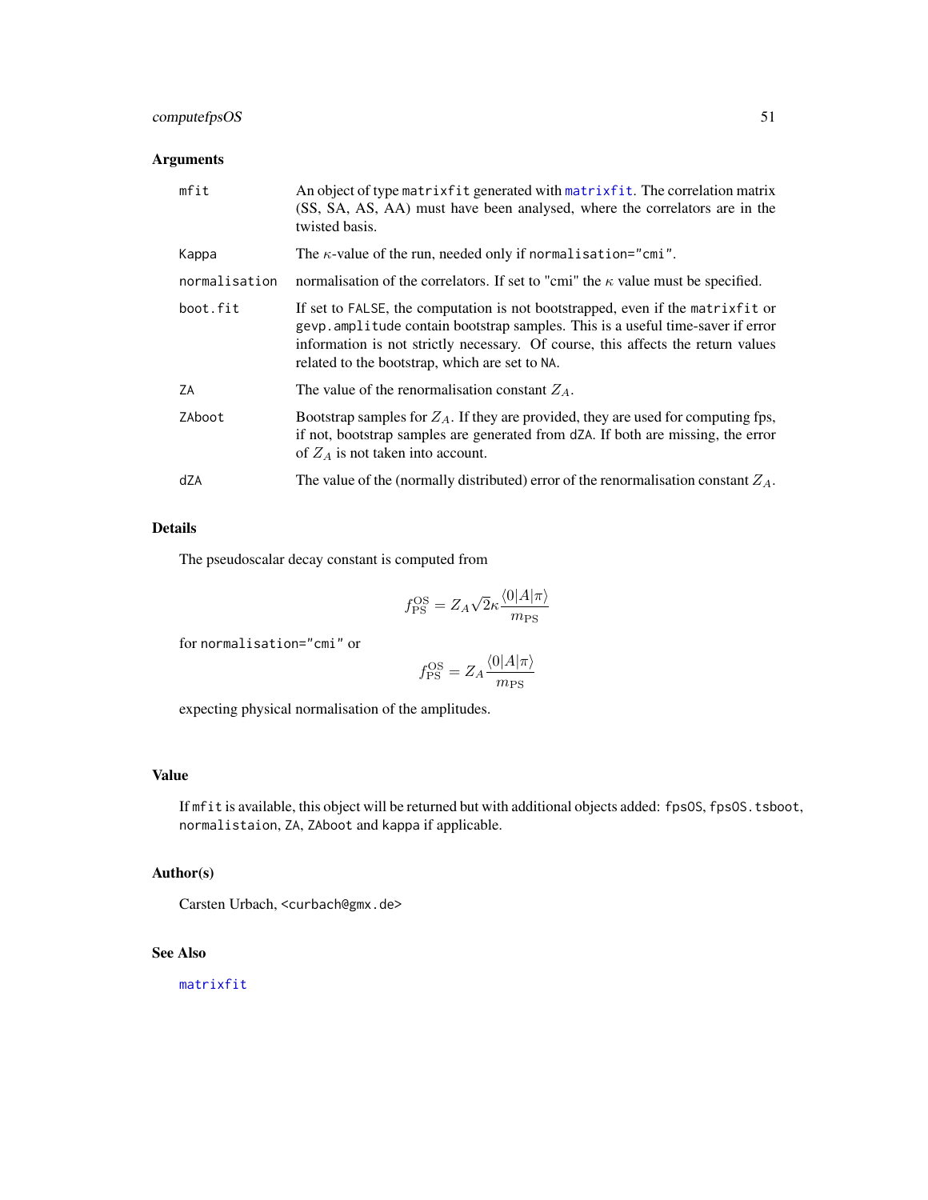### Arguments

| | |
|---|---|
| mfit | An object of type matrixfit generated with matrixfit. The correlation matrix (SS, SA, AS, AA) must have been analysed, where the correlators are in the twisted basis. |
| Kappa | The $\kappa$-value of the run, needed only if normalisation="cmi". |
| normalisation | normalisation of the correlators. If set to "cmi" the $\kappa$ value must be specified. |
| boot.fit | If set to FALSE, the computation is not bootstrapped, even if the matrixfit or gevp.amplitude contain bootstrap samples. This is a useful time-saver if error information is not strictly necessary. Of course, this affects the return values related to the bootstrap, which are set to NA. |
| ZA | The value of the renormalisation constant $Z_A$. |
| ZAboot | Bootstrap samples for $Z_A$. If they are provided, they are used for computing fps, if not, bootstrap samples are generated from dZA. If both are missing, the error of $Z_A$ is not taken into account. |
| dZA | The value of the (normally distributed) error of the renormalisation constant $Z_A$. |

### Details

The pseudoscalar decay constant is computed from

$$f_{\mathrm{PS}}^{\mathrm{OS}} = Z_A \sqrt{2}\kappa \frac{\langle 0|A|\pi\rangle}{m_{\mathrm{PS}}}$$

for normalisation="cmi" or

$$f_{\mathrm{PS}}^{\mathrm{OS}} = Z_A \frac{\langle 0|A|\pi\rangle}{m_{\mathrm{PS}}}$$

expecting physical normalisation of the amplitudes.

### Value

If mfit is available, this object will be returned but with additional objects added: fpsOS, fpsOS.tsboot, normalistaion, ZA, ZAboot and kappa if applicable.

### Author(s)

Carsten Urbach, <curbach@gmx.de>

### See Also

matrixfit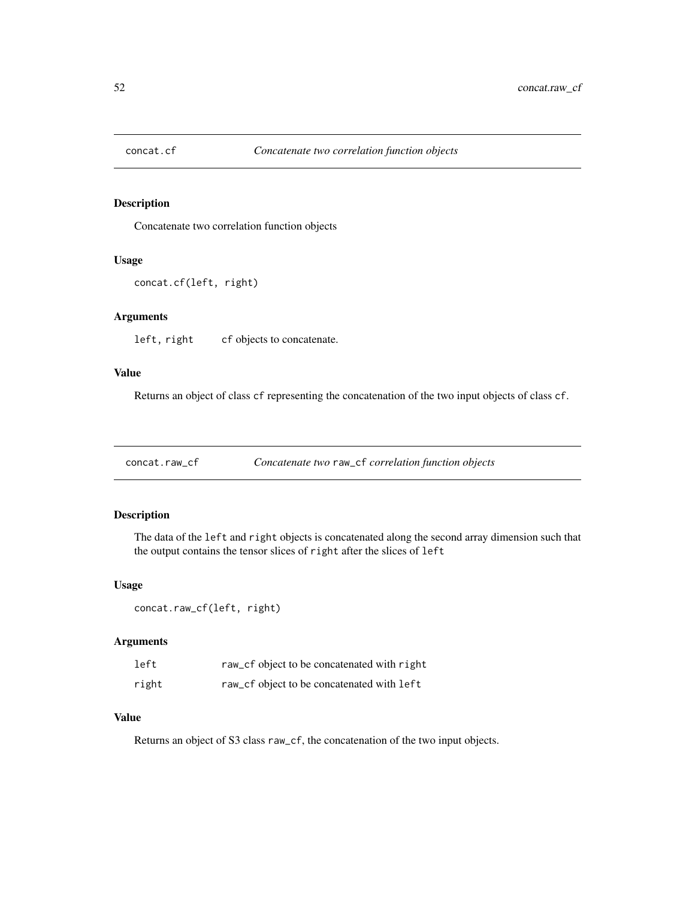## concat.cf — *Concatenate two correlation function objects*

### Description

Concatenate two correlation function objects

### Usage

```
concat.cf(left, right)
```

### Arguments

| | |
|---|---|
| `left, right` | `cf` objects to concatenate. |

### Value

Returns an object of class `cf` representing the concatenation of the two input objects of class `cf`.

## concat.raw_cf — *Concatenate two raw_cf correlation function objects*

### Description

The data of the `left` and `right` objects is concatenated along the second array dimension such that the output contains the tensor slices of `right` after the slices of `left`

### Usage

```
concat.raw_cf(left, right)
```

### Arguments

| | |
|---|---|
| `left` | `raw_cf` object to be concatenated with `right` |
| `right` | `raw_cf` object to be concatenated with `left` |

### Value

Returns an object of S3 class `raw_cf`, the concatenation of the two input objects.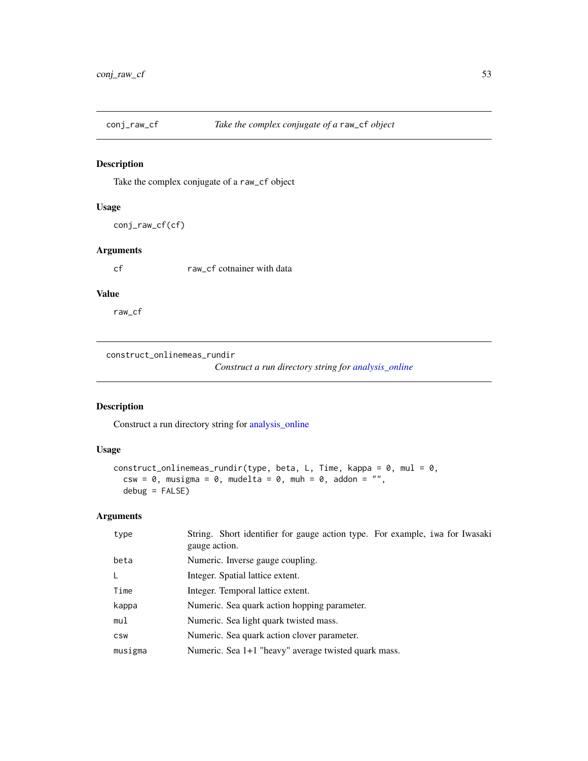## conj_raw_cf — *Take the complex conjugate of a `raw_cf` object*

### Description

Take the complex conjugate of a raw_cf object

### Usage

```
conj_raw_cf(cf)
```

### Arguments

| | |
|---|---|
| cf | raw_cf cotnainer with data |

### Value

raw_cf

## construct_onlinemeas_rundir — *Construct a run directory string for analysis_online*

### Description

Construct a run directory string for analysis_online

### Usage

```
construct_onlinemeas_rundir(type, beta, L, Time, kappa = 0, mul = 0,
  csw = 0, musigma = 0, mudelta = 0, muh = 0, addon = "",
  debug = FALSE)
```

### Arguments

| | |
|---|---|
| type | String. Short identifier for gauge action type. For example, iwa for Iwasaki gauge action. |
| beta | Numeric. Inverse gauge coupling. |
| L | Integer. Spatial lattice extent. |
| Time | Integer. Temporal lattice extent. |
| kappa | Numeric. Sea quark action hopping parameter. |
| mul | Numeric. Sea light quark twisted mass. |
| csw | Numeric. Sea quark action clover parameter. |
| musigma | Numeric. Sea 1+1 "heavy" average twisted quark mass. |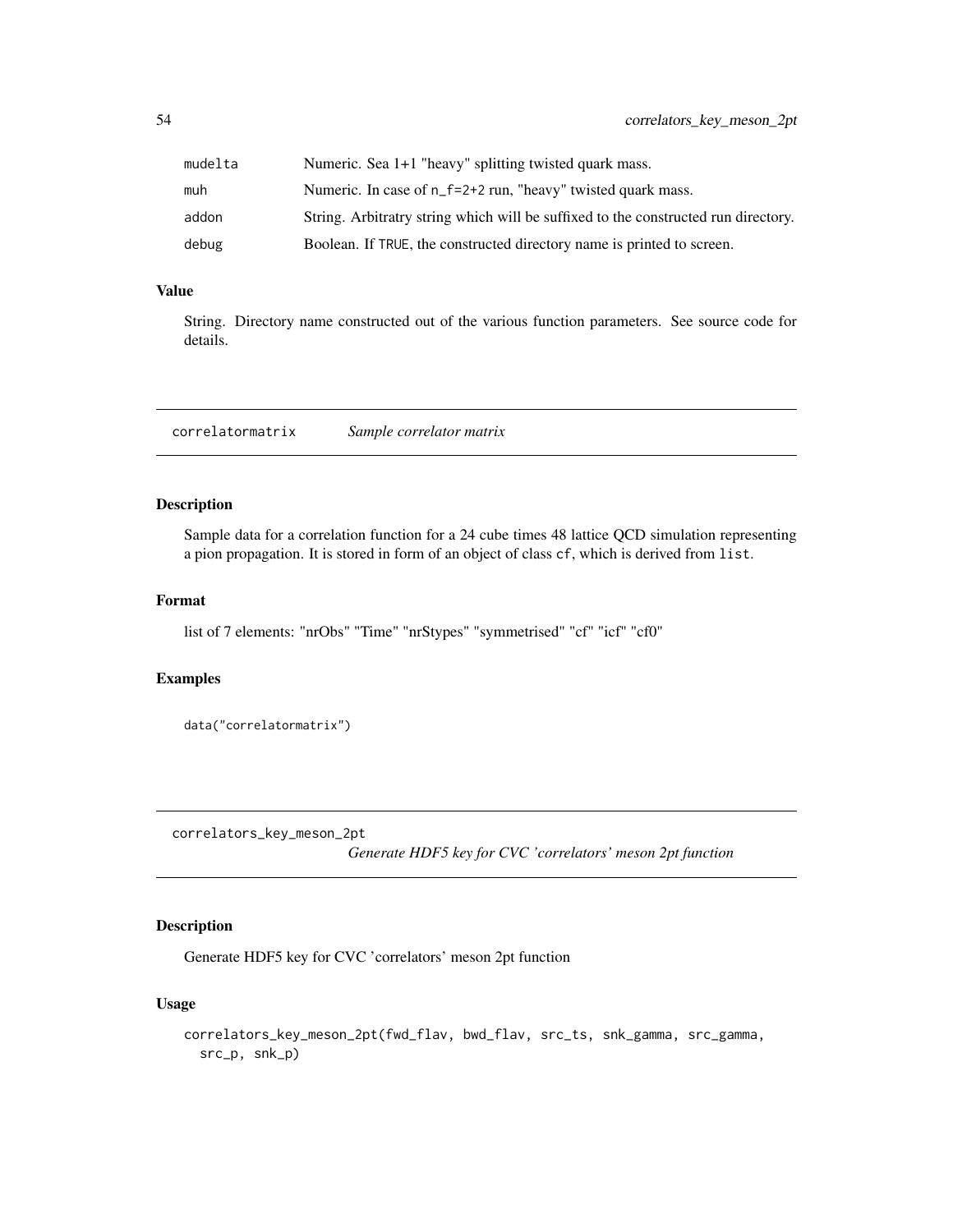| | |
|---|---|
| mudelta | Numeric. Sea 1+1 "heavy" splitting twisted quark mass. |
| muh | Numeric. In case of n_f=2+2 run, "heavy" twisted quark mass. |
| addon | String. Arbitratry string which will be suffixed to the constructed run directory. |
| debug | Boolean. If TRUE, the constructed directory name is printed to screen. |

### Value

String. Directory name constructed out of the various function parameters. See source code for details.

---

## correlatormatrix &nbsp;&nbsp;&nbsp; *Sample correlator matrix*

---

### Description

Sample data for a correlation function for a 24 cube times 48 lattice QCD simulation representing a pion propagation. It is stored in form of an object of class cf, which is derived from list.

### Format

list of 7 elements: "nrObs" "Time" "nrStypes" "symmetrised" "cf" "icf" "cf0"

### Examples

```
data("correlatormatrix")
```

---

## correlators_key_meson_2pt &nbsp;&nbsp;&nbsp; *Generate HDF5 key for CVC 'correlators' meson 2pt function*

---

### Description

Generate HDF5 key for CVC 'correlators' meson 2pt function

### Usage

```
correlators_key_meson_2pt(fwd_flav, bwd_flav, src_ts, snk_gamma, src_gamma,
  src_p, snk_p)
```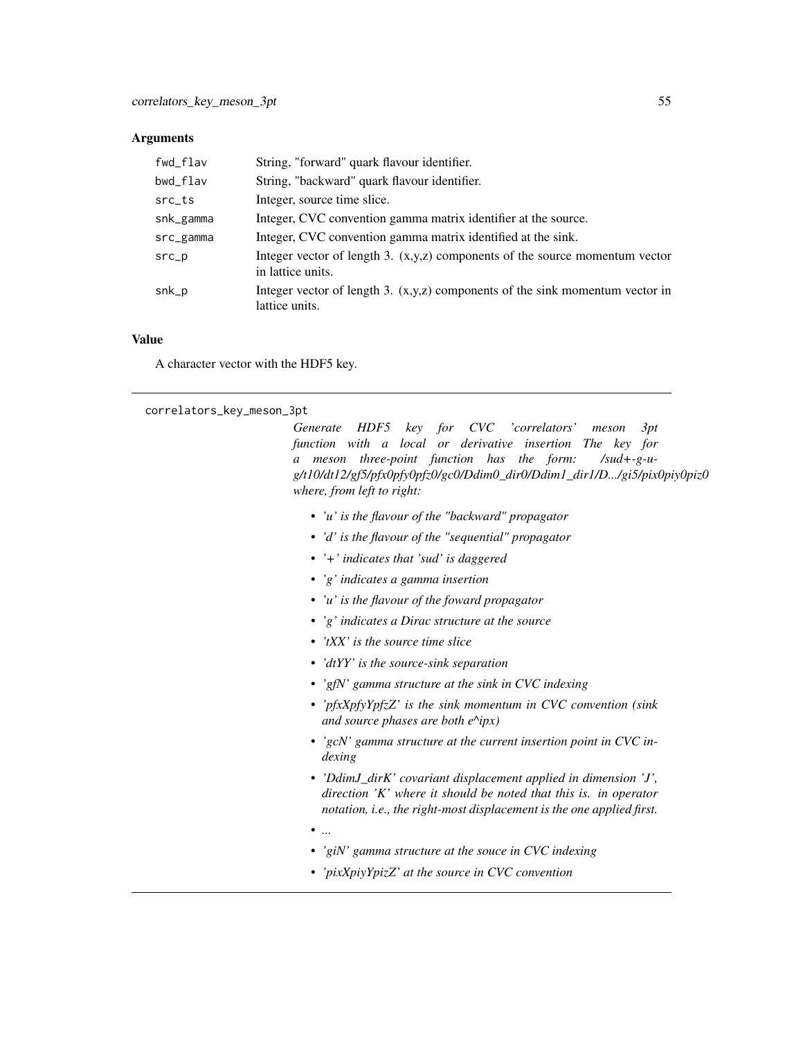## Arguments

| | |
|---|---|
| `fwd_flav` | String, "forward" quark flavour identifier. |
| `bwd_flav` | String, "backward" quark flavour identifier. |
| `src_ts` | Integer, source time slice. |
| `snk_gamma` | Integer, CVC convention gamma matrix identifier at the source. |
| `src_gamma` | Integer, CVC convention gamma matrix identified at the sink. |
| `src_p` | Integer vector of length 3. (x,y,z) components of the source momentum vector in lattice units. |
| `snk_p` | Integer vector of length 3. (x,y,z) components of the sink momentum vector in lattice units. |

## Value

A character vector with the HDF5 key.

---

`correlators_key_meson_3pt`

*Generate HDF5 key for CVC 'correlators' meson 3pt function with a local or derivative insertion The key for a meson three-point function has the form: /sud+-g-u-g/t10/dt12/gf5/pfx0pfy0pfz0/gc0/Ddim0_dir0/Ddim1_dir1/D.../gi5/pix0piy0piz0 where, from left to right:*

- *'u' is the flavour of the "backward" propagator*
- *'d' is the flavour of the "sequential" propagator*
- *'+' indicates that 'sud' is daggered*
- *'g' indicates a gamma insertion*
- *'u' is the flavour of the foward propagator*
- *'g' indicates a Dirac structure at the source*
- *'tXX' is the source time slice*
- *'dtYY' is the source-sink separation*
- *'gfN' gamma structure at the sink in CVC indexing*
- *'pfxXpfyYpfzZ' is the sink momentum in CVC convention (sink and source phases are both e^ipx)*
- *'gcN' gamma structure at the current insertion point in CVC indexing*
- *'DdimJ_dirK' covariant displacement applied in dimension 'J', direction 'K' where it should be noted that this is. in operator notation, i.e., the right-most displacement is the one applied first.*
- *...*
- *'giN' gamma structure at the souce in CVC indexing*
- *'pixXpiyYpizZ' at the source in CVC convention*

---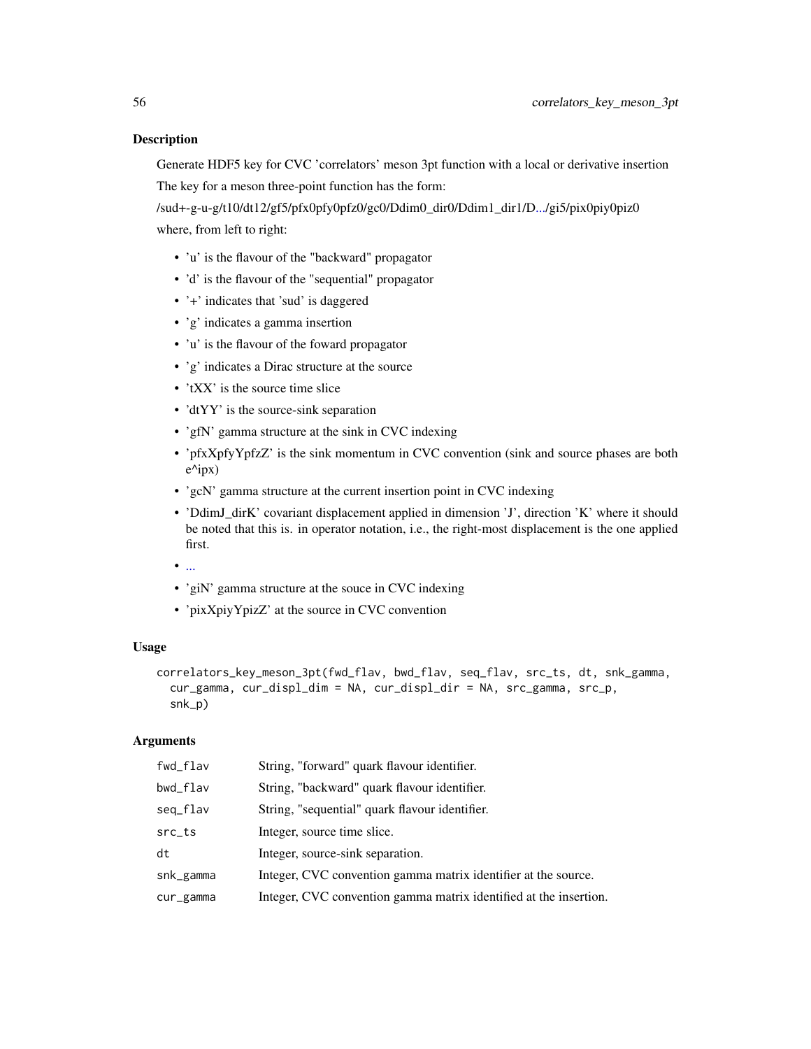## Description

Generate HDF5 key for CVC 'correlators' meson 3pt function with a local or derivative insertion

The key for a meson three-point function has the form:

/sud+-g-u-g/t10/dt12/gf5/pfx0pfy0pfz0/gc0/Ddim0_dir0/Ddim1_dir1/D.../gi5/pix0piy0piz0

where, from left to right:

- 'u' is the flavour of the "backward" propagator
- 'd' is the flavour of the "sequential" propagator
- '+' indicates that 'sud' is daggered
- 'g' indicates a gamma insertion
- 'u' is the flavour of the foward propagator
- 'g' indicates a Dirac structure at the source
- 'tXX' is the source time slice
- 'dtYY' is the source-sink separation
- 'gfN' gamma structure at the sink in CVC indexing
- 'pfxXpfyYpfzZ' is the sink momentum in CVC convention (sink and source phases are both e^ipx)
- 'gcN' gamma structure at the current insertion point in CVC indexing
- 'DdimJ_dirK' covariant displacement applied in dimension 'J', direction 'K' where it should be noted that this is. in operator notation, i.e., the right-most displacement is the one applied first.
- ...
- 'giN' gamma structure at the souce in CVC indexing
- 'pixXpiyYpizZ' at the source in CVC convention

## Usage

```
correlators_key_meson_3pt(fwd_flav, bwd_flav, seq_flav, src_ts, dt, snk_gamma,
  cur_gamma, cur_displ_dim = NA, cur_displ_dir = NA, src_gamma, src_p,
  snk_p)
```

## Arguments

| | |
|---|---|
| fwd_flav | String, "forward" quark flavour identifier. |
| bwd_flav | String, "backward" quark flavour identifier. |
| seq_flav | String, "sequential" quark flavour identifier. |
| src_ts | Integer, source time slice. |
| dt | Integer, source-sink separation. |
| snk_gamma | Integer, CVC convention gamma matrix identifier at the source. |
| cur_gamma | Integer, CVC convention gamma matrix identified at the insertion. |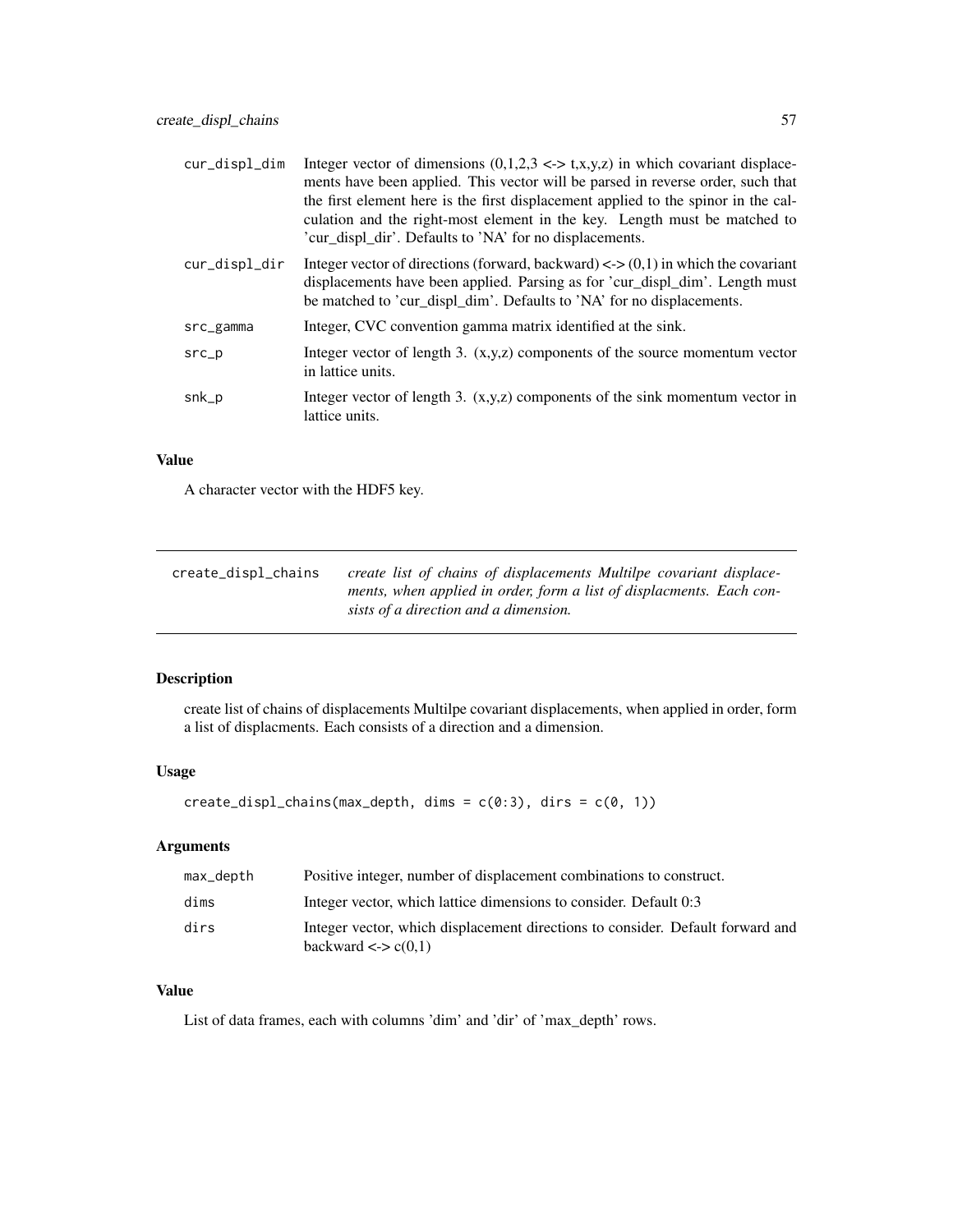| | |
|---|---|
| cur_displ_dim | Integer vector of dimensions (0,1,2,3 <-> t,x,y,z) in which covariant displacements have been applied. This vector will be parsed in reverse order, such that the first element here is the first displacement applied to the spinor in the calculation and the right-most element in the key. Length must be matched to 'cur_displ_dir'. Defaults to 'NA' for no displacements. |
| cur_displ_dir | Integer vector of directions (forward, backward) <-> (0,1) in which the covariant displacements have been applied. Parsing as for 'cur_displ_dim'. Length must be matched to 'cur_displ_dim'. Defaults to 'NA' for no displacements. |
| src_gamma | Integer, CVC convention gamma matrix identified at the sink. |
| src_p | Integer vector of length 3. (x,y,z) components of the source momentum vector in lattice units. |
| snk_p | Integer vector of length 3. (x,y,z) components of the sink momentum vector in lattice units. |

### Value

A character vector with the HDF5 key.

---

## create_displ_chains — *create list of chains of displacements Multilpe covariant displacements, when applied in order, form a list of displacments. Each consists of a direction and a dimension.*

---

### Description

create list of chains of displacements Multilpe covariant displacements, when applied in order, form a list of displacments. Each consists of a direction and a dimension.

### Usage

```
create_displ_chains(max_depth, dims = c(0:3), dirs = c(0, 1))
```

### Arguments

| | |
|---|---|
| max_depth | Positive integer, number of displacement combinations to construct. |
| dims | Integer vector, which lattice dimensions to consider. Default 0:3 |
| dirs | Integer vector, which displacement directions to consider. Default forward and backward <-> c(0,1) |

### Value

List of data frames, each with columns 'dim' and 'dir' of 'max_depth' rows.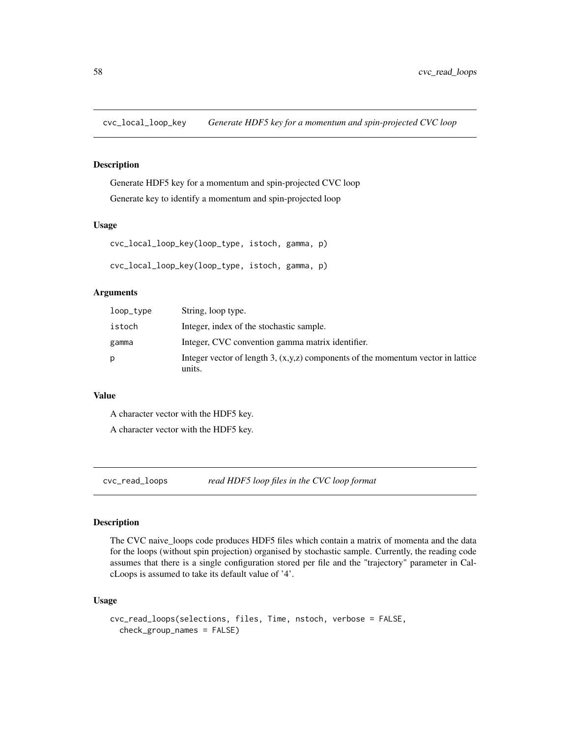## cvc_local_loop_key — *Generate HDF5 key for a momentum and spin-projected CVC loop*

### Description

Generate HDF5 key for a momentum and spin-projected CVC loop

Generate key to identify a momentum and spin-projected loop

### Usage

```
cvc_local_loop_key(loop_type, istoch, gamma, p)

cvc_local_loop_key(loop_type, istoch, gamma, p)
```

### Arguments

| | |
|---|---|
| loop_type | String, loop type. |
| istoch | Integer, index of the stochastic sample. |
| gamma | Integer, CVC convention gamma matrix identifier. |
| p | Integer vector of length 3, (x,y,z) components of the momentum vector in lattice units. |

### Value

A character vector with the HDF5 key.

A character vector with the HDF5 key.

## cvc_read_loops — *read HDF5 loop files in the CVC loop format*

### Description

The CVC naive_loops code produces HDF5 files which contain a matrix of momenta and the data for the loops (without spin projection) organised by stochastic sample. Currently, the reading code assumes that there is a single configuration stored per file and the "trajectory" parameter in CalcLoops is assumed to take its default value of '4'.

### Usage

```
cvc_read_loops(selections, files, Time, nstoch, verbose = FALSE,
  check_group_names = FALSE)
```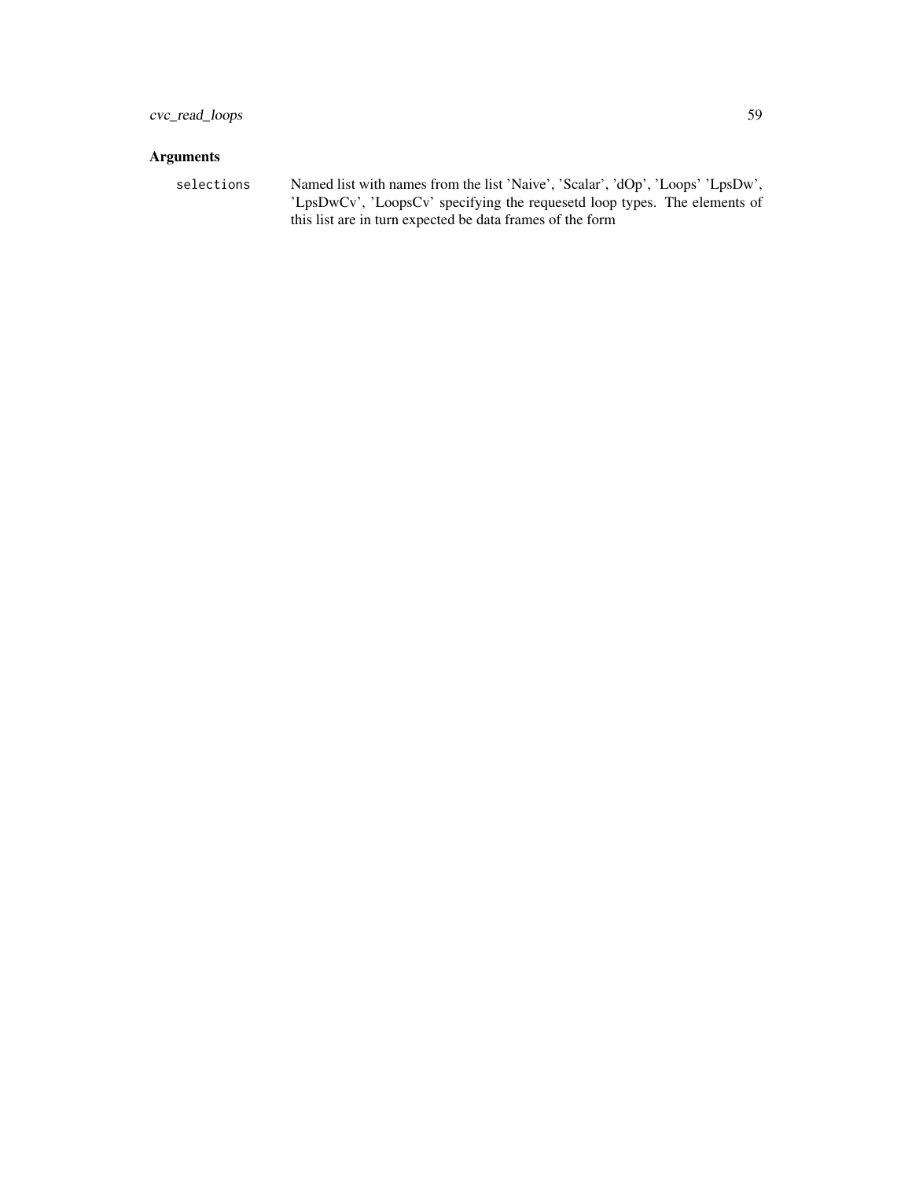## Arguments

selections
: Named list with names from the list 'Naive', 'Scalar', 'dOp', 'Loops' 'LpsDw', 'LpsDwCv', 'LoopsCv' specifying the requesetd loop types. The elements of this list are in turn expected be data frames of the form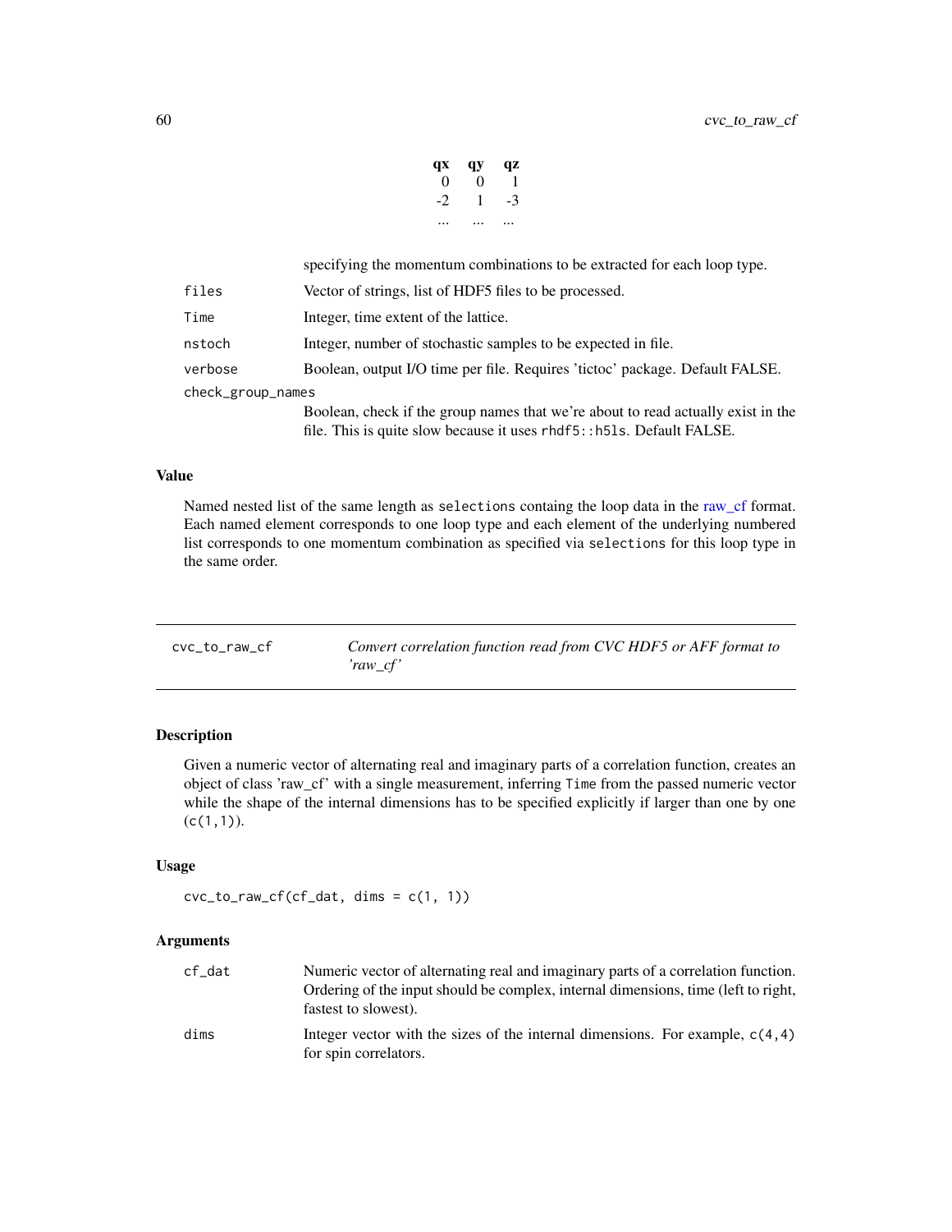| qx | qy | qz |
|---|---|---|
| 0 | 0 | 1 |
| -2 | 1 | -3 |
| ... | ... | ... |

specifying the momentum combinations to be extracted for each loop type.

- `files`: Vector of strings, list of HDF5 files to be processed.
- `Time`: Integer, time extent of the lattice.
- `nstoch`: Integer, number of stochastic samples to be expected in file.
- `verbose`: Boolean, output I/O time per file. Requires 'tictoc' package. Default FALSE.
- `check_group_names`: Boolean, check if the group names that we're about to read actually exist in the file. This is quite slow because it uses `rhdf5::h5ls`. Default FALSE.

### Value

Named nested list of the same length as `selections` containg the loop data in the raw_cf format. Each named element corresponds to one loop type and each element of the underlying numbered list corresponds to one momentum combination as specified via `selections` for this loop type in the same order.

---

## cvc_to_raw_cf — *Convert correlation function read from CVC HDF5 or AFF format to 'raw_cf'*

### Description

Given a numeric vector of alternating real and imaginary parts of a correlation function, creates an object of class 'raw_cf' with a single measurement, inferring `Time` from the passed numeric vector while the shape of the internal dimensions has to be specified explicitly if larger than one by one (`c(1,1)`).

### Usage

```
cvc_to_raw_cf(cf_dat, dims = c(1, 1))
```

### Arguments

- `cf_dat`: Numeric vector of alternating real and imaginary parts of a correlation function. Ordering of the input should be complex, internal dimensions, time (left to right, fastest to slowest).
- `dims`: Integer vector with the sizes of the internal dimensions. For example, `c(4,4)` for spin correlators.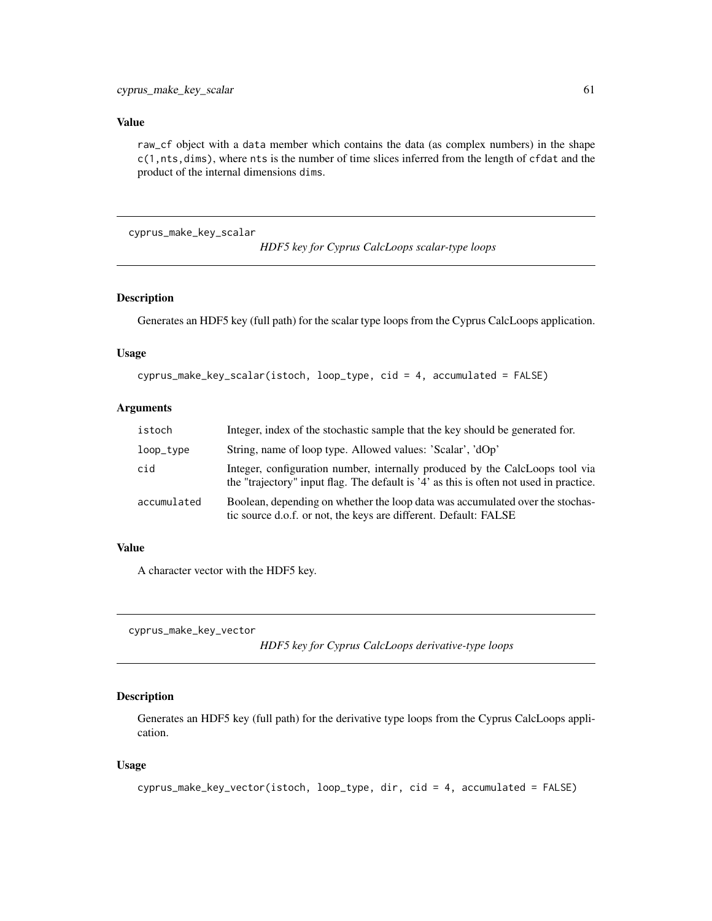## Value

raw_cf object with a data member which contains the data (as complex numbers) in the shape c(1,nts,dims), where nts is the number of time slices inferred from the length of cfdat and the product of the internal dimensions dims.

---

## cyprus_make_key_scalar

*HDF5 key for Cyprus CalcLoops scalar-type loops*

### Description

Generates an HDF5 key (full path) for the scalar type loops from the Cyprus CalcLoops application.

### Usage

```
cyprus_make_key_scalar(istoch, loop_type, cid = 4, accumulated = FALSE)
```

### Arguments

| | |
|---|---|
| istoch | Integer, index of the stochastic sample that the key should be generated for. |
| loop_type | String, name of loop type. Allowed values: 'Scalar', 'dOp' |
| cid | Integer, configuration number, internally produced by the CalcLoops tool via the "trajectory" input flag. The default is '4' as this is often not used in practice. |
| accumulated | Boolean, depending on whether the loop data was accumulated over the stochastic source d.o.f. or not, the keys are different. Default: FALSE |

### Value

A character vector with the HDF5 key.

---

## cyprus_make_key_vector

*HDF5 key for Cyprus CalcLoops derivative-type loops*

### Description

Generates an HDF5 key (full path) for the derivative type loops from the Cyprus CalcLoops application.

### Usage

```
cyprus_make_key_vector(istoch, loop_type, dir, cid = 4, accumulated = FALSE)
```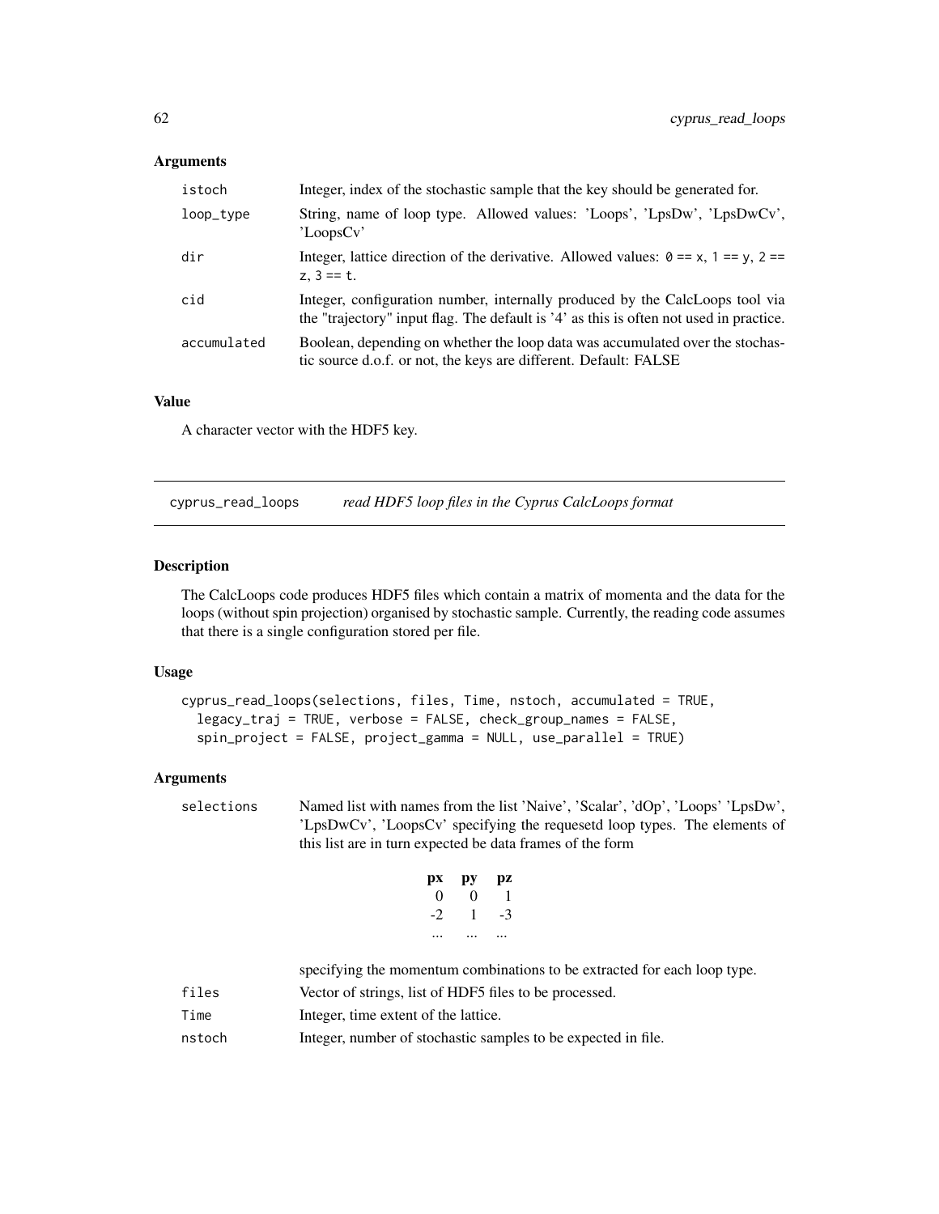### Arguments

| | |
|---|---|
| istoch | Integer, index of the stochastic sample that the key should be generated for. |
| loop_type | String, name of loop type. Allowed values: 'Loops', 'LpsDw', 'LpsDwCv', 'LoopsCv' |
| dir | Integer, lattice direction of the derivative. Allowed values: `0 == x`, `1 == y`, `2 == z`, `3 == t`. |
| cid | Integer, configuration number, internally produced by the CalcLoops tool via the "trajectory" input flag. The default is '4' as this is often not used in practice. |
| accumulated | Boolean, depending on whether the loop data was accumulated over the stochastic source d.o.f. or not, the keys are different. Default: FALSE |

### Value

A character vector with the HDF5 key.

---

## cyprus_read_loops — *read HDF5 loop files in the Cyprus CalcLoops format*

### Description

The CalcLoops code produces HDF5 files which contain a matrix of momenta and the data for the loops (without spin projection) organised by stochastic sample. Currently, the reading code assumes that there is a single configuration stored per file.

### Usage

```
cyprus_read_loops(selections, files, Time, nstoch, accumulated = TRUE,
  legacy_traj = TRUE, verbose = FALSE, check_group_names = FALSE,
  spin_project = FALSE, project_gamma = NULL, use_parallel = TRUE)
```

### Arguments

**selections** Named list with names from the list 'Naive', 'Scalar', 'dOp', 'Loops' 'LpsDw', 'LpsDwCv', 'LoopsCv' specifying the requesetd loop types. The elements of this list are in turn expected be data frames of the form

| px | py | pz |
|---|---|---|
| 0 | 0 | 1 |
| -2 | 1 | -3 |
| ... | ... | ... |

specifying the momentum combinations to be extracted for each loop type.

| | |
|---|---|
| files | Vector of strings, list of HDF5 files to be processed. |
| Time | Integer, time extent of the lattice. |
| nstoch | Integer, number of stochastic samples to be expected in file. |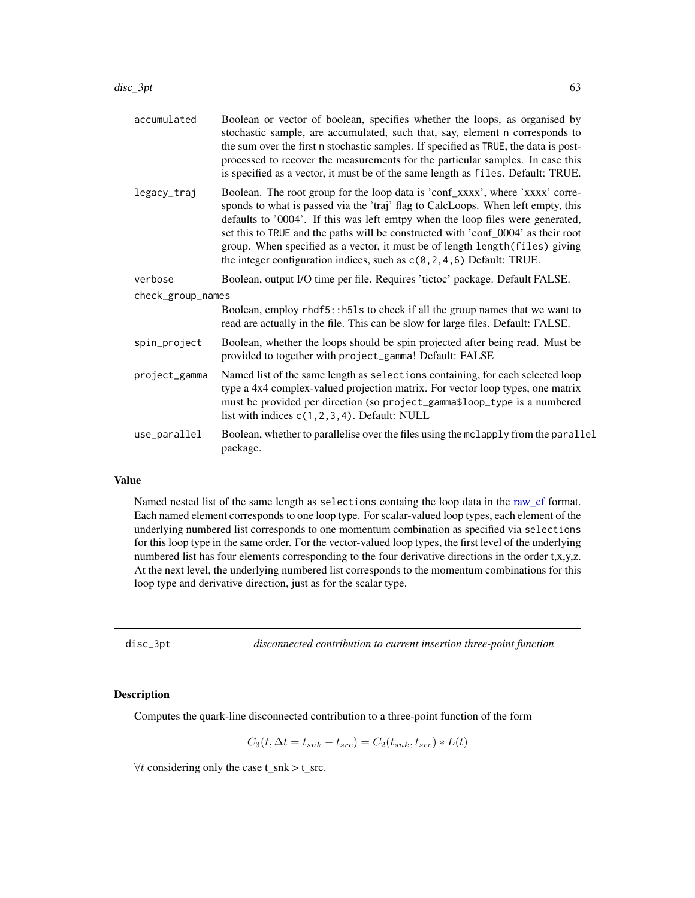| | |
|---|---|
| accumulated | Boolean or vector of boolean, specifies whether the loops, as organised by stochastic sample, are accumulated, such that, say, element n corresponds to the sum over the first n stochastic samples. If specified as TRUE, the data is post-processed to recover the measurements for the particular samples. In case this is specified as a vector, it must be of the same length as `files`. Default: TRUE. |
| legacy_traj | Boolean. The root group for the loop data is 'conf_xxxx', where 'xxxx' corresponds to what is passed via the 'traj' flag to CalcLoops. When left empty, this defaults to '0004'. If this was left emtpy when the loop files were generated, set this to TRUE and the paths will be constructed with 'conf_0004' as their root group. When specified as a vector, it must be of length `length(files)` giving the integer configuration indices, such as `c(0,2,4,6)` Default: TRUE. |
| verbose | Boolean, output I/O time per file. Requires 'tictoc' package. Default FALSE. |
| check_group_names | Boolean, employ `rhdf5::h5ls` to check if all the group names that we want to read are actually in the file. This can be slow for large files. Default: FALSE. |
| spin_project | Boolean, whether the loops should be spin projected after being read. Must be provided to together with `project_gamma`! Default: FALSE |
| project_gamma | Named list of the same length as `selections` containing, for each selected loop type a 4x4 complex-valued projection matrix. For vector loop types, one matrix must be provided per direction (so `project_gamma$loop_type` is a numbered list with indices `c(1,2,3,4)`. Default: NULL |
| use_parallel | Boolean, whether to parallelise over the files using the `mclapply` from the `parallel` package. |

## Value

Named nested list of the same length as `selections` containg the loop data in the raw_cf format. Each named element corresponds to one loop type. For scalar-valued loop types, each element of the underlying numbered list corresponds to one momentum combination as specified via `selections` for this loop type in the same order. For the vector-valued loop types, the first level of the underlying numbered list has four elements corresponding to the four derivative directions in the order t,x,y,z. At the next level, the underlying numbered list corresponds to the momentum combinations for this loop type and derivative direction, just as for the scalar type.

---

# disc_3pt &emsp; *disconnected contribution to current insertion three-point function*

## Description

Computes the quark-line disconnected contribution to a three-point function of the form

$$C_3(t, \Delta t = t_{snk} - t_{src}) = C_2(t_{snk}, t_{src}) * L(t)$$

$\forall t$ considering only the case t_snk > t_src.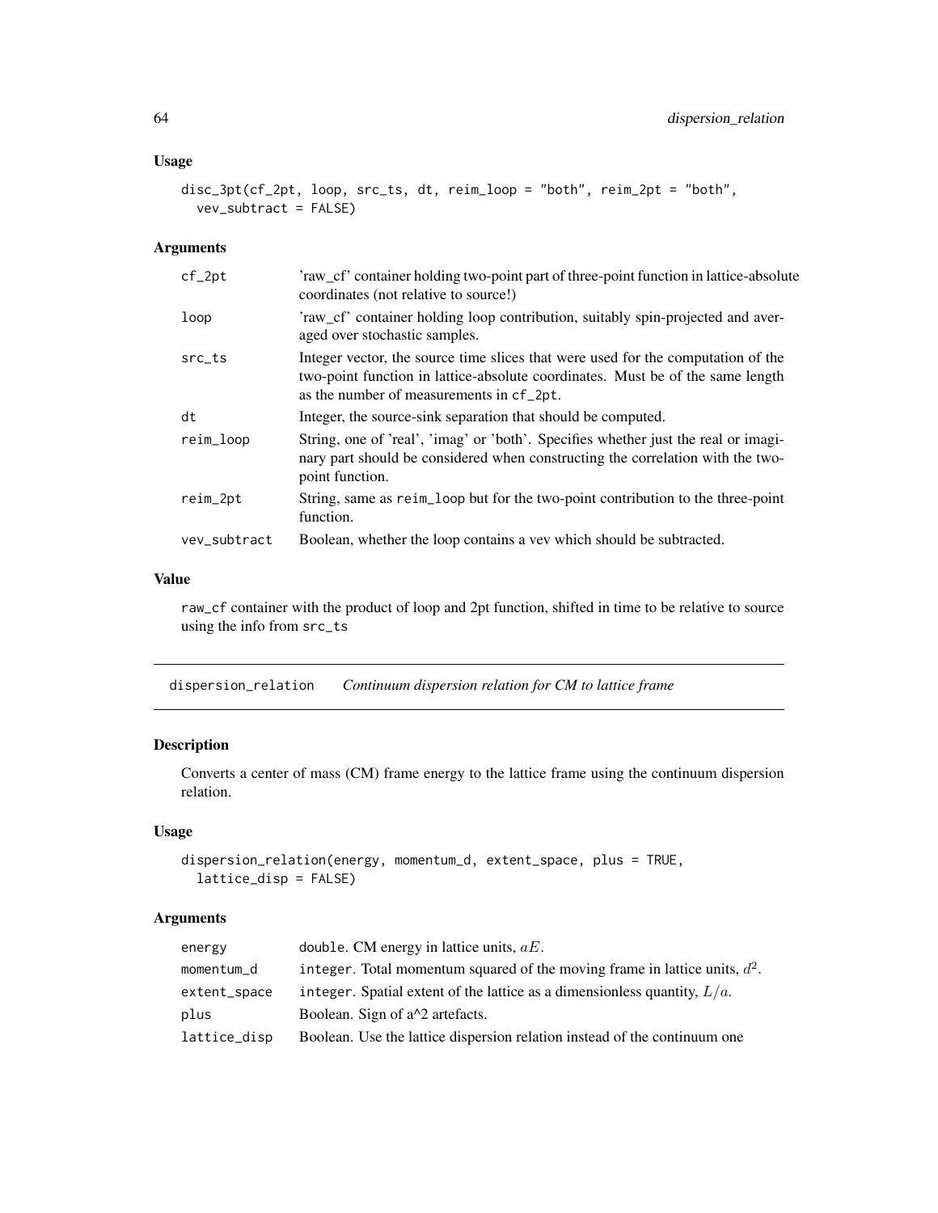### Usage

```
disc_3pt(cf_2pt, loop, src_ts, dt, reim_loop = "both", reim_2pt = "both",
  vev_subtract = FALSE)
```

### Arguments

| | |
|---|---|
| cf_2pt | 'raw_cf' container holding two-point part of three-point function in lattice-absolute coordinates (not relative to source!) |
| loop | 'raw_cf' container holding loop contribution, suitably spin-projected and averaged over stochastic samples. |
| src_ts | Integer vector, the source time slices that were used for the computation of the two-point function in lattice-absolute coordinates. Must be of the same length as the number of measurements in cf_2pt. |
| dt | Integer, the source-sink separation that should be computed. |
| reim_loop | String, one of 'real', 'imag' or 'both'. Specifies whether just the real or imaginary part should be considered when constructing the correlation with the two-point function. |
| reim_2pt | String, same as reim_loop but for the two-point contribution to the three-point function. |
| vev_subtract | Boolean, whether the loop contains a vev which should be subtracted. |

### Value

raw_cf container with the product of loop and 2pt function, shifted in time to be relative to source using the info from src_ts

---

## dispersion_relation    *Continuum dispersion relation for CM to lattice frame*

### Description

Converts a center of mass (CM) frame energy to the lattice frame using the continuum dispersion relation.

### Usage

```
dispersion_relation(energy, momentum_d, extent_space, plus = TRUE,
  lattice_disp = FALSE)
```

### Arguments

| | |
|---|---|
| energy | double. CM energy in lattice units, $aE$. |
| momentum_d | integer. Total momentum squared of the moving frame in lattice units, $d^2$. |
| extent_space | integer. Spatial extent of the lattice as a dimensionless quantity, $L/a$. |
| plus | Boolean. Sign of a^2 artefacts. |
| lattice_disp | Boolean. Use the lattice dispersion relation instead of the continuum one |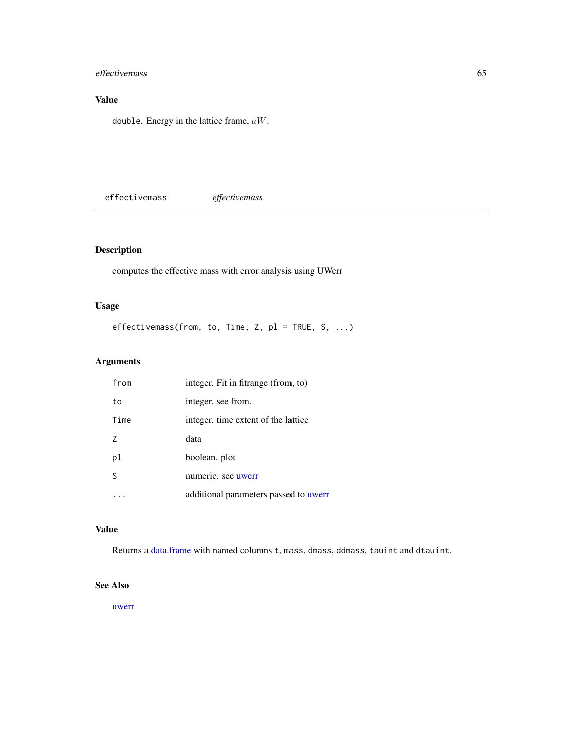## Value

`double`. Energy in the lattice frame, $aW$.

---

`effectivemass` *effectivemass*

---

## Description

computes the effective mass with error analysis using UWerr

## Usage

```
effectivemass(from, to, Time, Z, pl = TRUE, S, ...)
```

## Arguments

| | |
|---|---|
| `from` | integer. Fit in fitrange (from, to) |
| `to` | integer. see from. |
| `Time` | integer. time extent of the lattice |
| `Z` | data |
| `pl` | boolean. plot |
| `S` | numeric. see uwerr |
| `...` | additional parameters passed to uwerr |

## Value

Returns a data.frame with named columns `t`, `mass`, `dmass`, `ddmass`, `tauint` and `dtauint`.

## See Also

uwerr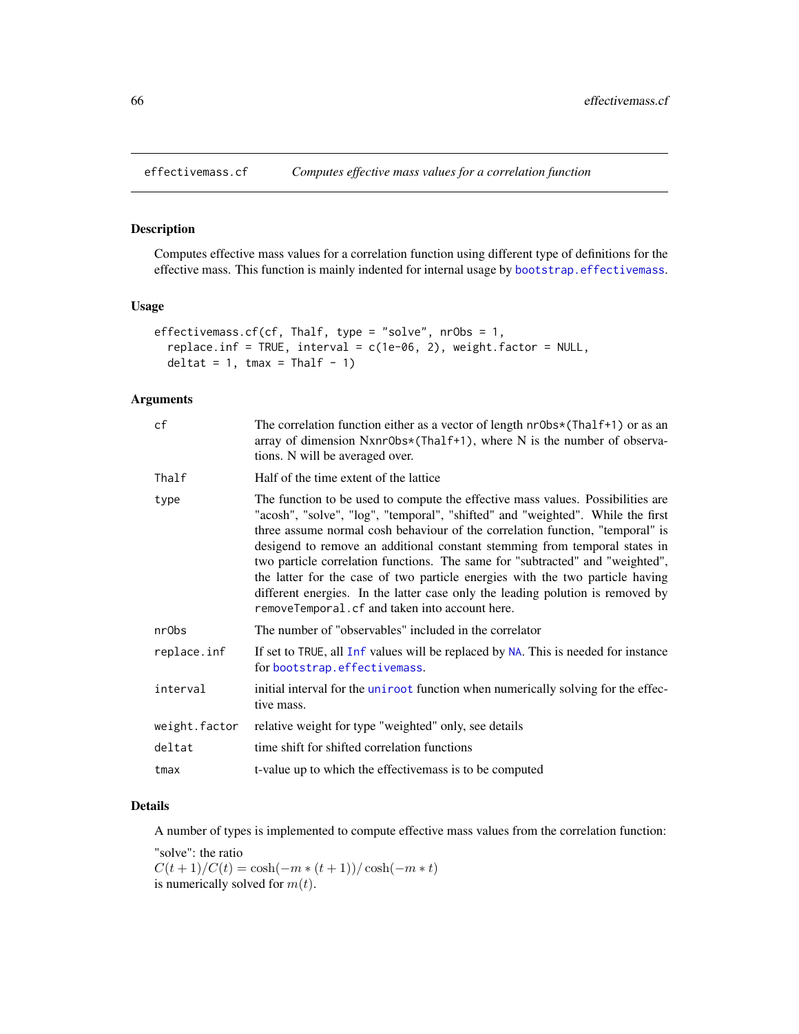## effectivemass.cf — *Computes effective mass values for a correlation function*

### Description

Computes effective mass values for a correlation function using different type of definitions for the effective mass. This function is mainly indented for internal usage by `bootstrap.effectivemass`.

### Usage

```
effectivemass.cf(cf, Thalf, type = "solve", nrObs = 1,
  replace.inf = TRUE, interval = c(1e-06, 2), weight.factor = NULL,
  deltat = 1, tmax = Thalf - 1)
```

### Arguments

| | |
|---|---|
| `cf` | The correlation function either as a vector of length `nrObs*(Thalf+1)` or as an array of dimension `NxnrObs*(Thalf+1)`, where N is the number of observations. N will be averaged over. |
| `Thalf` | Half of the time extent of the lattice |
| `type` | The function to be used to compute the effective mass values. Possibilities are "acosh", "solve", "log", "temporal", "shifted" and "weighted". While the first three assume normal cosh behaviour of the correlation function, "temporal" is desigend to remove an additional constant stemming from temporal states in two particle correlation functions. The same for "subtracted" and "weighted", the latter for the case of two particle energies with the two particle having different energies. In the latter case only the leading polution is removed by `removeTemporal.cf` and taken into account here. |
| `nrObs` | The number of "observables" included in the correlator |
| `replace.inf` | If set to `TRUE`, all `Inf` values will be replaced by `NA`. This is needed for instance for `bootstrap.effectivemass`. |
| `interval` | initial interval for the `uniroot` function when numerically solving for the effective mass. |
| `weight.factor` | relative weight for type "weighted" only, see details |
| `deltat` | time shift for shifted correlation functions |
| `tmax` | t-value up to which the effectivemass is to be computed |

### Details

A number of types is implemented to compute effective mass values from the correlation function:

"solve": the ratio
$C(t+1)/C(t) = \cosh(-m*(t+1))/\cosh(-m*t)$
is numerically solved for $m(t)$.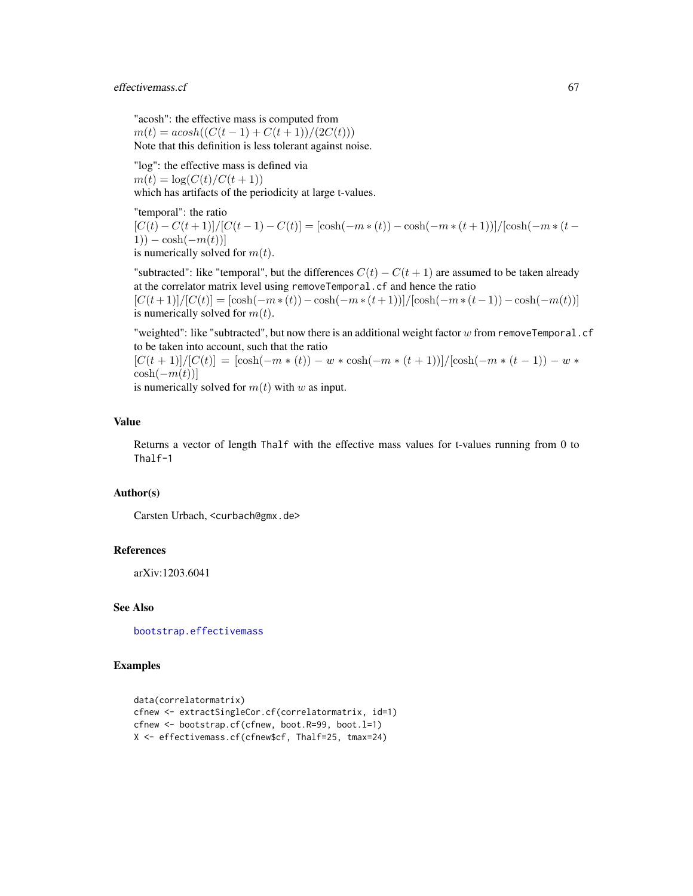"acosh": the effective mass is computed from
$m(t) = acosh((C(t-1) + C(t+1))/(2C(t)))$
Note that this definition is less tolerant against noise.

"log": the effective mass is defined via
$m(t) = \log(C(t)/C(t+1))$
which has artifacts of the periodicity at large t-values.

"temporal": the ratio
$[C(t) - C(t+1)]/[C(t-1) - C(t)] = [\cosh(-m*(t)) - \cosh(-m*(t+1))]/[\cosh(-m*(t-1)) - \cosh(-m(t))]$
is numerically solved for $m(t)$.

"subtracted": like "temporal", but the differences $C(t) - C(t+1)$ are assumed to be taken already at the correlator matrix level using `removeTemporal.cf` and hence the ratio
$[C(t+1)]/[C(t)] = [\cosh(-m*(t)) - \cosh(-m*(t+1))]/[\cosh(-m*(t-1)) - \cosh(-m(t))]$
is numerically solved for $m(t)$.

"weighted": like "subtracted", but now there is an additional weight factor $w$ from `removeTemporal.cf` to be taken into account, such that the ratio
$[C(t+1)]/[C(t)] = [\cosh(-m*(t)) - w*\cosh(-m*(t+1))]/[\cosh(-m*(t-1)) - w*\cosh(-m(t))]$
is numerically solved for $m(t)$ with $w$ as input.

## Value

Returns a vector of length `Thalf` with the effective mass values for t-values running from 0 to `Thalf-1`

## Author(s)

Carsten Urbach, <curbach@gmx.de>

## References

arXiv:1203.6041

## See Also

bootstrap.effectivemass

## Examples

```
data(correlatormatrix)
cfnew <- extractSingleCor.cf(correlatormatrix, id=1)
cfnew <- bootstrap.cf(cfnew, boot.R=99, boot.l=1)
X <- effectivemass.cf(cfnew$cf, Thalf=25, tmax=24)
```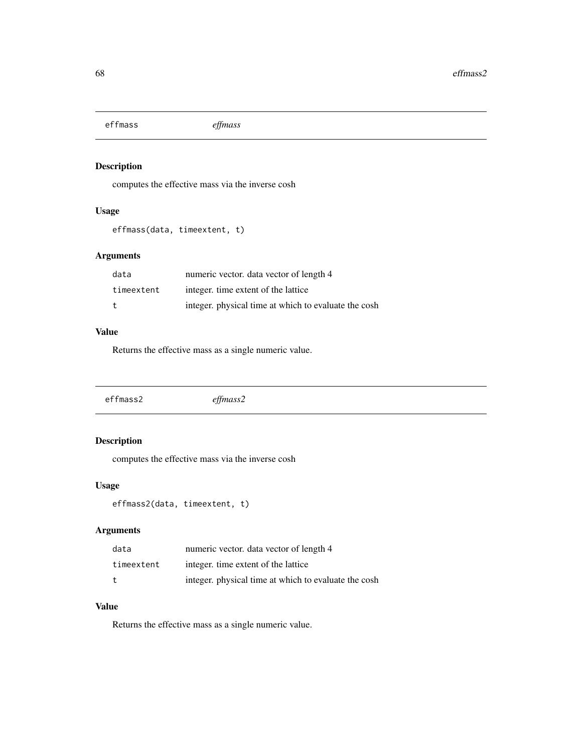## effmass *effmass*

### Description

computes the effective mass via the inverse cosh

### Usage

```
effmass(data, timeextent, t)
```

### Arguments

| | |
|---|---|
| `data` | numeric vector. data vector of length 4 |
| `timeextent` | integer. time extent of the lattice |
| `t` | integer. physical time at which to evaluate the cosh |

### Value

Returns the effective mass as a single numeric value.

## effmass2 *effmass2*

### Description

computes the effective mass via the inverse cosh

### Usage

```
effmass2(data, timeextent, t)
```

### Arguments

| | |
|---|---|
| `data` | numeric vector. data vector of length 4 |
| `timeextent` | integer. time extent of the lattice |
| `t` | integer. physical time at which to evaluate the cosh |

### Value

Returns the effective mass as a single numeric value.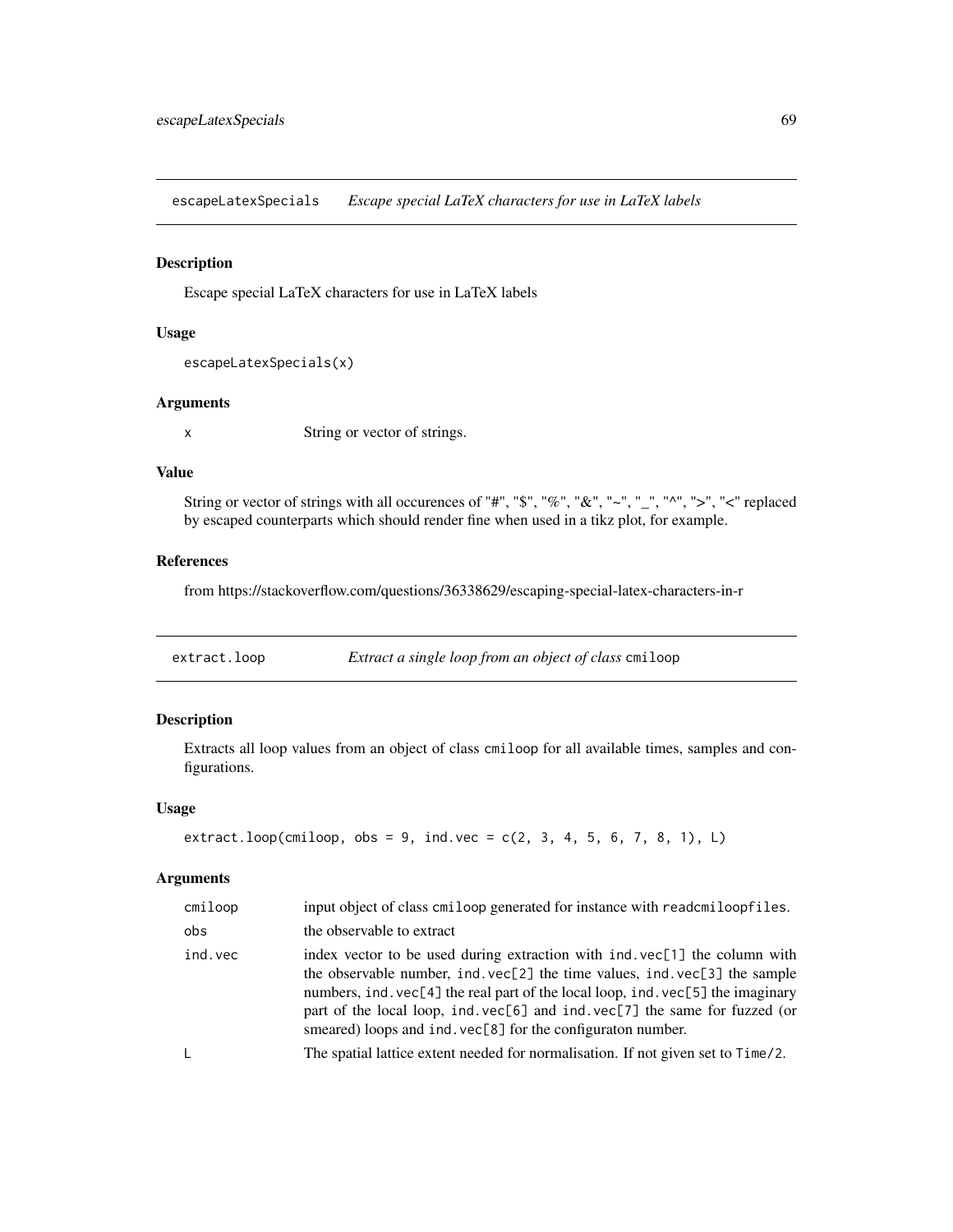## escapeLatexSpecials *Escape special LaTeX characters for use in LaTeX labels*

### Description

Escape special LaTeX characters for use in LaTeX labels

### Usage

```
escapeLatexSpecials(x)
```

### Arguments

| | |
|---|---|
| x | String or vector of strings. |

### Value

String or vector of strings with all occurences of "#", "$", "%", "&", "~", "_", "^", ">", "<" replaced by escaped counterparts which should render fine when used in a tikz plot, for example.

### References

from https://stackoverflow.com/questions/36338629/escaping-special-latex-characters-in-r

## extract.loop *Extract a single loop from an object of class* cmiloop

### Description

Extracts all loop values from an object of class cmiloop for all available times, samples and configurations.

### Usage

```
extract.loop(cmiloop, obs = 9, ind.vec = c(2, 3, 4, 5, 6, 7, 8, 1), L)
```

### Arguments

| | |
|---|---|
| cmiloop | input object of class cmiloop generated for instance with readcmiloopfiles. |
| obs | the observable to extract |
| ind.vec | index vector to be used during extraction with ind.vec[1] the column with the observable number, ind.vec[2] the time values, ind.vec[3] the sample numbers, ind.vec[4] the real part of the local loop, ind.vec[5] the imaginary part of the local loop, ind.vec[6] and ind.vec[7] the same for fuzzed (or smeared) loops and ind.vec[8] for the configuraton number. |
| L | The spatial lattice extent needed for normalisation. If not given set to Time/2. |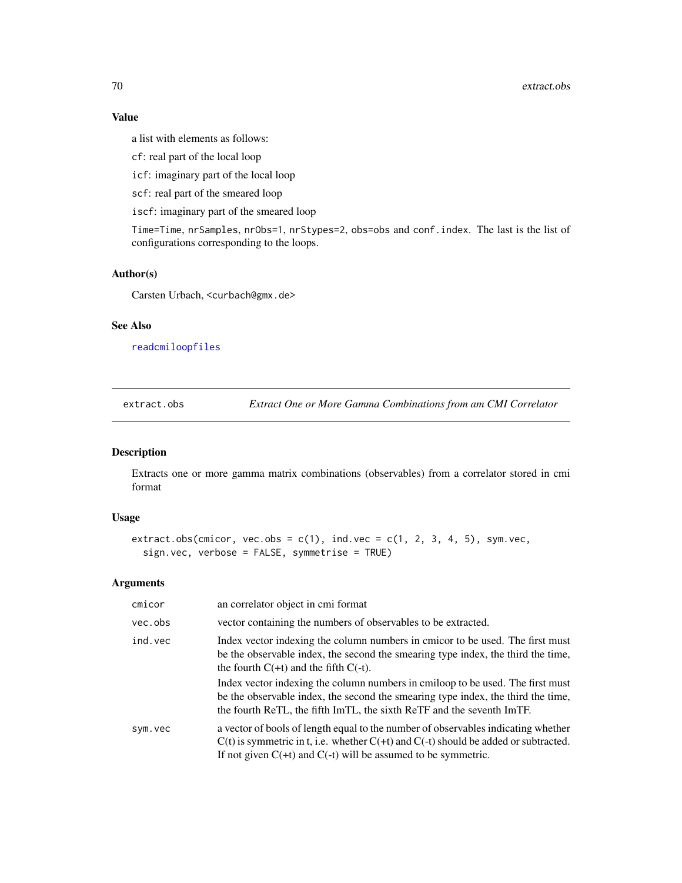## Value

a list with elements as follows:

`cf`: real part of the local loop

`icf`: imaginary part of the local loop

`scf`: real part of the smeared loop

`iscf`: imaginary part of the smeared loop

`Time=Time`, `nrSamples`, `nrObs=1`, `nrStypes=2`, `obs=obs` and `conf.index`. The last is the list of configurations corresponding to the loops.

## Author(s)

Carsten Urbach, <curbach@gmx.de>

## See Also

readcmiloopfiles

---

extract.obs — *Extract One or More Gamma Combinations from am CMI Correlator*

---

## Description

Extracts one or more gamma matrix combinations (observables) from a correlator stored in cmi format

## Usage

```
extract.obs(cmicor, vec.obs = c(1), ind.vec = c(1, 2, 3, 4, 5), sym.vec,
  sign.vec, verbose = FALSE, symmetrise = TRUE)
```

## Arguments

| | |
|---|---|
| `cmicor` | an correlator object in cmi format |
| `vec.obs` | vector containing the numbers of observables to be extracted. |
| `ind.vec` | Index vector indexing the column numbers in cmicor to be used. The first must be the observable index, the second the smearing type index, the third the time, the fourth C(+t) and the fifth C(-t).<br><br>Index vector indexing the column numbers in cmiloop to be used. The first must be the observable index, the second the smearing type index, the third the time, the fourth ReTL, the fifth ImTL, the sixth ReTF and the seventh ImTF. |
| `sym.vec` | a vector of bools of length equal to the number of observables indicating whether C(t) is symmetric in t, i.e. whether C(+t) and C(-t) should be added or subtracted. If not given C(+t) and C(-t) will be assumed to be symmetric. |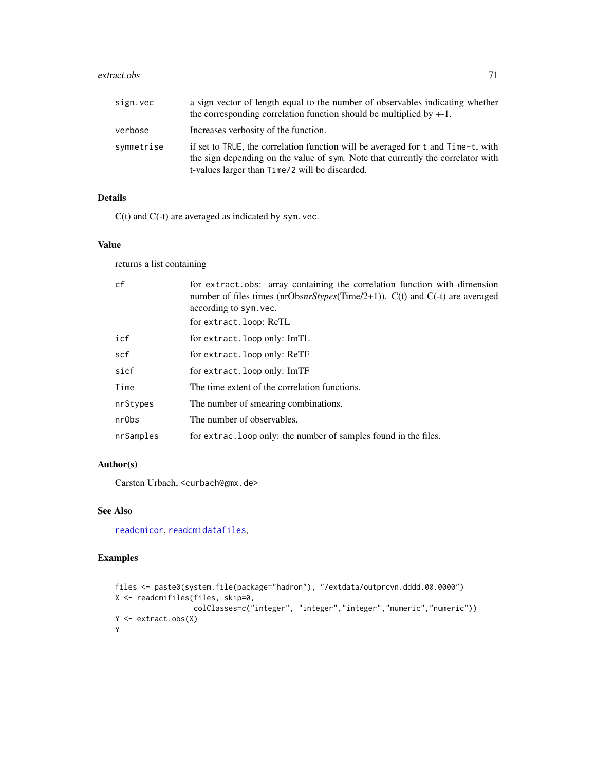| | |
|---|---|
| sign.vec | a sign vector of length equal to the number of observables indicating whether the corresponding correlation function should be multiplied by +-1. |
| verbose | Increases verbosity of the function. |
| symmetrise | if set to TRUE, the correlation function will be averaged for t and Time-t, with the sign depending on the value of sym. Note that currently the correlator with t-values larger than Time/2 will be discarded. |

### Details

C(t) and C(-t) are averaged as indicated by sym.vec.

### Value

returns a list containing

| | |
|---|---|
| cf | for extract.obs: array containing the correlation function with dimension number of files times (nrObs*nrStypes*(Time/2+1)). C(t) and C(-t) are averaged according to sym.vec.<br>for extract.loop: ReTL |
| icf | for extract.loop only: ImTL |
| scf | for extract.loop only: ReTF |
| sicf | for extract.loop only: ImTF |
| Time | The time extent of the correlation functions. |
| nrStypes | The number of smearing combinations. |
| nrObs | The number of observables. |
| nrSamples | for extrac.loop only: the number of samples found in the files. |

### Author(s)

Carsten Urbach, <curbach@gmx.de>

### See Also

readcmicor, readcmidatafiles,

### Examples

```
files <- paste0(system.file(package="hadron"), "/extdata/outprcvn.dddd.00.0000")
X <- readcmifiles(files, skip=0,
                  colClasses=c("integer", "integer","integer","numeric","numeric"))
Y <- extract.obs(X)
Y
```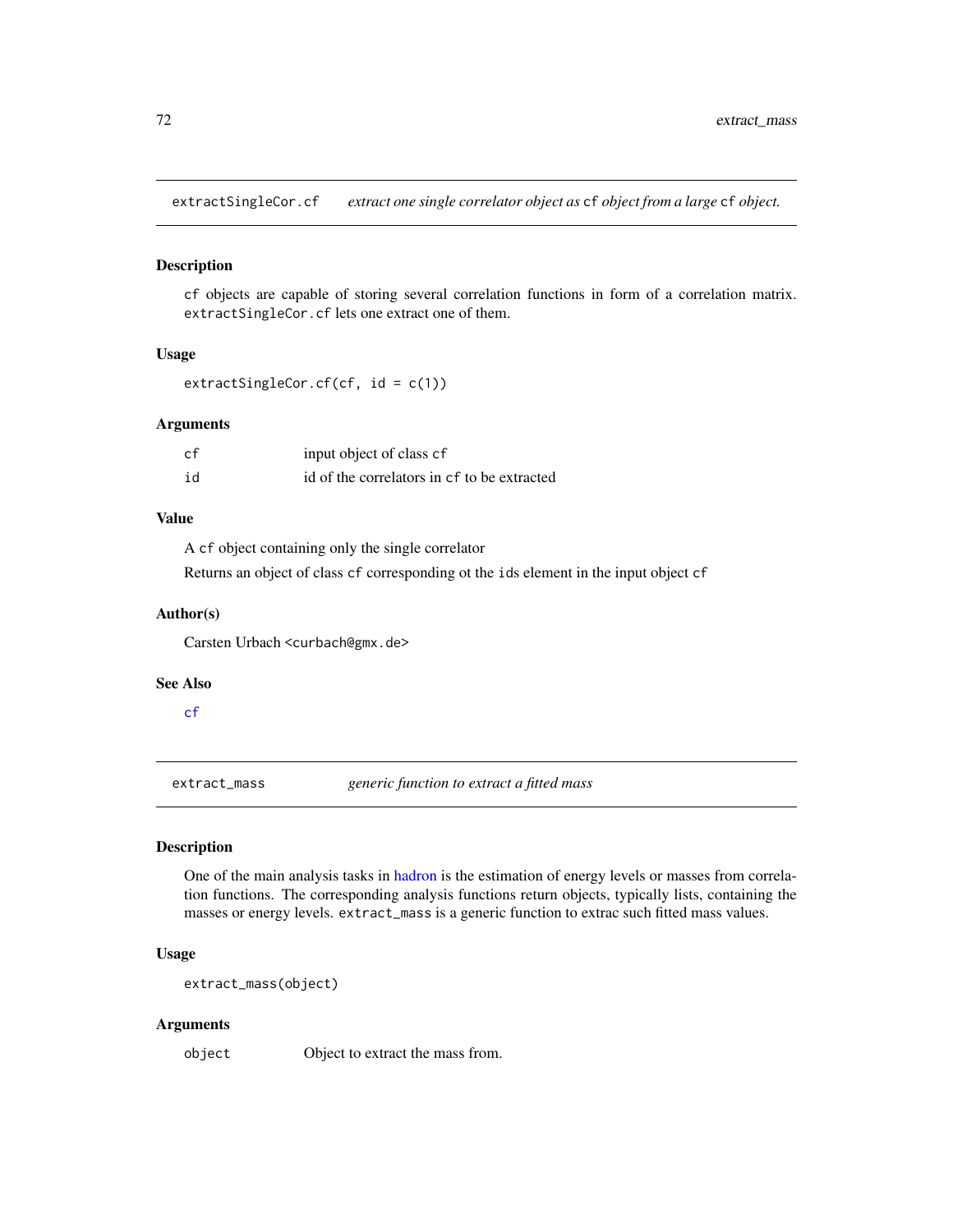## extractSingleCor.cf — *extract one single correlator object as* `cf` *object from a large* `cf` *object.*

### Description

`cf` objects are capable of storing several correlation functions in form of a correlation matrix. `extractSingleCor.cf` lets one extract one of them.

### Usage

```
extractSingleCor.cf(cf, id = c(1))
```

### Arguments

| | |
|---|---|
| `cf` | input object of class `cf` |
| `id` | id of the correlators in `cf` to be extracted |

### Value

A `cf` object containing only the single correlator

Returns an object of class `cf` corresponding ot the `ids` element in the input object `cf`

### Author(s)

Carsten Urbach <curbach@gmx.de>

### See Also

`cf`

## extract_mass — *generic function to extract a fitted mass*

### Description

One of the main analysis tasks in hadron is the estimation of energy levels or masses from correlation functions. The corresponding analysis functions return objects, typically lists, containing the masses or energy levels. `extract_mass` is a generic function to extrac such fitted mass values.

### Usage

```
extract_mass(object)
```

### Arguments

| | |
|---|---|
| `object` | Object to extract the mass from. |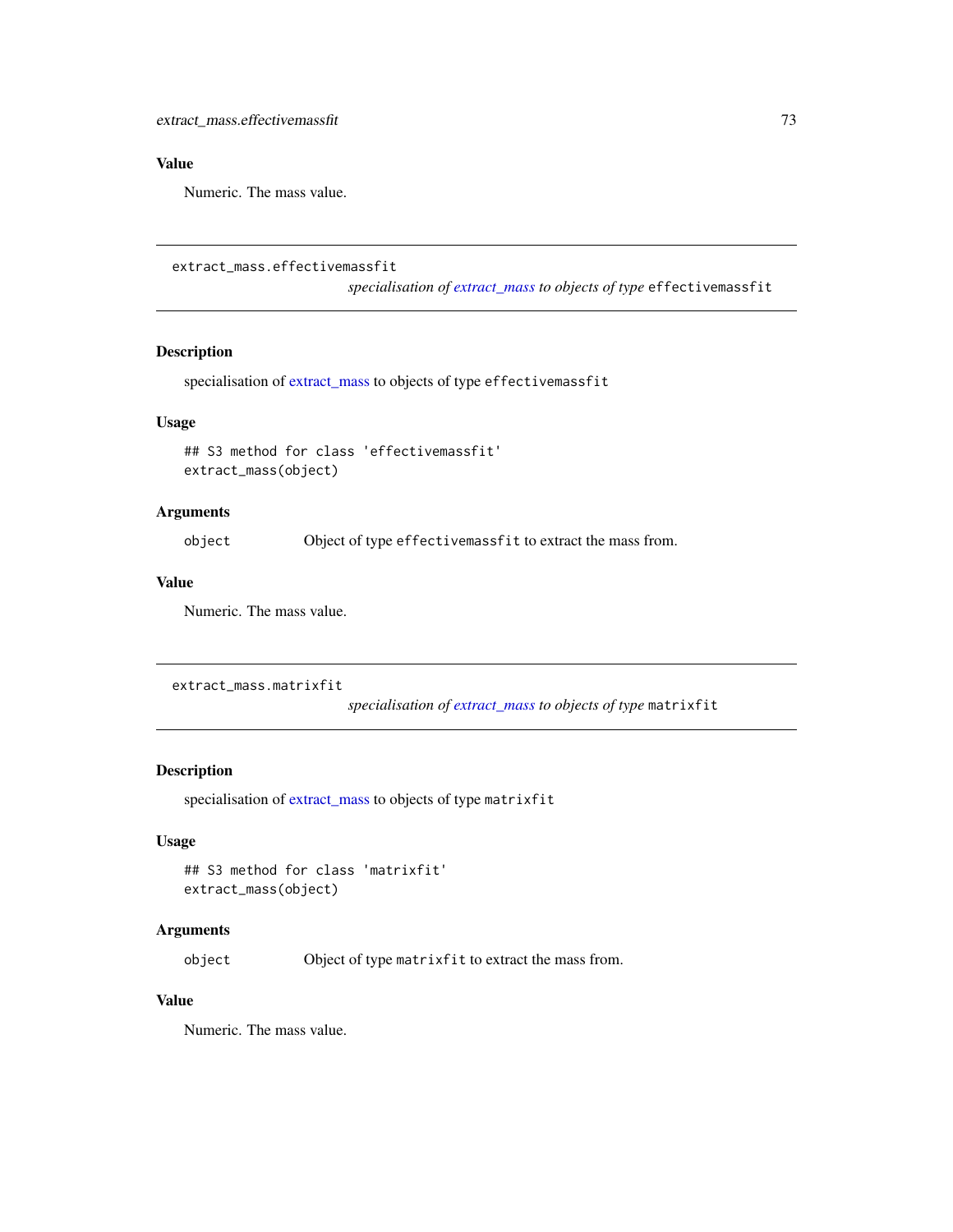## Value

Numeric. The mass value.

---

## extract_mass.effectivemassfit

*specialisation of extract_mass to objects of type* `effectivemassfit`

### Description

specialisation of extract_mass to objects of type `effectivemassfit`

### Usage

```
## S3 method for class 'effectivemassfit'
extract_mass(object)
```

### Arguments

| | |
|---|---|
| `object` | Object of type `effectivemassfit` to extract the mass from. |

### Value

Numeric. The mass value.

---

## extract_mass.matrixfit

*specialisation of extract_mass to objects of type* `matrixfit`

### Description

specialisation of extract_mass to objects of type `matrixfit`

### Usage

```
## S3 method for class 'matrixfit'
extract_mass(object)
```

### Arguments

| | |
|---|---|
| `object` | Object of type `matrixfit` to extract the mass from. |

### Value

Numeric. The mass value.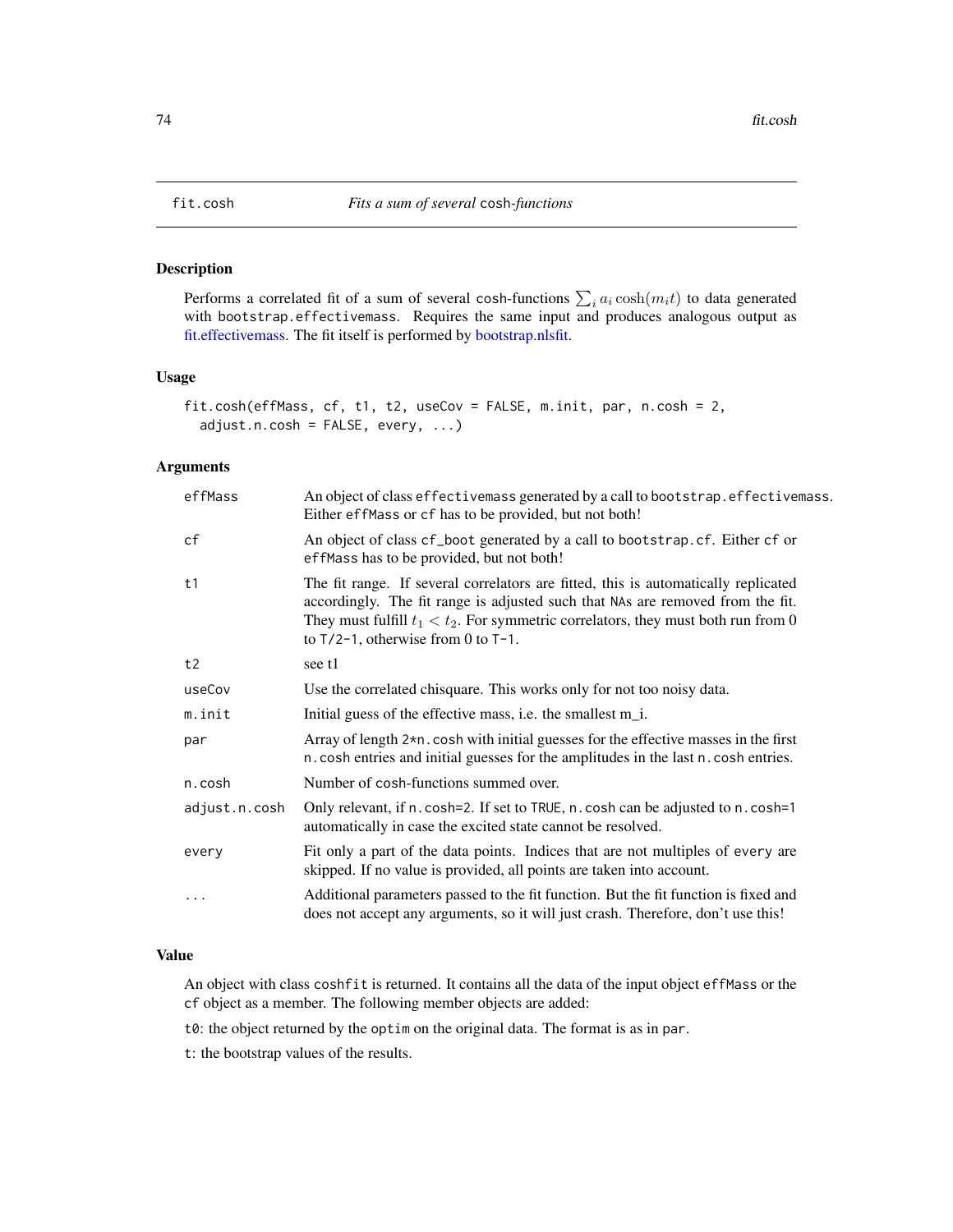# fit.cosh *Fits a sum of several* cosh*-functions*

## Description

Performs a correlated fit of a sum of several cosh-functions $\sum_i a_i \cosh(m_i t)$ to data generated with bootstrap.effectivemass. Requires the same input and produces analogous output as fit.effectivemass. The fit itself is performed by bootstrap.nlsfit.

## Usage

```
fit.cosh(effMass, cf, t1, t2, useCov = FALSE, m.init, par, n.cosh = 2,
  adjust.n.cosh = FALSE, every, ...)
```

## Arguments

| | |
|---|---|
| effMass | An object of class effectivemass generated by a call to bootstrap.effectivemass. Either effMass or cf has to be provided, but not both! |
| cf | An object of class cf_boot generated by a call to bootstrap.cf. Either cf or effMass has to be provided, but not both! |
| t1 | The fit range. If several correlators are fitted, this is automatically replicated accordingly. The fit range is adjusted such that NAs are removed from the fit. They must fulfill $t_1 < t_2$. For symmetric correlators, they must both run from 0 to T/2-1, otherwise from 0 to T-1. |
| t2 | see t1 |
| useCov | Use the correlated chisquare. This works only for not too noisy data. |
| m.init | Initial guess of the effective mass, i.e. the smallest m_i. |
| par | Array of length 2*n.cosh with initial guesses for the effective masses in the first n.cosh entries and initial guesses for the amplitudes in the last n.cosh entries. |
| n.cosh | Number of cosh-functions summed over. |
| adjust.n.cosh | Only relevant, if n.cosh=2. If set to TRUE, n.cosh can be adjusted to n.cosh=1 automatically in case the excited state cannot be resolved. |
| every | Fit only a part of the data points. Indices that are not multiples of every are skipped. If no value is provided, all points are taken into account. |
| ... | Additional parameters passed to the fit function. But the fit function is fixed and does not accept any arguments, so it will just crash. Therefore, don't use this! |

## Value

An object with class coshfit is returned. It contains all the data of the input object effMass or the cf object as a member. The following member objects are added:

t0: the object returned by the optim on the original data. The format is as in par.

t: the bootstrap values of the results.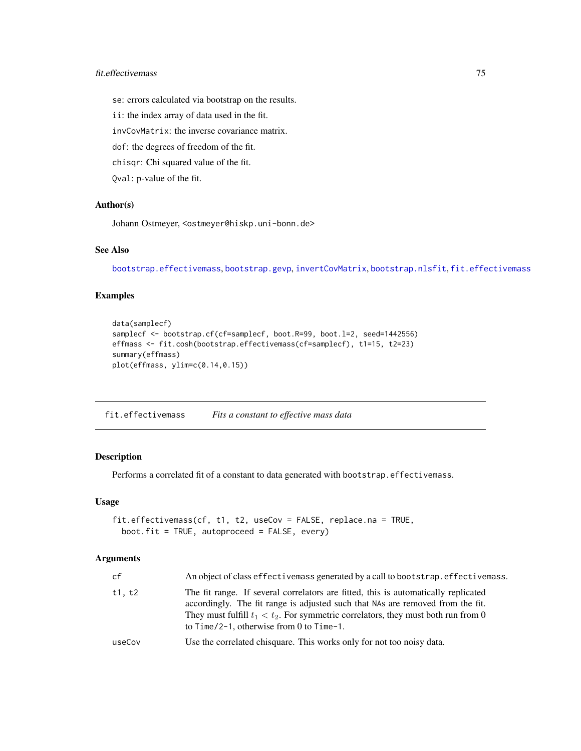se: errors calculated via bootstrap on the results.

ii: the index array of data used in the fit.

invCovMatrix: the inverse covariance matrix.

dof: the degrees of freedom of the fit.

chisqr: Chi squared value of the fit.

Qval: p-value of the fit.

### Author(s)

Johann Ostmeyer, <ostmeyer@hiskp.uni-bonn.de>

### See Also

bootstrap.effectivemass, bootstrap.gevp, invertCovMatrix, bootstrap.nlsfit, fit.effectivemass

### Examples

```
data(samplecf)
samplecf <- bootstrap.cf(cf=samplecf, boot.R=99, boot.l=2, seed=1442556)
effmass <- fit.cosh(bootstrap.effectivemass(cf=samplecf), t1=15, t2=23)
summary(effmass)
plot(effmass, ylim=c(0.14,0.15))
```

---

## fit.effectivemass *Fits a constant to effective mass data*

### Description

Performs a correlated fit of a constant to data generated with bootstrap.effectivemass.

### Usage

```
fit.effectivemass(cf, t1, t2, useCov = FALSE, replace.na = TRUE,
  boot.fit = TRUE, autoproceed = FALSE, every)
```

### Arguments

| | |
|---|---|
| cf | An object of class effectivemass generated by a call to bootstrap.effectivemass. |
| t1, t2 | The fit range. If several correlators are fitted, this is automatically replicated accordingly. The fit range is adjusted such that NAs are removed from the fit. They must fulfill $t_1 < t_2$. For symmetric correlators, they must both run from 0 to Time/2-1, otherwise from 0 to Time-1. |
| useCov | Use the correlated chisquare. This works only for not too noisy data. |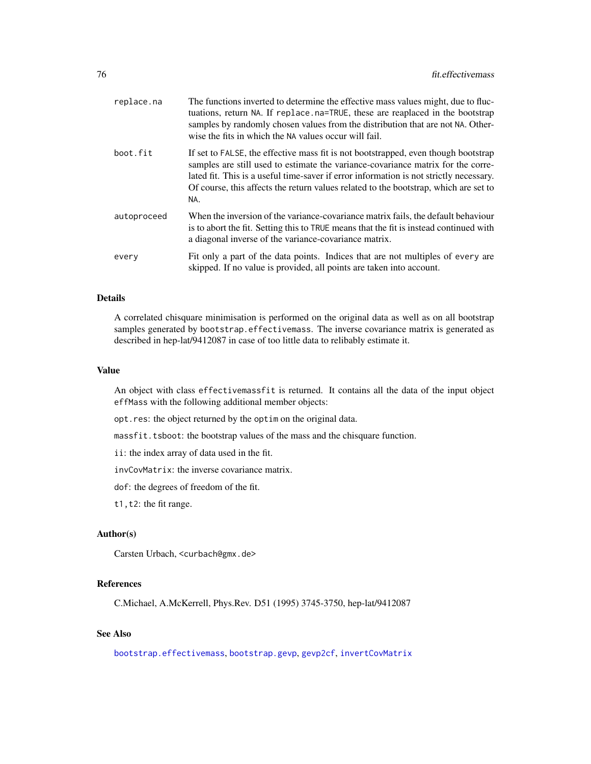| | |
|---|---|
| `replace.na` | The functions inverted to determine the effective mass values might, due to fluctuations, return `NA`. If `replace.na=TRUE`, these are reaplaced in the bootstrap samples by randomly chosen values from the distribution that are not `NA`. Otherwise the fits in which the `NA` values occur will fail. |
| `boot.fit` | If set to `FALSE`, the effective mass fit is not bootstrapped, even though bootstrap samples are still used to estimate the variance-covariance matrix for the correlated fit. This is a useful time-saver if error information is not strictly necessary. Of course, this affects the return values related to the bootstrap, which are set to `NA`. |
| `autoproceed` | When the inversion of the variance-covariance matrix fails, the default behaviour is to abort the fit. Setting this to `TRUE` means that the fit is instead continued with a diagonal inverse of the variance-covariance matrix. |
| `every` | Fit only a part of the data points. Indices that are not multiples of `every` are skipped. If no value is provided, all points are taken into account. |

## Details

A correlated chisquare minimisation is performed on the original data as well as on all bootstrap samples generated by `bootstrap.effectivemass`. The inverse covariance matrix is generated as described in hep-lat/9412087 in case of too little data to relibably estimate it.

## Value

An object with class `effectivemassfit` is returned. It contains all the data of the input object `effMass` with the following additional member objects:

`opt.res`: the object returned by the `optim` on the original data.

`massfit.tsboot`: the bootstrap values of the mass and the chisquare function.

`ii`: the index array of data used in the fit.

`invCovMatrix`: the inverse covariance matrix.

`dof`: the degrees of freedom of the fit.

`t1,t2`: the fit range.

## Author(s)

Carsten Urbach, <curbach@gmx.de>

## References

C.Michael, A.McKerrell, Phys.Rev. D51 (1995) 3745-3750, hep-lat/9412087

## See Also

`bootstrap.effectivemass`, `bootstrap.gevp`, `gevp2cf`, `invertCovMatrix`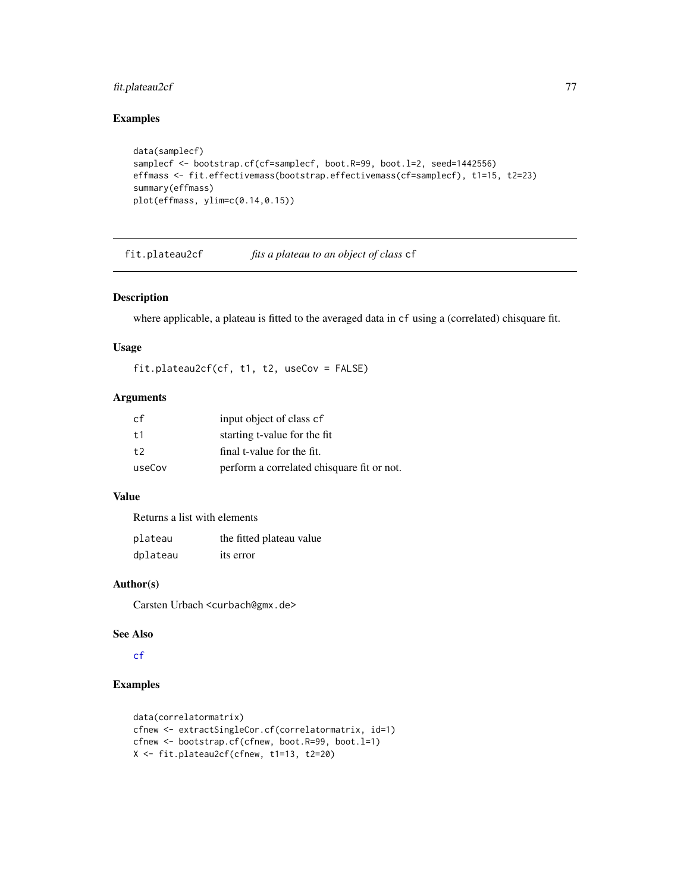## Examples

```
data(samplecf)
samplecf <- bootstrap.cf(cf=samplecf, boot.R=99, boot.l=2, seed=1442556)
effmass <- fit.effectivemass(bootstrap.effectivemass(cf=samplecf), t1=15, t2=23)
summary(effmass)
plot(effmass, ylim=c(0.14,0.15))
```

---

# fit.plateau2cf *fits a plateau to an object of class* cf

---

## Description

where applicable, a plateau is fitted to the averaged data in cf using a (correlated) chisquare fit.

## Usage

```
fit.plateau2cf(cf, t1, t2, useCov = FALSE)
```

## Arguments

| | |
|---|---|
| cf | input object of class cf |
| t1 | starting t-value for the fit |
| t2 | final t-value for the fit. |
| useCov | perform a correlated chisquare fit or not. |

## Value

Returns a list with elements

| | |
|---|---|
| plateau | the fitted plateau value |
| dplateau | its error |

## Author(s)

Carsten Urbach <curbach@gmx.de>

## See Also

cf

## Examples

```
data(correlatormatrix)
cfnew <- extractSingleCor.cf(correlatormatrix, id=1)
cfnew <- bootstrap.cf(cfnew, boot.R=99, boot.l=1)
X <- fit.plateau2cf(cfnew, t1=13, t2=20)
```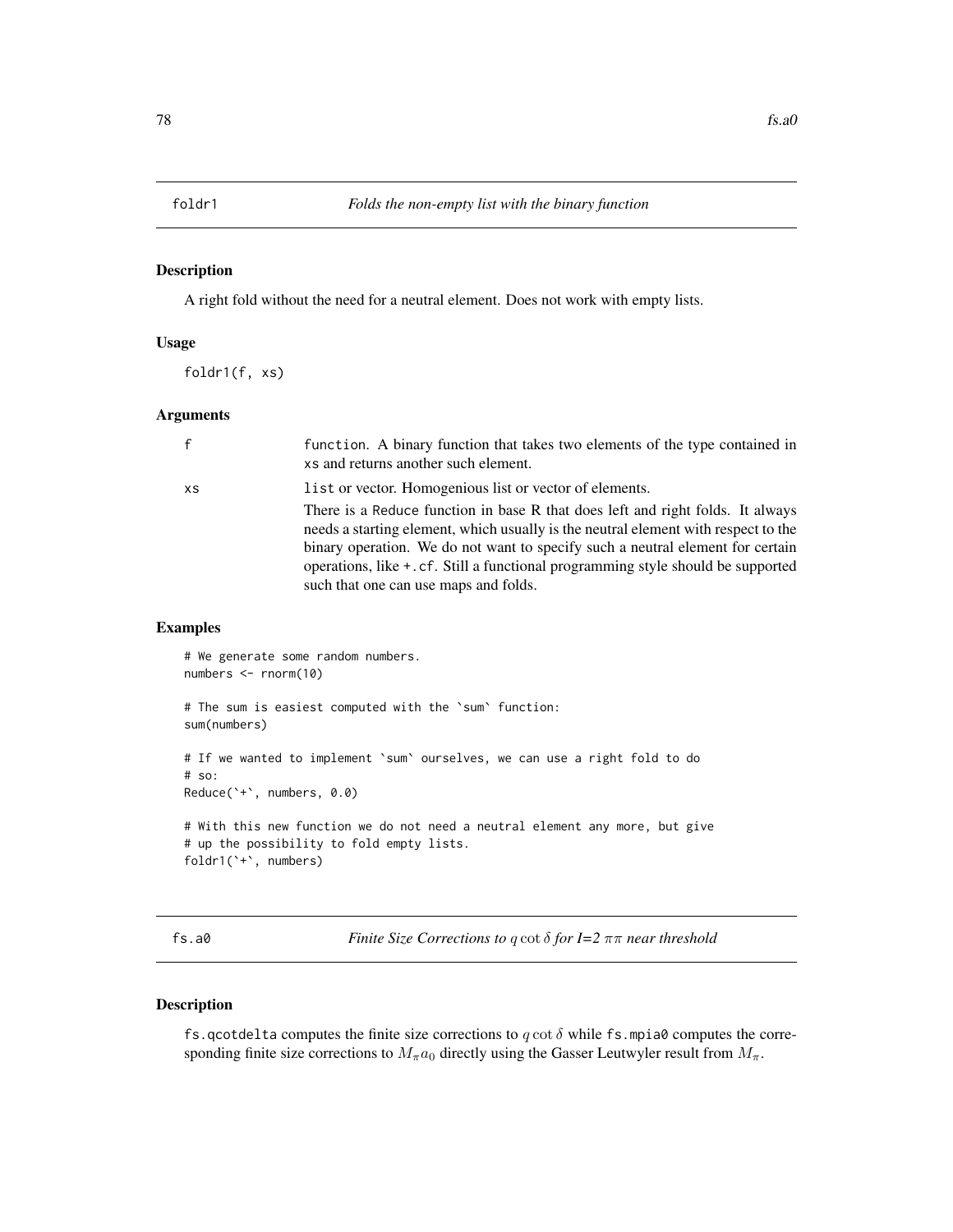## foldr1 — *Folds the non-empty list with the binary function*

### Description

A right fold without the need for a neutral element. Does not work with empty lists.

### Usage

```
foldr1(f, xs)
```

### Arguments

| | |
|---|---|
| f | function. A binary function that takes two elements of the type contained in xs and returns another such element. |
| xs | list or vector. Homogenious list or vector of elements. |

There is a Reduce function in base R that does left and right folds. It always needs a starting element, which usually is the neutral element with respect to the binary operation. We do not want to specify such a neutral element for certain operations, like +.cf. Still a functional programming style should be supported such that one can use maps and folds.

### Examples

```
# We generate some random numbers.
numbers <- rnorm(10)

# The sum is easiest computed with the `sum` function:
sum(numbers)

# If we wanted to implement `sum` ourselves, we can use a right fold to do
# so:
Reduce(`+`, numbers, 0.0)

# With this new function we do not need a neutral element any more, but give
# up the possibility to fold empty lists.
foldr1(`+`, numbers)
```

## fs.a0 — *Finite Size Corrections to $q \cot \delta$ for I=2 $\pi\pi$ near threshold*

### Description

fs.qcotdelta computes the finite size corrections to $q \cot \delta$ while fs.mpia0 computes the corresponding finite size corrections to $M_\pi a_0$ directly using the Gasser Leutwyler result from $M_\pi$.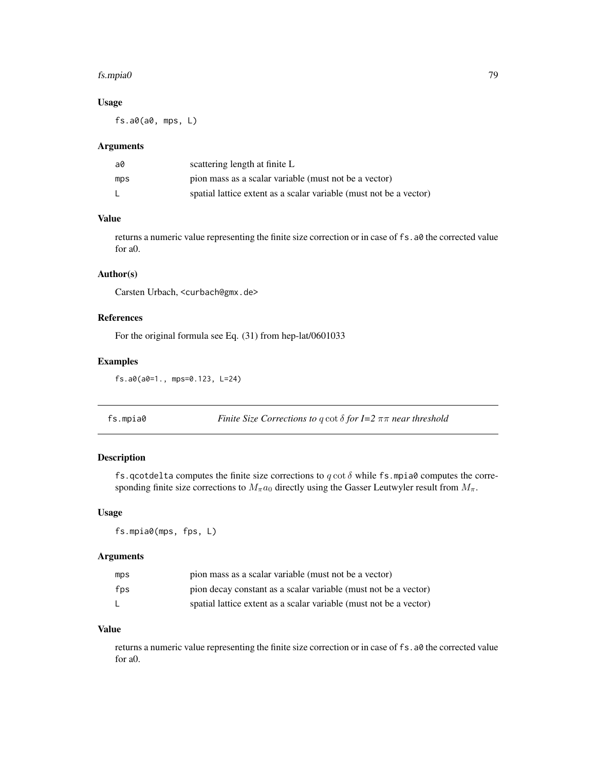### Usage

```
fs.a0(a0, mps, L)
```

### Arguments

| | |
|---|---|
| a0 | scattering length at finite L |
| mps | pion mass as a scalar variable (must not be a vector) |
| L | spatial lattice extent as a scalar variable (must not be a vector) |

### Value

returns a numeric value representing the finite size correction or in case of `fs.a0` the corrected value for a0.

### Author(s)

Carsten Urbach, <curbach@gmx.de>

### References

For the original formula see Eq. (31) from hep-lat/0601033

### Examples

```
fs.a0(a0=1., mps=0.123, L=24)
```

---

## fs.mpia0 — *Finite Size Corrections to $q \cot \delta$ for I=2 $\pi\pi$ near threshold*

### Description

`fs.qcotdelta` computes the finite size corrections to $q \cot \delta$ while `fs.mpia0` computes the corresponding finite size corrections to $M_\pi a_0$ directly using the Gasser Leutwyler result from $M_\pi$.

### Usage

```
fs.mpia0(mps, fps, L)
```

### Arguments

| | |
|---|---|
| mps | pion mass as a scalar variable (must not be a vector) |
| fps | pion decay constant as a scalar variable (must not be a vector) |
| L | spatial lattice extent as a scalar variable (must not be a vector) |

### Value

returns a numeric value representing the finite size correction or in case of `fs.a0` the corrected value for a0.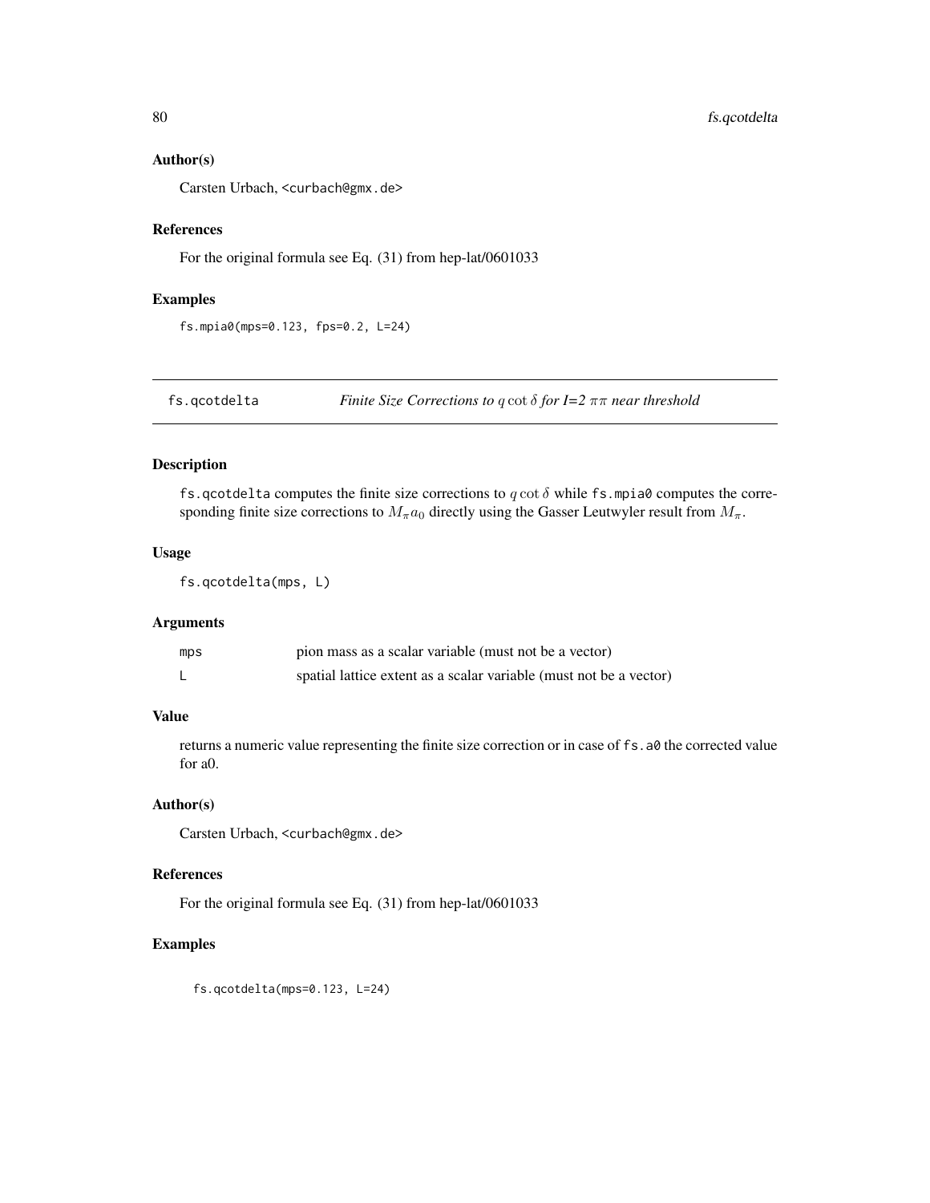### Author(s)

Carsten Urbach, <curbach@gmx.de>

### References

For the original formula see Eq. (31) from hep-lat/0601033

### Examples

```
fs.mpia0(mps=0.123, fps=0.2, L=24)
```

---

## fs.qcotdelta — *Finite Size Corrections to $q \cot \delta$ for I=2 $\pi\pi$ near threshold*

---

### Description

`fs.qcotdelta` computes the finite size corrections to $q \cot \delta$ while `fs.mpia0` computes the corresponding finite size corrections to $M_\pi a_0$ directly using the Gasser Leutwyler result from $M_\pi$.

### Usage

```
fs.qcotdelta(mps, L)
```

### Arguments

| | |
|---|---|
| mps | pion mass as a scalar variable (must not be a vector) |
| L | spatial lattice extent as a scalar variable (must not be a vector) |

### Value

returns a numeric value representing the finite size correction or in case of `fs.a0` the corrected value for a0.

### Author(s)

Carsten Urbach, <curbach@gmx.de>

### References

For the original formula see Eq. (31) from hep-lat/0601033

### Examples

```
fs.qcotdelta(mps=0.123, L=24)
```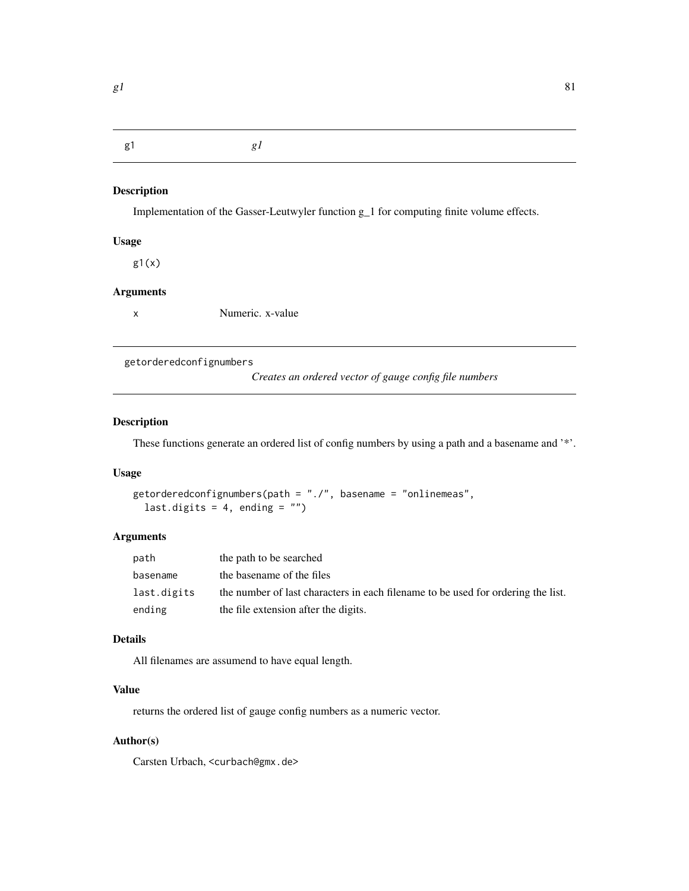## g1 — *g1*

### Description

Implementation of the Gasser-Leutwyler function g_1 for computing finite volume effects.

### Usage

```
g1(x)
```

### Arguments

| | |
|---|---|
| x | Numeric. x-value |

## getorderedconfignumbers — *Creates an ordered vector of gauge config file numbers*

### Description

These functions generate an ordered list of config numbers by using a path and a basename and '*'.

### Usage

```
getorderedconfignumbers(path = "./", basename = "onlinemeas",
  last.digits = 4, ending = "")
```

### Arguments

| | |
|---|---|
| path | the path to be searched |
| basename | the basename of the files |
| last.digits | the number of last characters in each filename to be used for ordering the list. |
| ending | the file extension after the digits. |

### Details

All filenames are assumend to have equal length.

### Value

returns the ordered list of gauge config numbers as a numeric vector.

### Author(s)

Carsten Urbach, <curbach@gmx.de>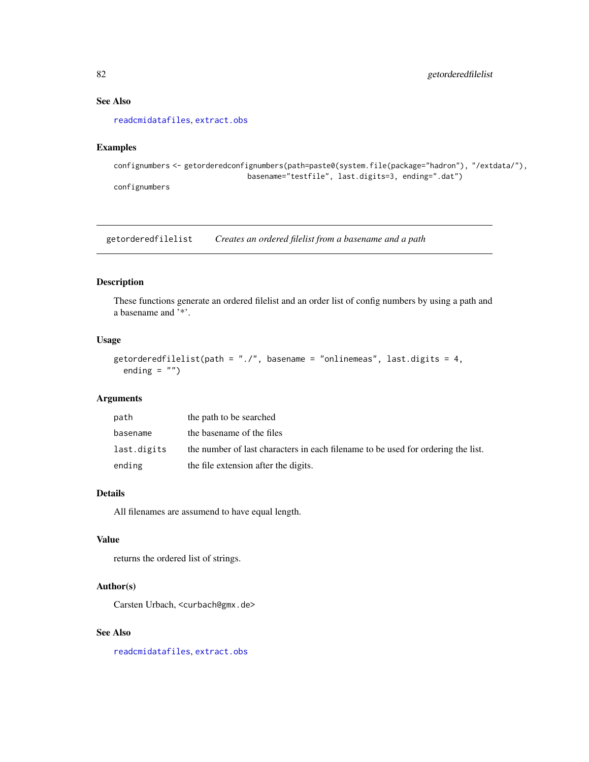### See Also

readcmidatafiles, extract.obs

### Examples

```
confignumbers <- getorderedconfignumbers(path=paste0(system.file(package="hadron"), "/extdata/"),
                                 basename="testfile", last.digits=3, ending=".dat")
confignumbers
```

---

## getorderedfilelist  *Creates an ordered filelist from a basename and a path*

---

### Description

These functions generate an ordered filelist and an order list of config numbers by using a path and a basename and '*'.

### Usage

```
getorderedfilelist(path = "./", basename = "onlinemeas", last.digits = 4,
  ending = "")
```

### Arguments

| | |
|---|---|
| path | the path to be searched |
| basename | the basename of the files |
| last.digits | the number of last characters in each filename to be used for ordering the list. |
| ending | the file extension after the digits. |

### Details

All filenames are assumend to have equal length.

### Value

returns the ordered list of strings.

### Author(s)

Carsten Urbach, <curbach@gmx.de>

### See Also

readcmidatafiles, extract.obs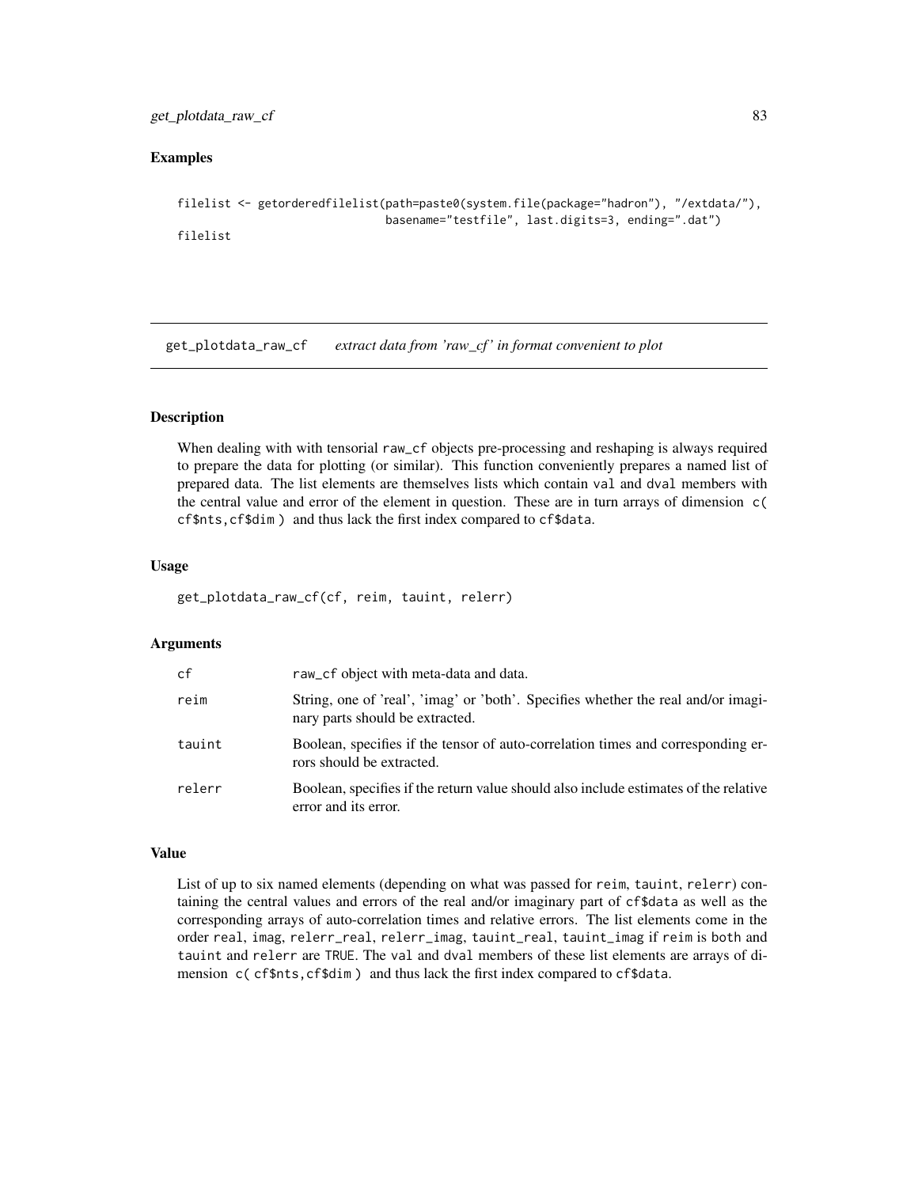## Examples

```
filelist <- getorderedfilelist(path=paste0(system.file(package="hadron"), "/extdata/"),
                               basename="testfile", last.digits=3, ending=".dat")
filelist
```

---

# get_plotdata_raw_cf &nbsp;&nbsp;&nbsp; *extract data from 'raw_cf' in format convenient to plot*

---

### Description

When dealing with with tensorial raw_cf objects pre-processing and reshaping is always required to prepare the data for plotting (or similar). This function conveniently prepares a named list of prepared data. The list elements are themselves lists which contain val and dval members with the central value and error of the element in question. These are in turn arrays of dimension c( cf$nts,cf$dim ) and thus lack the first index compared to cf$data.

### Usage

```
get_plotdata_raw_cf(cf, reim, tauint, relerr)
```

### Arguments

| | |
|---|---|
| cf | raw_cf object with meta-data and data. |
| reim | String, one of 'real', 'imag' or 'both'. Specifies whether the real and/or imaginary parts should be extracted. |
| tauint | Boolean, specifies if the tensor of auto-correlation times and corresponding errors should be extracted. |
| relerr | Boolean, specifies if the return value should also include estimates of the relative error and its error. |

### Value

List of up to six named elements (depending on what was passed for reim, tauint, relerr) containing the central values and errors of the real and/or imaginary part of cf$data as well as the corresponding arrays of auto-correlation times and relative errors. The list elements come in the order real, imag, relerr_real, relerr_imag, tauint_real, tauint_imag if reim is both and tauint and relerr are TRUE. The val and dval members of these list elements are arrays of dimension c( cf$nts,cf$dim ) and thus lack the first index compared to cf$data.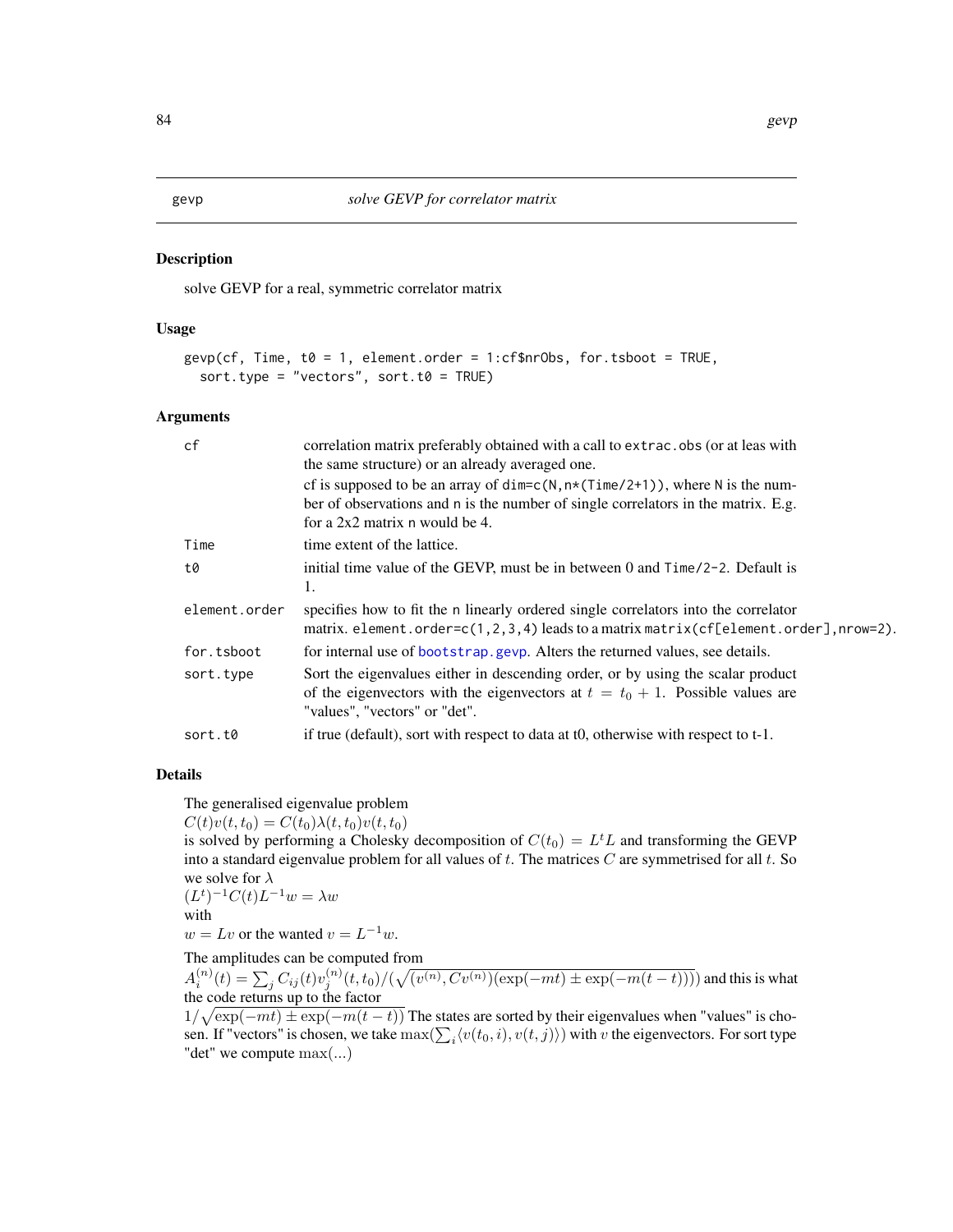# gevp — *solve GEVP for correlator matrix*

## Description

solve GEVP for a real, symmetric correlator matrix

## Usage

```
gevp(cf, Time, t0 = 1, element.order = 1:cf$nrObs, for.tsboot = TRUE,
  sort.type = "vectors", sort.t0 = TRUE)
```

## Arguments

| | |
|---|---|
| cf | correlation matrix preferably obtained with a call to `extrac.obs` (or at leas with the same structure) or an already averaged one. cf is supposed to be an array of `dim=c(N,n*(Time/2+1))`, where N is the number of observations and n is the number of single correlators in the matrix. E.g. for a 2x2 matrix n would be 4. |
| Time | time extent of the lattice. |
| t0 | initial time value of the GEVP, must be in between 0 and `Time/2-2`. Default is 1. |
| element.order | specifies how to fit the n linearly ordered single correlators into the correlator matrix. `element.order=c(1,2,3,4)` leads to a matrix `matrix(cf[element.order],nrow=2)`. |
| for.tsboot | for internal use of `bootstrap.gevp`. Alters the returned values, see details. |
| sort.type | Sort the eigenvalues either in descending order, or by using the scalar product of the eigenvectors with the eigenvectors at $t = t_0 + 1$. Possible values are "values", "vectors" or "det". |
| sort.t0 | if true (default), sort with respect to data at t0, otherwise with respect to t-1. |

## Details

The generalised eigenvalue problem
$C(t)v(t, t_0) = C(t_0)\lambda(t, t_0)v(t, t_0)$
is solved by performing a Cholesky decomposition of $C(t_0) = L^t L$ and transforming the GEVP into a standard eigenvalue problem for all values of $t$. The matrices $C$ are symmetrised for all $t$. So we solve for $\lambda$
$(L^t)^{-1}C(t)L^{-1}w = \lambda w$
with
$w = Lv$ or the wanted $v = L^{-1}w$.

The amplitudes can be computed from
$A_i^{(n)}(t) = \sum_j C_{ij}(t)v_j^{(n)}(t, t_0)/(\sqrt{(v^{(n)}, Cv^{(n)})(\exp(-mt) \pm \exp(-m(t-t)))})$ and this is what the code returns up to the factor
$1/\sqrt{\exp(-mt) \pm \exp(-m(t-t))}$ The states are sorted by their eigenvalues when "values" is chosen. If "vectors" is chosen, we take $\max(\sum_i \langle v(t_0, i), v(t, j)\rangle)$ with $v$ the eigenvectors. For sort type "det" we compute $\max(...)$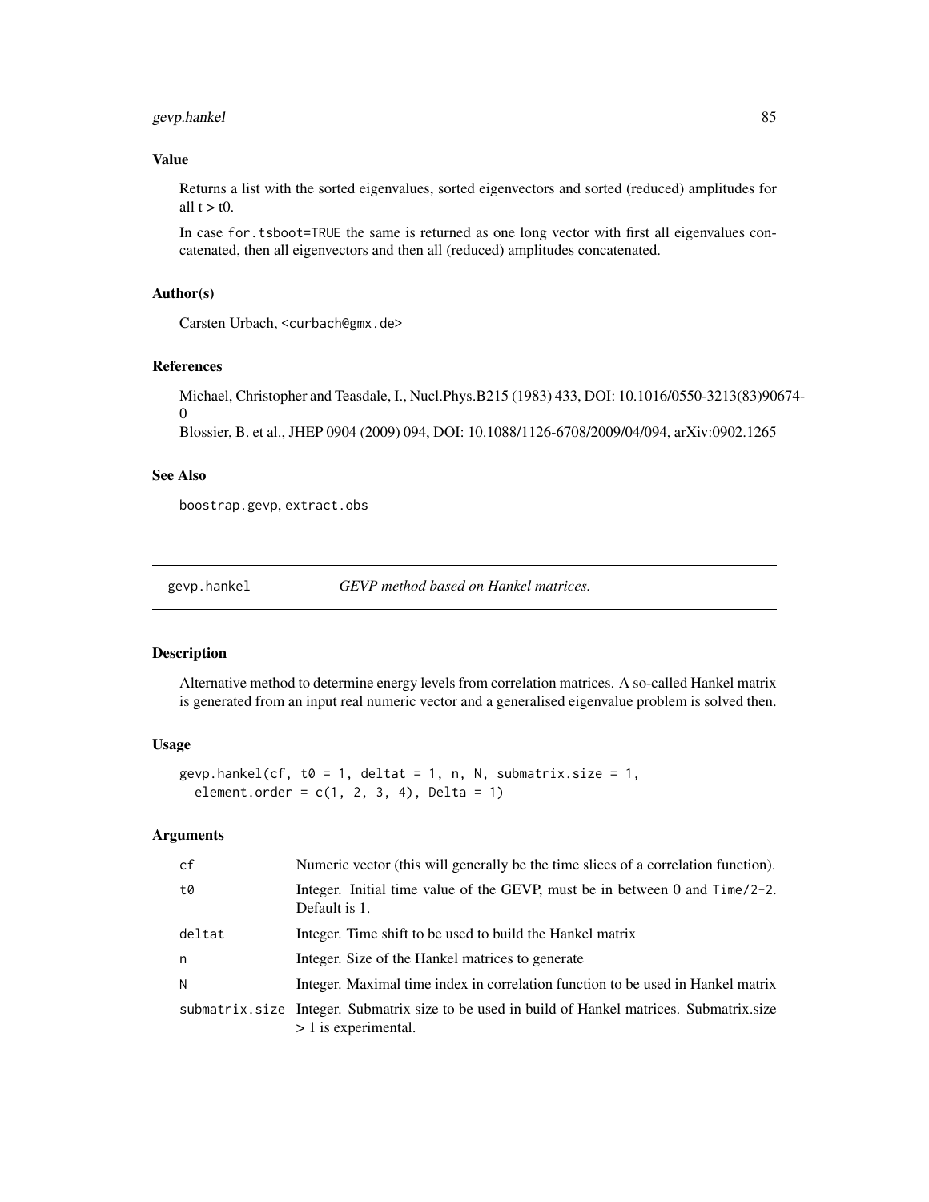### Value

Returns a list with the sorted eigenvalues, sorted eigenvectors and sorted (reduced) amplitudes for all t > t0.

In case `for.tsboot=TRUE` the same is returned as one long vector with first all eigenvalues concatenated, then all eigenvectors and then all (reduced) amplitudes concatenated.

### Author(s)

Carsten Urbach, <curbach@gmx.de>

### References

Michael, Christopher and Teasdale, I., Nucl.Phys.B215 (1983) 433, DOI: 10.1016/0550-3213(83)90674-0
Blossier, B. et al., JHEP 0904 (2009) 094, DOI: 10.1088/1126-6708/2009/04/094, arXiv:0902.1265

### See Also

`boostrap.gevp`, `extract.obs`

---

## gevp.hankel — *GEVP method based on Hankel matrices.*

### Description

Alternative method to determine energy levels from correlation matrices. A so-called Hankel matrix is generated from an input real numeric vector and a generalised eigenvalue problem is solved then.

### Usage

```
gevp.hankel(cf, t0 = 1, deltat = 1, n, N, submatrix.size = 1,
  element.order = c(1, 2, 3, 4), Delta = 1)
```

### Arguments

| | |
|---|---|
| `cf` | Numeric vector (this will generally be the time slices of a correlation function). |
| `t0` | Integer. Initial time value of the GEVP, must be in between 0 and `Time/2-2`. Default is 1. |
| `deltat` | Integer. Time shift to be used to build the Hankel matrix |
| `n` | Integer. Size of the Hankel matrices to generate |
| `N` | Integer. Maximal time index in correlation function to be used in Hankel matrix |
| `submatrix.size` | Integer. Submatrix size to be used in build of Hankel matrices. Submatrix.size > 1 is experimental. |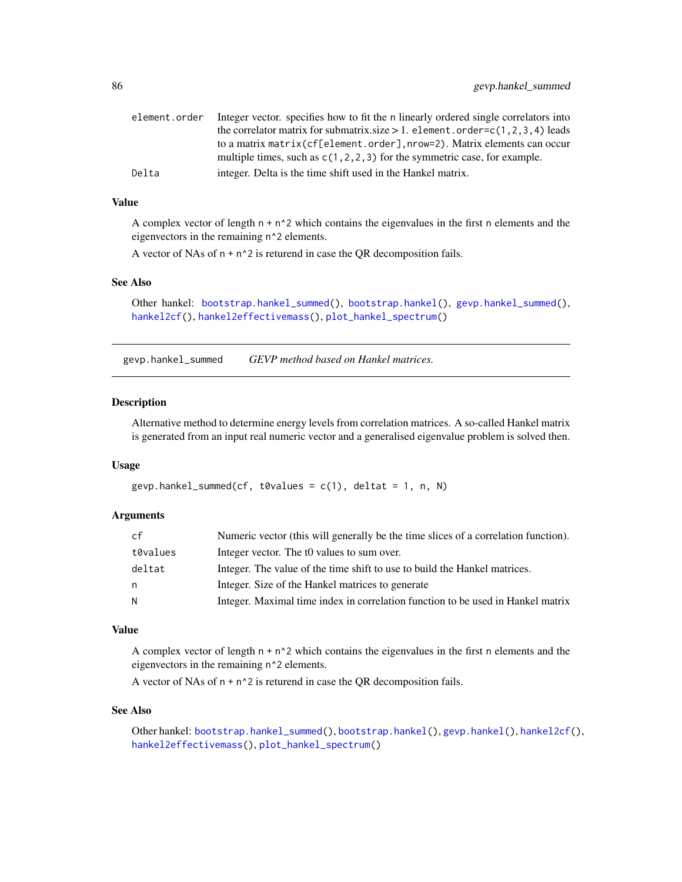| | |
|---|---|
| element.order | Integer vector. specifies how to fit the n linearly ordered single correlators into the correlator matrix for submatrix.size > 1. `element.order=c(1,2,3,4)` leads to a matrix `matrix(cf[element.order],nrow=2)`. Matrix elements can occur multiple times, such as `c(1,2,2,3)` for the symmetric case, for example. |
| Delta | integer. Delta is the time shift used in the Hankel matrix. |

### Value

A complex vector of length `n + n^2` which contains the eigenvalues in the first `n` elements and the eigenvectors in the remaining `n^2` elements.

A vector of NAs of `n + n^2` is returend in case the QR decomposition fails.

### See Also

Other hankel: `bootstrap.hankel_summed()`, `bootstrap.hankel()`, `gevp.hankel_summed()`, `hankel2cf()`, `hankel2effectivemass()`, `plot_hankel_spectrum()`

---

## gevp.hankel_summed — *GEVP method based on Hankel matrices.*

### Description

Alternative method to determine energy levels from correlation matrices. A so-called Hankel matrix is generated from an input real numeric vector and a generalised eigenvalue problem is solved then.

### Usage

```
gevp.hankel_summed(cf, t0values = c(1), deltat = 1, n, N)
```

### Arguments

| | |
|---|---|
| cf | Numeric vector (this will generally be the time slices of a correlation function). |
| t0values | Integer vector. The t0 values to sum over. |
| deltat | Integer. The value of the time shift to use to build the Hankel matrices. |
| n | Integer. Size of the Hankel matrices to generate |
| N | Integer. Maximal time index in correlation function to be used in Hankel matrix |

### Value

A complex vector of length `n + n^2` which contains the eigenvalues in the first `n` elements and the eigenvectors in the remaining `n^2` elements.

A vector of NAs of `n + n^2` is returend in case the QR decomposition fails.

### See Also

Other hankel: `bootstrap.hankel_summed()`, `bootstrap.hankel()`, `gevp.hankel()`, `hankel2cf()`, `hankel2effectivemass()`, `plot_hankel_spectrum()`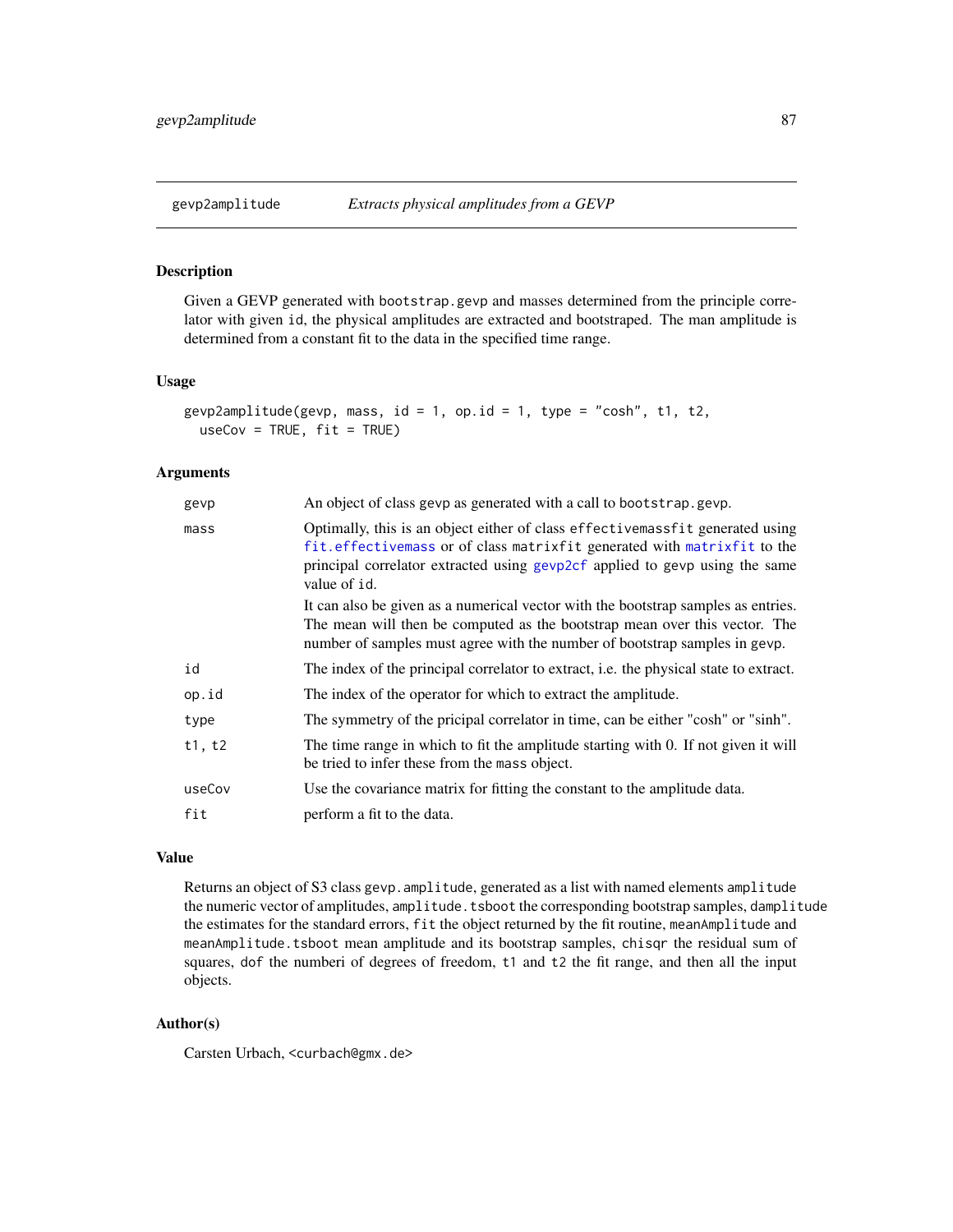# gevp2amplitude — *Extracts physical amplitudes from a GEVP*

## Description

Given a GEVP generated with `bootstrap.gevp` and masses determined from the principle correlator with given `id`, the physical amplitudes are extracted and bootstraped. The man amplitude is determined from a constant fit to the data in the specified time range.

## Usage

```
gevp2amplitude(gevp, mass, id = 1, op.id = 1, type = "cosh", t1, t2,
  useCov = TRUE, fit = TRUE)
```

## Arguments

| | |
|---|---|
| `gevp` | An object of class `gevp` as generated with a call to `bootstrap.gevp`. |
| `mass` | Optimally, this is an object either of class `effectivemassfit` generated using `fit.effectivemass` or of class `matrixfit` generated with `matrixfit` to the principal correlator extracted using `gevp2cf` applied to `gevp` using the same value of `id`. It can also be given as a numerical vector with the bootstrap samples as entries. The mean will then be computed as the bootstrap mean over this vector. The number of samples must agree with the number of bootstrap samples in `gevp`. |
| `id` | The index of the principal correlator to extract, i.e. the physical state to extract. |
| `op.id` | The index of the operator for which to extract the amplitude. |
| `type` | The symmetry of the pricipal correlator in time, can be either "cosh" or "sinh". |
| `t1, t2` | The time range in which to fit the amplitude starting with 0. If not given it will be tried to infer these from the `mass` object. |
| `useCov` | Use the covariance matrix for fitting the constant to the amplitude data. |
| `fit` | perform a fit to the data. |

## Value

Returns an object of S3 class `gevp.amplitude`, generated as a list with named elements `amplitude` the numeric vector of amplitudes, `amplitude.tsboot` the corresponding bootstrap samples, `damplitude` the estimates for the standard errors, `fit` the object returned by the fit routine, `meanAmplitude` and `meanAmplitude.tsboot` mean amplitude and its bootstrap samples, `chisqr` the residual sum of squares, `dof` the numberi of degrees of freedom, `t1` and `t2` the fit range, and then all the input objects.

## Author(s)

Carsten Urbach, <curbach@gmx.de>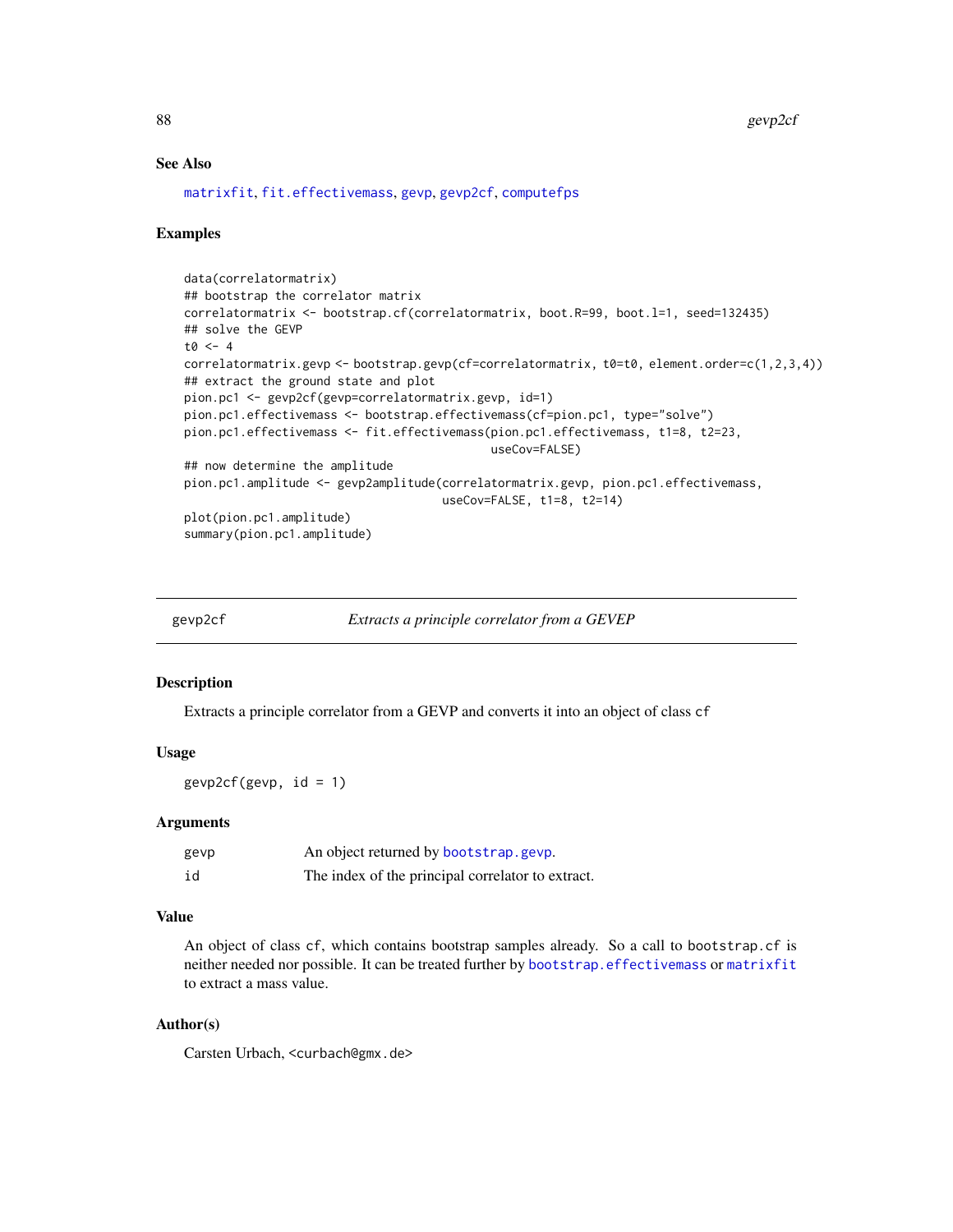### See Also

matrixfit, fit.effectivemass, gevp, gevp2cf, computefps

### Examples

```
data(correlatormatrix)
## bootstrap the correlator matrix
correlatormatrix <- bootstrap.cf(correlatormatrix, boot.R=99, boot.l=1, seed=132435)
## solve the GEVP
t0 <- 4
correlatormatrix.gevp <- bootstrap.gevp(cf=correlatormatrix, t0=t0, element.order=c(1,2,3,4))
## extract the ground state and plot
pion.pc1 <- gevp2cf(gevp=correlatormatrix.gevp, id=1)
pion.pc1.effectivemass <- bootstrap.effectivemass(cf=pion.pc1, type="solve")
pion.pc1.effectivemass <- fit.effectivemass(pion.pc1.effectivemass, t1=8, t2=23,
                                             useCov=FALSE)
## now determine the amplitude
pion.pc1.amplitude <- gevp2amplitude(correlatormatrix.gevp, pion.pc1.effectivemass,
                                      useCov=FALSE, t1=8, t2=14)
plot(pion.pc1.amplitude)
summary(pion.pc1.amplitude)
```

---

## gevp2cf — *Extracts a principle correlator from a GEVEP*

### Description

Extracts a principle correlator from a GEVP and converts it into an object of class `cf`

### Usage

```
gevp2cf(gevp, id = 1)
```

### Arguments

| | |
|---|---|
| gevp | An object returned by bootstrap.gevp. |
| id | The index of the principal correlator to extract. |

### Value

An object of class `cf`, which contains bootstrap samples already. So a call to `bootstrap.cf` is neither needed nor possible. It can be treated further by bootstrap.effectivemass or matrixfit to extract a mass value.

### Author(s)

Carsten Urbach, <curbach@gmx.de>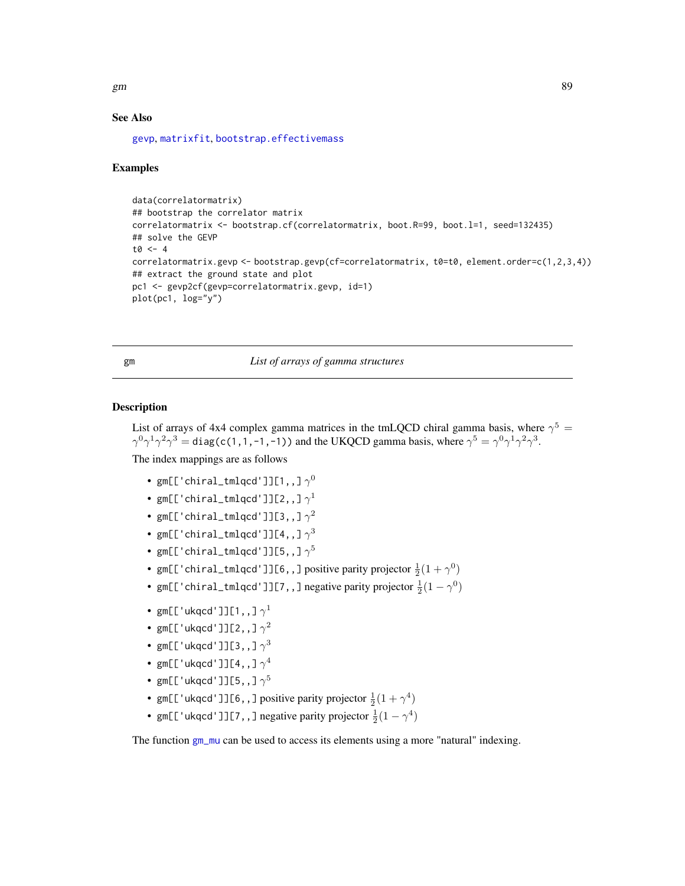### See Also

gevp, matrixfit, bootstrap.effectivemass

### Examples

```
data(correlatormatrix)
## bootstrap the correlator matrix
correlatormatrix <- bootstrap.cf(correlatormatrix, boot.R=99, boot.l=1, seed=132435)
## solve the GEVP
t0 <- 4
correlatormatrix.gevp <- bootstrap.gevp(cf=correlatormatrix, t0=t0, element.order=c(1,2,3,4))
## extract the ground state and plot
pc1 <- gevp2cf(gevp=correlatormatrix.gevp, id=1)
plot(pc1, log="y")
```

---

## gm — *List of arrays of gamma structures*

### Description

List of arrays of 4x4 complex gamma matrices in the tmLQCD chiral gamma basis, where $\gamma^5 = \gamma^0\gamma^1\gamma^2\gamma^3 =$ `diag(c(1,1,-1,-1))` and the UKQCD gamma basis, where $\gamma^5 = \gamma^0\gamma^1\gamma^2\gamma^3$.

The index mappings are as follows

- `gm[['chiral_tmlqcd']][1,,]` $\gamma^0$
- `gm[['chiral_tmlqcd']][2,,]` $\gamma^1$
- `gm[['chiral_tmlqcd']][3,,]` $\gamma^2$
- `gm[['chiral_tmlqcd']][4,,]` $\gamma^3$
- `gm[['chiral_tmlqcd']][5,,]` $\gamma^5$
- `gm[['chiral_tmlqcd']][6,,]` positive parity projector $\frac{1}{2}(1+\gamma^0)$
- `gm[['chiral_tmlqcd']][7,,]` negative parity projector $\frac{1}{2}(1-\gamma^0)$
- `gm[['ukqcd']][1,,]` $\gamma^1$
- `gm[['ukqcd']][2,,]` $\gamma^2$
- `gm[['ukqcd']][3,,]` $\gamma^3$
- `gm[['ukqcd']][4,,]` $\gamma^4$
- `gm[['ukqcd']][5,,]` $\gamma^5$
- `gm[['ukqcd']][6,,]` positive parity projector $\frac{1}{2}(1+\gamma^4)$
- `gm[['ukqcd']][7,,]` negative parity projector $\frac{1}{2}(1-\gamma^4)$

The function gm_mu can be used to access its elements using a more "natural" indexing.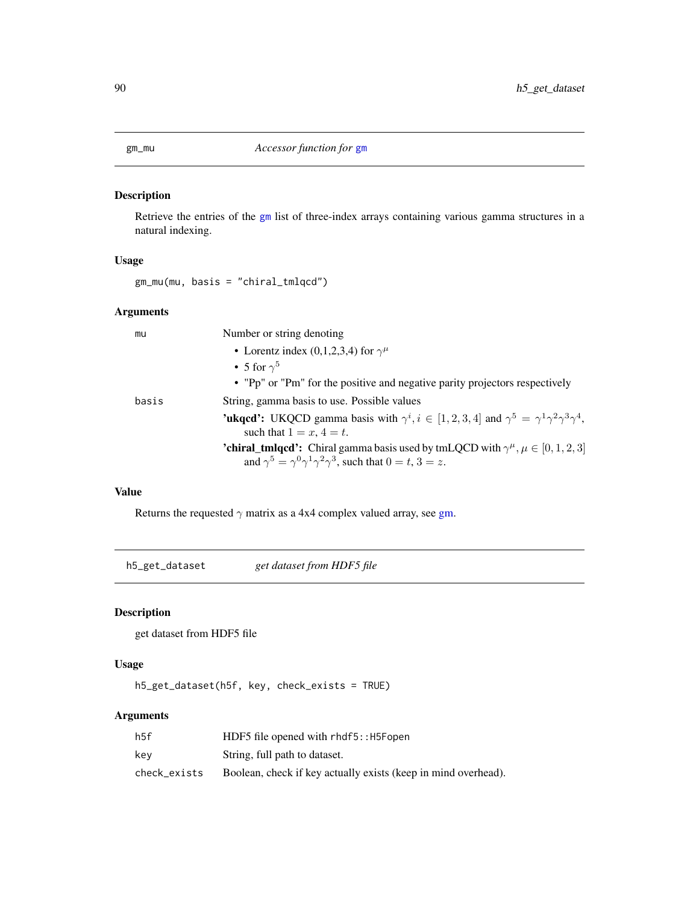## gm_mu    *Accessor function for gm*

### Description

Retrieve the entries of the gm list of three-index arrays containing various gamma structures in a natural indexing.

### Usage

```
gm_mu(mu, basis = "chiral_tmlqcd")
```

### Arguments

| | |
|---|---|
| mu | Number or string denoting<br>• Lorentz index (0,1,2,3,4) for $\gamma^\mu$<br>• 5 for $\gamma^5$<br>• "Pp" or "Pm" for the positive and negative parity projectors respectively |
| basis | String, gamma basis to use. Possible values<br>**'ukqcd':** UKQCD gamma basis with $\gamma^i, i \in [1,2,3,4]$ and $\gamma^5 = \gamma^1\gamma^2\gamma^3\gamma^4$, such that $1 = x$, $4 = t$.<br>**'chiral_tmlqcd':** Chiral gamma basis used by tmLQCD with $\gamma^\mu, \mu \in [0,1,2,3]$ and $\gamma^5 = \gamma^0\gamma^1\gamma^2\gamma^3$, such that $0 = t$, $3 = z$. |

### Value

Returns the requested $\gamma$ matrix as a 4x4 complex valued array, see gm.

## h5_get_dataset    *get dataset from HDF5 file*

### Description

get dataset from HDF5 file

### Usage

```
h5_get_dataset(h5f, key, check_exists = TRUE)
```

### Arguments

| | |
|---|---|
| h5f | HDF5 file opened with `rhdf5::H5Fopen` |
| key | String, full path to dataset. |
| check_exists | Boolean, check if key actually exists (keep in mind overhead). |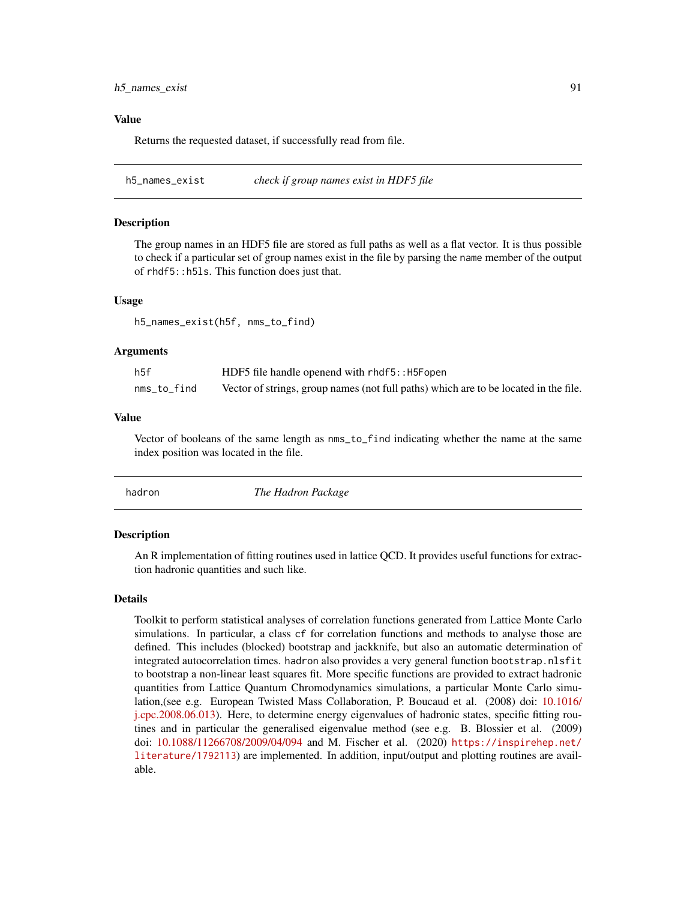### Value

Returns the requested dataset, if successfully read from file.

---

## h5_names_exist — *check if group names exist in HDF5 file*

### Description

The group names in an HDF5 file are stored as full paths as well as a flat vector. It is thus possible to check if a particular set of group names exist in the file by parsing the `name` member of the output of `rhdf5::h5ls`. This function does just that.

### Usage

```
h5_names_exist(h5f, nms_to_find)
```

### Arguments

| | |
|---|---|
| `h5f` | HDF5 file handle openend with `rhdf5::H5Fopen` |
| `nms_to_find` | Vector of strings, group names (not full paths) which are to be located in the file. |

### Value

Vector of booleans of the same length as `nms_to_find` indicating whether the name at the same index position was located in the file.

---

## hadron — *The Hadron Package*

### Description

An R implementation of fitting routines used in lattice QCD. It provides useful functions for extraction hadronic quantities and such like.

### Details

Toolkit to perform statistical analyses of correlation functions generated from Lattice Monte Carlo simulations. In particular, a class `cf` for correlation functions and methods to analyse those are defined. This includes (blocked) bootstrap and jackknife, but also an automatic determination of integrated autocorrelation times. `hadron` also provides a very general function `bootstrap.nlsfit` to bootstrap a non-linear least squares fit. More specific functions are provided to extract hadronic quantities from Lattice Quantum Chromodynamics simulations, a particular Monte Carlo simulation,(see e.g. European Twisted Mass Collaboration, P. Boucaud et al. (2008) doi: 10.1016/j.cpc.2008.06.013). Here, to determine energy eigenvalues of hadronic states, specific fitting routines and in particular the generalised eigenvalue method (see e.g. B. Blossier et al. (2009) doi: 10.1088/11266708/2009/04/094 and M. Fischer et al. (2020) `https://inspirehep.net/literature/1792113`) are implemented. In addition, input/output and plotting routines are available.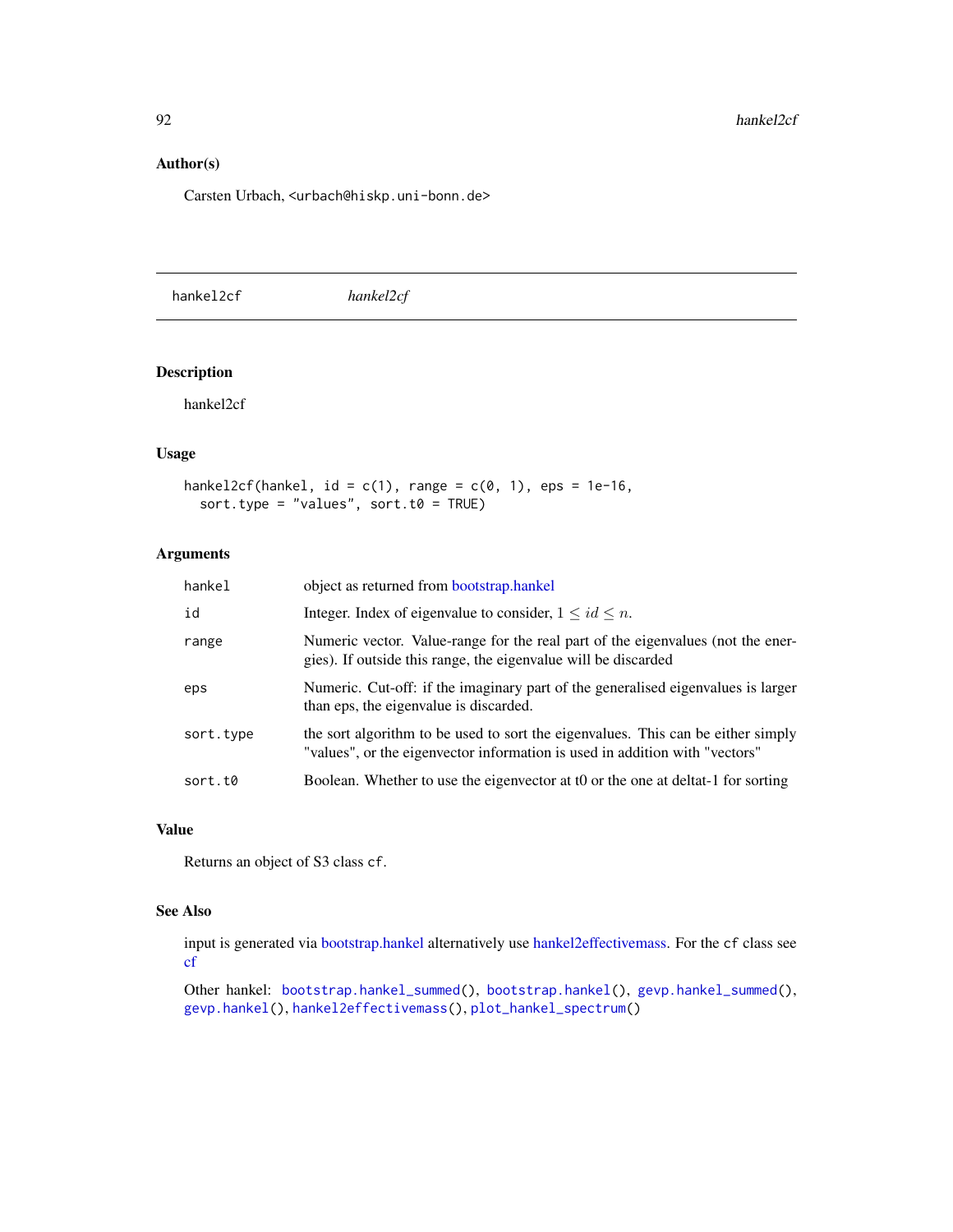## Author(s)

Carsten Urbach, <urbach@hiskp.uni-bonn.de>

---

# hankel2cf *hankel2cf*

---

## Description

hankel2cf

## Usage

```
hankel2cf(hankel, id = c(1), range = c(0, 1), eps = 1e-16,
  sort.type = "values", sort.t0 = TRUE)
```

## Arguments

| | |
|---|---|
| hankel | object as returned from bootstrap.hankel |
| id | Integer. Index of eigenvalue to consider, $1 \leq id \leq n$. |
| range | Numeric vector. Value-range for the real part of the eigenvalues (not the energies). If outside this range, the eigenvalue will be discarded |
| eps | Numeric. Cut-off: if the imaginary part of the generalised eigenvalues is larger than eps, the eigenvalue is discarded. |
| sort.type | the sort algorithm to be used to sort the eigenvalues. This can be either simply "values", or the eigenvector information is used in addition with "vectors" |
| sort.t0 | Boolean. Whether to use the eigenvector at t0 or the one at deltat-1 for sorting |

## Value

Returns an object of S3 class `cf`.

## See Also

input is generated via bootstrap.hankel alternatively use hankel2effectivemass. For the `cf` class see cf

Other hankel: `bootstrap.hankel_summed()`, `bootstrap.hankel()`, `gevp.hankel_summed()`, `gevp.hankel()`, `hankel2effectivemass()`, `plot_hankel_spectrum()`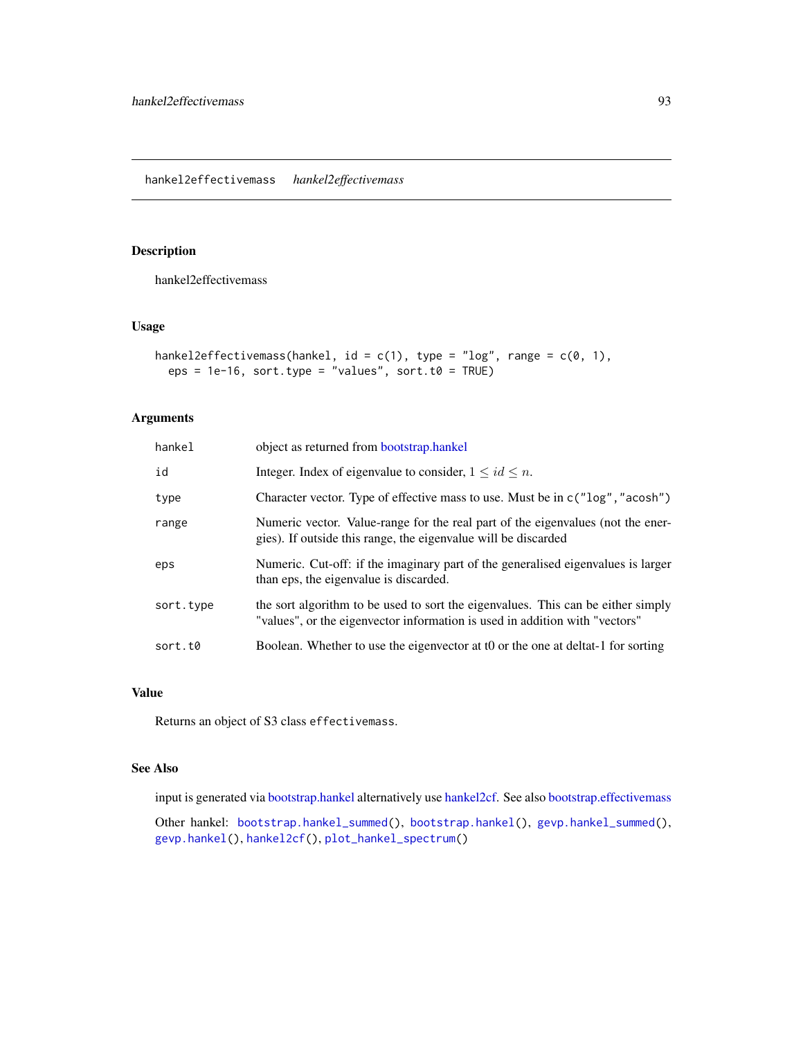## hankel2effectivemass *hankel2effectivemass*

### Description

hankel2effectivemass

### Usage

```
hankel2effectivemass(hankel, id = c(1), type = "log", range = c(0, 1),
  eps = 1e-16, sort.type = "values", sort.t0 = TRUE)
```

### Arguments

| | |
|---|---|
| `hankel` | object as returned from bootstrap.hankel |
| `id` | Integer. Index of eigenvalue to consider, $1 \le id \le n$. |
| `type` | Character vector. Type of effective mass to use. Must be in `c("log","acosh")` |
| `range` | Numeric vector. Value-range for the real part of the eigenvalues (not the energies). If outside this range, the eigenvalue will be discarded |
| `eps` | Numeric. Cut-off: if the imaginary part of the generalised eigenvalues is larger than eps, the eigenvalue is discarded. |
| `sort.type` | the sort algorithm to be used to sort the eigenvalues. This can be either simply "values", or the eigenvector information is used in addition with "vectors" |
| `sort.t0` | Boolean. Whether to use the eigenvector at t0 or the one at deltat-1 for sorting |

### Value

Returns an object of S3 class `effectivemass`.

### See Also

input is generated via bootstrap.hankel alternatively use hankel2cf. See also bootstrap.effectivemass

Other hankel: `bootstrap.hankel_summed()`, `bootstrap.hankel()`, `gevp.hankel_summed()`, `gevp.hankel()`, `hankel2cf()`, `plot_hankel_spectrum()`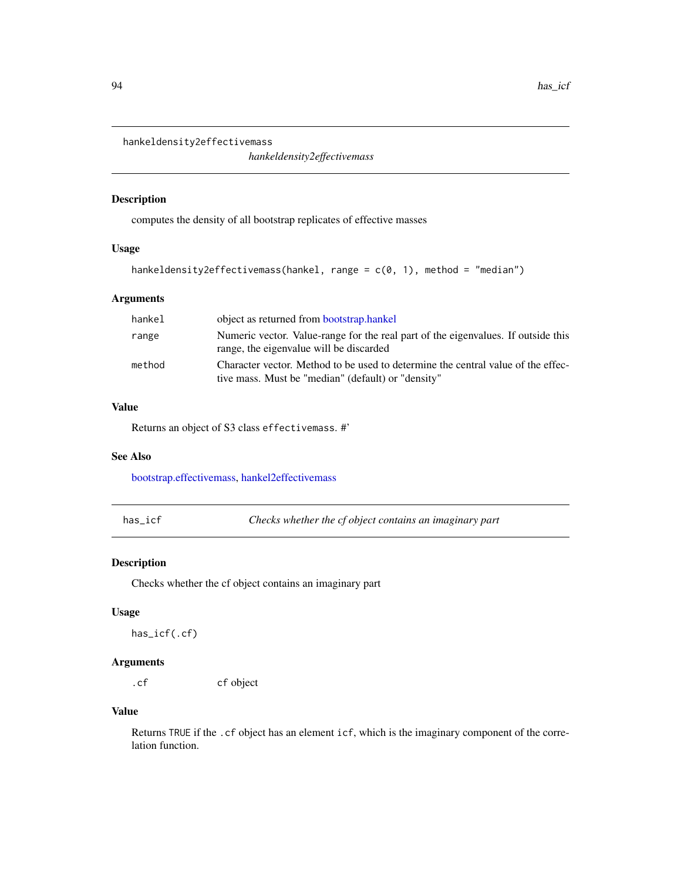## hankeldensity2effectivemass

*hankeldensity2effectivemass*

### Description

computes the density of all bootstrap replicates of effective masses

### Usage

```
hankeldensity2effectivemass(hankel, range = c(0, 1), method = "median")
```

### Arguments

| | |
|---|---|
| `hankel` | object as returned from bootstrap.hankel |
| `range` | Numeric vector. Value-range for the real part of the eigenvalues. If outside this range, the eigenvalue will be discarded |
| `method` | Character vector. Method to be used to determine the central value of the effective mass. Must be "median" (default) or "density" |

### Value

Returns an object of S3 class `effectivemass`. #'

### See Also

bootstrap.effectivemass, hankel2effectivemass

## has_icf *Checks whether the cf object contains an imaginary part*

### Description

Checks whether the cf object contains an imaginary part

### Usage

```
has_icf(.cf)
```

### Arguments

| | |
|---|---|
| `.cf` | `cf` object |

### Value

Returns `TRUE` if the `.cf` object has an element `icf`, which is the imaginary component of the correlation function.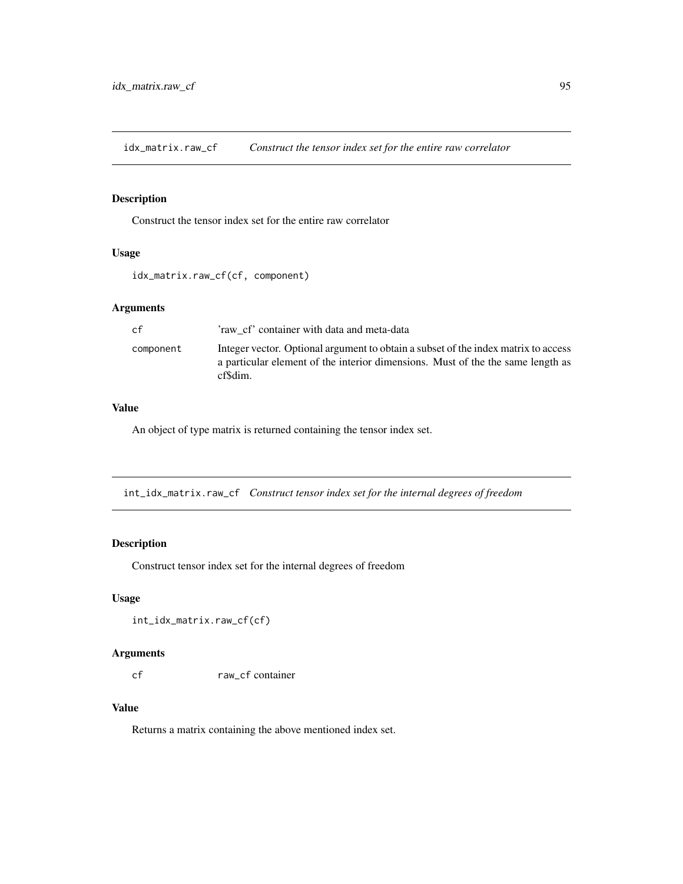## idx_matrix.raw_cf — *Construct the tensor index set for the entire raw correlator*

### Description

Construct the tensor index set for the entire raw correlator

### Usage

```
idx_matrix.raw_cf(cf, component)
```

### Arguments

| | |
|---|---|
| `cf` | 'raw_cf' container with data and meta-data |
| `component` | Integer vector. Optional argument to obtain a subset of the index matrix to access a particular element of the interior dimensions. Must of the the same length as cf$dim. |

### Value

An object of type matrix is returned containing the tensor index set.

## int_idx_matrix.raw_cf — *Construct tensor index set for the internal degrees of freedom*

### Description

Construct tensor index set for the internal degrees of freedom

### Usage

```
int_idx_matrix.raw_cf(cf)
```

### Arguments

| | |
|---|---|
| `cf` | `raw_cf` container |

### Value

Returns a matrix containing the above mentioned index set.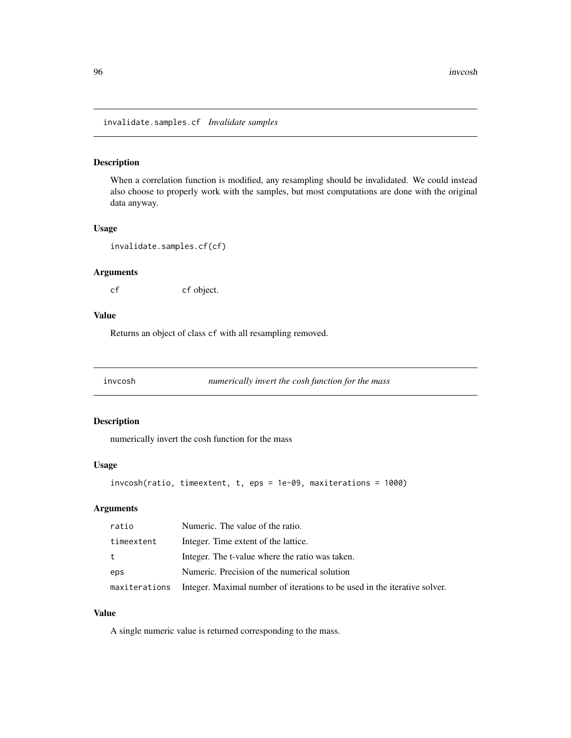## invalidate.samples.cf *Invalidate samples*

### Description

When a correlation function is modified, any resampling should be invalidated. We could instead also choose to properly work with the samples, but most computations are done with the original data anyway.

### Usage

```
invalidate.samples.cf(cf)
```

### Arguments

| | |
|---|---|
| cf | cf object. |

### Value

Returns an object of class cf with all resampling removed.

## invcosh *numerically invert the cosh function for the mass*

### Description

numerically invert the cosh function for the mass

### Usage

```
invcosh(ratio, timeextent, t, eps = 1e-09, maxiterations = 1000)
```

### Arguments

| | |
|---|---|
| ratio | Numeric. The value of the ratio. |
| timeextent | Integer. Time extent of the lattice. |
| t | Integer. The t-value where the ratio was taken. |
| eps | Numeric. Precision of the numerical solution |
| maxiterations | Integer. Maximal number of iterations to be used in the iterative solver. |

### Value

A single numeric value is returned corresponding to the mass.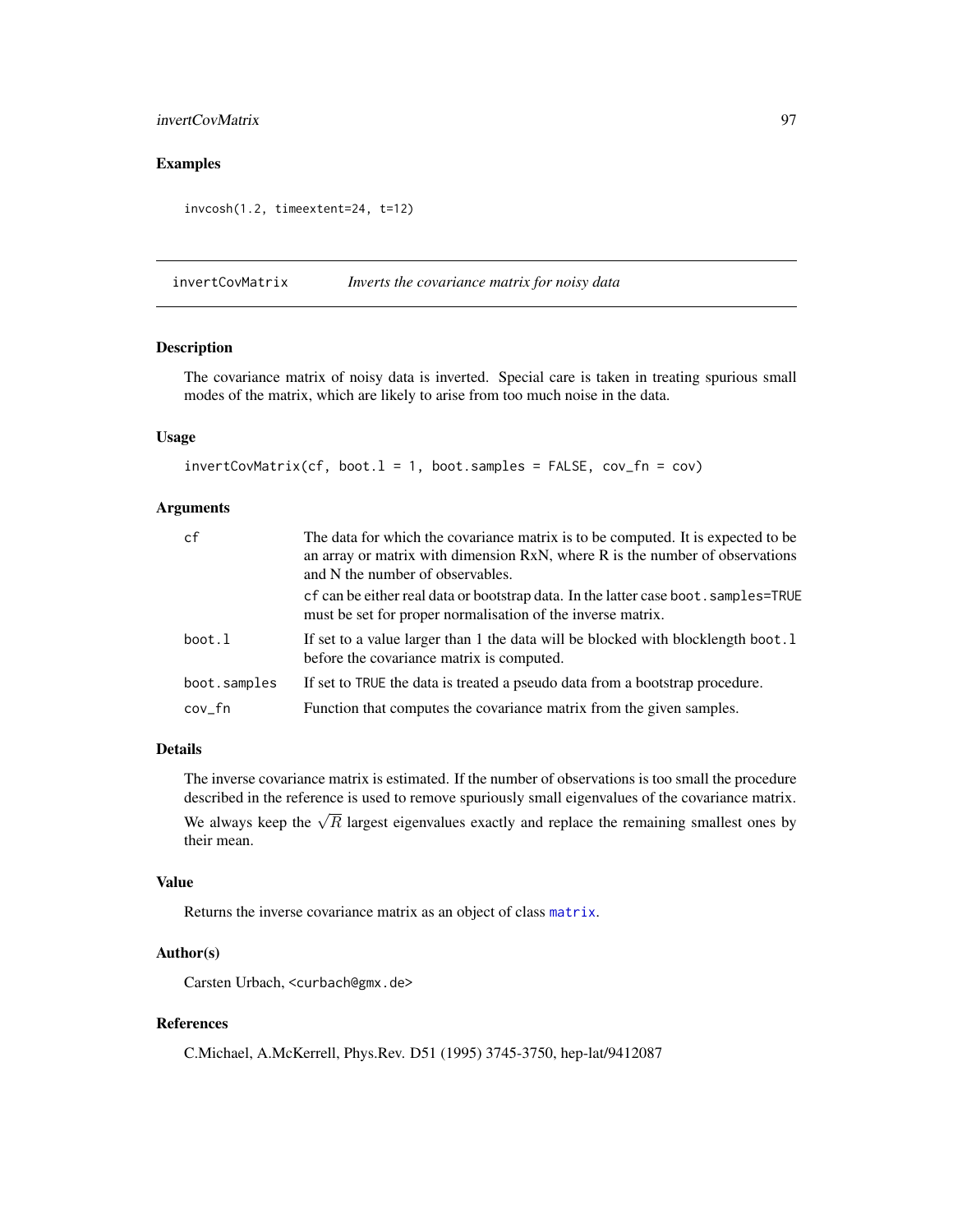### Examples

```
invcosh(1.2, timeextent=24, t=12)
```

## invertCovMatrix *Inverts the covariance matrix for noisy data*

### Description

The covariance matrix of noisy data is inverted. Special care is taken in treating spurious small modes of the matrix, which are likely to arise from too much noise in the data.

### Usage

```
invertCovMatrix(cf, boot.l = 1, boot.samples = FALSE, cov_fn = cov)
```

### Arguments

| | |
|---|---|
| `cf` | The data for which the covariance matrix is to be computed. It is expected to be an array or matrix with dimension RxN, where R is the number of observations and N the number of observables.<br>`cf` can be either real data or bootstrap data. In the latter case `boot.samples=TRUE` must be set for proper normalisation of the inverse matrix. |
| `boot.l` | If set to a value larger than 1 the data will be blocked with blocklength `boot.l` before the covariance matrix is computed. |
| `boot.samples` | If set to `TRUE` the data is treated a pseudo data from a bootstrap procedure. |
| `cov_fn` | Function that computes the covariance matrix from the given samples. |

### Details

The inverse covariance matrix is estimated. If the number of observations is too small the procedure described in the reference is used to remove spuriously small eigenvalues of the covariance matrix. We always keep the $\sqrt{R}$ largest eigenvalues exactly and replace the remaining smallest ones by their mean.

### Value

Returns the inverse covariance matrix as an object of class `matrix`.

### Author(s)

Carsten Urbach, <curbach@gmx.de>

### References

C.Michael, A.McKerrell, Phys.Rev. D51 (1995) 3745-3750, hep-lat/9412087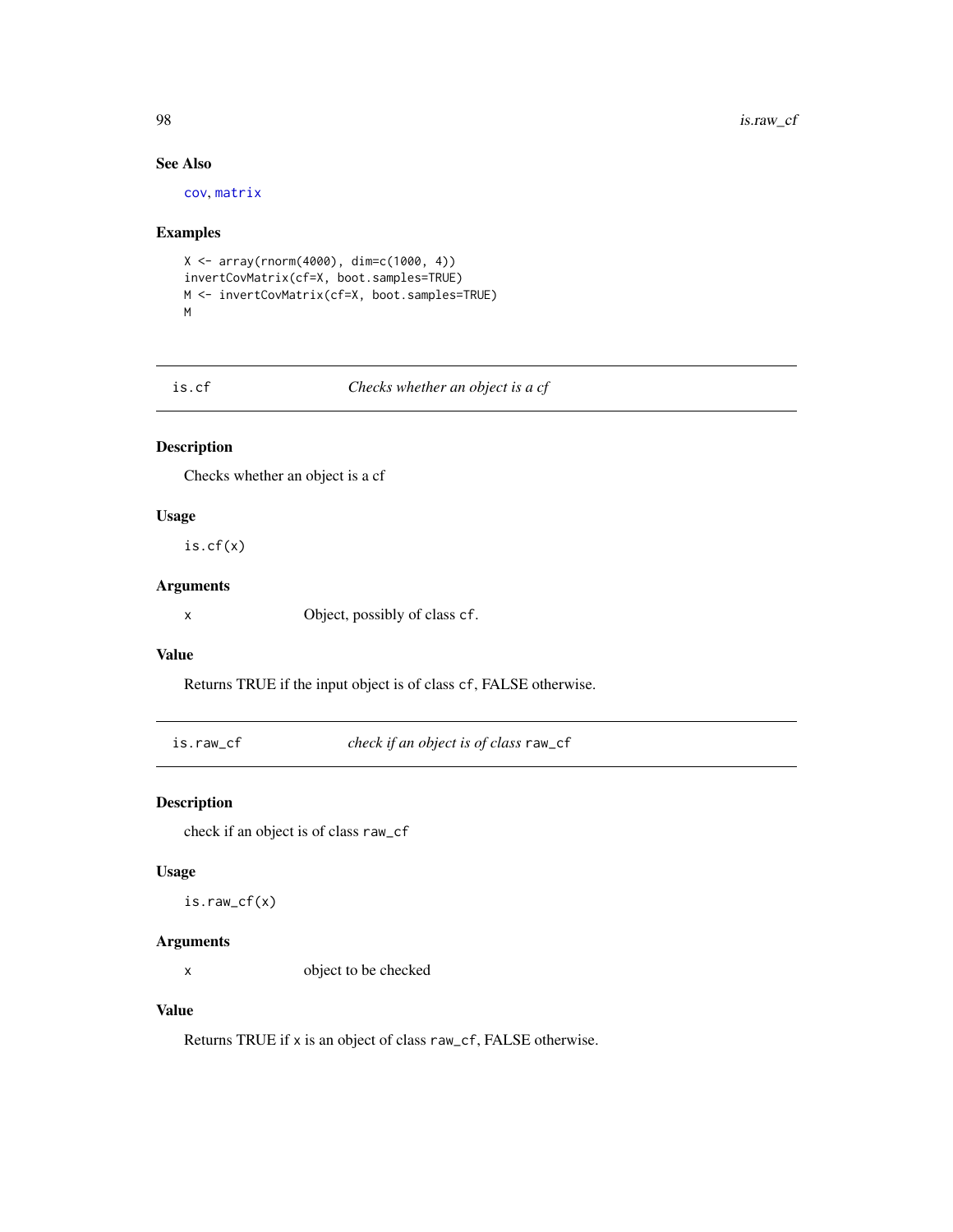### See Also

cov, matrix

### Examples

```
X <- array(rnorm(4000), dim=c(1000, 4))
invertCovMatrix(cf=X, boot.samples=TRUE)
M <- invertCovMatrix(cf=X, boot.samples=TRUE)
M
```

---

## is.cf — *Checks whether an object is a cf*

### Description

Checks whether an object is a cf

### Usage

```
is.cf(x)
```

### Arguments

| | |
|---|---|
| x | Object, possibly of class `cf`. |

### Value

Returns TRUE if the input object is of class `cf`, FALSE otherwise.

---

## is.raw_cf — *check if an object is of class* `raw_cf`

### Description

check if an object is of class `raw_cf`

### Usage

```
is.raw_cf(x)
```

### Arguments

| | |
|---|---|
| x | object to be checked |

### Value

Returns TRUE if `x` is an object of class `raw_cf`, FALSE otherwise.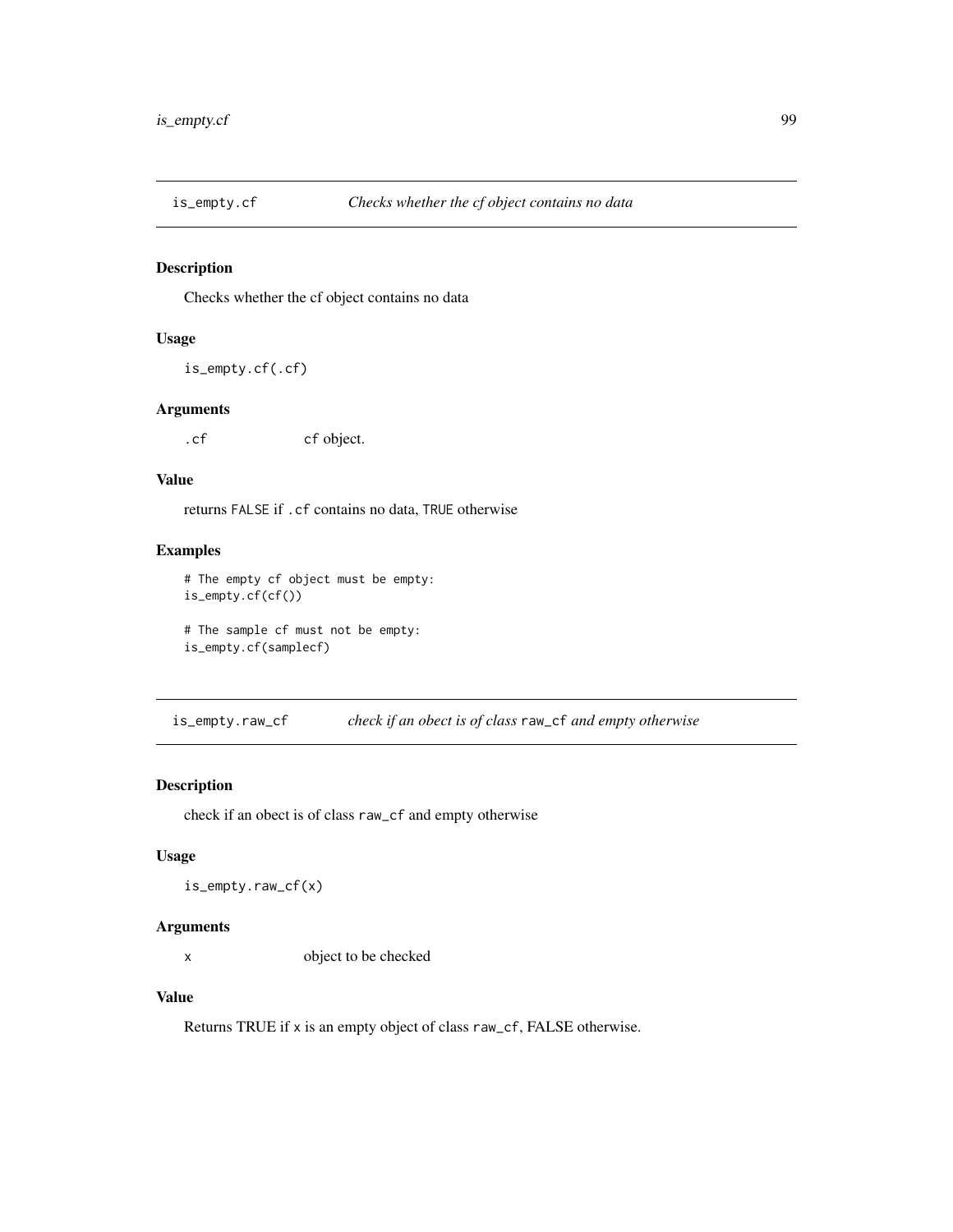## is_empty.cf — *Checks whether the cf object contains no data*

### Description

Checks whether the cf object contains no data

### Usage

```
is_empty.cf(.cf)
```

### Arguments

`.cf` — `cf` object.

### Value

returns `FALSE` if `.cf` contains no data, `TRUE` otherwise

### Examples

```
# The empty cf object must be empty:
is_empty.cf(cf())

# The sample cf must not be empty:
is_empty.cf(samplecf)
```

## is_empty.raw_cf — *check if an obect is of class* `raw_cf` *and empty otherwise*

### Description

check if an obect is of class `raw_cf` and empty otherwise

### Usage

```
is_empty.raw_cf(x)
```

### Arguments

`x` — object to be checked

### Value

Returns TRUE if `x` is an empty object of class `raw_cf`, FALSE otherwise.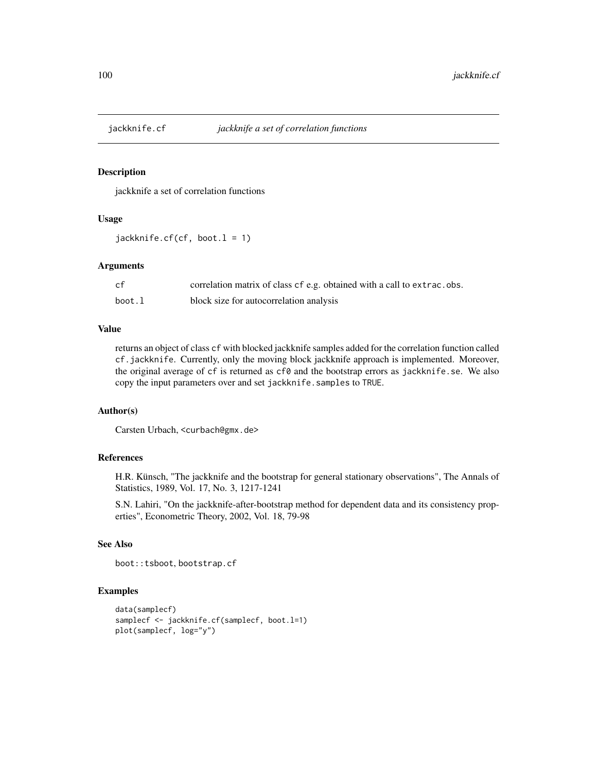## jackknife.cf *jackknife a set of correlation functions*

### Description

jackknife a set of correlation functions

### Usage

```
jackknife.cf(cf, boot.l = 1)
```

### Arguments

| | |
|---|---|
| cf | correlation matrix of class cf e.g. obtained with a call to extrac.obs. |
| boot.l | block size for autocorrelation analysis |

### Value

returns an object of class cf with blocked jackknife samples added for the correlation function called cf.jackknife. Currently, only the moving block jackknife approach is implemented. Moreover, the original average of cf is returned as cf0 and the bootstrap errors as jackknife.se. We also copy the input parameters over and set jackknife.samples to TRUE.

### Author(s)

Carsten Urbach, <curbach@gmx.de>

### References

H.R. Künsch, "The jackknife and the bootstrap for general stationary observations", The Annals of Statistics, 1989, Vol. 17, No. 3, 1217-1241

S.N. Lahiri, "On the jackknife-after-bootstrap method for dependent data and its consistency properties", Econometric Theory, 2002, Vol. 18, 79-98

### See Also

boot::tsboot, bootstrap.cf

### Examples

```
data(samplecf)
samplecf <- jackknife.cf(samplecf, boot.l=1)
plot(samplecf, log="y")
```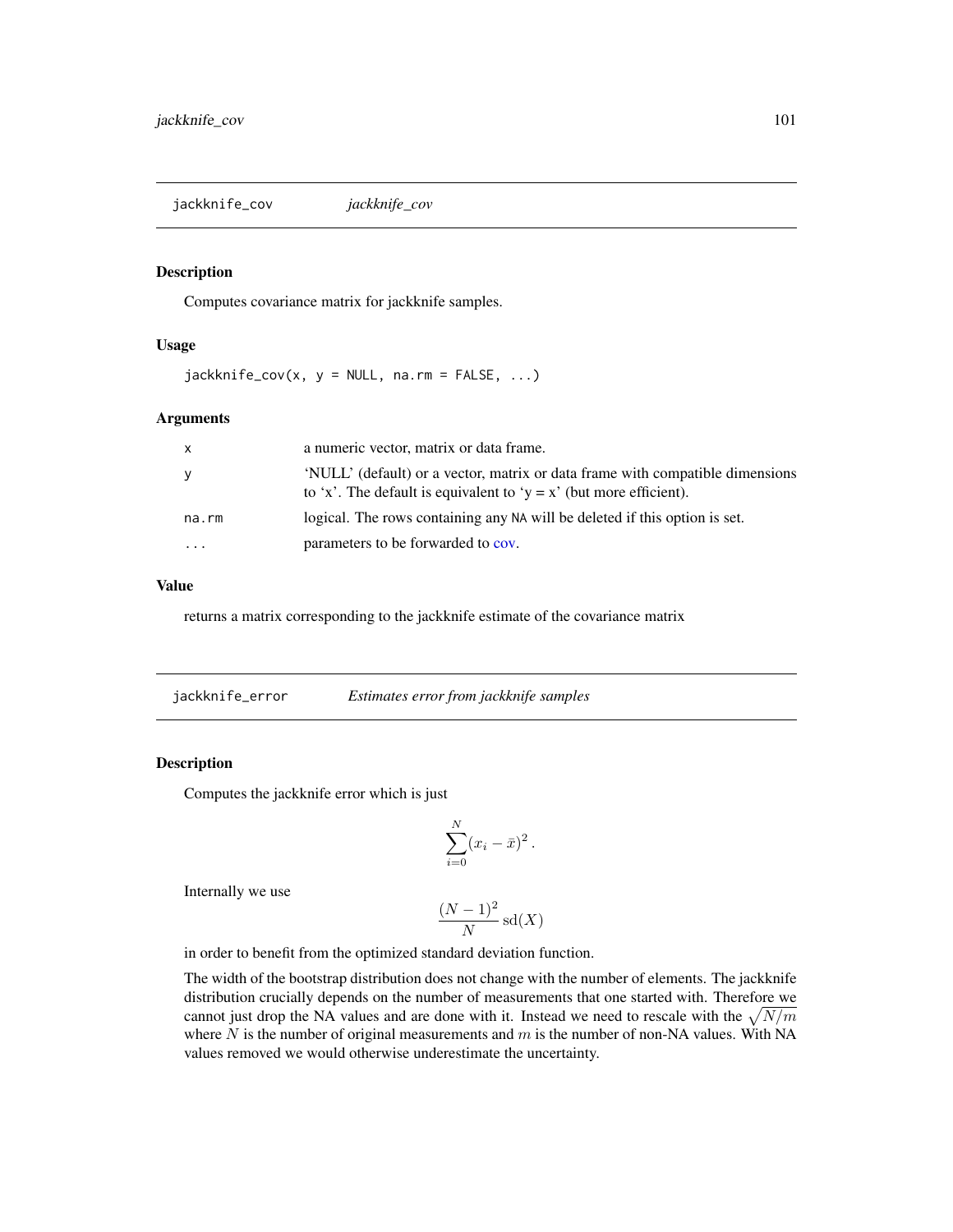## jackknife_cov *jackknife_cov*

### Description

Computes covariance matrix for jackknife samples.

### Usage

```
jackknife_cov(x, y = NULL, na.rm = FALSE, ...)
```

### Arguments

| | |
|---|---|
| x | a numeric vector, matrix or data frame. |
| y | 'NULL' (default) or a vector, matrix or data frame with compatible dimensions to 'x'. The default is equivalent to 'y = x' (but more efficient). |
| na.rm | logical. The rows containing any NA will be deleted if this option is set. |
| ... | parameters to be forwarded to cov. |

### Value

returns a matrix corresponding to the jackknife estimate of the covariance matrix

## jackknife_error *Estimates error from jackknife samples*

### Description

Computes the jackknife error which is just

$$\sum_{i=0}^{N} (x_i - \bar{x})^2 \,.$$

Internally we use

$$\frac{(N-1)^2}{N} \, \mathrm{sd}(X)$$

in order to benefit from the optimized standard deviation function.

The width of the bootstrap distribution does not change with the number of elements. The jackknife distribution crucially depends on the number of measurements that one started with. Therefore we cannot just drop the NA values and are done with it. Instead we need to rescale with the $\sqrt{N/m}$ where $N$ is the number of original measurements and $m$ is the number of non-NA values. With NA values removed we would otherwise underestimate the uncertainty.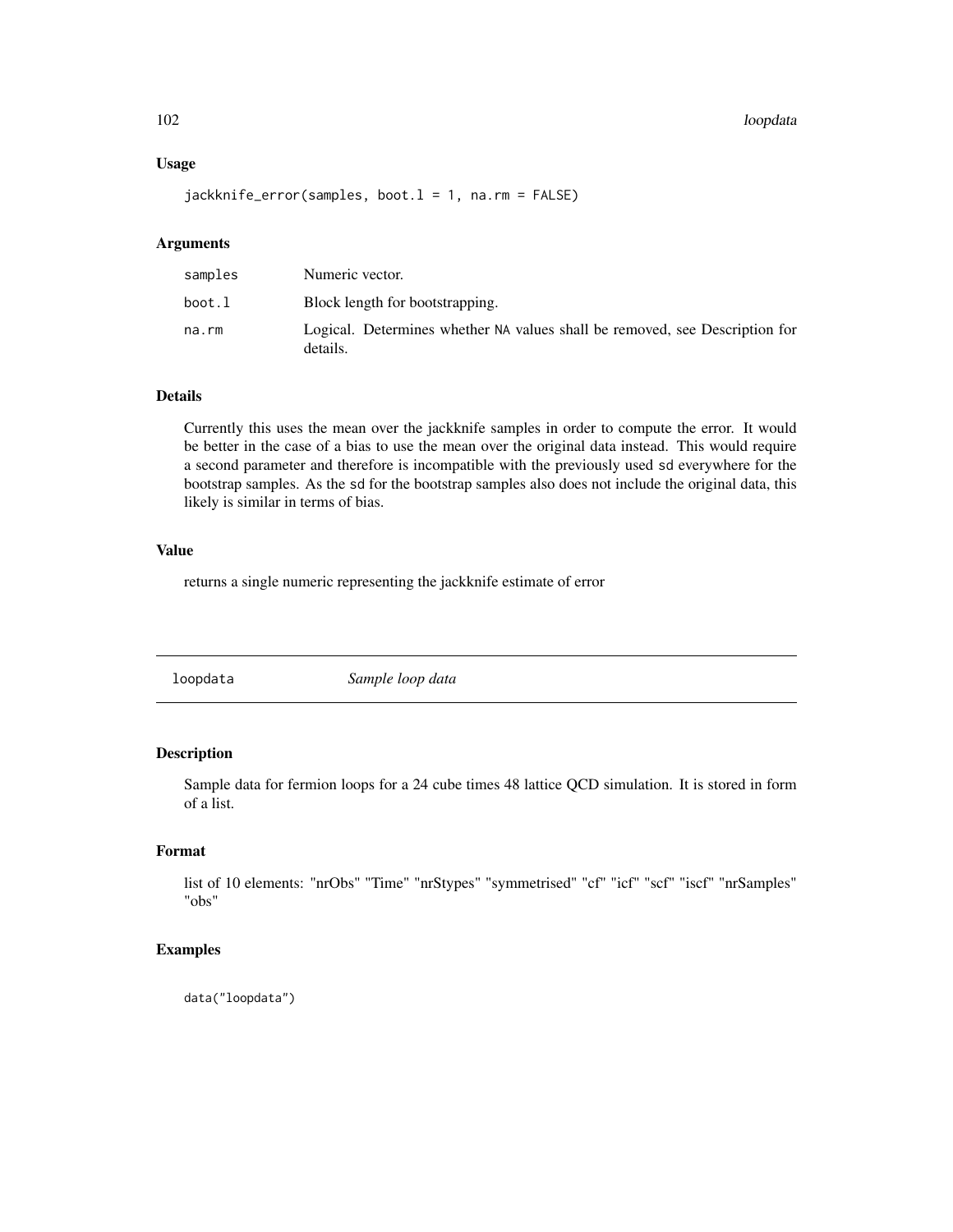### Usage

```
jackknife_error(samples, boot.l = 1, na.rm = FALSE)
```

### Arguments

| | |
|---|---|
| samples | Numeric vector. |
| boot.l | Block length for bootstrapping. |
| na.rm | Logical. Determines whether NA values shall be removed, see Description for details. |

### Details

Currently this uses the mean over the jackknife samples in order to compute the error. It would be better in the case of a bias to use the mean over the original data instead. This would require a second parameter and therefore is incompatible with the previously used sd everywhere for the bootstrap samples. As the sd for the bootstrap samples also does not include the original data, this likely is similar in terms of bias.

### Value

returns a single numeric representing the jackknife estimate of error

---

## loopdata *Sample loop data*

---

### Description

Sample data for fermion loops for a 24 cube times 48 lattice QCD simulation. It is stored in form of a list.

### Format

list of 10 elements: "nrObs" "Time" "nrStypes" "symmetrised" "cf" "icf" "scf" "iscf" "nrSamples" "obs"

### Examples

```
data("loopdata")
```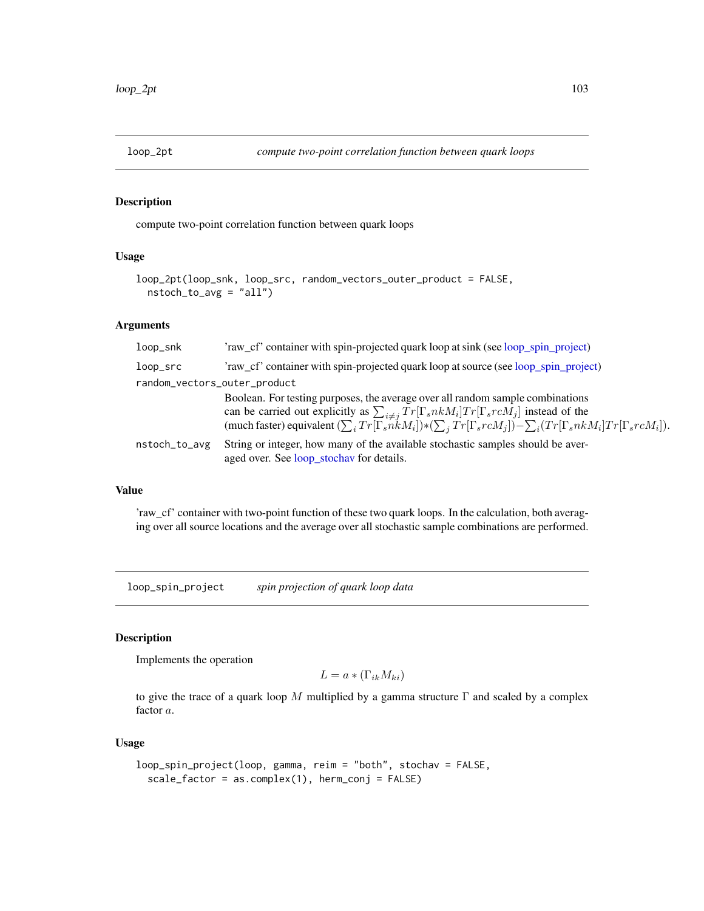## loop_2pt *compute two-point correlation function between quark loops*

### Description

compute two-point correlation function between quark loops

### Usage

```
loop_2pt(loop_snk, loop_src, random_vectors_outer_product = FALSE,
  nstoch_to_avg = "all")
```

### Arguments

`loop_snk` 'raw_cf' container with spin-projected quark loop at sink (see loop_spin_project)

`loop_src` 'raw_cf' container with spin-projected quark loop at source (see loop_spin_project)

`random_vectors_outer_product`
Boolean. For testing purposes, the average over all random sample combinations can be carried out explicitly as $\sum_{i \neq j} Tr[\Gamma_s nk M_i] Tr[\Gamma_s rc M_j]$ instead of the (much faster) equivalent $(\sum_i Tr[\Gamma_s nk M_i]) * (\sum_j Tr[\Gamma_s rc M_j]) - \sum_i (Tr[\Gamma_s nk M_i] Tr[\Gamma_s rc M_i])$.

`nstoch_to_avg` String or integer, how many of the available stochastic samples should be averaged over. See loop_stochav for details.

### Value

'raw_cf' container with two-point function of these two quark loops. In the calculation, both averaging over all source locations and the average over all stochastic sample combinations are performed.

## loop_spin_project *spin projection of quark loop data*

### Description

Implements the operation

$$L = a * (\Gamma_{ik} M_{ki})$$

to give the trace of a quark loop $M$ multiplied by a gamma structure $\Gamma$ and scaled by a complex factor $a$.

### Usage

```
loop_spin_project(loop, gamma, reim = "both", stochav = FALSE,
  scale_factor = as.complex(1), herm_conj = FALSE)
```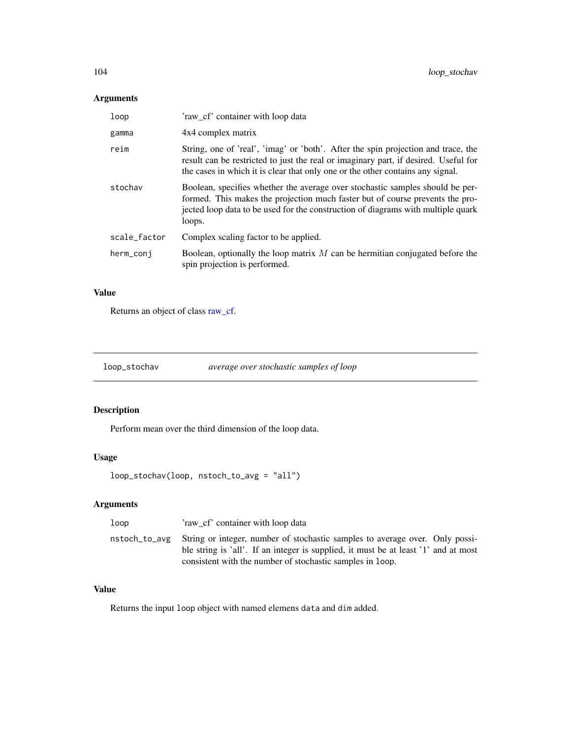### Arguments

| | |
|---|---|
| `loop` | 'raw_cf' container with loop data |
| `gamma` | 4x4 complex matrix |
| `reim` | String, one of 'real', 'imag' or 'both'. After the spin projection and trace, the result can be restricted to just the real or imaginary part, if desired. Useful for the cases in which it is clear that only one or the other contains any signal. |
| `stochav` | Boolean, specifies whether the average over stochastic samples should be performed. This makes the projection much faster but of course prevents the projected loop data to be used for the construction of diagrams with multiple quark loops. |
| `scale_factor` | Complex scaling factor to be applied. |
| `herm_conj` | Boolean, optionally the loop matrix $M$ can be hermitian conjugated before the spin projection is performed. |

### Value

Returns an object of class raw_cf.

---

## loop_stochav — *average over stochastic samples of loop*

---

### Description

Perform mean over the third dimension of the loop data.

### Usage

```
loop_stochav(loop, nstoch_to_avg = "all")
```

### Arguments

| | |
|---|---|
| `loop` | 'raw_cf' container with loop data |
| `nstoch_to_avg` | String or integer, number of stochastic samples to average over. Only possible string is 'all'. If an integer is supplied, it must be at least '1' and at most consistent with the number of stochastic samples in `loop`. |

### Value

Returns the input `loop` object with named elemens `data` and `dim` added.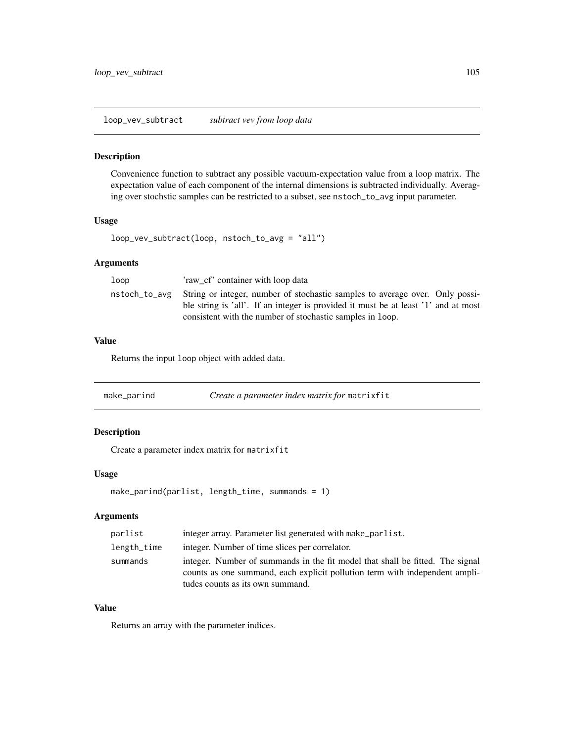## loop_vev_subtract — *subtract vev from loop data*

### Description

Convenience function to subtract any possible vacuum-expectation value from a loop matrix. The expectation value of each component of the internal dimensions is subtracted individually. Averaging over stochstic samples can be restricted to a subset, see `nstoch_to_avg` input parameter.

### Usage

```
loop_vev_subtract(loop, nstoch_to_avg = "all")
```

### Arguments

| | |
|---|---|
| `loop` | 'raw_cf' container with loop data |
| `nstoch_to_avg` | String or integer, number of stochastic samples to average over. Only possible string is 'all'. If an integer is provided it must be at least '1' and at most consistent with the number of stochastic samples in `loop`. |

### Value

Returns the input `loop` object with added data.

## make_parind — *Create a parameter index matrix for* `matrixfit`

### Description

Create a parameter index matrix for `matrixfit`

### Usage

```
make_parind(parlist, length_time, summands = 1)
```

### Arguments

| | |
|---|---|
| `parlist` | integer array. Parameter list generated with `make_parlist`. |
| `length_time` | integer. Number of time slices per correlator. |
| `summands` | integer. Number of summands in the fit model that shall be fitted. The signal counts as one summand, each explicit pollution term with independent amplitudes counts as its own summand. |

### Value

Returns an array with the parameter indices.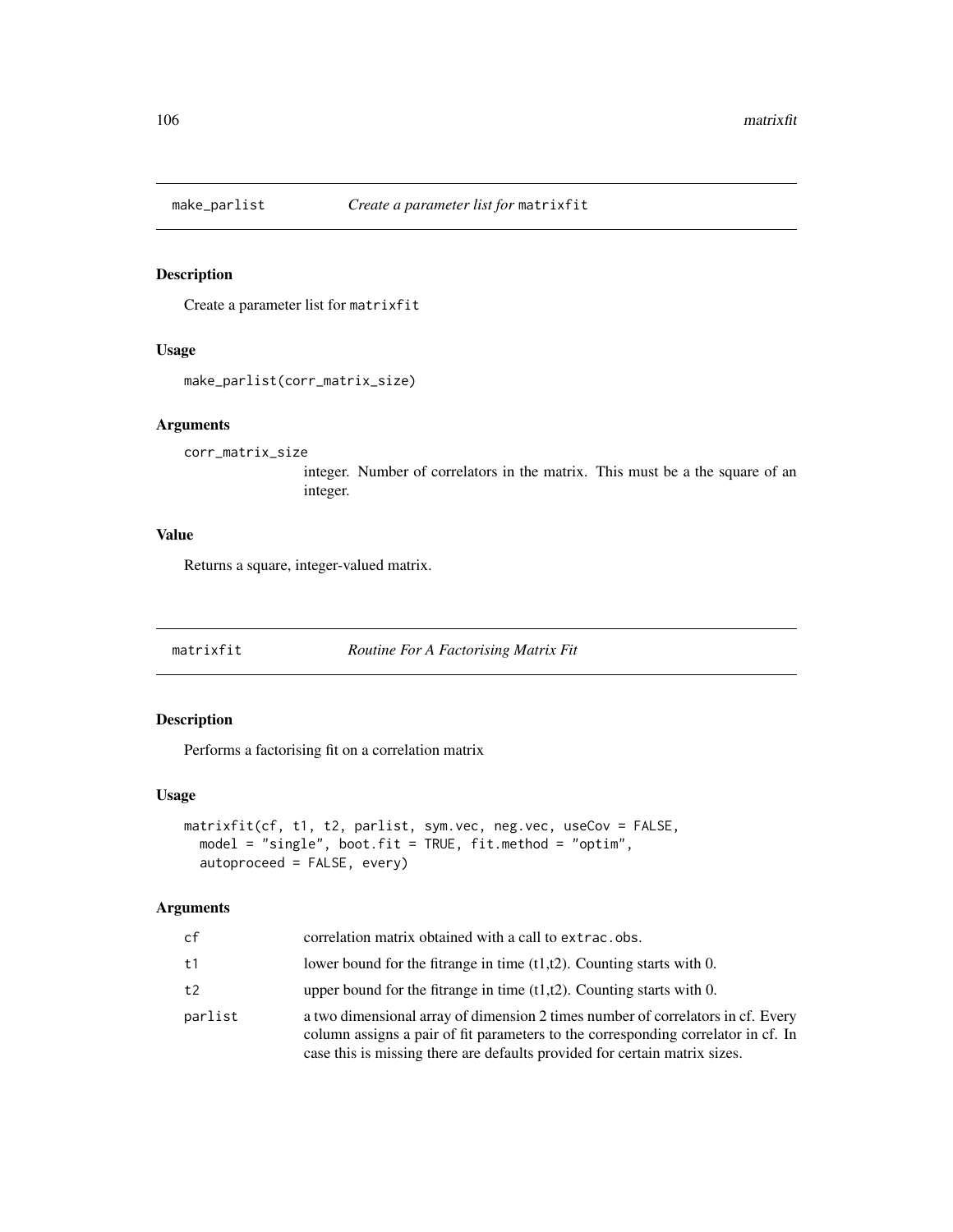## make_parlist — *Create a parameter list for* `matrixfit`

### Description

Create a parameter list for `matrixfit`

### Usage

```
make_parlist(corr_matrix_size)
```

### Arguments

| | |
|---|---|
| `corr_matrix_size` | integer. Number of correlators in the matrix. This must be a the square of an integer. |

### Value

Returns a square, integer-valued matrix.

## matrixfit — *Routine For A Factorising Matrix Fit*

### Description

Performs a factorising fit on a correlation matrix

### Usage

```
matrixfit(cf, t1, t2, parlist, sym.vec, neg.vec, useCov = FALSE,
  model = "single", boot.fit = TRUE, fit.method = "optim",
  autoproceed = FALSE, every)
```

### Arguments

| | |
|---|---|
| `cf` | correlation matrix obtained with a call to `extrac.obs`. |
| `t1` | lower bound for the fitrange in time (t1,t2). Counting starts with 0. |
| `t2` | upper bound for the fitrange in time (t1,t2). Counting starts with 0. |
| `parlist` | a two dimensional array of dimension 2 times number of correlators in cf. Every column assigns a pair of fit parameters to the corresponding correlator in cf. In case this is missing there are defaults provided for certain matrix sizes. |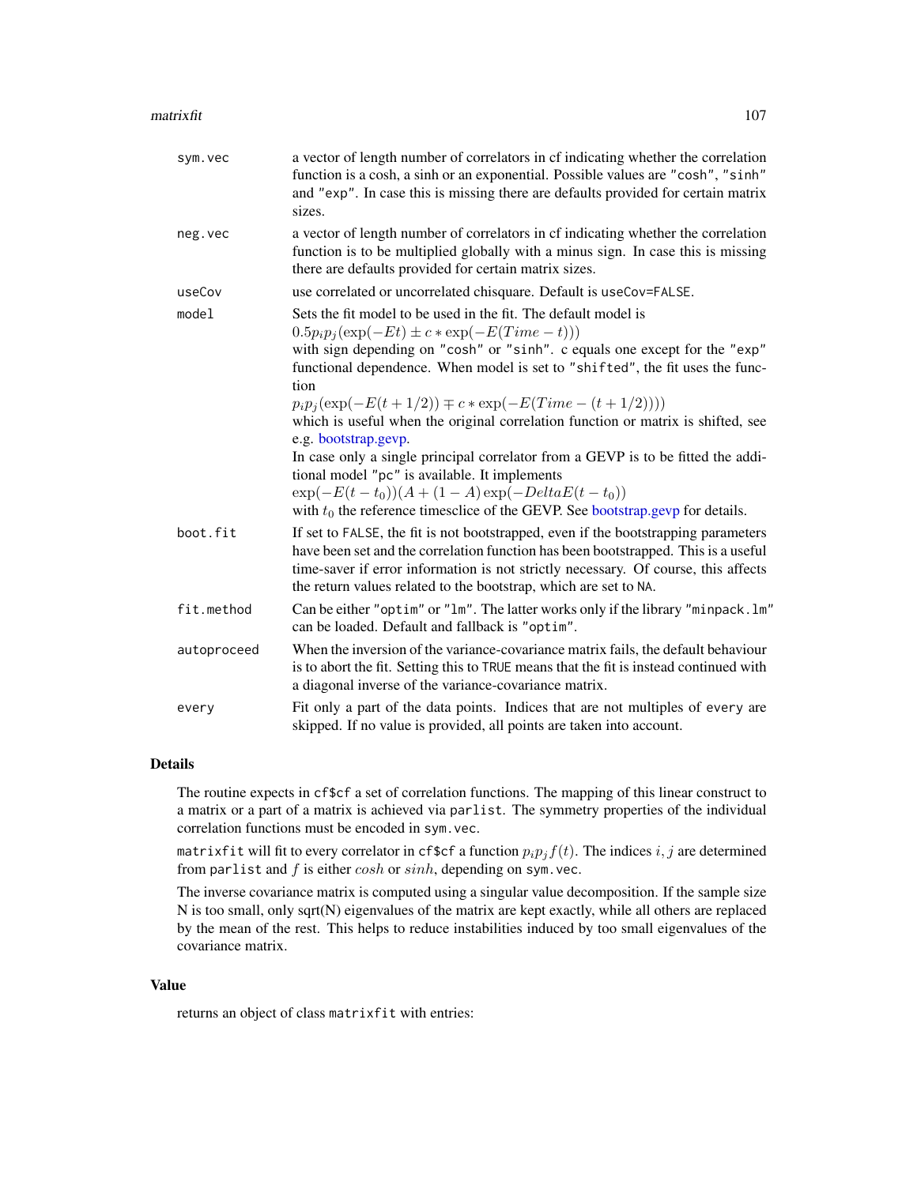| | |
|---|---|
| `sym.vec` | a vector of length number of correlators in cf indicating whether the correlation function is a cosh, a sinh or an exponential. Possible values are "cosh", "sinh" and "exp". In case this is missing there are defaults provided for certain matrix sizes. |
| `neg.vec` | a vector of length number of correlators in cf indicating whether the correlation function is to be multiplied globally with a minus sign. In case this is missing there are defaults provided for certain matrix sizes. |
| `useCov` | use correlated or uncorrelated chisquare. Default is `useCov=FALSE`. |
| `model` | Sets the fit model to be used in the fit. The default model is $0.5 p_i p_j (\exp(-Et) \pm c * \exp(-E(Time - t)))$ with sign depending on "cosh" or "sinh". c equals one except for the "exp" functional dependence. When model is set to "shifted", the fit uses the function $p_i p_j (\exp(-E(t + 1/2)) \mp c * \exp(-E(Time - (t + 1/2))))$ which is useful when the original correlation function or matrix is shifted, see e.g. bootstrap.gevp. In case only a single principal correlator from a GEVP is to be fitted the additional model "pc" is available. It implements $\exp(-E(t - t_0))(A + (1 - A)\exp(-DeltaE(t - t_0))$ with $t_0$ the reference timesclice of the GEVP. See bootstrap.gevp for details. |
| `boot.fit` | If set to `FALSE`, the fit is not bootstrapped, even if the bootstrapping parameters have been set and the correlation function has been bootstrapped. This is a useful time-saver if error information is not strictly necessary. Of course, this affects the return values related to the bootstrap, which are set to `NA`. |
| `fit.method` | Can be either "optim" or "lm". The latter works only if the library "minpack.lm" can be loaded. Default and fallback is "optim". |
| `autoproceed` | When the inversion of the variance-covariance matrix fails, the default behaviour is to abort the fit. Setting this to `TRUE` means that the fit is instead continued with a diagonal inverse of the variance-covariance matrix. |
| `every` | Fit only a part of the data points. Indices that are not multiples of `every` are skipped. If no value is provided, all points are taken into account. |

## Details

The routine expects in `cf$cf` a set of correlation functions. The mapping of this linear construct to a matrix or a part of a matrix is achieved via `parlist`. The symmetry properties of the individual correlation functions must be encoded in `sym.vec`.

`matrixfit` will fit to every correlator in `cf$cf` a function $p_i p_j f(t)$. The indices $i, j$ are determined from `parlist` and $f$ is either $cosh$ or $sinh$, depending on `sym.vec`.

The inverse covariance matrix is computed using a singular value decomposition. If the sample size N is too small, only sqrt(N) eigenvalues of the matrix are kept exactly, while all others are replaced by the mean of the rest. This helps to reduce instabilities induced by too small eigenvalues of the covariance matrix.

## Value

returns an object of class `matrixfit` with entries: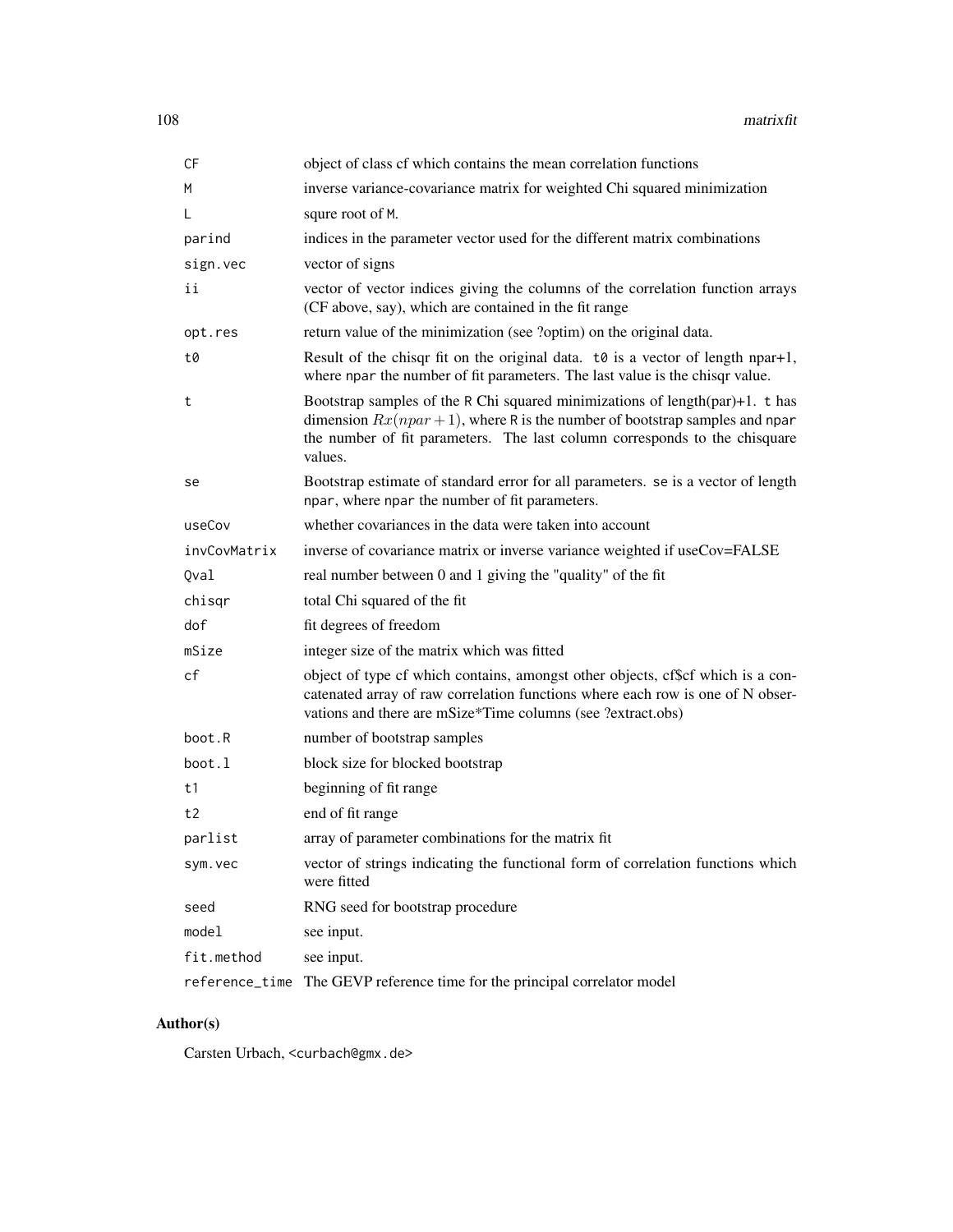| | |
|---|---|
| CF | object of class cf which contains the mean correlation functions |
| M | inverse variance-covariance matrix for weighted Chi squared minimization |
| L | squre root of M. |
| parind | indices in the parameter vector used for the different matrix combinations |
| sign.vec | vector of signs |
| ii | vector of vector indices giving the columns of the correlation function arrays (CF above, say), which are contained in the fit range |
| opt.res | return value of the minimization (see ?optim) on the original data. |
| t0 | Result of the chisqr fit on the original data. t0 is a vector of length npar+1, where npar the number of fit parameters. The last value is the chisqr value. |
| t | Bootstrap samples of the R Chi squared minimizations of length(par)+1. t has dimension $Rx(npar+1)$, where R is the number of bootstrap samples and npar the number of fit parameters. The last column corresponds to the chisquare values. |
| se | Bootstrap estimate of standard error for all parameters. se is a vector of length npar, where npar the number of fit parameters. |
| useCov | whether covariances in the data were taken into account |
| invCovMatrix | inverse of covariance matrix or inverse variance weighted if useCov=FALSE |
| Qval | real number between 0 and 1 giving the "quality" of the fit |
| chisqr | total Chi squared of the fit |
| dof | fit degrees of freedom |
| mSize | integer size of the matrix which was fitted |
| cf | object of type cf which contains, amongst other objects, cf$cf which is a concatenated array of raw correlation functions where each row is one of N observations and there are mSize*Time columns (see ?extract.obs) |
| boot.R | number of bootstrap samples |
| boot.l | block size for blocked bootstrap |
| t1 | beginning of fit range |
| t2 | end of fit range |
| parlist | array of parameter combinations for the matrix fit |
| sym.vec | vector of strings indicating the functional form of correlation functions which were fitted |
| seed | RNG seed for bootstrap procedure |
| model | see input. |
| fit.method | see input. |
| reference_time | The GEVP reference time for the principal correlator model |

## Author(s)

Carsten Urbach, <curbach@gmx.de>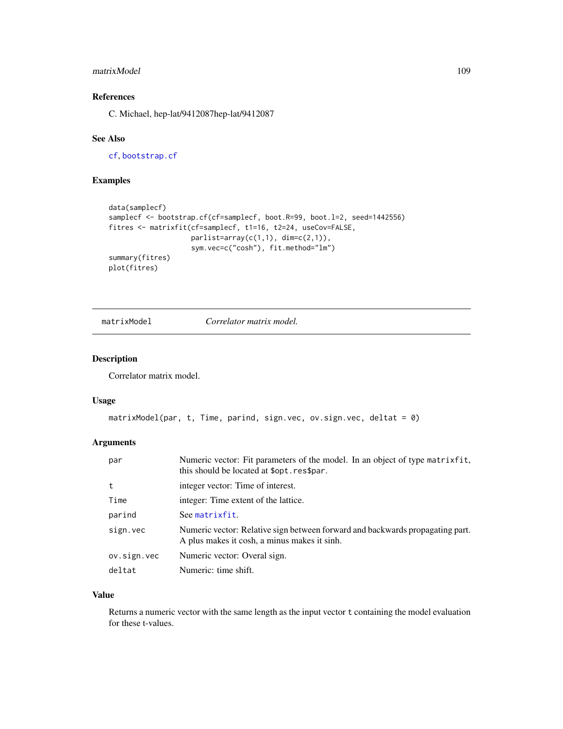## References

C. Michael, hep-lat/9412087hep-lat/9412087

## See Also

cf, bootstrap.cf

## Examples

```
data(samplecf)
samplecf <- bootstrap.cf(cf=samplecf, boot.R=99, boot.l=2, seed=1442556)
fitres <- matrixfit(cf=samplecf, t1=16, t2=24, useCov=FALSE,
                    parlist=array(c(1,1), dim=c(2,1)),
                    sym.vec=c("cosh"), fit.method="lm")
summary(fitres)
plot(fitres)
```

---

# matrixModel *Correlator matrix model.*

---

## Description

Correlator matrix model.

## Usage

```
matrixModel(par, t, Time, parind, sign.vec, ov.sign.vec, deltat = 0)
```

## Arguments

| | |
|---|---|
| par | Numeric vector: Fit parameters of the model. In an object of type matrixfit, this should be located at $opt.res$par. |
| t | integer vector: Time of interest. |
| Time | integer: Time extent of the lattice. |
| parind | See matrixfit. |
| sign.vec | Numeric vector: Relative sign between forward and backwards propagating part. A plus makes it cosh, a minus makes it sinh. |
| ov.sign.vec | Numeric vector: Overal sign. |
| deltat | Numeric: time shift. |

## Value

Returns a numeric vector with the same length as the input vector t containing the model evaluation for these t-values.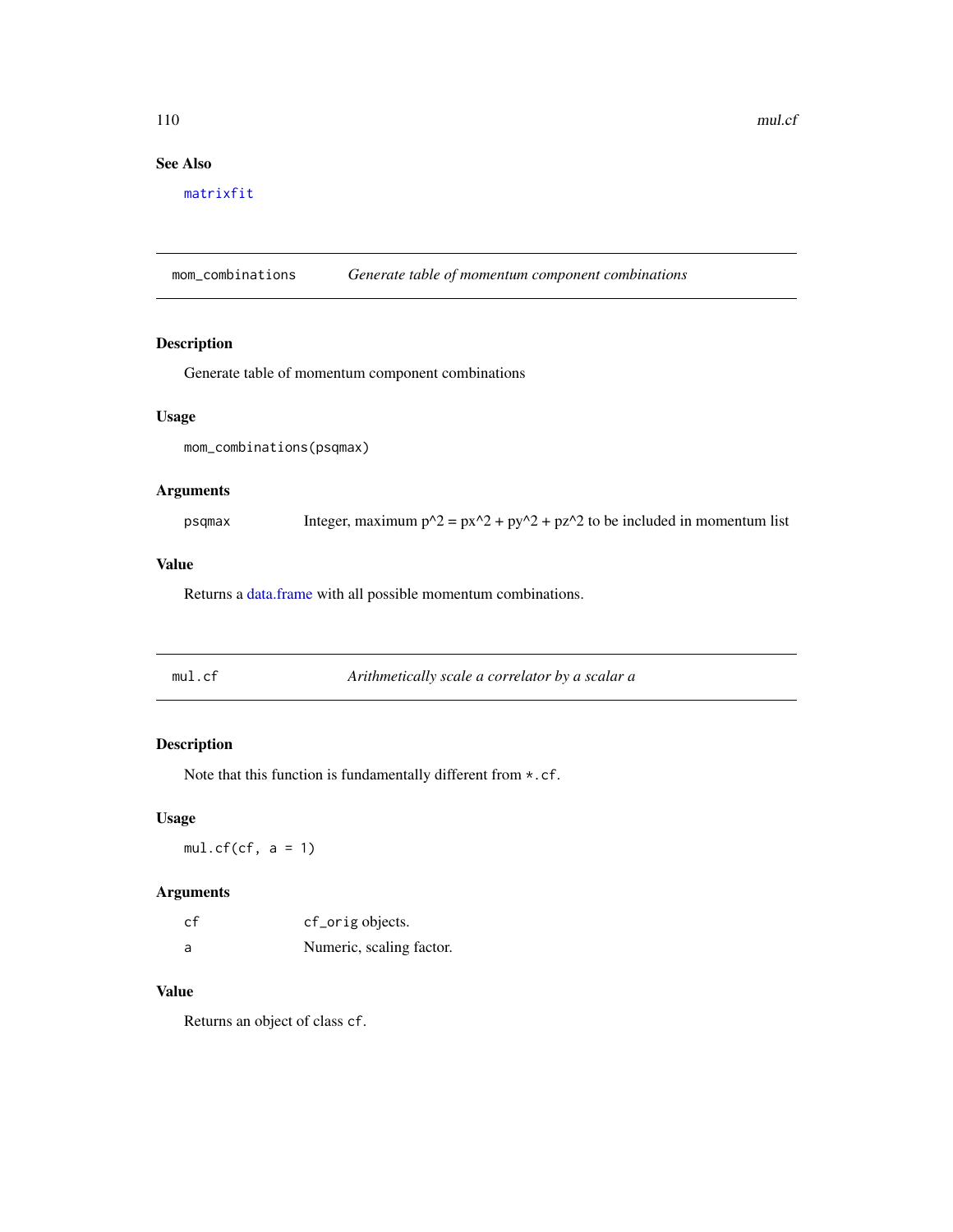## See Also

matrixfit

---

## mom_combinations — *Generate table of momentum component combinations*

### Description

Generate table of momentum component combinations

### Usage

```
mom_combinations(psqmax)
```

### Arguments

| | |
|---|---|
| psqmax | Integer, maximum p^2 = px^2 + py^2 + pz^2 to be included in momentum list |

### Value

Returns a data.frame with all possible momentum combinations.

---

## mul.cf — *Arithmetically scale a correlator by a scalar a*

### Description

Note that this function is fundamentally different from `*.cf`.

### Usage

```
mul.cf(cf, a = 1)
```

### Arguments

| | |
|---|---|
| cf | `cf_orig` objects. |
| a | Numeric, scaling factor. |

### Value

Returns an object of class `cf`.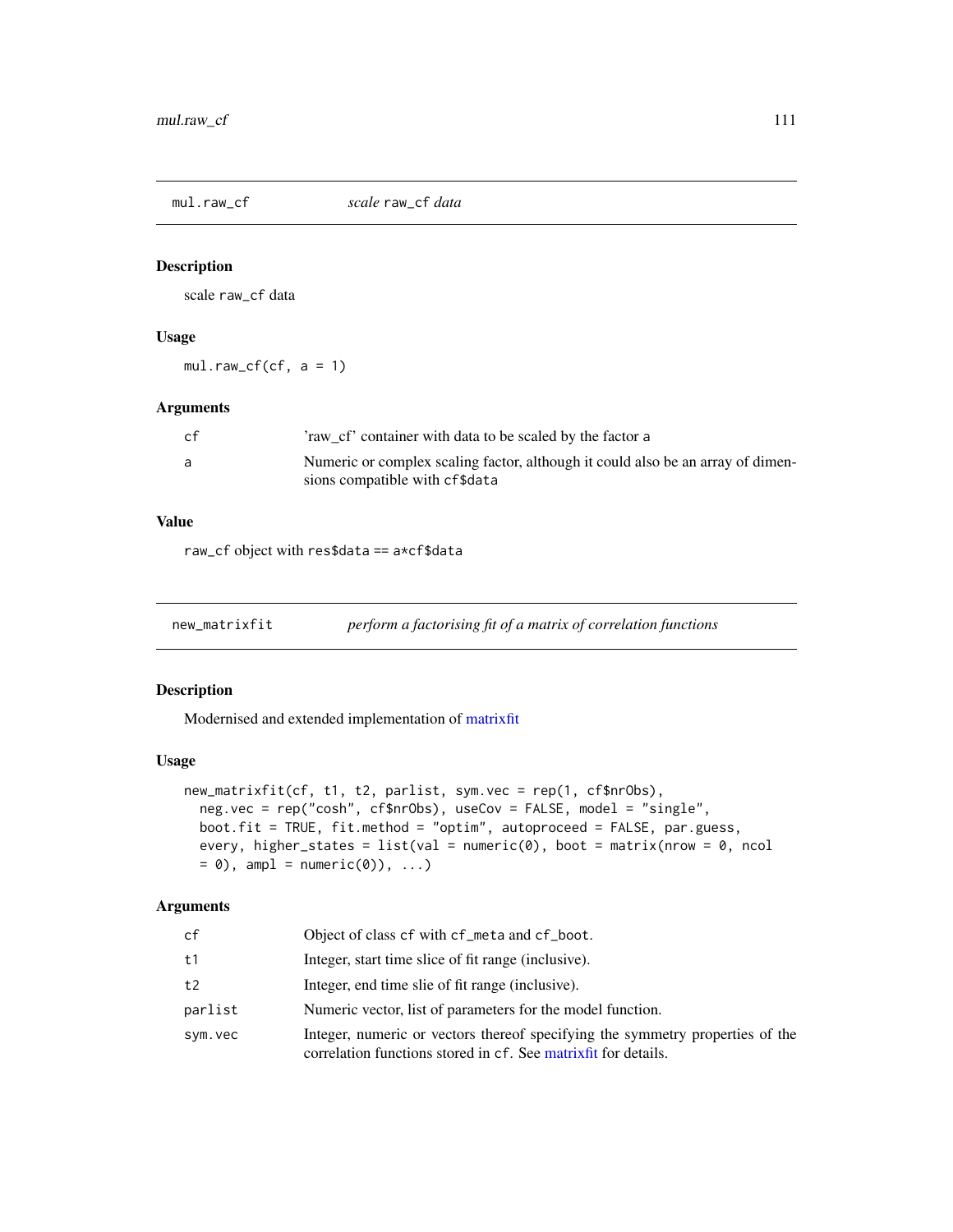## mul.raw_cf — *scale* raw_cf *data*

### Description

scale raw_cf data

### Usage

```
mul.raw_cf(cf, a = 1)
```

### Arguments

| | |
|---|---|
| cf | 'raw_cf' container with data to be scaled by the factor a |
| a | Numeric or complex scaling factor, although it could also be an array of dimensions compatible with cf$data |

### Value

raw_cf object with res$data == a*cf$data

## new_matrixfit — *perform a factorising fit of a matrix of correlation functions*

### Description

Modernised and extended implementation of matrixfit

### Usage

```
new_matrixfit(cf, t1, t2, parlist, sym.vec = rep(1, cf$nrObs),
  neg.vec = rep("cosh", cf$nrObs), useCov = FALSE, model = "single",
  boot.fit = TRUE, fit.method = "optim", autoproceed = FALSE, par.guess,
  every, higher_states = list(val = numeric(0), boot = matrix(nrow = 0, ncol
  = 0), ampl = numeric(0)), ...)
```

### Arguments

| | |
|---|---|
| cf | Object of class cf with cf_meta and cf_boot. |
| t1 | Integer, start time slice of fit range (inclusive). |
| t2 | Integer, end time slie of fit range (inclusive). |
| parlist | Numeric vector, list of parameters for the model function. |
| sym.vec | Integer, numeric or vectors thereof specifying the symmetry properties of the correlation functions stored in cf. See matrixfit for details. |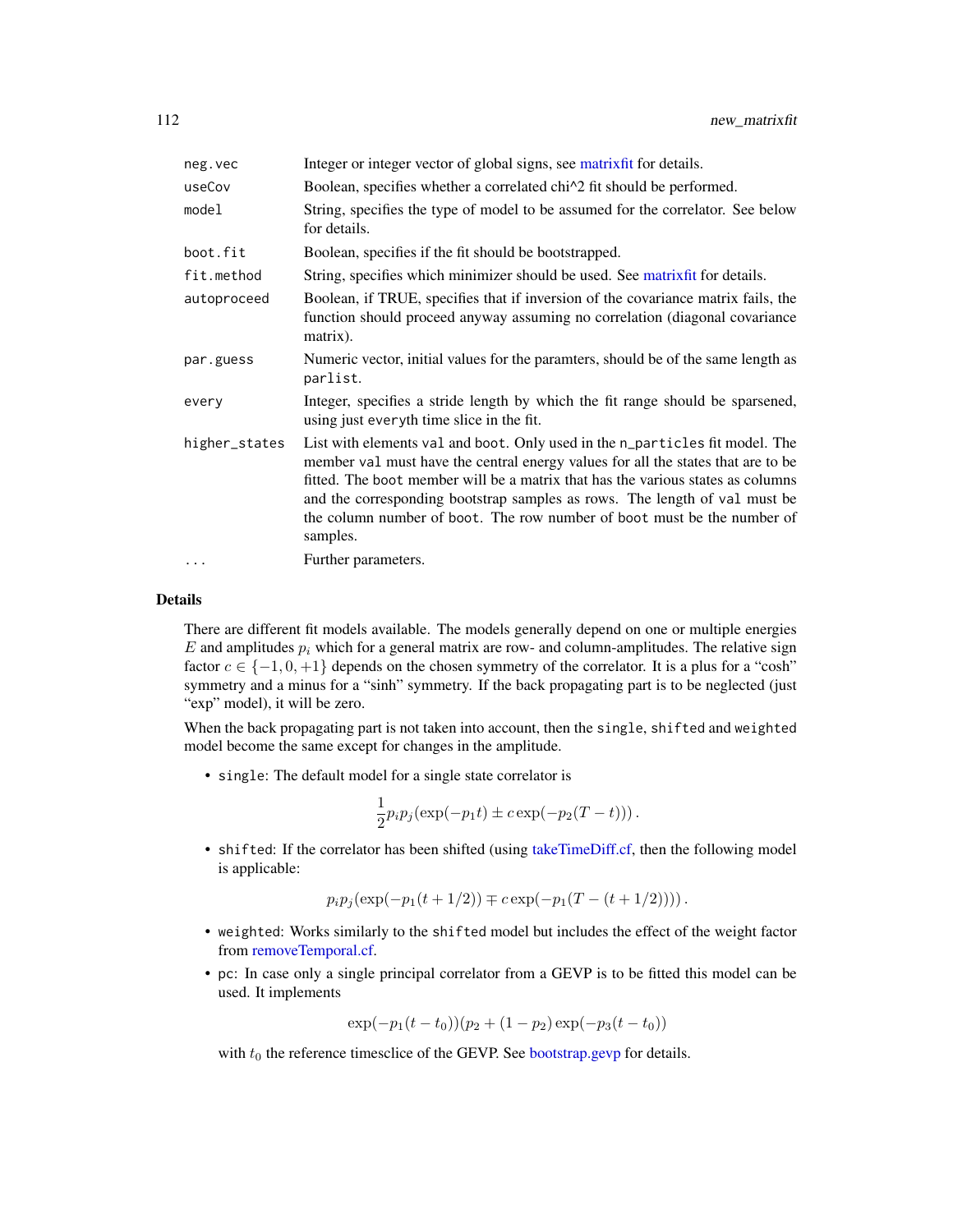| | |
|---|---|
| neg.vec | Integer or integer vector of global signs, see matrixfit for details. |
| useCov | Boolean, specifies whether a correlated chi^2 fit should be performed. |
| model | String, specifies the type of model to be assumed for the correlator. See below for details. |
| boot.fit | Boolean, specifies if the fit should be bootstrapped. |
| fit.method | String, specifies which minimizer should be used. See matrixfit for details. |
| autoproceed | Boolean, if TRUE, specifies that if inversion of the covariance matrix fails, the function should proceed anyway assuming no correlation (diagonal covariance matrix). |
| par.guess | Numeric vector, initial values for the paramters, should be of the same length as `parlist`. |
| every | Integer, specifies a stride length by which the fit range should be sparsened, using just `every`th time slice in the fit. |
| higher_states | List with elements `val` and `boot`. Only used in the `n_particles` fit model. The member `val` must have the central energy values for all the states that are to be fitted. The `boot` member will be a matrix that has the various states as columns and the corresponding bootstrap samples as rows. The length of `val` must be the column number of `boot`. The row number of `boot` must be the number of samples. |
| ... | Further parameters. |

## Details

There are different fit models available. The models generally depend on one or multiple energies $E$ and amplitudes $p_i$ which for a general matrix are row- and column-amplitudes. The relative sign factor $c \in \{-1, 0, +1\}$ depends on the chosen symmetry of the correlator. It is a plus for a "cosh" symmetry and a minus for a "sinh" symmetry. If the back propagating part is to be neglected (just "exp" model), it will be zero.

When the back propagating part is not taken into account, then the `single`, `shifted` and `weighted` model become the same except for changes in the amplitude.

- `single`: The default model for a single state correlator is

$$\frac{1}{2} p_i p_j (\exp(-p_1 t) \pm c \exp(-p_2 (T - t))) \,.$$

- `shifted`: If the correlator has been shifted (using takeTimeDiff.cf, then the following model is applicable:

$$p_i p_j (\exp(-p_1 (t + 1/2)) \mp c \exp(-p_1 (T - (t + 1/2)))) \,.$$

- `weighted`: Works similarly to the `shifted` model but includes the effect of the weight factor from removeTemporal.cf.

- `pc`: In case only a single principal correlator from a GEVP is to be fitted this model can be used. It implements

$$\exp(-p_1 (t - t_0))(p_2 + (1 - p_2) \exp(-p_3 (t - t_0))$$

  with $t_0$ the reference timesclice of the GEVP. See bootstrap.gevp for details.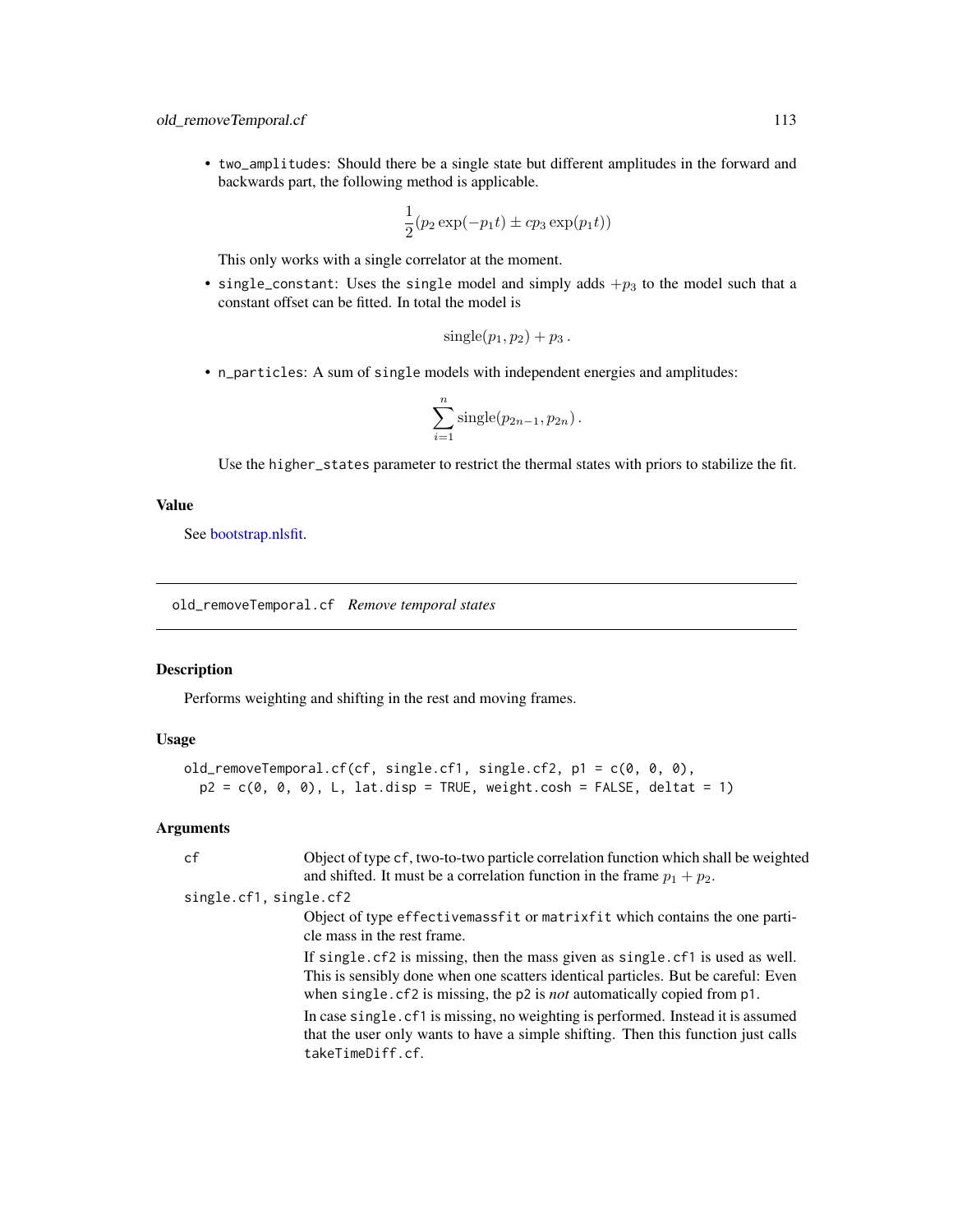- `two_amplitudes`: Should there be a single state but different amplitudes in the forward and backwards part, the following method is applicable.

$$\frac{1}{2}(p_2 \exp(-p_1 t) \pm c p_3 \exp(p_1 t))$$

  This only works with a single correlator at the moment.

- `single_constant`: Uses the `single` model and simply adds $+p_3$ to the model such that a constant offset can be fitted. In total the model is

$$\mathrm{single}(p_1, p_2) + p_3 \,.$$

- `n_particles`: A sum of `single` models with independent energies and amplitudes:

$$\sum_{i=1}^{n} \mathrm{single}(p_{2n-1}, p_{2n}) \,.$$

  Use the `higher_states` parameter to restrict the thermal states with priors to stabilize the fit.

### Value

See bootstrap.nlsfit.

## old_removeTemporal.cf *Remove temporal states*

### Description

Performs weighting and shifting in the rest and moving frames.

### Usage

```
old_removeTemporal.cf(cf, single.cf1, single.cf2, p1 = c(0, 0, 0),
  p2 = c(0, 0, 0), L, lat.disp = TRUE, weight.cosh = FALSE, deltat = 1)
```

### Arguments

`cf` Object of type `cf`, two-to-two particle correlation function which shall be weighted and shifted. It must be a correlation function in the frame $p_1 + p_2$.

`single.cf1, single.cf2` Object of type `effectivemassfit` or `matrixfit` which contains the one particle mass in the rest frame.

If `single.cf2` is missing, then the mass given as `single.cf1` is used as well. This is sensibly done when one scatters identical particles. But be careful: Even when `single.cf2` is missing, the `p2` is *not* automatically copied from `p1`.

In case `single.cf1` is missing, no weighting is performed. Instead it is assumed that the user only wants to have a simple shifting. Then this function just calls `takeTimeDiff.cf`.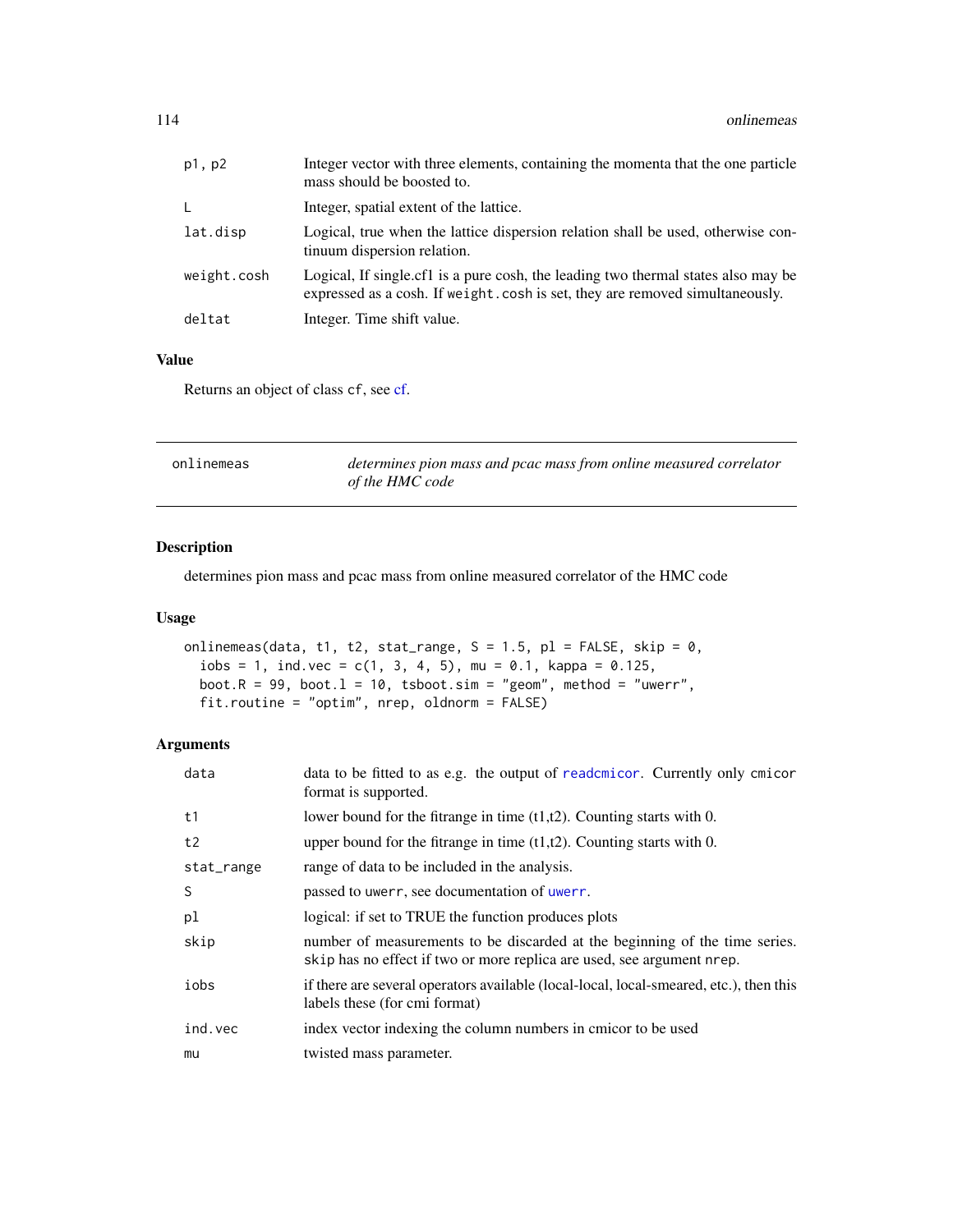| | |
|---|---|
| p1, p2 | Integer vector with three elements, containing the momenta that the one particle mass should be boosted to. |
| L | Integer, spatial extent of the lattice. |
| lat.disp | Logical, true when the lattice dispersion relation shall be used, otherwise continuum dispersion relation. |
| weight.cosh | Logical, If single.cf1 is a pure cosh, the leading two thermal states also may be expressed as a cosh. If weight.cosh is set, they are removed simultaneously. |
| deltat | Integer. Time shift value. |

### Value

Returns an object of class cf, see cf.

---

## onlinemeas

*determines pion mass and pcac mass from online measured correlator of the HMC code*

### Description

determines pion mass and pcac mass from online measured correlator of the HMC code

### Usage

```
onlinemeas(data, t1, t2, stat_range, S = 1.5, pl = FALSE, skip = 0,
  iobs = 1, ind.vec = c(1, 3, 4, 5), mu = 0.1, kappa = 0.125,
  boot.R = 99, boot.l = 10, tsboot.sim = "geom", method = "uwerr",
  fit.routine = "optim", nrep, oldnorm = FALSE)
```

### Arguments

| | |
|---|---|
| data | data to be fitted to as e.g. the output of readcmicor. Currently only cmicor format is supported. |
| t1 | lower bound for the fitrange in time (t1,t2). Counting starts with 0. |
| t2 | upper bound for the fitrange in time (t1,t2). Counting starts with 0. |
| stat_range | range of data to be included in the analysis. |
| S | passed to uwerr, see documentation of uwerr. |
| pl | logical: if set to TRUE the function produces plots |
| skip | number of measurements to be discarded at the beginning of the time series. skip has no effect if two or more replica are used, see argument nrep. |
| iobs | if there are several operators available (local-local, local-smeared, etc.), then this labels these (for cmi format) |
| ind.vec | index vector indexing the column numbers in cmicor to be used |
| mu | twisted mass parameter. |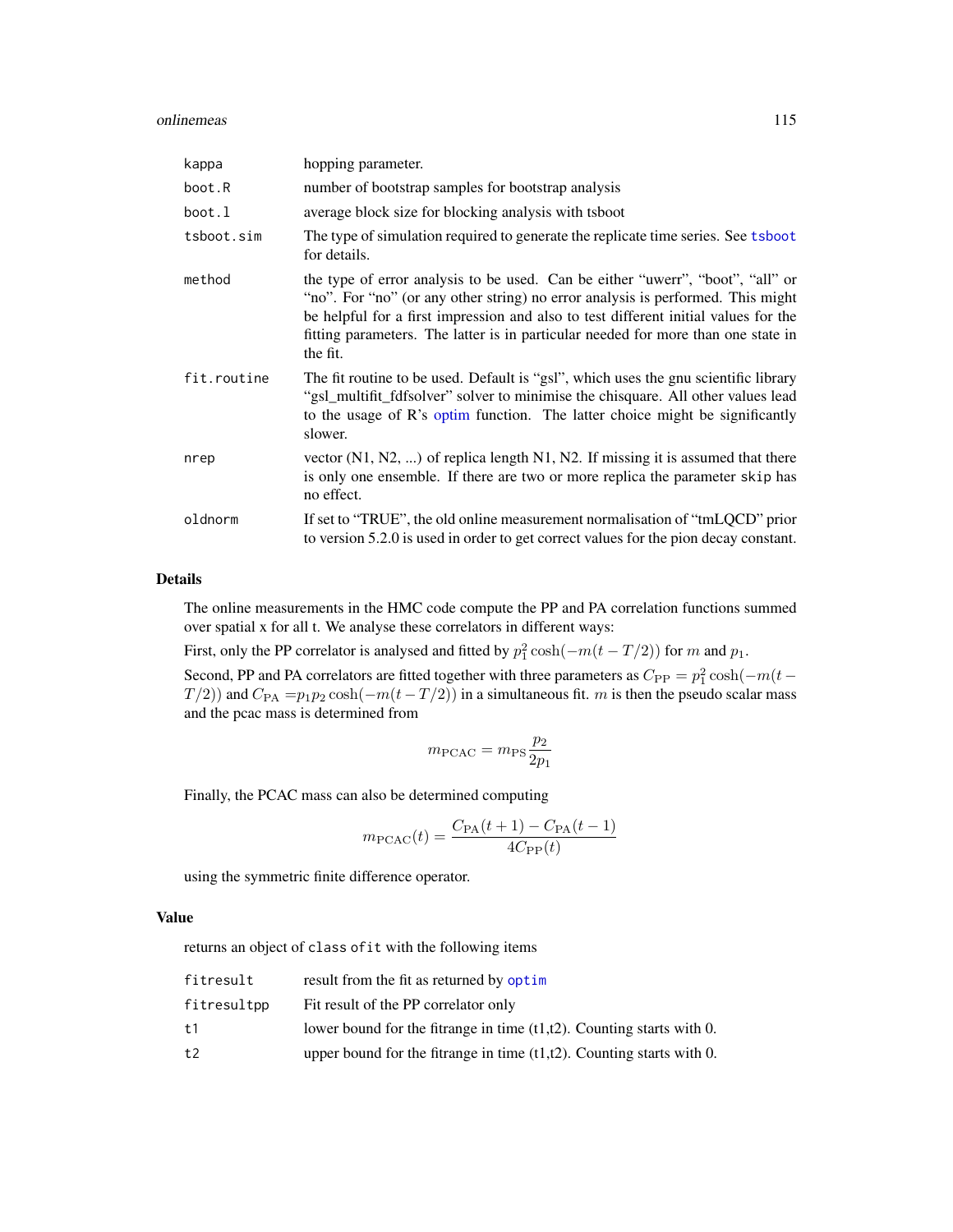| | |
|---|---|
| `kappa` | hopping parameter. |
| `boot.R` | number of bootstrap samples for bootstrap analysis |
| `boot.l` | average block size for blocking analysis with tsboot |
| `tsboot.sim` | The type of simulation required to generate the replicate time series. See `tsboot` for details. |
| `method` | the type of error analysis to be used. Can be either "uwerr", "boot", "all" or "no". For "no" (or any other string) no error analysis is performed. This might be helpful for a first impression and also to test different initial values for the fitting parameters. The latter is in particular needed for more than one state in the fit. |
| `fit.routine` | The fit routine to be used. Default is "gsl", which uses the gnu scientific library "gsl_multifit_fdfsolver" solver to minimise the chisquare. All other values lead to the usage of R's optim function. The latter choice might be significantly slower. |
| `nrep` | vector (N1, N2, ...) of replica length N1, N2. If missing it is assumed that there is only one ensemble. If there are two or more replica the parameter `skip` has no effect. |
| `oldnorm` | If set to "TRUE", the old online measurement normalisation of "tmLQCD" prior to version 5.2.0 is used in order to get correct values for the pion decay constant. |

## Details

The online measurements in the HMC code compute the PP and PA correlation functions summed over spatial x for all t. We analyse these correlators in different ways:

First, only the PP correlator is analysed and fitted by $p_1^2 \cosh(-m(t-T/2))$ for $m$ and $p_1$.

Second, PP and PA correlators are fitted together with three parameters as $C_{\mathrm{PP}} = p_1^2 \cosh(-m(t-T/2))$ and $C_{\mathrm{PA}} = p_1 p_2 \cosh(-m(t-T/2))$ in a simultaneous fit. $m$ is then the pseudo scalar mass and the pcac mass is determined from

$$m_{\mathrm{PCAC}} = m_{\mathrm{PS}} \frac{p_2}{2p_1}$$

Finally, the PCAC mass can also be determined computing

$$m_{\mathrm{PCAC}}(t) = \frac{C_{\mathrm{PA}}(t+1) - C_{\mathrm{PA}}(t-1)}{4C_{\mathrm{PP}}(t)}$$

using the symmetric finite difference operator.

## Value

returns an object of `class ofit` with the following items

| | |
|---|---|
| `fitresult` | result from the fit as returned by `optim` |
| `fitresultpp` | Fit result of the PP correlator only |
| `t1` | lower bound for the fitrange in time (t1,t2). Counting starts with 0. |
| `t2` | upper bound for the fitrange in time (t1,t2). Counting starts with 0. |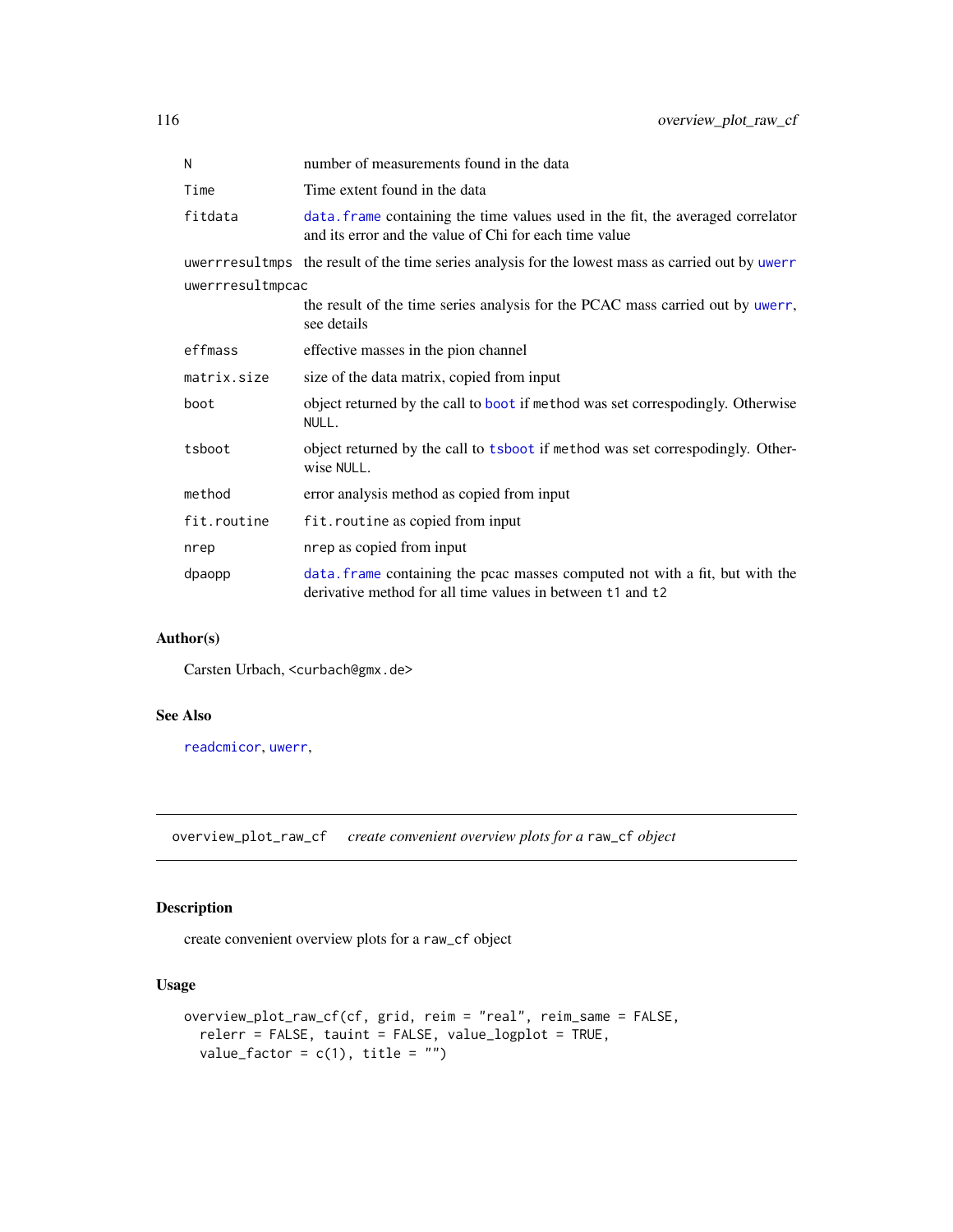| | |
|---|---|
| N | number of measurements found in the data |
| Time | Time extent found in the data |
| fitdata | data.frame containing the time values used in the fit, the averaged correlator and its error and the value of Chi for each time value |
| uwerrresultmps | the result of the time series analysis for the lowest mass as carried out by uwerr |
| uwerrresultmpcac | the result of the time series analysis for the PCAC mass carried out by uwerr, see details |
| effmass | effective masses in the pion channel |
| matrix.size | size of the data matrix, copied from input |
| boot | object returned by the call to boot if method was set correspodingly. Otherwise NULL. |
| tsboot | object returned by the call to tsboot if method was set correspodingly. Otherwise NULL. |
| method | error analysis method as copied from input |
| fit.routine | fit.routine as copied from input |
| nrep | nrep as copied from input |
| dpaopp | data.frame containing the pcac masses computed not with a fit, but with the derivative method for all time values in between t1 and t2 |

### Author(s)

Carsten Urbach, <curbach@gmx.de>

### See Also

readcmicor, uwerr,

---

## overview_plot_raw_cf — *create convenient overview plots for a* raw_cf *object*

### Description

create convenient overview plots for a raw_cf object

### Usage

```
overview_plot_raw_cf(cf, grid, reim = "real", reim_same = FALSE,
  relerr = FALSE, tauint = FALSE, value_logplot = TRUE,
  value_factor = c(1), title = "")
```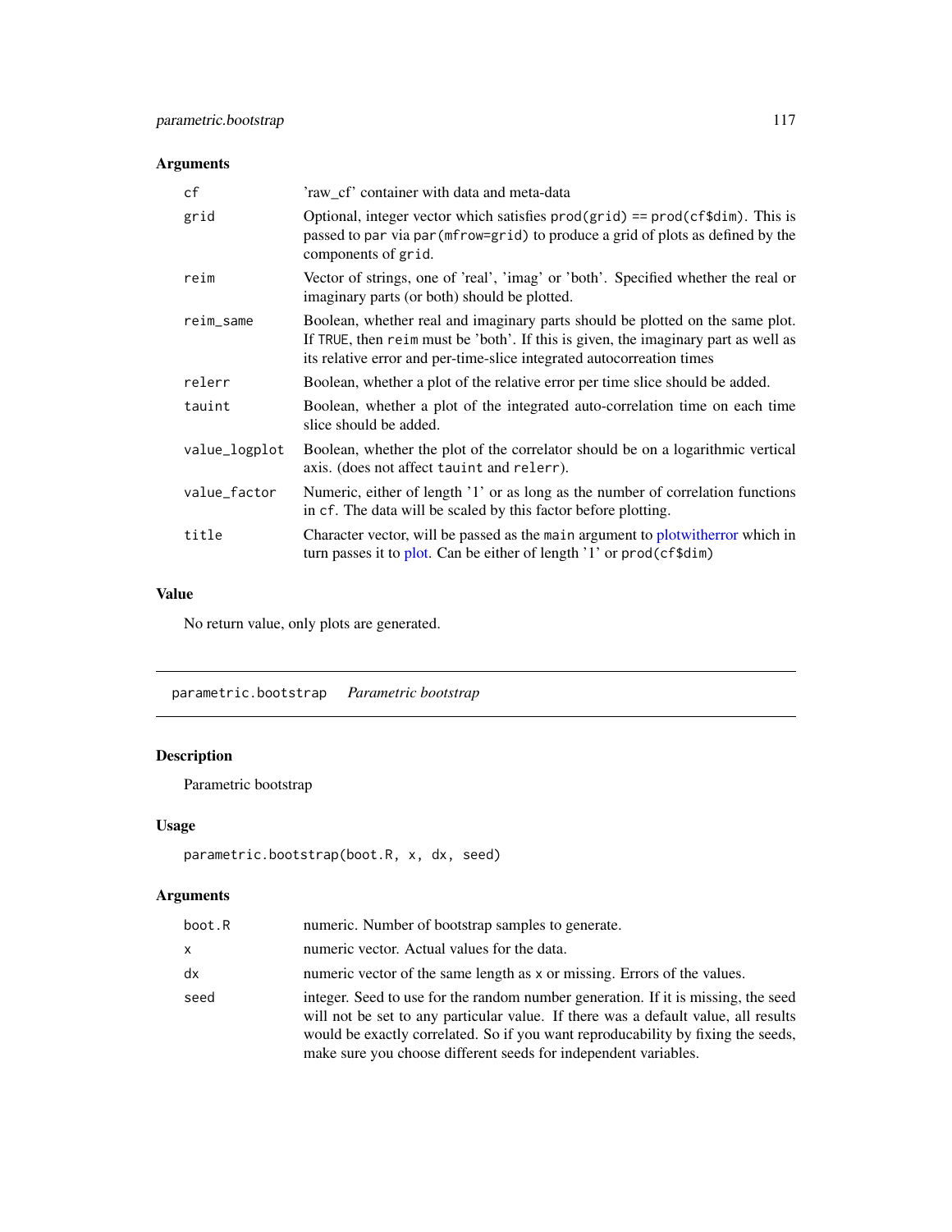### Arguments

| | |
|---|---|
| `cf` | 'raw_cf' container with data and meta-data |
| `grid` | Optional, integer vector which satisfies `prod(grid) == prod(cf$dim)`. This is passed to `par` via `par(mfrow=grid)` to produce a grid of plots as defined by the components of `grid`. |
| `reim` | Vector of strings, one of 'real', 'imag' or 'both'. Specified whether the real or imaginary parts (or both) should be plotted. |
| `reim_same` | Boolean, whether real and imaginary parts should be plotted on the same plot. If `TRUE`, then `reim` must be 'both'. If this is given, the imaginary part as well as its relative error and per-time-slice integrated autocoreation times |
| `relerr` | Boolean, whether a plot of the relative error per time slice should be added. |
| `tauint` | Boolean, whether a plot of the integrated auto-correlation time on each time slice should be added. |
| `value_logplot` | Boolean, whether the plot of the correlator should be on a logarithmic vertical axis. (does not affect `tauint` and `relerr`). |
| `value_factor` | Numeric, either of length '1' or as long as the number of correlation functions in `cf`. The data will be scaled by this factor before plotting. |
| `title` | Character vector, will be passed as the `main` argument to plotwitherror which in turn passes it to plot. Can be either of length '1' or `prod(cf$dim)` |

### Value

No return value, only plots are generated.

---

## parametric.bootstrap *Parametric bootstrap*

### Description

Parametric bootstrap

### Usage

```
parametric.bootstrap(boot.R, x, dx, seed)
```

### Arguments

| | |
|---|---|
| `boot.R` | numeric. Number of bootstrap samples to generate. |
| `x` | numeric vector. Actual values for the data. |
| `dx` | numeric vector of the same length as `x` or missing. Errors of the values. |
| `seed` | integer. Seed to use for the random number generation. If it is missing, the seed will not be set to any particular value. If there was a default value, all results would be exactly correlated. So if you want reproducability by fixing the seeds, make sure you choose different seeds for independent variables. |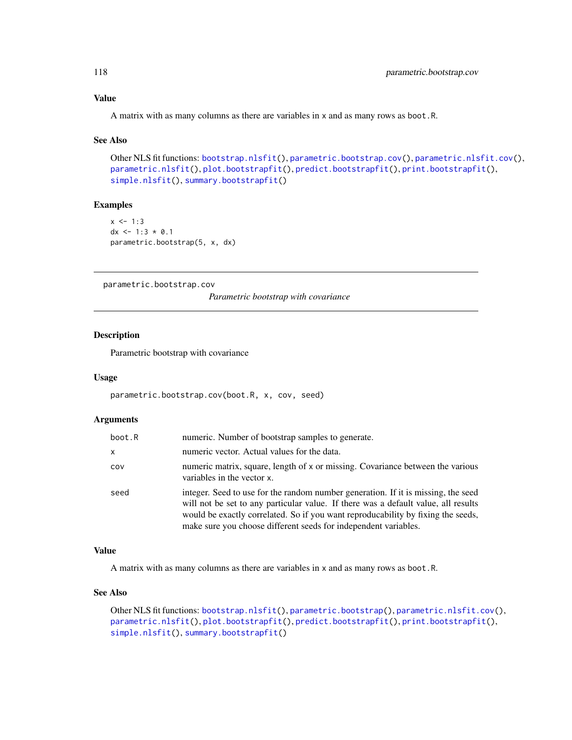### Value

A matrix with as many columns as there are variables in x and as many rows as boot.R.

### See Also

Other NLS fit functions: bootstrap.nlsfit(), parametric.bootstrap.cov(), parametric.nlsfit.cov(), parametric.nlsfit(), plot.bootstrapfit(), predict.bootstrapfit(), print.bootstrapfit(), simple.nlsfit(), summary.bootstrapfit()

### Examples

```
x <- 1:3
dx <- 1:3 * 0.1
parametric.bootstrap(5, x, dx)
```

---

## parametric.bootstrap.cov

*Parametric bootstrap with covariance*

---

### Description

Parametric bootstrap with covariance

### Usage

```
parametric.bootstrap.cov(boot.R, x, cov, seed)
```

### Arguments

| | |
|---|---|
| boot.R | numeric. Number of bootstrap samples to generate. |
| x | numeric vector. Actual values for the data. |
| cov | numeric matrix, square, length of x or missing. Covariance between the various variables in the vector x. |
| seed | integer. Seed to use for the random number generation. If it is missing, the seed will not be set to any particular value. If there was a default value, all results would be exactly correlated. So if you want reproducability by fixing the seeds, make sure you choose different seeds for independent variables. |

### Value

A matrix with as many columns as there are variables in x and as many rows as boot.R.

### See Also

Other NLS fit functions: bootstrap.nlsfit(), parametric.bootstrap(), parametric.nlsfit.cov(), parametric.nlsfit(), plot.bootstrapfit(), predict.bootstrapfit(), print.bootstrapfit(), simple.nlsfit(), summary.bootstrapfit()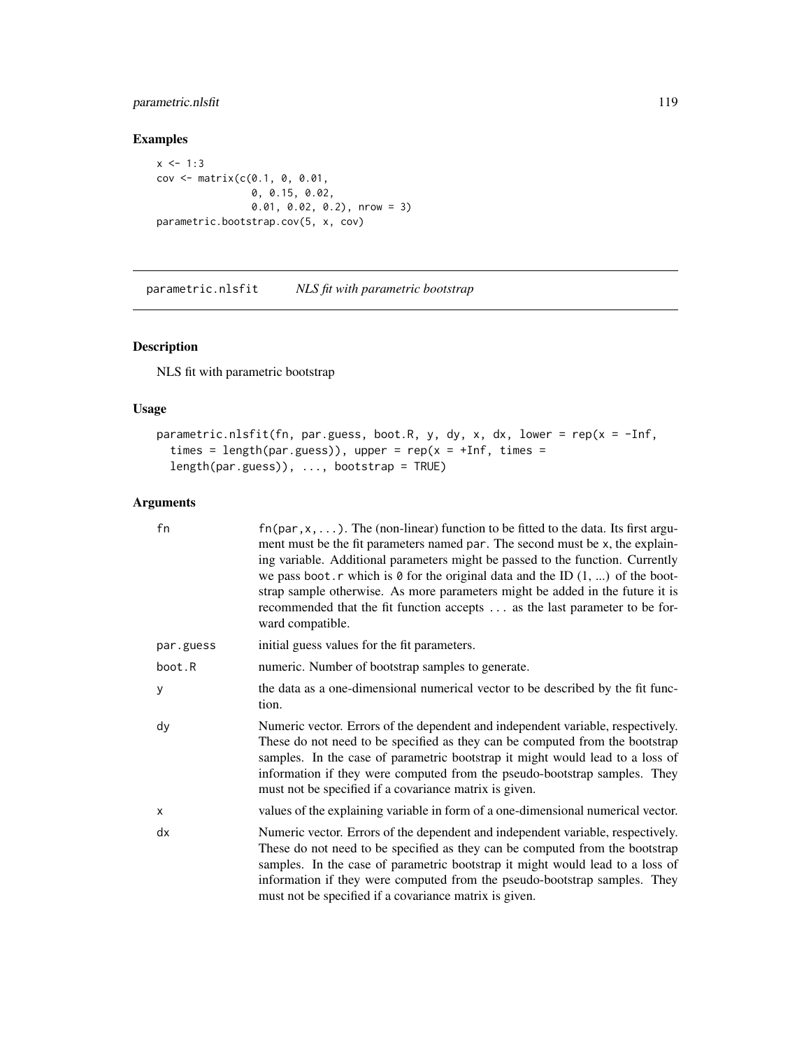## Examples

```
x <- 1:3
cov <- matrix(c(0.1, 0, 0.01,
                0, 0.15, 0.02,
                0.01, 0.02, 0.2), nrow = 3)
parametric.bootstrap.cov(5, x, cov)
```

---

## parametric.nlsfit *NLS fit with parametric bootstrap*

### Description

NLS fit with parametric bootstrap

### Usage

```
parametric.nlsfit(fn, par.guess, boot.R, y, dy, x, dx, lower = rep(x = -Inf,
  times = length(par.guess)), upper = rep(x = +Inf, times =
  length(par.guess)), ..., bootstrap = TRUE)
```

### Arguments

| | |
|---|---|
| fn | `fn(par,x,...)`. The (non-linear) function to be fitted to the data. Its first argument must be the fit parameters named `par`. The second must be `x`, the explaining variable. Additional parameters might be passed to the function. Currently we pass `boot.r` which is `0` for the original data and the ID (1, ...) of the bootstrap sample otherwise. As more parameters might be added in the future it is recommended that the fit function accepts `...` as the last parameter to be forward compatible. |
| par.guess | initial guess values for the fit parameters. |
| boot.R | numeric. Number of bootstrap samples to generate. |
| y | the data as a one-dimensional numerical vector to be described by the fit function. |
| dy | Numeric vector. Errors of the dependent and independent variable, respectively. These do not need to be specified as they can be computed from the bootstrap samples. In the case of parametric bootstrap it might would lead to a loss of information if they were computed from the pseudo-bootstrap samples. They must not be specified if a covariance matrix is given. |
| x | values of the explaining variable in form of a one-dimensional numerical vector. |
| dx | Numeric vector. Errors of the dependent and independent variable, respectively. These do not need to be specified as they can be computed from the bootstrap samples. In the case of parametric bootstrap it might would lead to a loss of information if they were computed from the pseudo-bootstrap samples. They must not be specified if a covariance matrix is given. |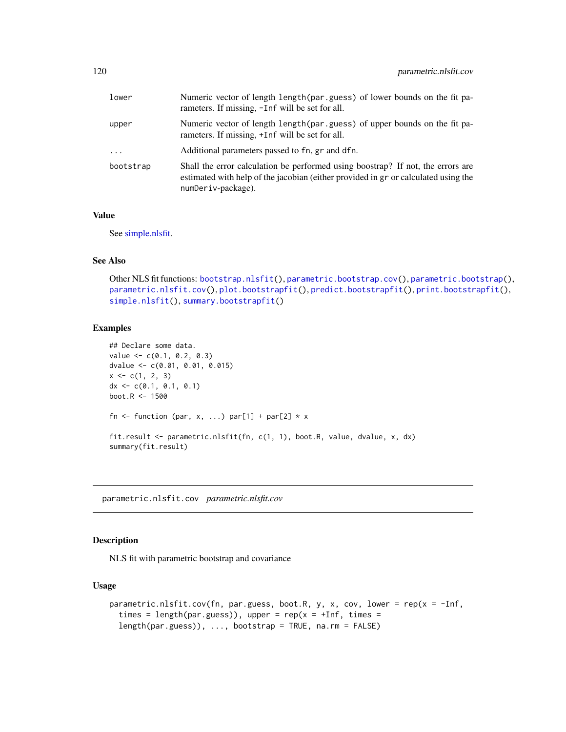| | |
|---|---|
| lower | Numeric vector of length `length(par.guess)` of lower bounds on the fit parameters. If missing, `-Inf` will be set for all. |
| upper | Numeric vector of length `length(par.guess)` of upper bounds on the fit parameters. If missing, `+Inf` will be set for all. |
| ... | Additional parameters passed to `fn`, `gr` and `dfn`. |
| bootstrap | Shall the error calculation be performed using boostrap? If not, the errors are estimated with help of the jacobian (either provided in `gr` or calculated using the `numDeriv`-package). |

### Value

See simple.nlsfit.

### See Also

Other NLS fit functions: `bootstrap.nlsfit()`, `parametric.bootstrap.cov()`, `parametric.bootstrap()`, `parametric.nlsfit.cov()`, `plot.bootstrapfit()`, `predict.bootstrapfit()`, `print.bootstrapfit()`, `simple.nlsfit()`, `summary.bootstrapfit()`

### Examples

```
## Declare some data.
value <- c(0.1, 0.2, 0.3)
dvalue <- c(0.01, 0.01, 0.015)
x <- c(1, 2, 3)
dx <- c(0.1, 0.1, 0.1)
boot.R <- 1500

fn <- function (par, x, ...) par[1] + par[2] * x

fit.result <- parametric.nlsfit(fn, c(1, 1), boot.R, value, dvalue, x, dx)
summary(fit.result)
```

## parametric.nlsfit.cov *parametric.nlsfit.cov*

### Description

NLS fit with parametric bootstrap and covariance

### Usage

```
parametric.nlsfit.cov(fn, par.guess, boot.R, y, x, cov, lower = rep(x = -Inf,
  times = length(par.guess)), upper = rep(x = +Inf, times =
  length(par.guess)), ..., bootstrap = TRUE, na.rm = FALSE)
```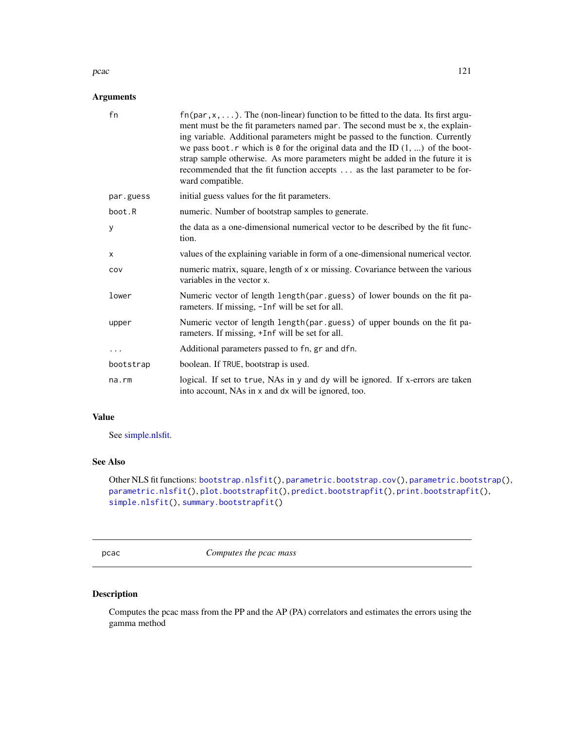## Arguments

| | |
|---|---|
| `fn` | `fn(par,x,...)`. The (non-linear) function to be fitted to the data. Its first argument must be the fit parameters named `par`. The second must be `x`, the explaining variable. Additional parameters might be passed to the function. Currently we pass `boot.r` which is `0` for the original data and the ID (1, ...) of the bootstrap sample otherwise. As more parameters might be added in the future it is recommended that the fit function accepts `...` as the last parameter to be forward compatible. |
| `par.guess` | initial guess values for the fit parameters. |
| `boot.R` | numeric. Number of bootstrap samples to generate. |
| `y` | the data as a one-dimensional numerical vector to be described by the fit function. |
| `x` | values of the explaining variable in form of a one-dimensional numerical vector. |
| `cov` | numeric matrix, square, length of `x` or missing. Covariance between the various variables in the vector `x`. |
| `lower` | Numeric vector of length `length(par.guess)` of lower bounds on the fit parameters. If missing, `-Inf` will be set for all. |
| `upper` | Numeric vector of length `length(par.guess)` of upper bounds on the fit parameters. If missing, `+Inf` will be set for all. |
| `...` | Additional parameters passed to `fn`, `gr` and `dfn`. |
| `bootstrap` | boolean. If `TRUE`, bootstrap is used. |
| `na.rm` | logical. If set to true, NAs in `y` and `dy` will be ignored. If x-errors are taken into account, NAs in `x` and `dx` will be ignored, too. |

## Value

See simple.nlsfit.

## See Also

Other NLS fit functions: `bootstrap.nlsfit()`, `parametric.bootstrap.cov()`, `parametric.bootstrap()`, `parametric.nlsfit()`, `plot.bootstrapfit()`, `predict.bootstrapfit()`, `print.bootstrapfit()`, `simple.nlsfit()`, `summary.bootstrapfit()`

---

# pcac — *Computes the pcac mass*

## Description

Computes the pcac mass from the PP and the AP (PA) correlators and estimates the errors using the gamma method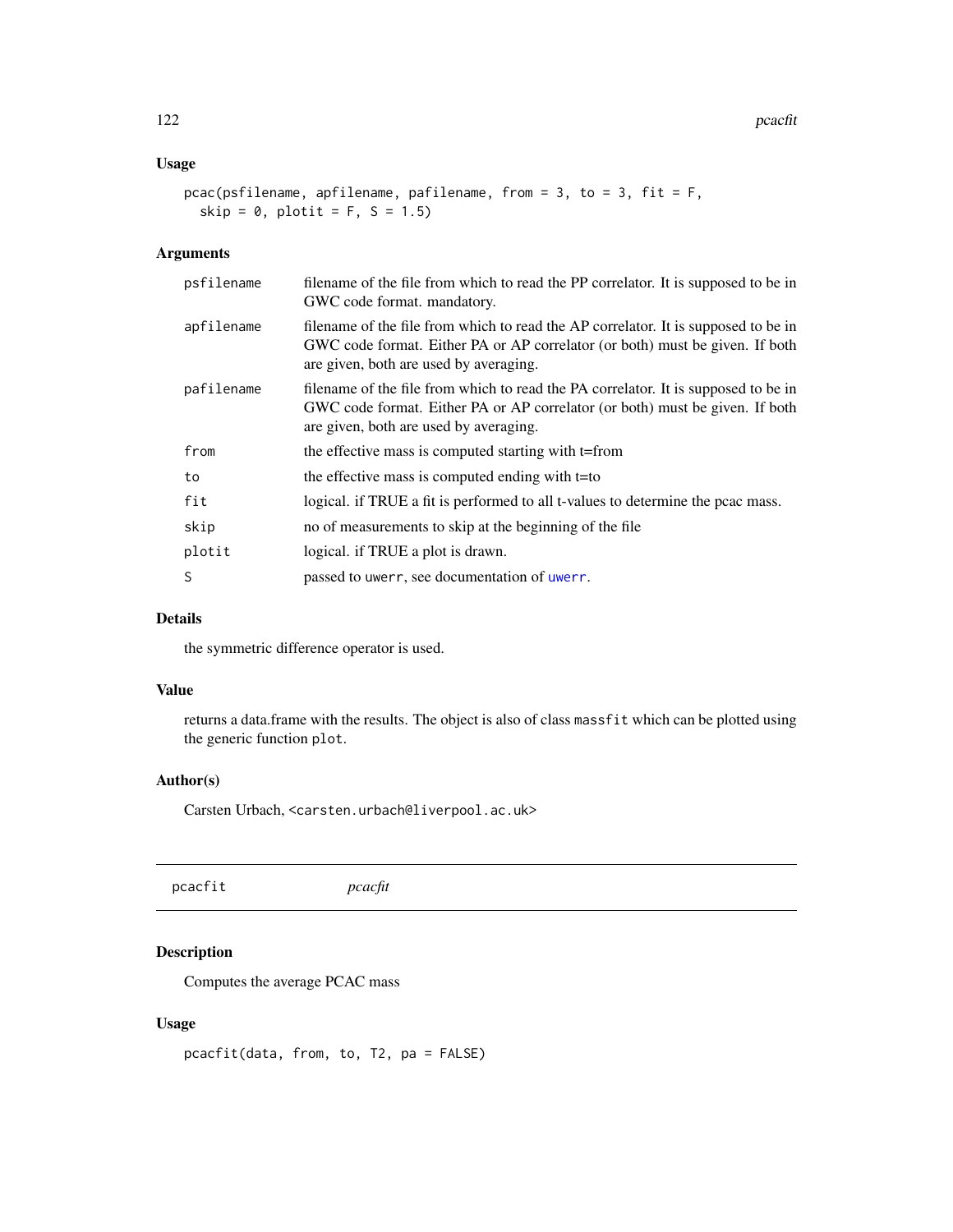### Usage

```
pcac(psfilename, apfilename, pafilename, from = 3, to = 3, fit = F,
  skip = 0, plotit = F, S = 1.5)
```

### Arguments

| | |
|---|---|
| psfilename | filename of the file from which to read the PP correlator. It is supposed to be in GWC code format. mandatory. |
| apfilename | filename of the file from which to read the AP correlator. It is supposed to be in GWC code format. Either PA or AP correlator (or both) must be given. If both are given, both are used by averaging. |
| pafilename | filename of the file from which to read the PA correlator. It is supposed to be in GWC code format. Either PA or AP correlator (or both) must be given. If both are given, both are used by averaging. |
| from | the effective mass is computed starting with t=from |
| to | the effective mass is computed ending with t=to |
| fit | logical. if TRUE a fit is performed to all t-values to determine the pcac mass. |
| skip | no of measurements to skip at the beginning of the file |
| plotit | logical. if TRUE a plot is drawn. |
| S | passed to `uwerr`, see documentation of `uwerr`. |

### Details

the symmetric difference operator is used.

### Value

returns a data.frame with the results. The object is also of class `massfit` which can be plotted using the generic function `plot`.

### Author(s)

Carsten Urbach, <carsten.urbach@liverpool.ac.uk>

---

## pcacfit *pcacfit*

---

### Description

Computes the average PCAC mass

### Usage

```
pcacfit(data, from, to, T2, pa = FALSE)
```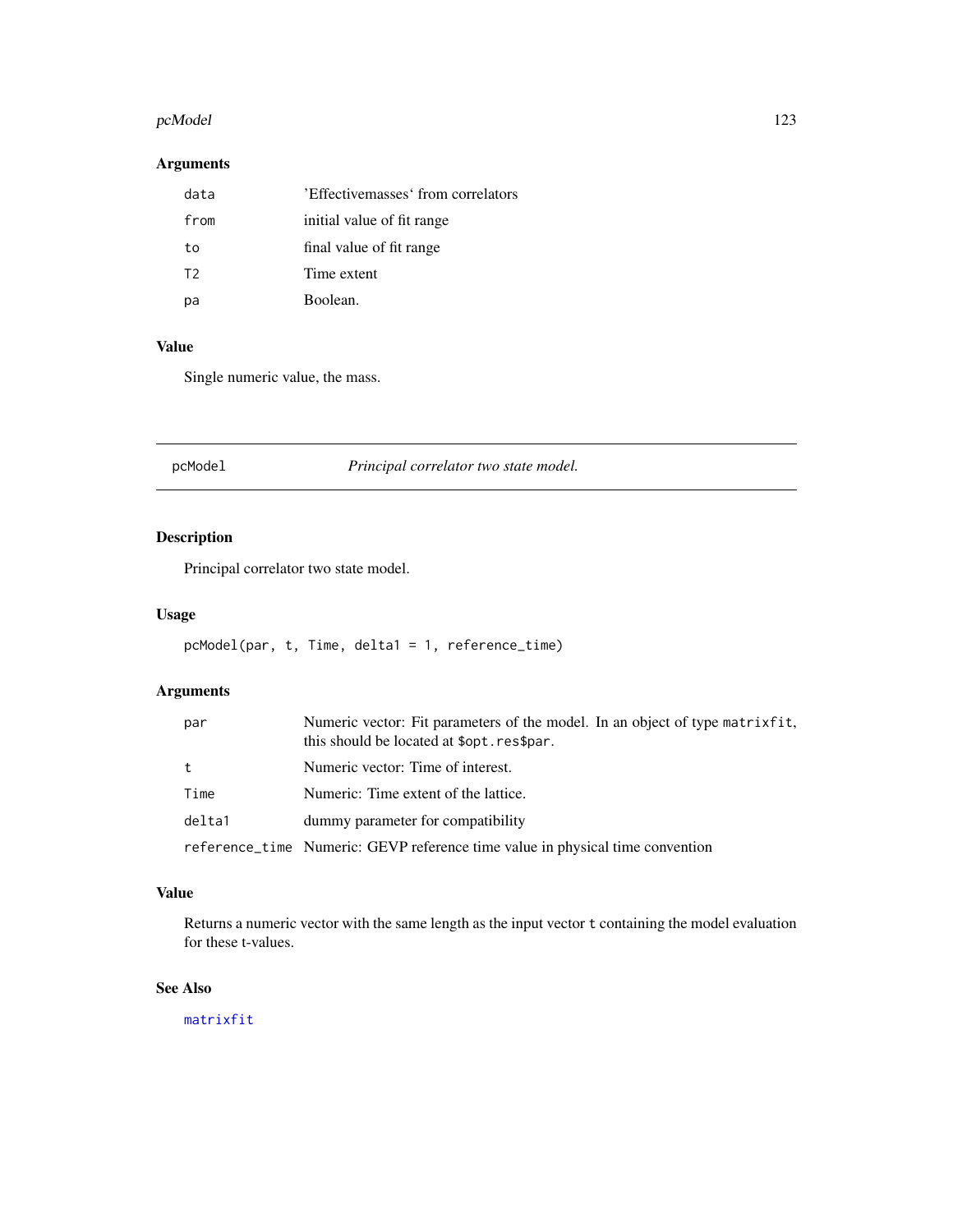## Arguments

| | |
|---|---|
| data | 'Effectivemasses' from correlators |
| from | initial value of fit range |
| to | final value of fit range |
| T2 | Time extent |
| pa | Boolean. |

## Value

Single numeric value, the mass.

---

# pcModel *Principal correlator two state model.*

---

## Description

Principal correlator two state model.

## Usage

```
pcModel(par, t, Time, delta1 = 1, reference_time)
```

## Arguments

| | |
|---|---|
| par | Numeric vector: Fit parameters of the model. In an object of type matrixfit, this should be located at $opt.res$par. |
| t | Numeric vector: Time of interest. |
| Time | Numeric: Time extent of the lattice. |
| delta1 | dummy parameter for compatibility |
| reference_time | Numeric: GEVP reference time value in physical time convention |

## Value

Returns a numeric vector with the same length as the input vector t containing the model evaluation for these t-values.

## See Also

matrixfit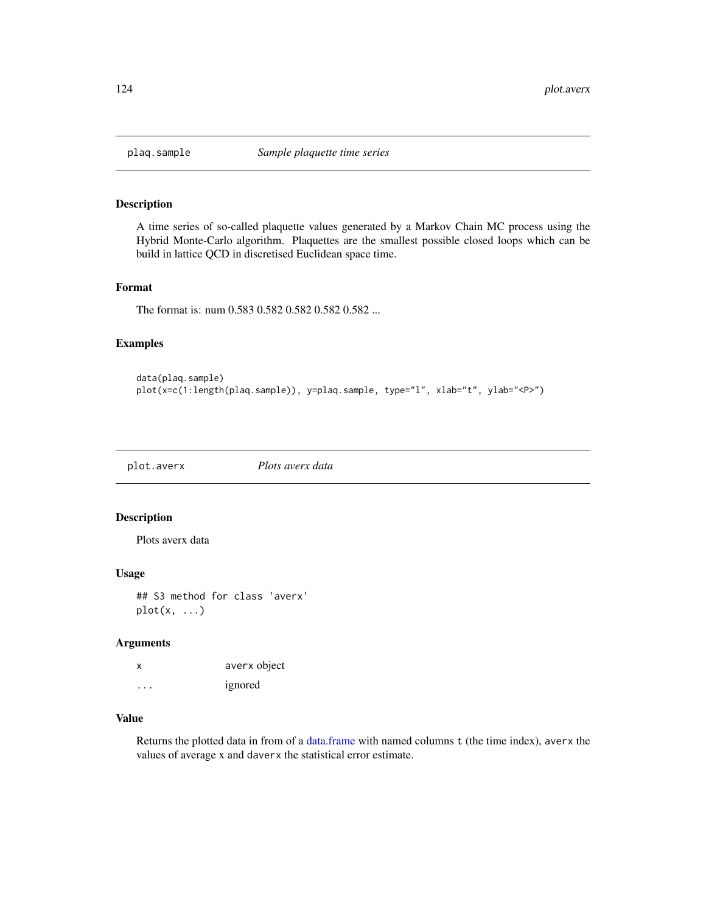## plaq.sample — *Sample plaquette time series*

### Description

A time series of so-called plaquette values generated by a Markov Chain MC process using the Hybrid Monte-Carlo algorithm. Plaquettes are the smallest possible closed loops which can be build in lattice QCD in discretised Euclidean space time.

### Format

The format is: num 0.583 0.582 0.582 0.582 0.582 ...

### Examples

```
data(plaq.sample)
plot(x=c(1:length(plaq.sample)), y=plaq.sample, type="l", xlab="t", ylab="<P>")
```

## plot.averx — *Plots averx data*

### Description

Plots averx data

### Usage

```
## S3 method for class 'averx'
plot(x, ...)
```

### Arguments

| | |
|---|---|
| `x` | `averx` object |
| `...` | ignored |

### Value

Returns the plotted data in from of a data.frame with named columns `t` (the time index), `averx` the values of average `x` and `daverx` the statistical error estimate.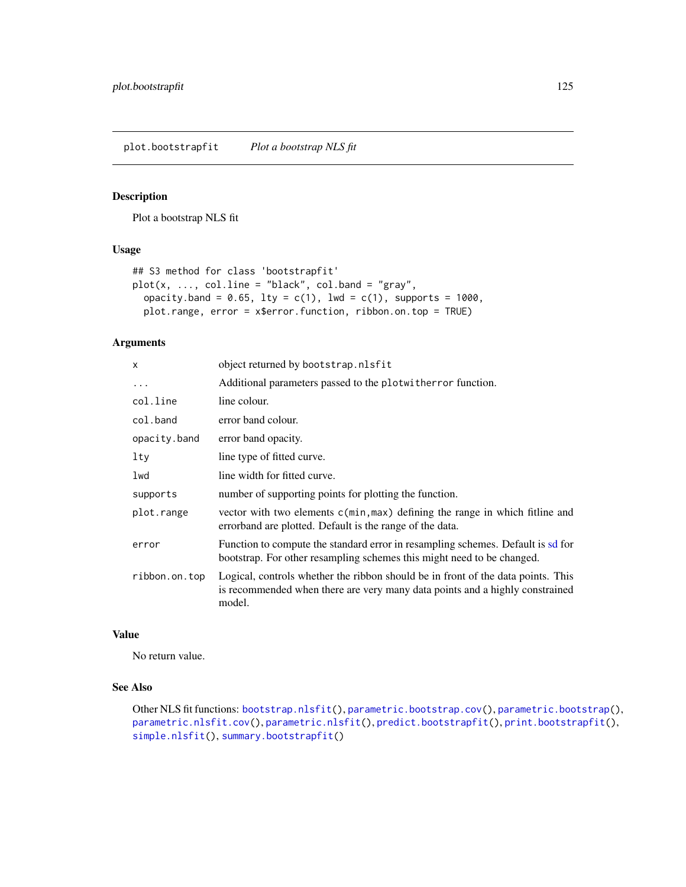plot.bootstrapfit    *Plot a bootstrap NLS fit*

## Description

Plot a bootstrap NLS fit

## Usage

```
## S3 method for class 'bootstrapfit'
plot(x, ..., col.line = "black", col.band = "gray",
  opacity.band = 0.65, lty = c(1), lwd = c(1), supports = 1000,
  plot.range, error = x$error.function, ribbon.on.top = TRUE)
```

## Arguments

| | |
|---|---|
| `x` | object returned by `bootstrap.nlsfit` |
| `...` | Additional parameters passed to the `plotwitherror` function. |
| `col.line` | line colour. |
| `col.band` | error band colour. |
| `opacity.band` | error band opacity. |
| `lty` | line type of fitted curve. |
| `lwd` | line width for fitted curve. |
| `supports` | number of supporting points for plotting the function. |
| `plot.range` | vector with two elements `c(min,max)` defining the range in which fitline and errorband are plotted. Default is the range of the data. |
| `error` | Function to compute the standard error in resampling schemes. Default is sd for bootstrap. For other resampling schemes this might need to be changed. |
| `ribbon.on.top` | Logical, controls whether the ribbon should be in front of the data points. This is recommended when there are very many data points and a highly constrained model. |

## Value

No return value.

## See Also

Other NLS fit functions: `bootstrap.nlsfit()`, `parametric.bootstrap.cov()`, `parametric.bootstrap()`, `parametric.nlsfit.cov()`, `parametric.nlsfit()`, `predict.bootstrapfit()`, `print.bootstrapfit()`, `simple.nlsfit()`, `summary.bootstrapfit()`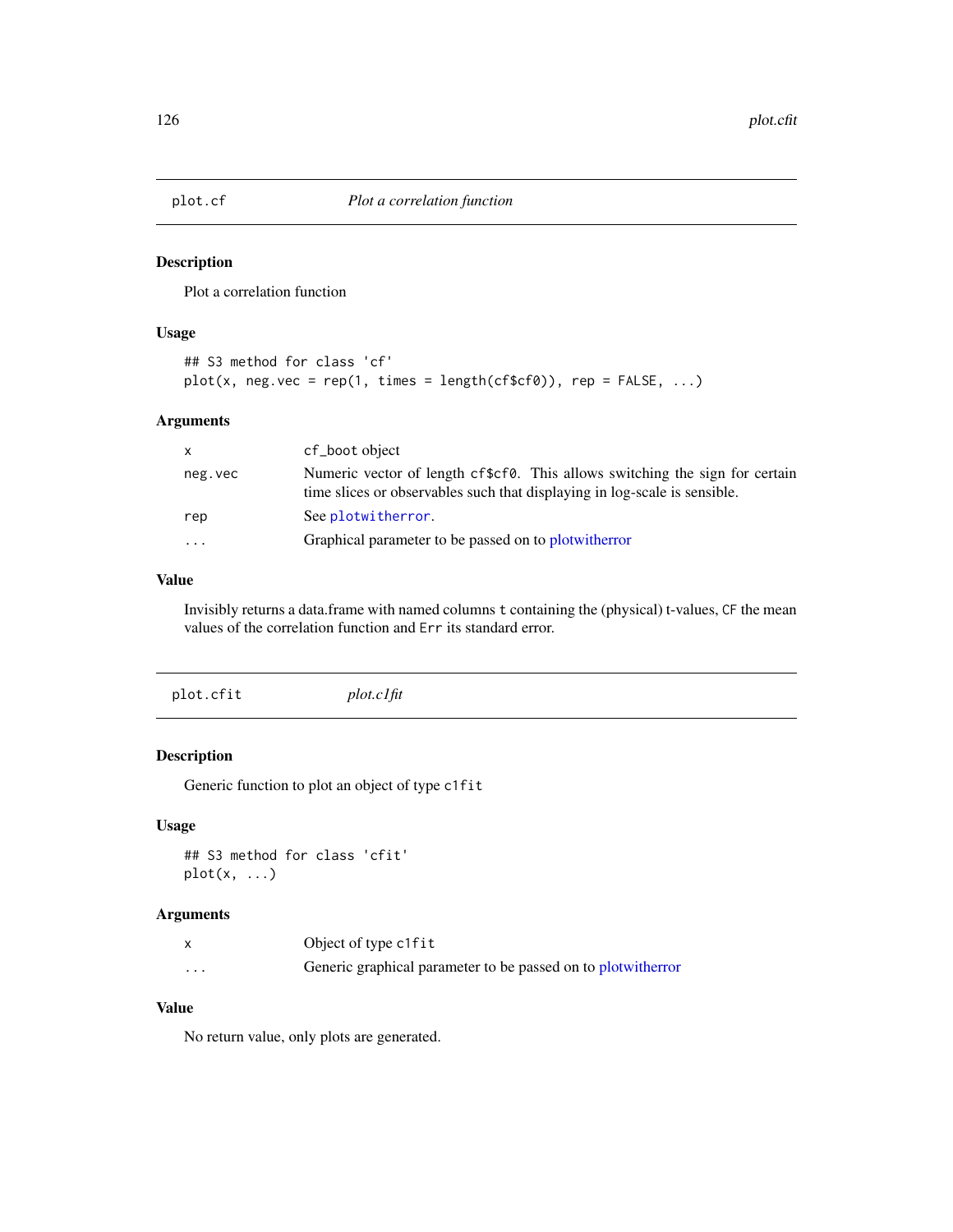## plot.cf — *Plot a correlation function*

### Description

Plot a correlation function

### Usage

```
## S3 method for class 'cf'
plot(x, neg.vec = rep(1, times = length(cf$cf0)), rep = FALSE, ...)
```

### Arguments

| | |
|---|---|
| `x` | `cf_boot` object |
| `neg.vec` | Numeric vector of length `cf$cf0`. This allows switching the sign for certain time slices or observables such that displaying in log-scale is sensible. |
| `rep` | See `plotwitherror`. |
| `...` | Graphical parameter to be passed on to plotwitherror |

### Value

Invisibly returns a data.frame with named columns `t` containing the (physical) t-values, `CF` the mean values of the correlation function and `Err` its standard error.

## plot.cfit — *plot.c1fit*

### Description

Generic function to plot an object of type `c1fit`

### Usage

```
## S3 method for class 'cfit'
plot(x, ...)
```

### Arguments

| | |
|---|---|
| `x` | Object of type `c1fit` |
| `...` | Generic graphical parameter to be passed on to plotwitherror |

### Value

No return value, only plots are generated.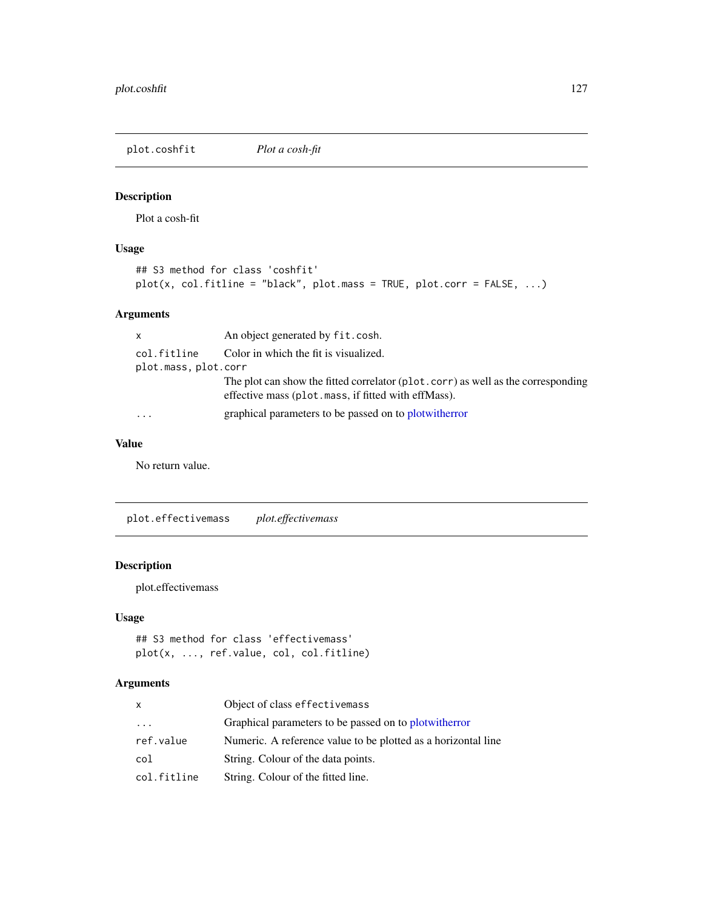## plot.coshfit *Plot a cosh-fit*

### Description

Plot a cosh-fit

### Usage

```
## S3 method for class 'coshfit'
plot(x, col.fitline = "black", plot.mass = TRUE, plot.corr = FALSE, ...)
```

### Arguments

| | |
|---|---|
| `x` | An object generated by `fit.cosh`. |
| `col.fitline` | Color in which the fit is visualized. |
| `plot.mass, plot.corr` | The plot can show the fitted correlator (`plot.corr`) as well as the corresponding effective mass (`plot.mass`, if fitted with effMass). |
| `...` | graphical parameters to be passed on to plotwitherror |

### Value

No return value.

## plot.effectivemass *plot.effectivemass*

### Description

plot.effectivemass

### Usage

```
## S3 method for class 'effectivemass'
plot(x, ..., ref.value, col, col.fitline)
```

### Arguments

| | |
|---|---|
| `x` | Object of class `effectivemass` |
| `...` | Graphical parameters to be passed on to plotwitherror |
| `ref.value` | Numeric. A reference value to be plotted as a horizontal line |
| `col` | String. Colour of the data points. |
| `col.fitline` | String. Colour of the fitted line. |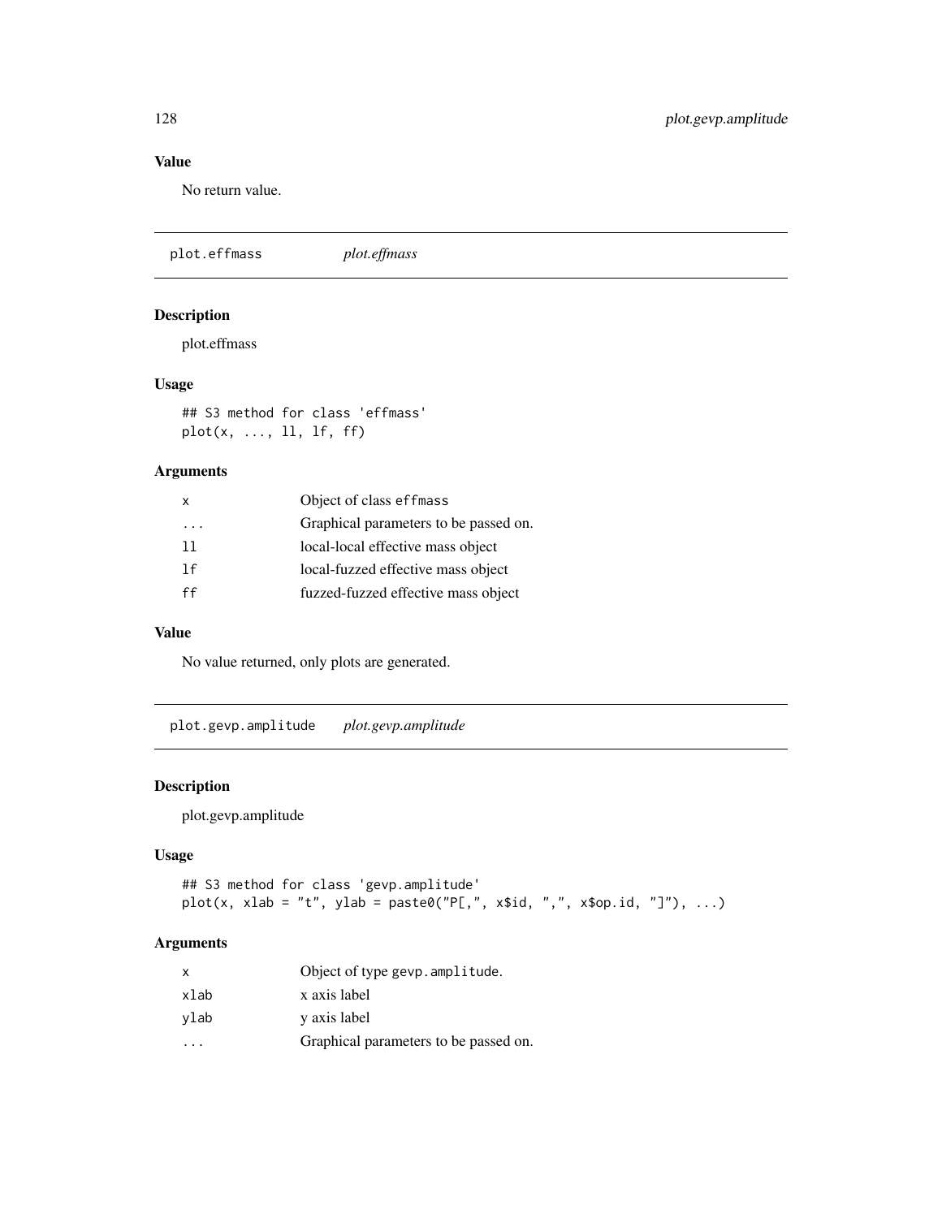### Value

No return value.

## plot.effmass *plot.effmass*

### Description

plot.effmass

### Usage

```
## S3 method for class 'effmass'
plot(x, ..., ll, lf, ff)
```

### Arguments

| | |
|---|---|
| x | Object of class effmass |
| ... | Graphical parameters to be passed on. |
| ll | local-local effective mass object |
| lf | local-fuzzed effective mass object |
| ff | fuzzed-fuzzed effective mass object |

### Value

No value returned, only plots are generated.

## plot.gevp.amplitude *plot.gevp.amplitude*

### Description

plot.gevp.amplitude

### Usage

```
## S3 method for class 'gevp.amplitude'
plot(x, xlab = "t", ylab = paste0("P[,", x$id, ",", x$op.id, "]"), ...)
```

### Arguments

| | |
|---|---|
| x | Object of type gevp.amplitude. |
| xlab | x axis label |
| ylab | y axis label |
| ... | Graphical parameters to be passed on. |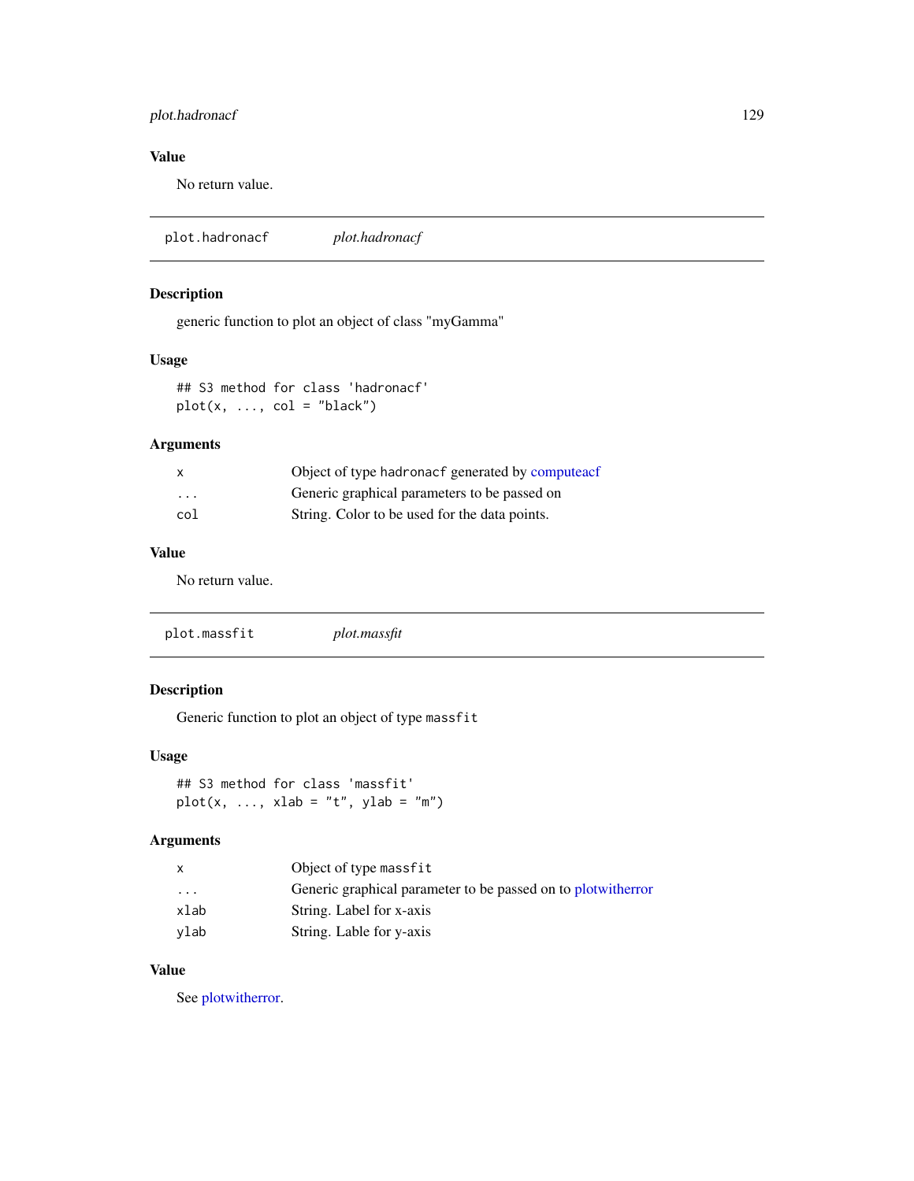### Value

No return value.

---

## plot.hadronacf &nbsp;&nbsp;&nbsp; *plot.hadronacf*

### Description

generic function to plot an object of class "myGamma"

### Usage

```
## S3 method for class 'hadronacf'
plot(x, ..., col = "black")
```

### Arguments

| | |
|---|---|
| `x` | Object of type `hadronacf` generated by computeacf |
| `...` | Generic graphical parameters to be passed on |
| `col` | String. Color to be used for the data points. |

### Value

No return value.

---

## plot.massfit &nbsp;&nbsp;&nbsp; *plot.massfit*

### Description

Generic function to plot an object of type `massfit`

### Usage

```
## S3 method for class 'massfit'
plot(x, ..., xlab = "t", ylab = "m")
```

### Arguments

| | |
|---|---|
| `x` | Object of type `massfit` |
| `...` | Generic graphical parameter to be passed on to plotwitherror |
| `xlab` | String. Label for x-axis |
| `ylab` | String. Lable for y-axis |

### Value

See plotwitherror.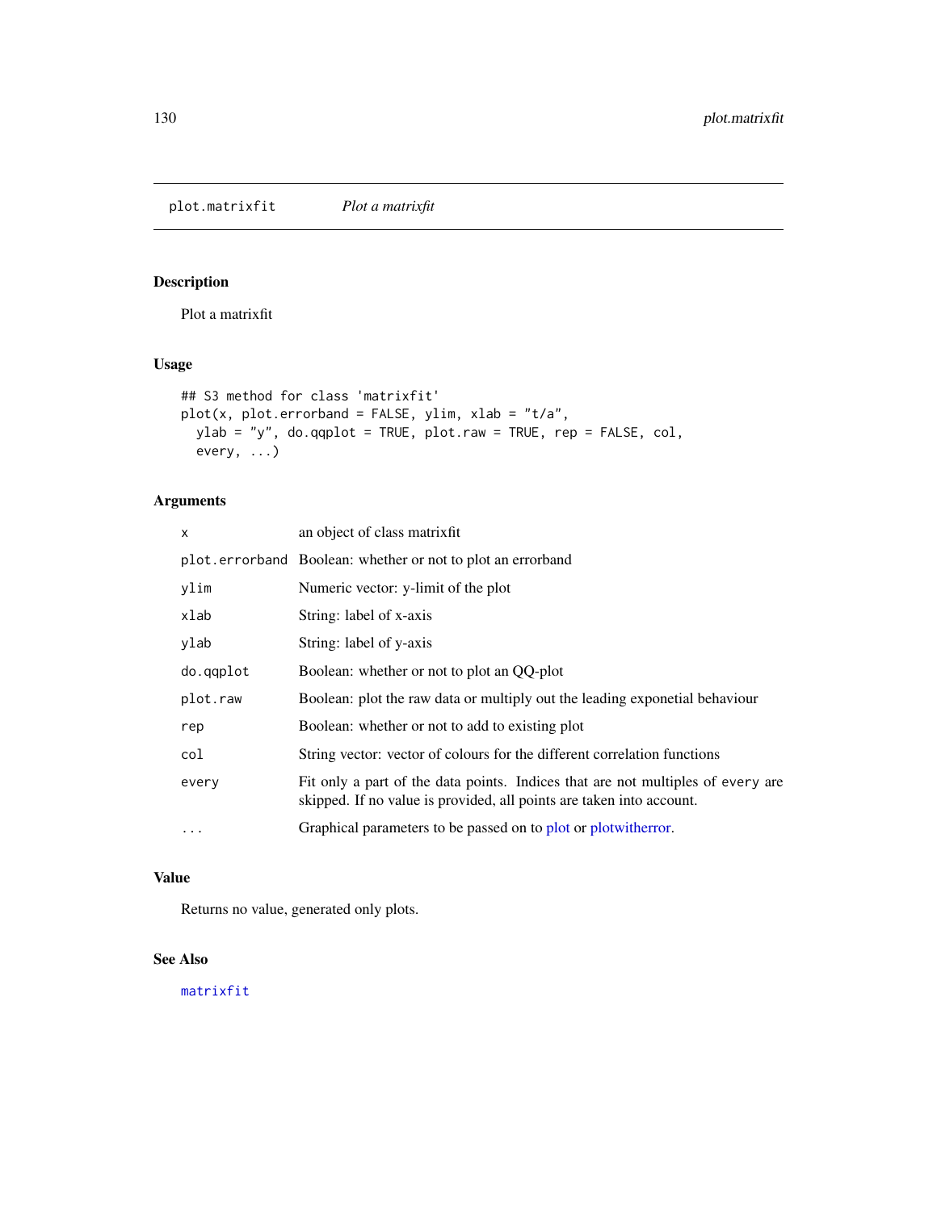plot.matrixfit *Plot a matrixfit*

## Description

Plot a matrixfit

## Usage

```
## S3 method for class 'matrixfit'
plot(x, plot.errorband = FALSE, ylim, xlab = "t/a",
  ylab = "y", do.qqplot = TRUE, plot.raw = TRUE, rep = FALSE, col,
  every, ...)
```

## Arguments

| | |
|---|---|
| `x` | an object of class matrixfit |
| `plot.errorband` | Boolean: whether or not to plot an errorband |
| `ylim` | Numeric vector: y-limit of the plot |
| `xlab` | String: label of x-axis |
| `ylab` | String: label of y-axis |
| `do.qqplot` | Boolean: whether or not to plot an QQ-plot |
| `plot.raw` | Boolean: plot the raw data or multiply out the leading exponetial behaviour |
| `rep` | Boolean: whether or not to add to existing plot |
| `col` | String vector: vector of colours for the different correlation functions |
| `every` | Fit only a part of the data points. Indices that are not multiples of `every` are skipped. If no value is provided, all points are taken into account. |
| `...` | Graphical parameters to be passed on to plot or plotwitherror. |

## Value

Returns no value, generated only plots.

## See Also

`matrixfit`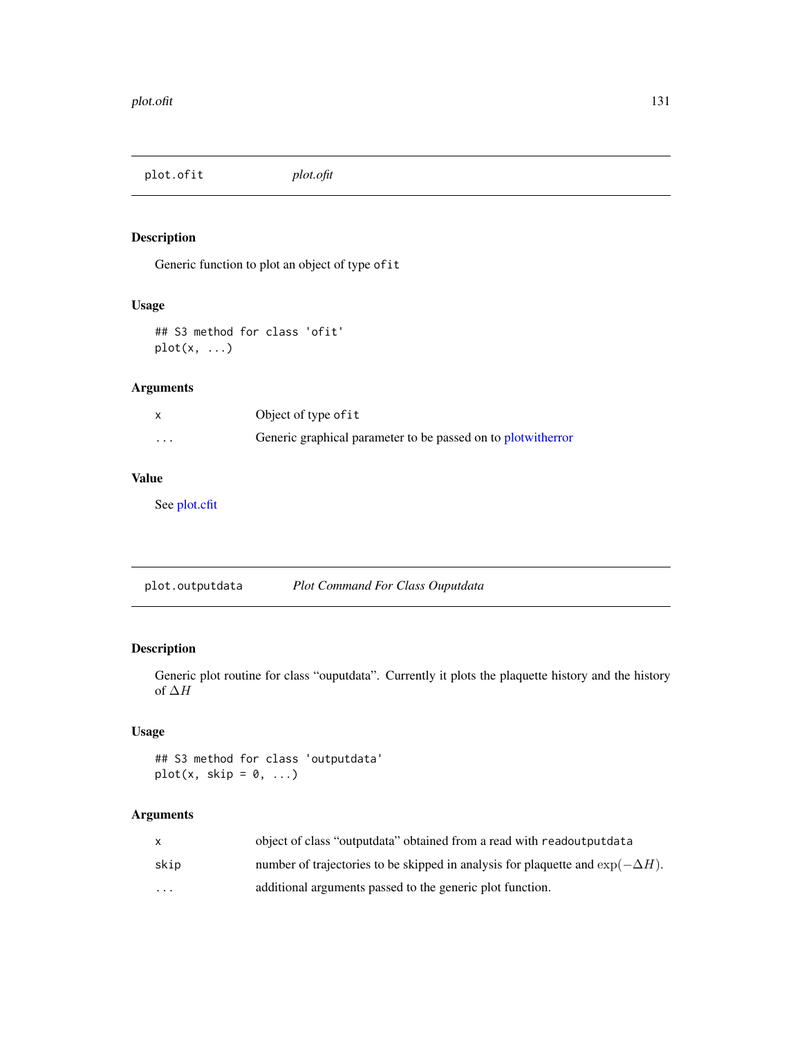## plot.ofit *plot.ofit*

### Description

Generic function to plot an object of type `ofit`

### Usage

```
## S3 method for class 'ofit'
plot(x, ...)
```

### Arguments

| | |
|---|---|
| `x` | Object of type `ofit` |
| `...` | Generic graphical parameter to be passed on to plotwitherror |

### Value

See plot.cfit

## plot.outputdata *Plot Command For Class Ouputdata*

### Description

Generic plot routine for class "ouputdata". Currently it plots the plaquette history and the history of $\Delta H$

### Usage

```
## S3 method for class 'outputdata'
plot(x, skip = 0, ...)
```

### Arguments

| | |
|---|---|
| `x` | object of class "outputdata" obtained from a read with `readoutputdata` |
| `skip` | number of trajectories to be skipped in analysis for plaquette and $\exp(-\Delta H)$. |
| `...` | additional arguments passed to the generic plot function. |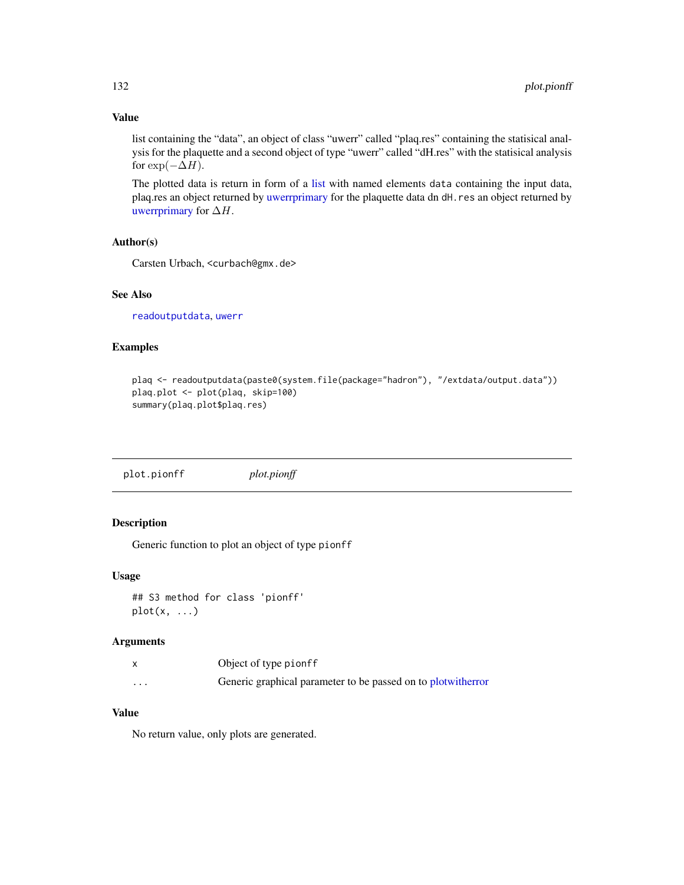### Value

list containing the "data", an object of class "uwerr" called "plaq.res" containing the statisical analysis for the plaquette and a second object of type "uwerr" called "dH.res" with the statisical analysis for $\exp(-\Delta H)$.

The plotted data is return in form of a list with named elements `data` containing the input data, plaq.res an object returned by uwerrprimary for the plaquette data dn `dH.res` an object returned by uwerrprimary for $\Delta H$.

### Author(s)

Carsten Urbach, <curbach@gmx.de>

### See Also

`readoutputdata`, `uwerr`

### Examples

```
plaq <- readoutputdata(paste0(system.file(package="hadron"), "/extdata/output.data"))
plaq.plot <- plot(plaq, skip=100)
summary(plaq.plot$plaq.res)
```

---

## plot.pionff *plot.pionff*

### Description

Generic function to plot an object of type `pionff`

### Usage

```
## S3 method for class 'pionff'
plot(x, ...)
```

### Arguments

| | |
|---|---|
| `x` | Object of type `pionff` |
| `...` | Generic graphical parameter to be passed on to plotwitherror |

### Value

No return value, only plots are generated.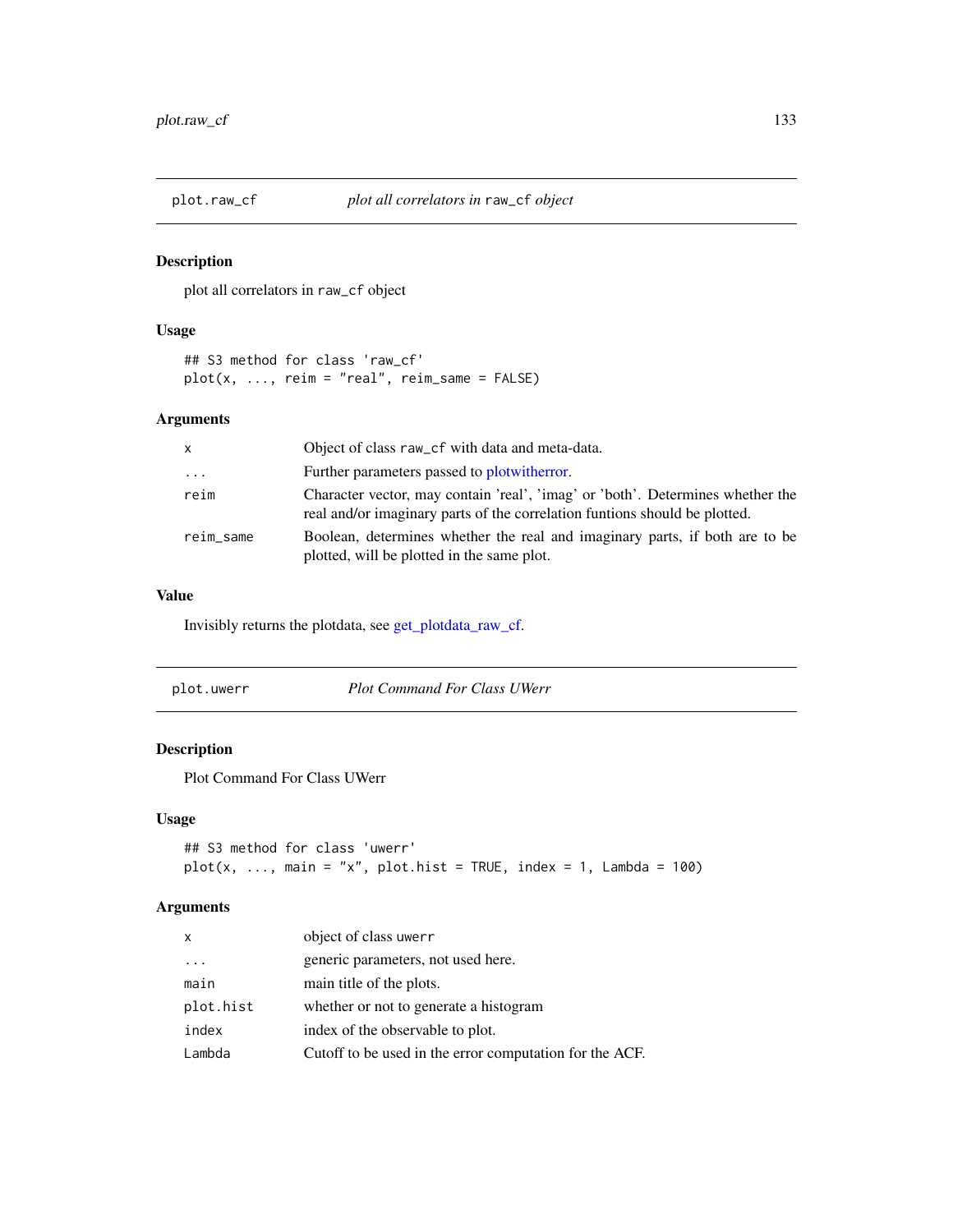## plot.raw_cf — *plot all correlators in* `raw_cf` *object*

### Description

plot all correlators in `raw_cf` object

### Usage

```
## S3 method for class 'raw_cf'
plot(x, ..., reim = "real", reim_same = FALSE)
```

### Arguments

| | |
|---|---|
| `x` | Object of class `raw_cf` with data and meta-data. |
| `...` | Further parameters passed to plotwitherror. |
| `reim` | Character vector, may contain 'real', 'imag' or 'both'. Determines whether the real and/or imaginary parts of the correlation funtions should be plotted. |
| `reim_same` | Boolean, determines whether the real and imaginary parts, if both are to be plotted, will be plotted in the same plot. |

### Value

Invisibly returns the plotdata, see get_plotdata_raw_cf.

## plot.uwerr — *Plot Command For Class UWerr*

### Description

Plot Command For Class UWerr

### Usage

```
## S3 method for class 'uwerr'
plot(x, ..., main = "x", plot.hist = TRUE, index = 1, Lambda = 100)
```

### Arguments

| | |
|---|---|
| `x` | object of class `uwerr` |
| `...` | generic parameters, not used here. |
| `main` | main title of the plots. |
| `plot.hist` | whether or not to generate a histogram |
| `index` | index of the observable to plot. |
| `Lambda` | Cutoff to be used in the error computation for the ACF. |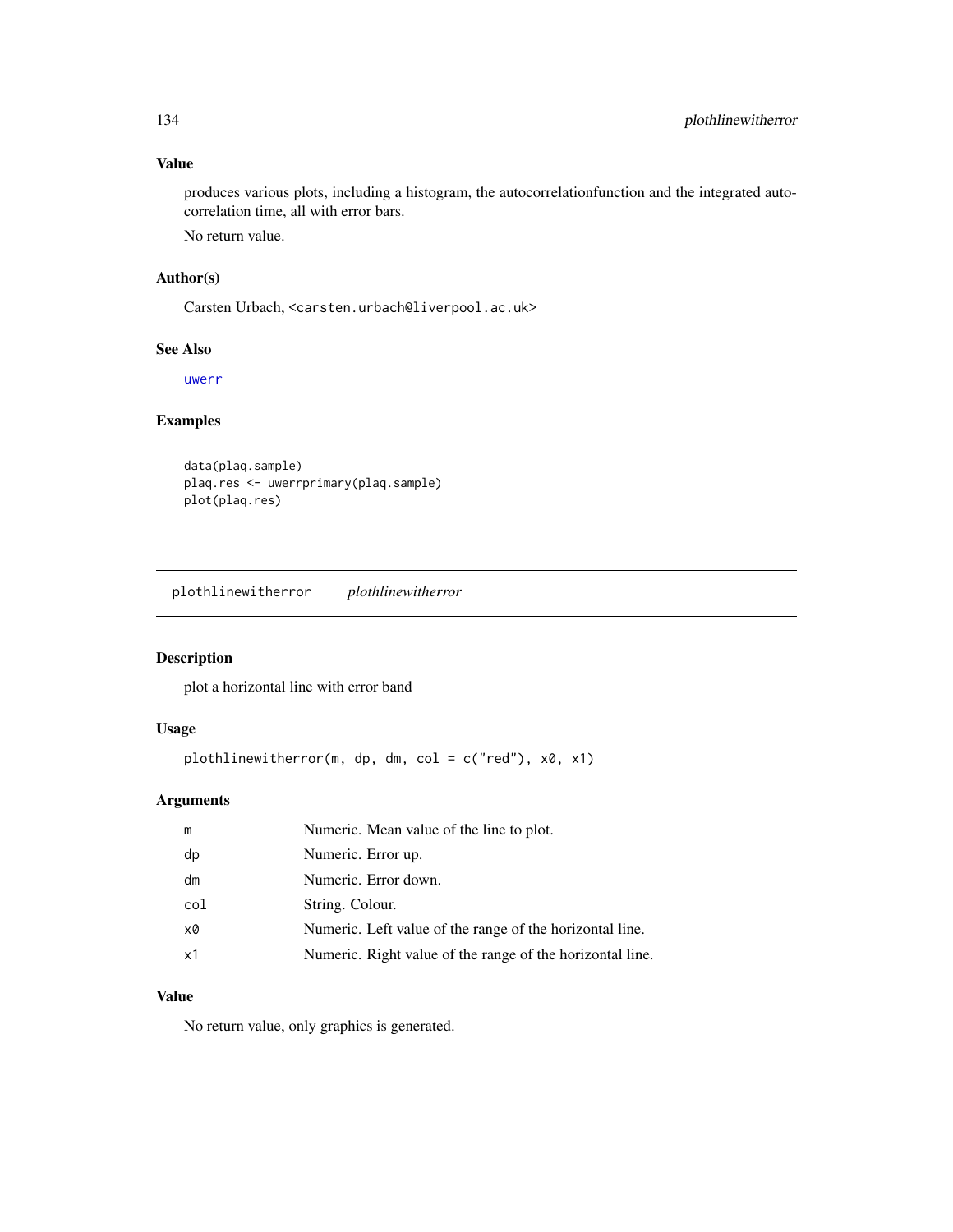### Value

produces various plots, including a histogram, the autocorrelationfunction and the integrated autocorrelation time, all with error bars.

No return value.

### Author(s)

Carsten Urbach, <carsten.urbach@liverpool.ac.uk>

### See Also

uwerr

### Examples

```
data(plaq.sample)
plaq.res <- uwerrprimary(plaq.sample)
plot(plaq.res)
```

---

## plothlinewitherror *plothlinewitherror*

### Description

plot a horizontal line with error band

### Usage

```
plothlinewitherror(m, dp, dm, col = c("red"), x0, x1)
```

### Arguments

| | |
|---|---|
| m | Numeric. Mean value of the line to plot. |
| dp | Numeric. Error up. |
| dm | Numeric. Error down. |
| col | String. Colour. |
| x0 | Numeric. Left value of the range of the horizontal line. |
| x1 | Numeric. Right value of the range of the horizontal line. |

### Value

No return value, only graphics is generated.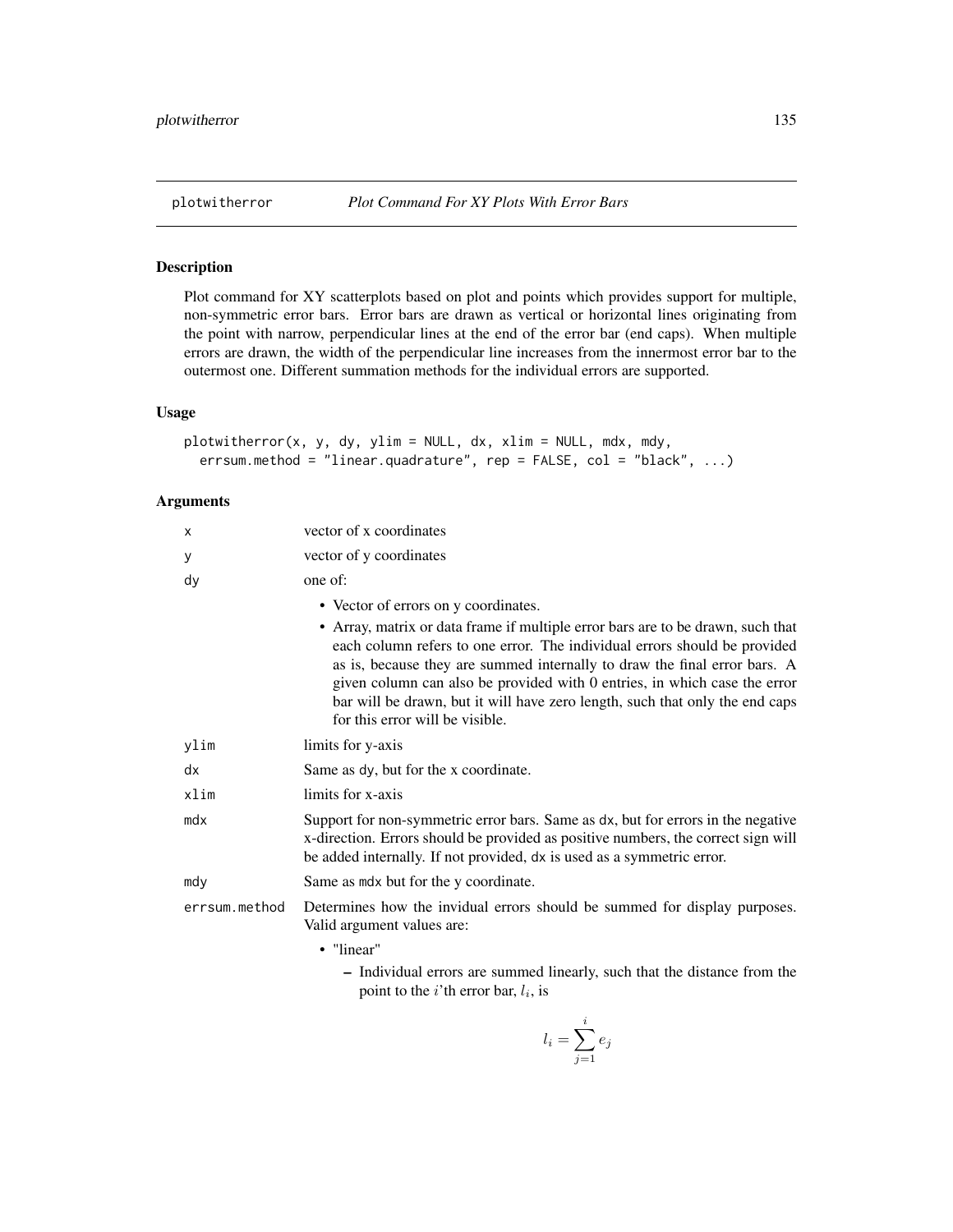## plotwitherror — *Plot Command For XY Plots With Error Bars*

### Description

Plot command for XY scatterplots based on plot and points which provides support for multiple, non-symmetric error bars. Error bars are drawn as vertical or horizontal lines originating from the point with narrow, perpendicular lines at the end of the error bar (end caps). When multiple errors are drawn, the width of the perpendicular line increases from the innermost error bar to the outermost one. Different summation methods for the individual errors are supported.

### Usage

```
plotwitherror(x, y, dy, ylim = NULL, dx, xlim = NULL, mdx, mdy,
  errsum.method = "linear.quadrature", rep = FALSE, col = "black", ...)
```

### Arguments

| | |
|---|---|
| `x` | vector of x coordinates |
| `y` | vector of y coordinates |
| `dy` | one of:<br>• Vector of errors on y coordinates.<br>• Array, matrix or data frame if multiple error bars are to be drawn, such that each column refers to one error. The individual errors should be provided as is, because they are summed internally to draw the final error bars. A given column can also be provided with 0 entries, in which case the error bar will be drawn, but it will have zero length, such that only the end caps for this error will be visible. |
| `ylim` | limits for y-axis |
| `dx` | Same as `dy`, but for the x coordinate. |
| `xlim` | limits for x-axis |
| `mdx` | Support for non-symmetric error bars. Same as `dx`, but for errors in the negative x-direction. Errors should be provided as positive numbers, the correct sign will be added internally. If not provided, `dx` is used as a symmetric error. |
| `mdy` | Same as `mdx` but for the y coordinate. |
| `errsum.method` | Determines how the invidual errors should be summed for display purposes. Valid argument values are:<br>• "linear"<br>– Individual errors are summed linearly, such that the distance from the point to the $i$'th error bar, $l_i$, is |

$$l_i = \sum_{j=1}^{i} e_j$$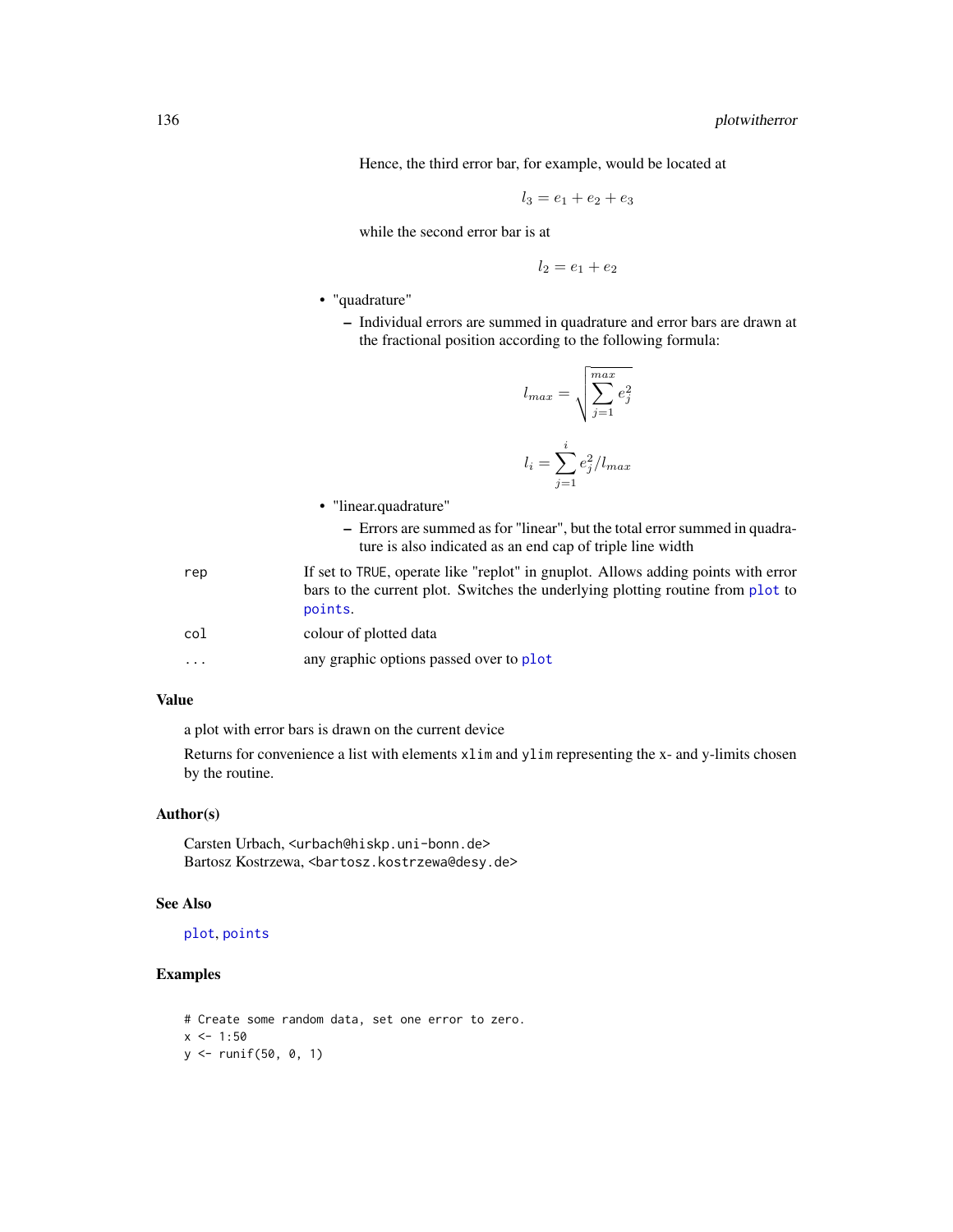Hence, the third error bar, for example, would be located at

$$l_3 = e_1 + e_2 + e_3$$

while the second error bar is at

$$l_2 = e_1 + e_2$$

- "quadrature"
  - Individual errors are summed in quadrature and error bars are drawn at the fractional position according to the following formula:

$$l_{max} = \sqrt{\sum_{j=1}^{max} e_j^2}$$

$$l_i = \sum_{j=1}^{i} e_j^2 / l_{max}$$

- "linear.quadrature"
  - Errors are summed as for "linear", but the total error summed in quadrature is also indicated as an end cap of triple line width

`rep` — If set to `TRUE`, operate like "replot" in gnuplot. Allows adding points with error bars to the current plot. Switches the underlying plotting routine from `plot` to `points`.

`col` — colour of plotted data

`...` — any graphic options passed over to `plot`

## Value

a plot with error bars is drawn on the current device

Returns for convenience a list with elements `xlim` and `ylim` representing the x- and y-limits chosen by the routine.

## Author(s)

Carsten Urbach, <urbach@hiskp.uni-bonn.de>
Bartosz Kostrzewa, <bartosz.kostrzewa@desy.de>

## See Also

`plot`, `points`

## Examples

```
# Create some random data, set one error to zero.
x <- 1:50
y <- runif(50, 0, 1)
```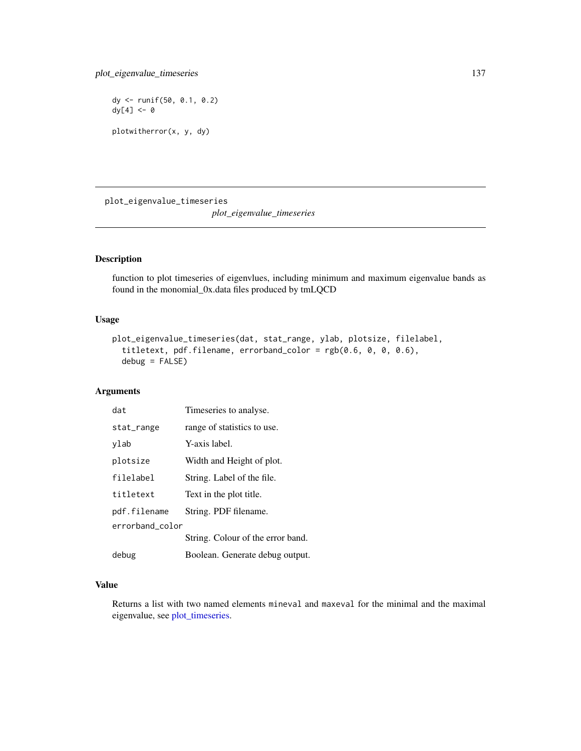```
dy <- runif(50, 0.1, 0.2)
dy[4] <- 0

plotwitherror(x, y, dy)
```

---

## plot_eigenvalue_timeseries

*plot_eigenvalue_timeseries*

### Description

function to plot timeseries of eigenvlues, including minimum and maximum eigenvalue bands as found in the monomial_0x.data files produced by tmLQCD

### Usage

```
plot_eigenvalue_timeseries(dat, stat_range, ylab, plotsize, filelabel,
  titletext, pdf.filename, errorband_color = rgb(0.6, 0, 0, 0.6),
  debug = FALSE)
```

### Arguments

| | |
|---|---|
| `dat` | Timeseries to analyse. |
| `stat_range` | range of statistics to use. |
| `ylab` | Y-axis label. |
| `plotsize` | Width and Height of plot. |
| `filelabel` | String. Label of the file. |
| `titletext` | Text in the plot title. |
| `pdf.filename` | String. PDF filename. |
| `errorband_color` | String. Colour of the error band. |
| `debug` | Boolean. Generate debug output. |

### Value

Returns a list with two named elements `mineval` and `maxeval` for the minimal and the maximal eigenvalue, see plot_timeseries.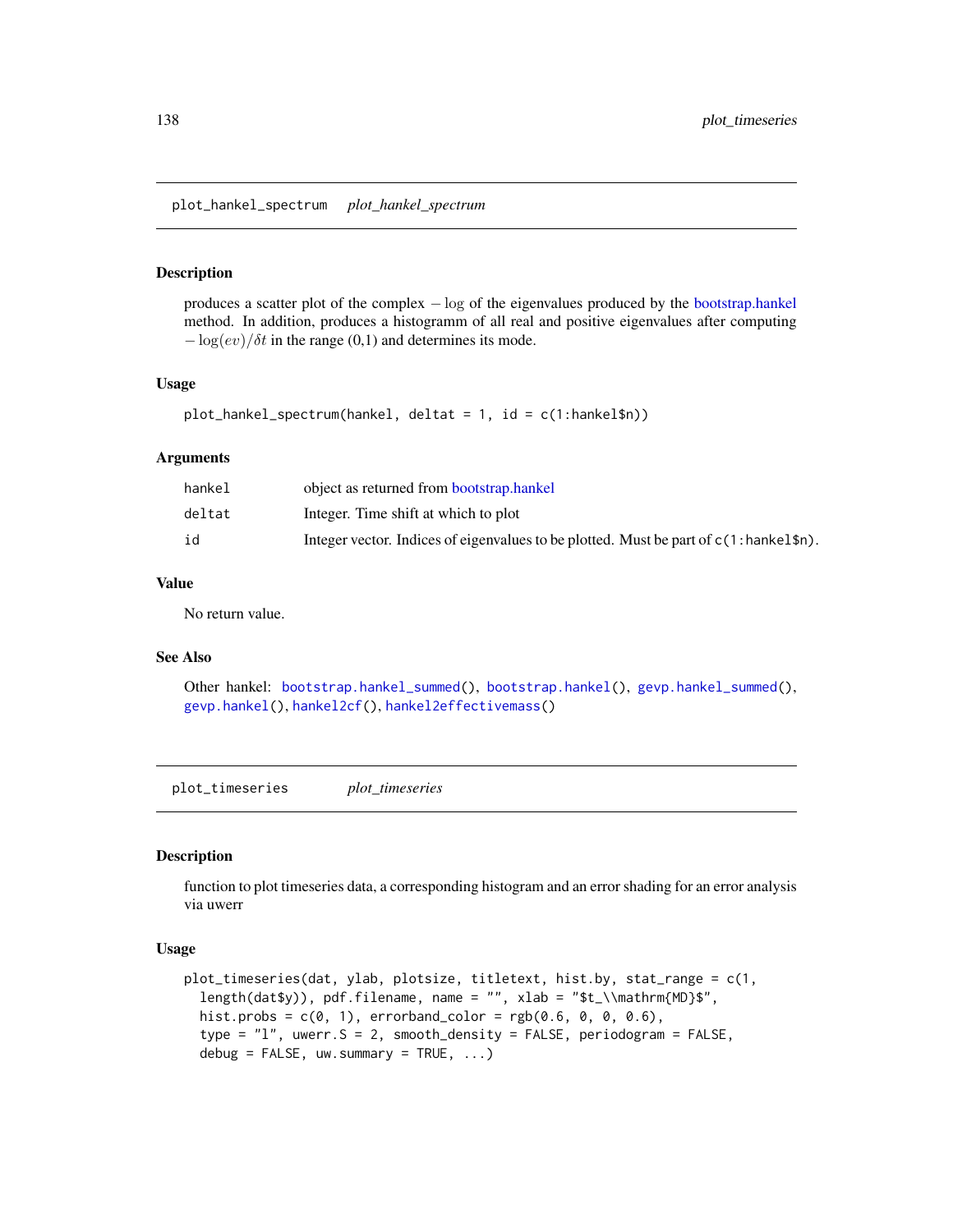## plot_hankel_spectrum *plot_hankel_spectrum*

### Description

produces a scatter plot of the complex $-\log$ of the eigenvalues produced by the bootstrap.hankel method. In addition, produces a histogramm of all real and positive eigenvalues after computing $-\log(ev)/\delta t$ in the range (0,1) and determines its mode.

### Usage

```
plot_hankel_spectrum(hankel, deltat = 1, id = c(1:hankel$n))
```

### Arguments

| | |
|---|---|
| hankel | object as returned from bootstrap.hankel |
| deltat | Integer. Time shift at which to plot |
| id | Integer vector. Indices of eigenvalues to be plotted. Must be part of `c(1:hankel$n)`. |

### Value

No return value.

### See Also

Other hankel: `bootstrap.hankel_summed()`, `bootstrap.hankel()`, `gevp.hankel_summed()`, `gevp.hankel()`, `hankel2cf()`, `hankel2effectivemass()`

## plot_timeseries *plot_timeseries*

### Description

function to plot timeseries data, a corresponding histogram and an error shading for an error analysis via uwerr

### Usage

```
plot_timeseries(dat, ylab, plotsize, titletext, hist.by, stat_range = c(1,
  length(dat$y)), pdf.filename, name = "", xlab = "$t_\\mathrm{MD}$",
  hist.probs = c(0, 1), errorband_color = rgb(0.6, 0, 0, 0.6),
  type = "l", uwerr.S = 2, smooth_density = FALSE, periodogram = FALSE,
  debug = FALSE, uw.summary = TRUE, ...)
```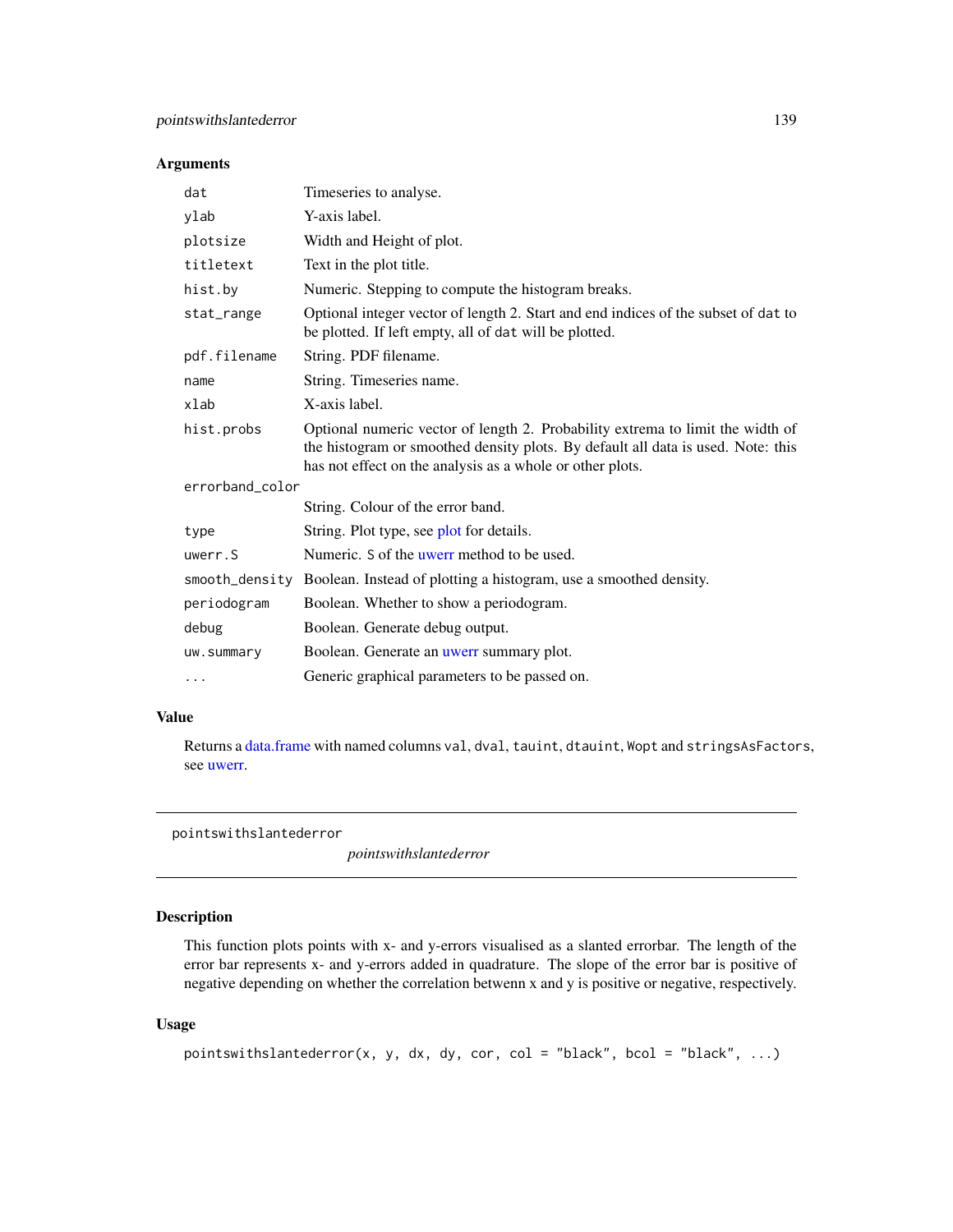## Arguments

| | |
|---|---|
| `dat` | Timeseries to analyse. |
| `ylab` | Y-axis label. |
| `plotsize` | Width and Height of plot. |
| `titletext` | Text in the plot title. |
| `hist.by` | Numeric. Stepping to compute the histogram breaks. |
| `stat_range` | Optional integer vector of length 2. Start and end indices of the subset of `dat` to be plotted. If left empty, all of `dat` will be plotted. |
| `pdf.filename` | String. PDF filename. |
| `name` | String. Timeseries name. |
| `xlab` | X-axis label. |
| `hist.probs` | Optional numeric vector of length 2. Probability extrema to limit the width of the histogram or smoothed density plots. By default all data is used. Note: this has not effect on the analysis as a whole or other plots. |
| `errorband_color` | String. Colour of the error band. |
| `type` | String. Plot type, see plot for details. |
| `uwerr.S` | Numeric. `S` of the uwerr method to be used. |
| `smooth_density` | Boolean. Instead of plotting a histogram, use a smoothed density. |
| `periodogram` | Boolean. Whether to show a periodogram. |
| `debug` | Boolean. Generate debug output. |
| `uw.summary` | Boolean. Generate an uwerr summary plot. |
| `...` | Generic graphical parameters to be passed on. |

## Value

Returns a data.frame with named columns `val`, `dval`, `tauint`, `dtauint`, `Wopt` and `stringsAsFactors`, see uwerr.

---

`pointswithslantederror` *pointswithslantederror*

---

## Description

This function plots points with x- and y-errors visualised as a slanted errorbar. The length of the error bar represents x- and y-errors added in quadrature. The slope of the error bar is positive of negative depending on whether the correlation betwenn x and y is positive or negative, respectively.

## Usage

```
pointswithslantederror(x, y, dx, dy, cor, col = "black", bcol = "black", ...)
```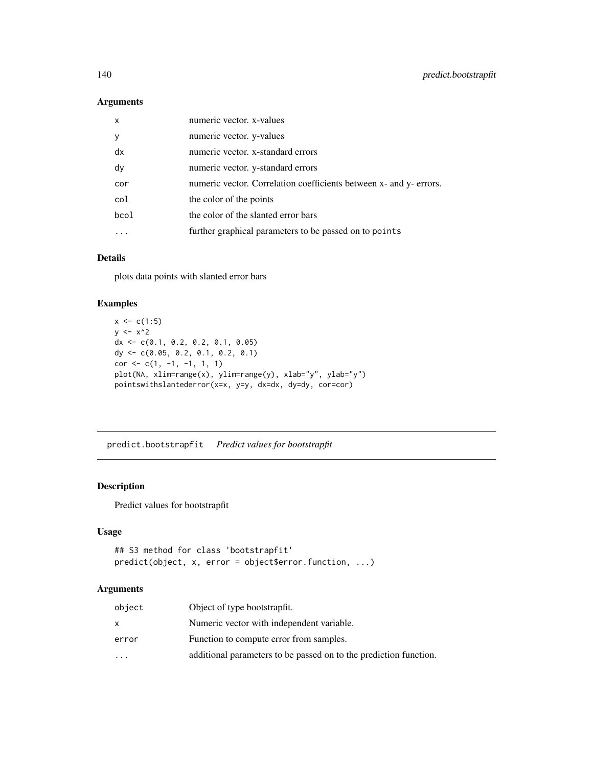## Arguments

| | |
|---|---|
| x | numeric vector. x-values |
| y | numeric vector. y-values |
| dx | numeric vector. x-standard errors |
| dy | numeric vector. y-standard errors |
| cor | numeric vector. Correlation coefficients between x- and y- errors. |
| col | the color of the points |
| bcol | the color of the slanted error bars |
| ... | further graphical parameters to be passed on to `points` |

## Details

plots data points with slanted error bars

## Examples

```
x <- c(1:5)
y <- x^2
dx <- c(0.1, 0.2, 0.2, 0.1, 0.05)
dy <- c(0.05, 0.2, 0.1, 0.2, 0.1)
cor <- c(1, -1, -1, 1, 1)
plot(NA, xlim=range(x), ylim=range(y), xlab="y", ylab="y")
pointswithslantederror(x=x, y=y, dx=dx, dy=dy, cor=cor)
```

---

# predict.bootstrapfit *Predict values for bootstrapfit*

## Description

Predict values for bootstrapfit

## Usage

```
## S3 method for class 'bootstrapfit'
predict(object, x, error = object$error.function, ...)
```

## Arguments

| | |
|---|---|
| object | Object of type bootstrapfit. |
| x | Numeric vector with independent variable. |
| error | Function to compute error from samples. |
| ... | additional parameters to be passed on to the prediction function. |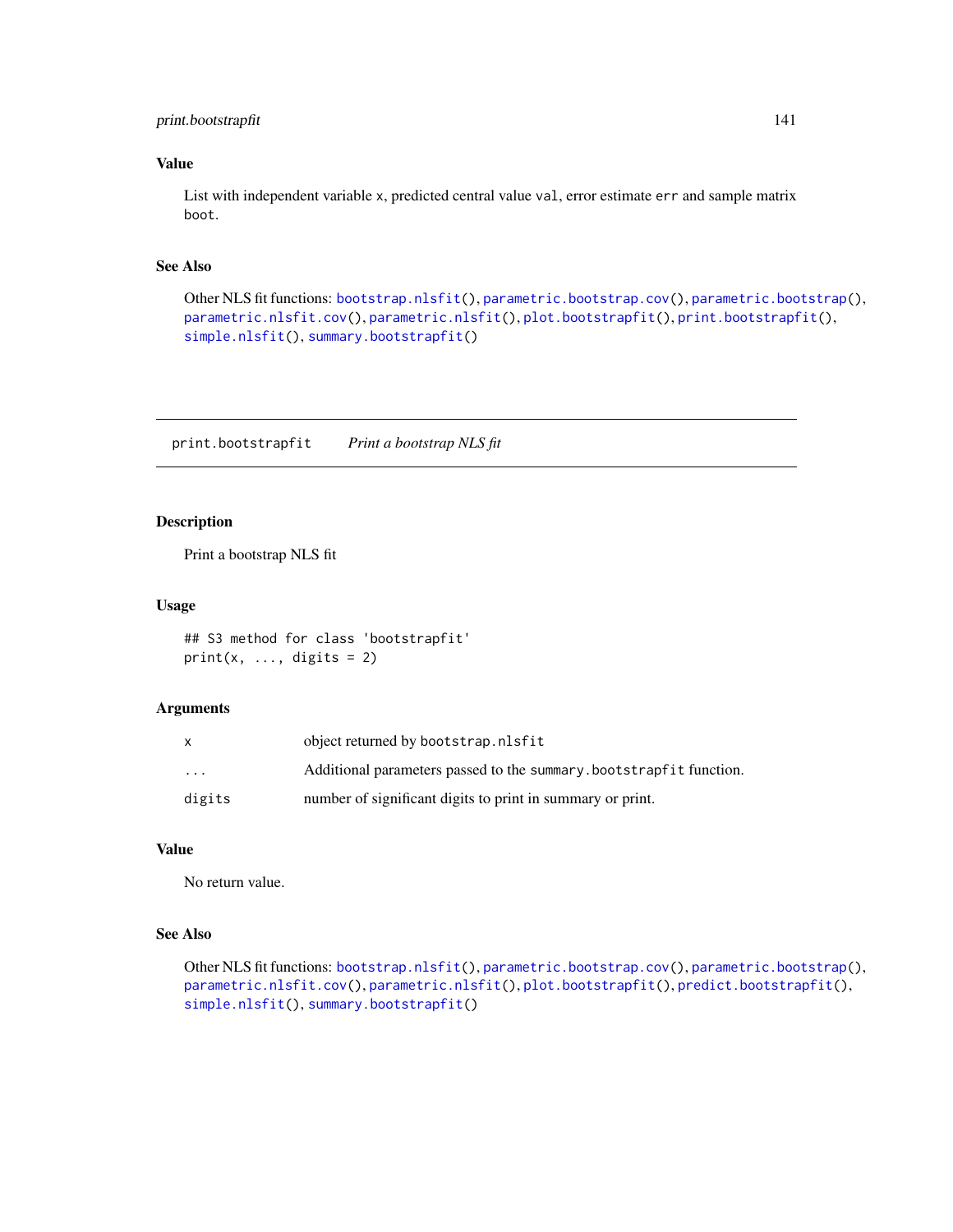## Value

List with independent variable `x`, predicted central value `val`, error estimate `err` and sample matrix `boot`.

## See Also

Other NLS fit functions: `bootstrap.nlsfit()`, `parametric.bootstrap.cov()`, `parametric.bootstrap()`, `parametric.nlsfit.cov()`, `parametric.nlsfit()`, `plot.bootstrapfit()`, `print.bootstrapfit()`, `simple.nlsfit()`, `summary.bootstrapfit()`

---

# print.bootstrapfit — *Print a bootstrap NLS fit*

## Description

Print a bootstrap NLS fit

## Usage

```
## S3 method for class 'bootstrapfit'
print(x, ..., digits = 2)
```

## Arguments

| | |
|---|---|
| `x` | object returned by `bootstrap.nlsfit` |
| `...` | Additional parameters passed to the `summary.bootstrapfit` function. |
| `digits` | number of significant digits to print in summary or print. |

## Value

No return value.

## See Also

Other NLS fit functions: `bootstrap.nlsfit()`, `parametric.bootstrap.cov()`, `parametric.bootstrap()`, `parametric.nlsfit.cov()`, `parametric.nlsfit()`, `plot.bootstrapfit()`, `predict.bootstrapfit()`, `simple.nlsfit()`, `summary.bootstrapfit()`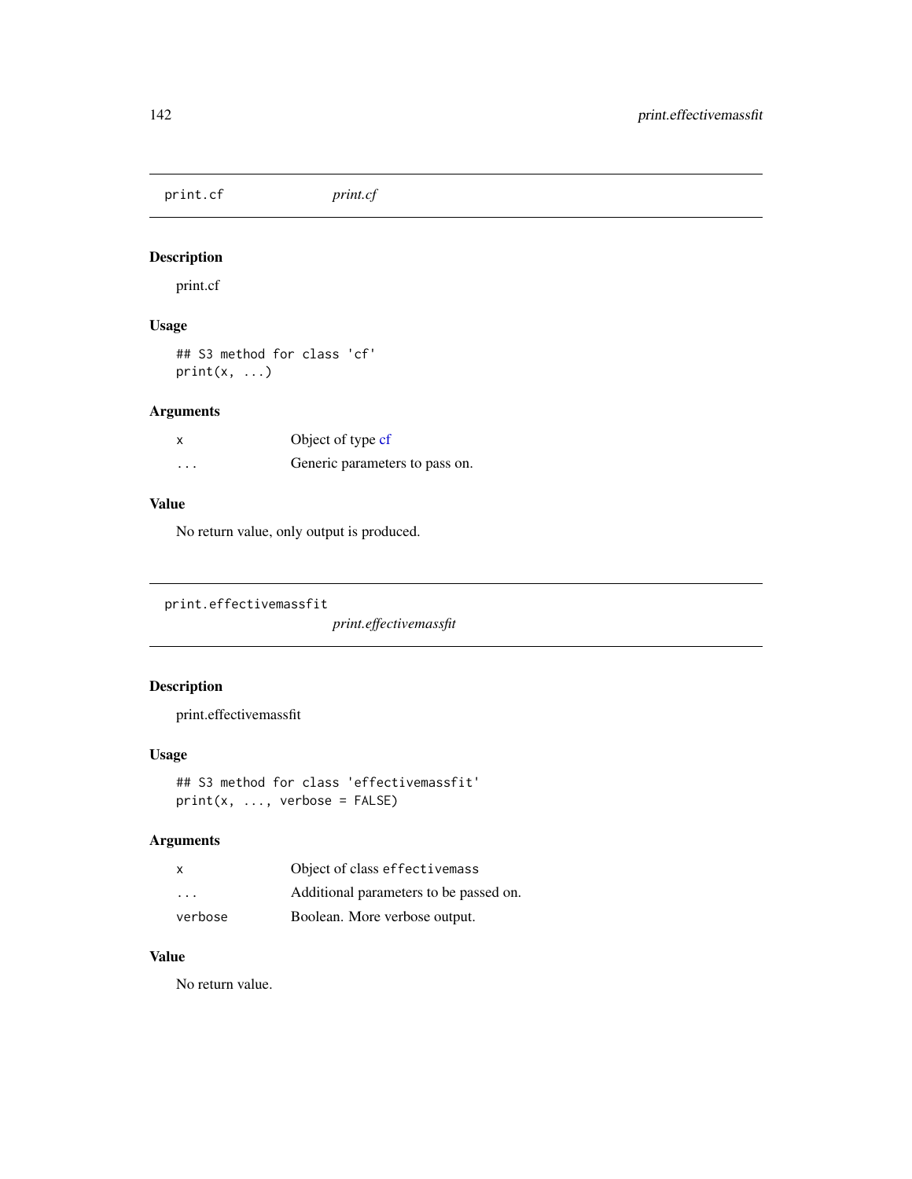## print.cf

*print.cf*

### Description

print.cf

### Usage

```
## S3 method for class 'cf'
print(x, ...)
```

### Arguments

| | |
|---|---|
| x | Object of type cf |
| ... | Generic parameters to pass on. |

### Value

No return value, only output is produced.

## print.effectivemassfit

*print.effectivemassfit*

### Description

print.effectivemassfit

### Usage

```
## S3 method for class 'effectivemassfit'
print(x, ..., verbose = FALSE)
```

### Arguments

| | |
|---|---|
| x | Object of class effectivemass |
| ... | Additional parameters to be passed on. |
| verbose | Boolean. More verbose output. |

### Value

No return value.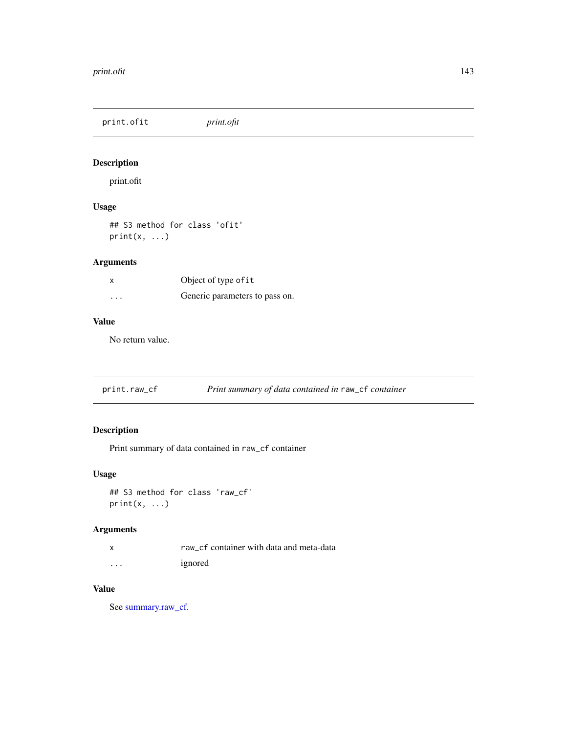## print.ofit — *print.ofit*

### Description

print.ofit

### Usage

```
## S3 method for class 'ofit'
print(x, ...)
```

### Arguments

| | |
|---|---|
| x | Object of type `ofit` |
| ... | Generic parameters to pass on. |

### Value

No return value.

## print.raw_cf — *Print summary of data contained in `raw_cf` container*

### Description

Print summary of data contained in `raw_cf` container

### Usage

```
## S3 method for class 'raw_cf'
print(x, ...)
```

### Arguments

| | |
|---|---|
| x | `raw_cf` container with data and meta-data |
| ... | ignored |

### Value

See summary.raw_cf.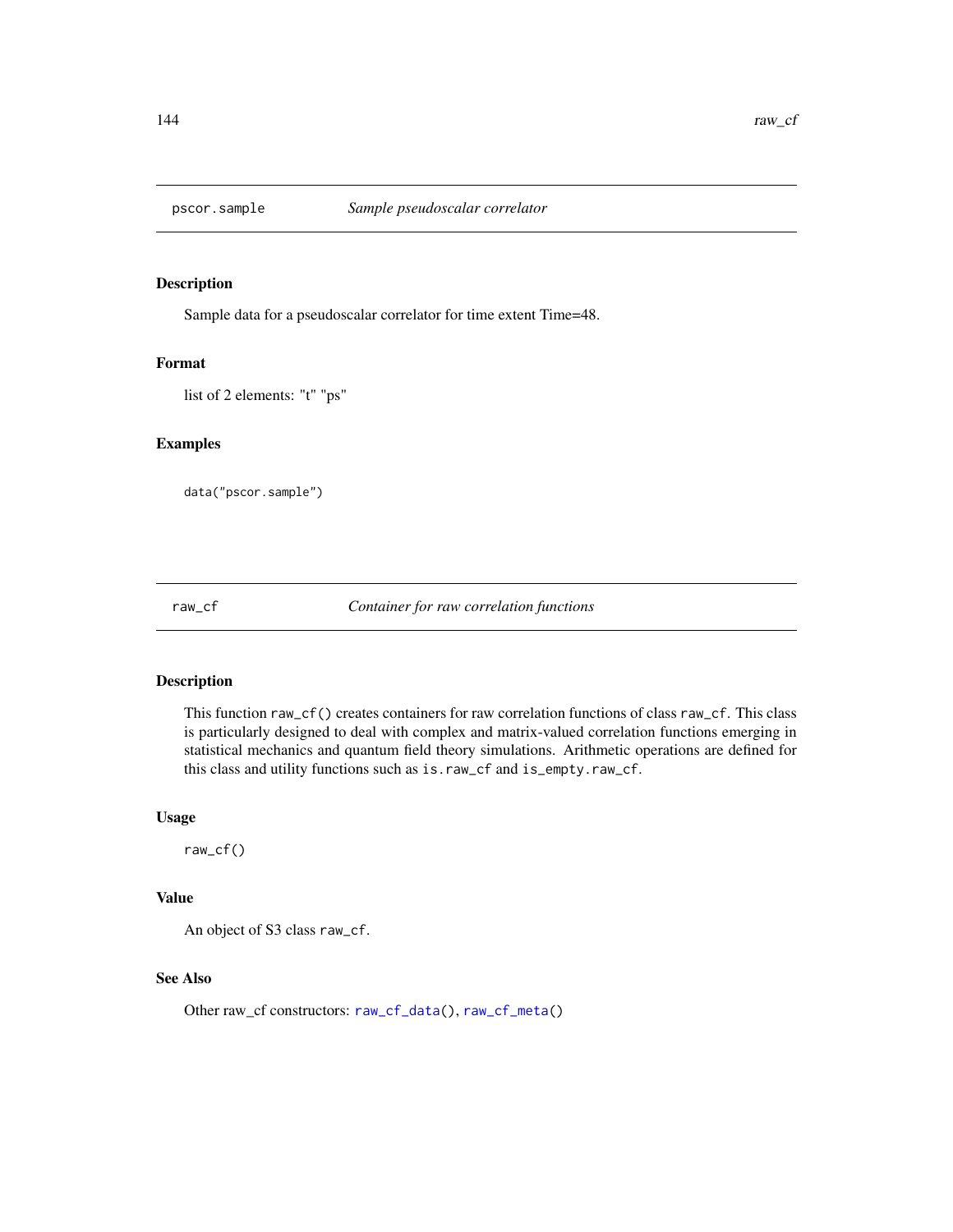## pscor.sample *Sample pseudoscalar correlator*

### Description

Sample data for a pseudoscalar correlator for time extent Time=48.

### Format

list of 2 elements: "t" "ps"

### Examples

```
data("pscor.sample")
```

## raw_cf *Container for raw correlation functions*

### Description

This function `raw_cf()` creates containers for raw correlation functions of class `raw_cf`. This class is particularly designed to deal with complex and matrix-valued correlation functions emerging in statistical mechanics and quantum field theory simulations. Arithmetic operations are defined for this class and utility functions such as `is.raw_cf` and `is_empty.raw_cf`.

### Usage

```
raw_cf()
```

### Value

An object of S3 class `raw_cf`.

### See Also

Other raw_cf constructors: `raw_cf_data()`, `raw_cf_meta()`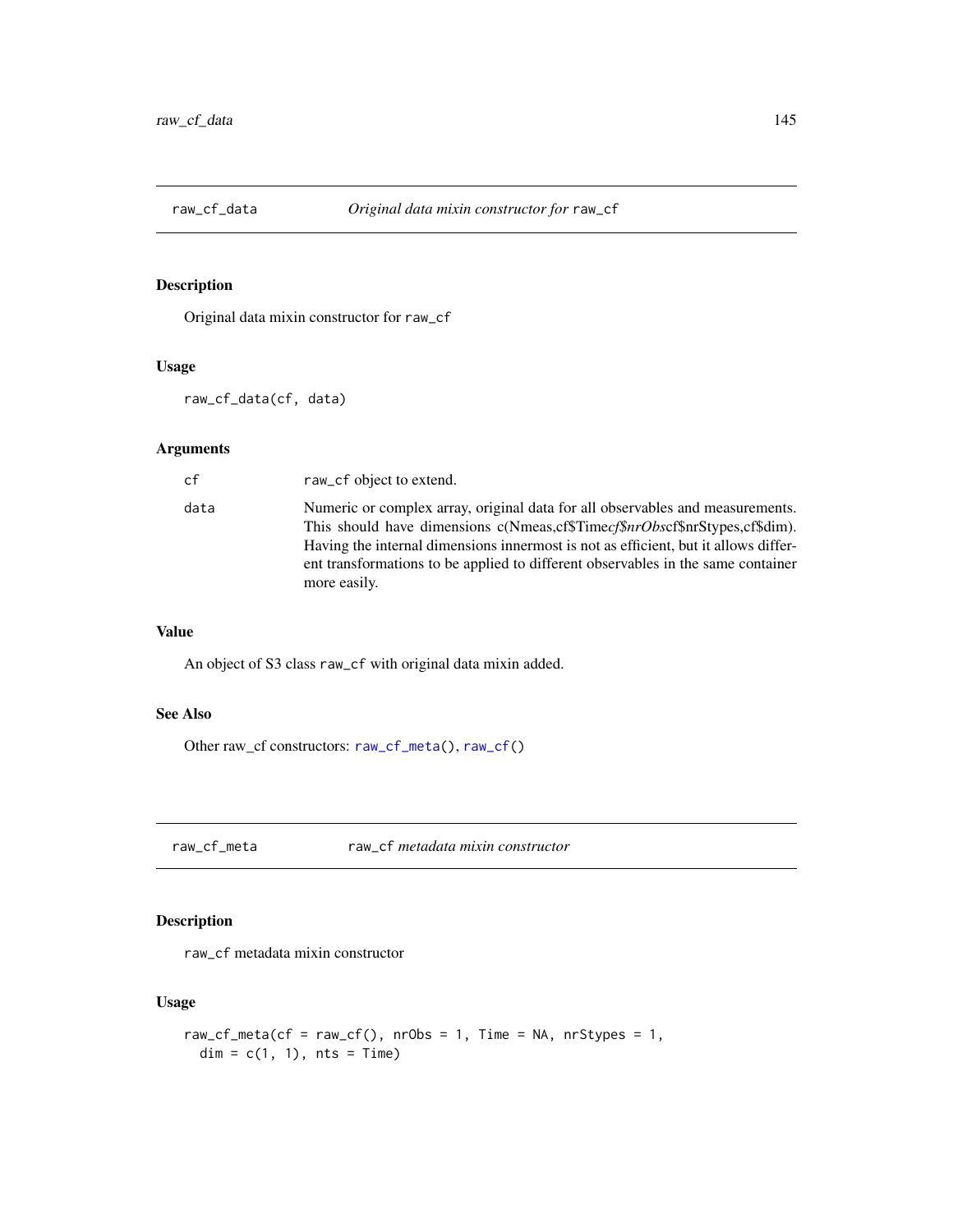## raw_cf_data — *Original data mixin constructor for* `raw_cf`

### Description

Original data mixin constructor for `raw_cf`

### Usage

```
raw_cf_data(cf, data)
```

### Arguments

| | |
|---|---|
| `cf` | `raw_cf` object to extend. |
| `data` | Numeric or complex array, original data for all observables and measurements. This should have dimensions c(Nmeas,cf$Time*cf$nrObs*cf$nrStypes,cf$dim). Having the internal dimensions innermost is not as efficient, but it allows different transformations to be applied to different observables in the same container more easily. |

### Value

An object of S3 class `raw_cf` with original data mixin added.

### See Also

Other raw_cf constructors: `raw_cf_meta()`, `raw_cf()`

## raw_cf_meta — `raw_cf` *metadata mixin constructor*

### Description

`raw_cf` metadata mixin constructor

### Usage

```
raw_cf_meta(cf = raw_cf(), nrObs = 1, Time = NA, nrStypes = 1,
  dim = c(1, 1), nts = Time)
```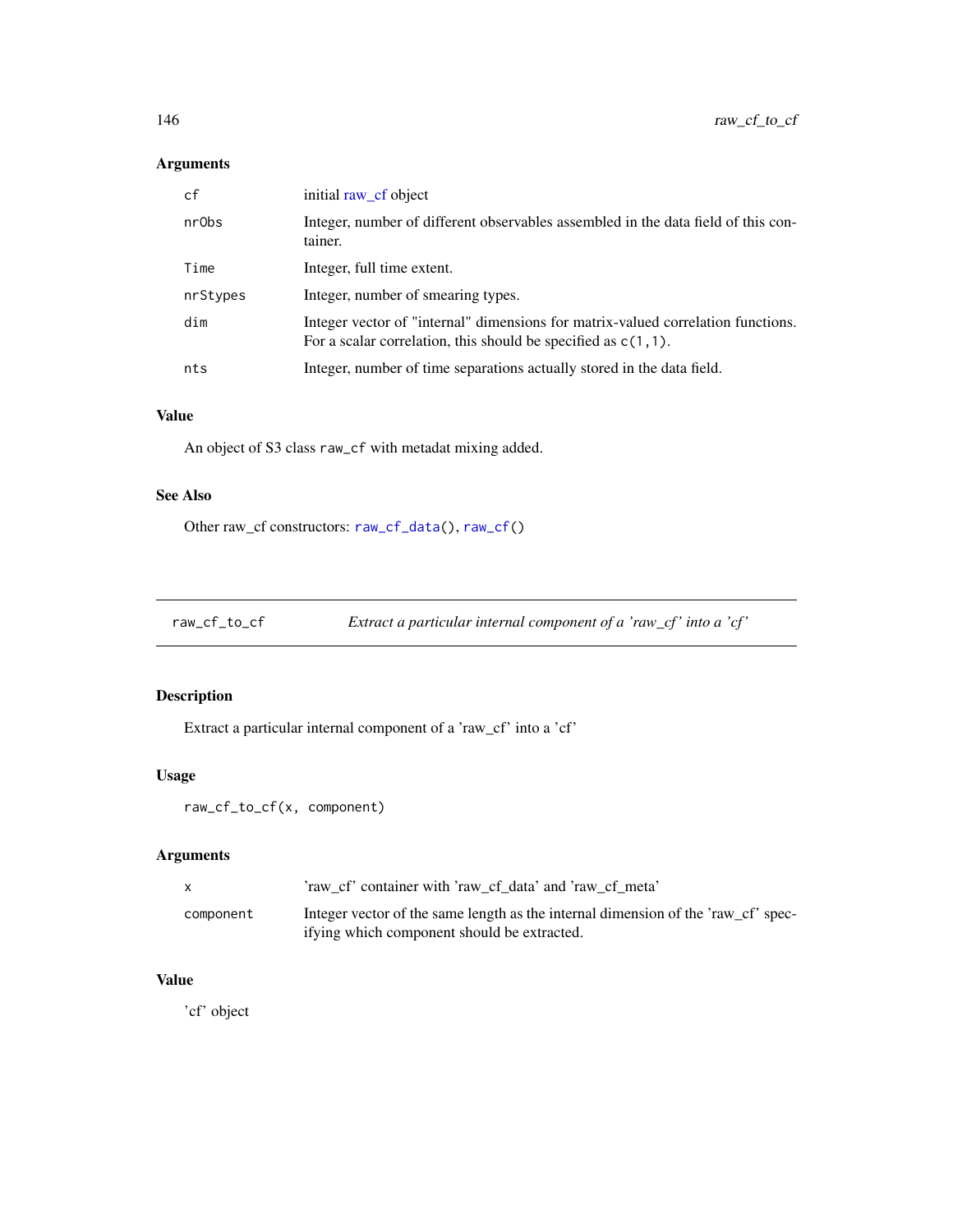### Arguments

| | |
|---|---|
| cf | initial raw_cf object |
| nrObs | Integer, number of different observables assembled in the data field of this container. |
| Time | Integer, full time extent. |
| nrStypes | Integer, number of smearing types. |
| dim | Integer vector of "internal" dimensions for matrix-valued correlation functions. For a scalar correlation, this should be specified as `c(1,1)`. |
| nts | Integer, number of time separations actually stored in the data field. |

### Value

An object of S3 class `raw_cf` with metadat mixing added.

### See Also

Other raw_cf constructors: `raw_cf_data()`, `raw_cf()`

---

## raw_cf_to_cf — *Extract a particular internal component of a 'raw_cf' into a 'cf'*

### Description

Extract a particular internal component of a 'raw_cf' into a 'cf'

### Usage

```
raw_cf_to_cf(x, component)
```

### Arguments

| | |
|---|---|
| x | 'raw_cf' container with 'raw_cf_data' and 'raw_cf_meta' |
| component | Integer vector of the same length as the internal dimension of the 'raw_cf' specifying which component should be extracted. |

### Value

'cf' object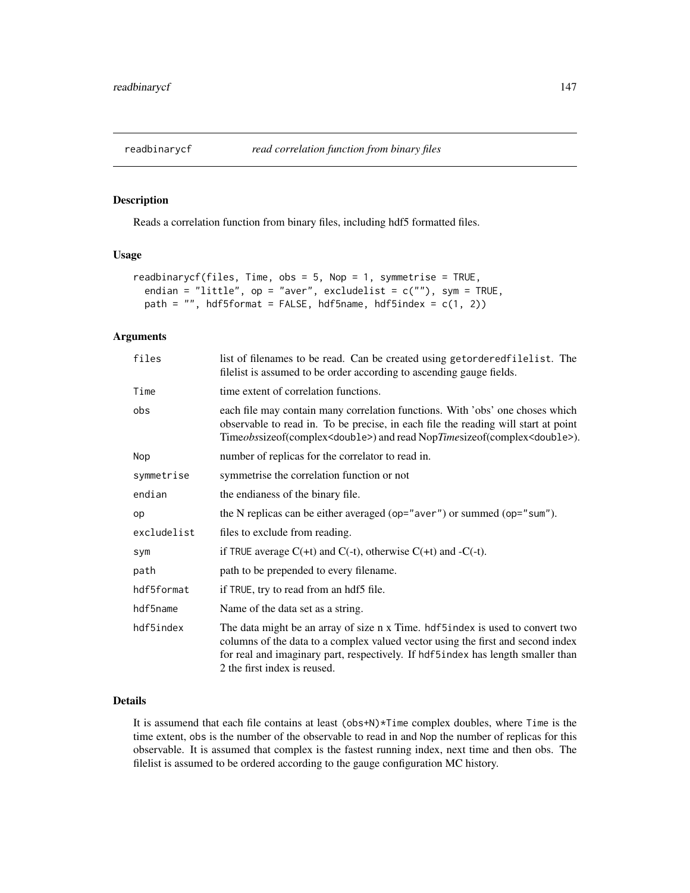readbinarycf *read correlation function from binary files*

## Description

Reads a correlation function from binary files, including hdf5 formatted files.

## Usage

```
readbinarycf(files, Time, obs = 5, Nop = 1, symmetrise = TRUE,
  endian = "little", op = "aver", excludelist = c(""), sym = TRUE,
  path = "", hdf5format = FALSE, hdf5name, hdf5index = c(1, 2))
```

## Arguments

| | |
|---|---|
| files | list of filenames to be read. Can be created using getorderedfilelist. The filelist is assumed to be order according to ascending gauge fields. |
| Time | time extent of correlation functions. |
| obs | each file may contain many correlation functions. With 'obs' one choses which observable to read in. To be precise, in each file the reading will start at point Time*obs*sizeof(complex<double>) and read Nop*Time*sizeof(complex<double>). |
| Nop | number of replicas for the correlator to read in. |
| symmetrise | symmetrise the correlation function or not |
| endian | the endianess of the binary file. |
| op | the N replicas can be either averaged (op="aver") or summed (op="sum"). |
| excludelist | files to exclude from reading. |
| sym | if TRUE average C(+t) and C(-t), otherwise C(+t) and -C(-t). |
| path | path to be prepended to every filename. |
| hdf5format | if TRUE, try to read from an hdf5 file. |
| hdf5name | Name of the data set as a string. |
| hdf5index | The data might be an array of size n x Time. hdf5index is used to convert two columns of the data to a complex valued vector using the first and second index for real and imaginary part, respectively. If hdf5index has length smaller than 2 the first index is reused. |

## Details

It is assumend that each file contains at least (obs+N)*Time complex doubles, where Time is the time extent, obs is the number of the observable to read in and Nop the number of replicas for this observable. It is assumed that complex is the fastest running index, next time and then obs. The filelist is assumed to be ordered according to the gauge configuration MC history.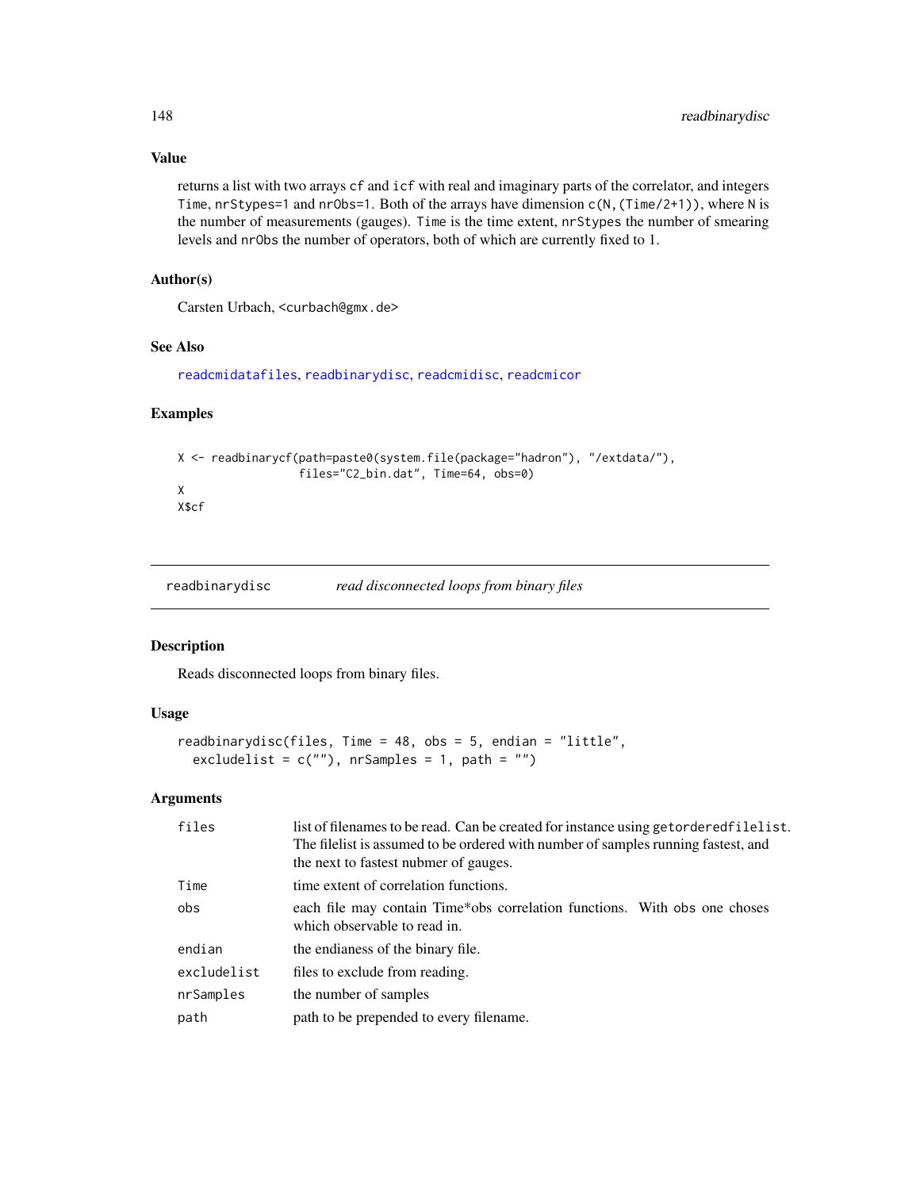## Value

returns a list with two arrays `cf` and `icf` with real and imaginary parts of the correlator, and integers `Time`, `nrStypes=1` and `nrObs=1`. Both of the arrays have dimension `c(N,(Time/2+1))`, where `N` is the number of measurements (gauges). `Time` is the time extent, `nrStypes` the number of smearing levels and `nrObs` the number of operators, both of which are currently fixed to 1.

## Author(s)

Carsten Urbach, <curbach@gmx.de>

## See Also

readcmidatafiles, readbinarydisc, readcmidisc, readcmicor

## Examples

```
X <- readbinarycf(path=paste0(system.file(package="hadron"), "/extdata/"),
                  files="C2_bin.dat", Time=64, obs=0)
X
X$cf
```

---

# readbinarydisc — *read disconnected loops from binary files*

## Description

Reads disconnected loops from binary files.

## Usage

```
readbinarydisc(files, Time = 48, obs = 5, endian = "little",
  excludelist = c(""), nrSamples = 1, path = "")
```

## Arguments

| | |
|---|---|
| `files` | list of filenames to be read. Can be created for instance using `getorderedfilelist`. The filelist is assumed to be ordered with number of samples running fastest, and the next to fastest nubmer of gauges. |
| `Time` | time extent of correlation functions. |
| `obs` | each file may contain Time*obs correlation functions. With `obs` one choses which observable to read in. |
| `endian` | the endianess of the binary file. |
| `excludelist` | files to exclude from reading. |
| `nrSamples` | the number of samples |
| `path` | path to be prepended to every filename. |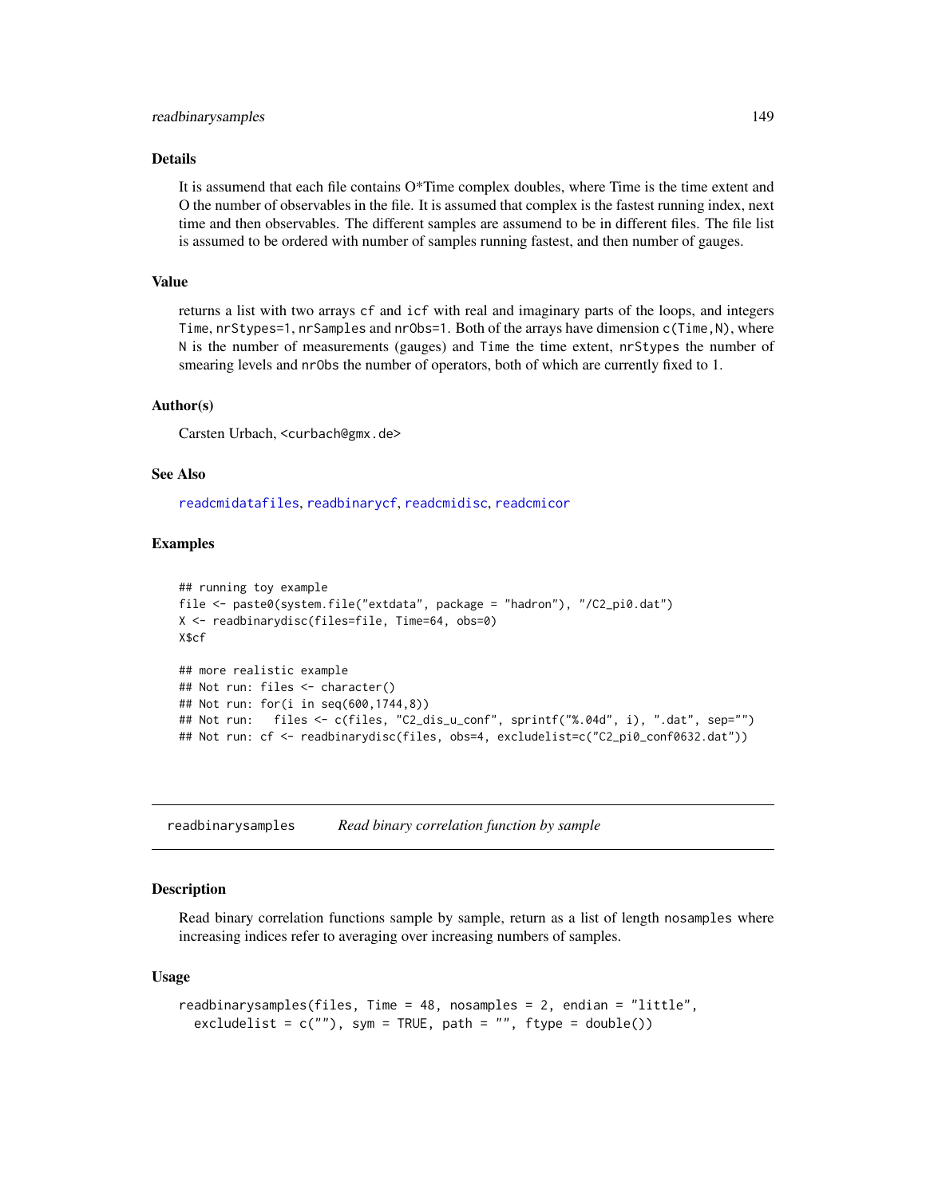## Details

It is assumend that each file contains O*Time complex doubles, where Time is the time extent and O the number of observables in the file. It is assumed that complex is the fastest running index, next time and then observables. The different samples are assumend to be in different files. The file list is assumed to be ordered with number of samples running fastest, and then number of gauges.

## Value

returns a list with two arrays `cf` and `icf` with real and imaginary parts of the loops, and integers `Time`, `nrStypes=1`, `nrSamples` and `nrObs=1`. Both of the arrays have dimension `c(Time,N)`, where `N` is the number of measurements (gauges) and `Time` the time extent, `nrStypes` the number of smearing levels and `nrObs` the number of operators, both of which are currently fixed to 1.

## Author(s)

Carsten Urbach, <curbach@gmx.de>

## See Also

readcmidatafiles, readbinarycf, readcmidisc, readcmicor

## Examples

```
## running toy example
file <- paste0(system.file("extdata", package = "hadron"), "/C2_pi0.dat")
X <- readbinarydisc(files=file, Time=64, obs=0)
X$cf

## more realistic example
## Not run: files <- character()
## Not run: for(i in seq(600,1744,8))
## Not run:   files <- c(files, "C2_dis_u_conf", sprintf("%.04d", i), ".dat", sep="")
## Not run: cf <- readbinarydisc(files, obs=4, excludelist=c("C2_pi0_conf0632.dat"))
```

---

# readbinarysamples — *Read binary correlation function by sample*

## Description

Read binary correlation functions sample by sample, return as a list of length `nosamples` where increasing indices refer to averaging over increasing numbers of samples.

## Usage

```
readbinarysamples(files, Time = 48, nosamples = 2, endian = "little",
  excludelist = c(""), sym = TRUE, path = "", ftype = double())
```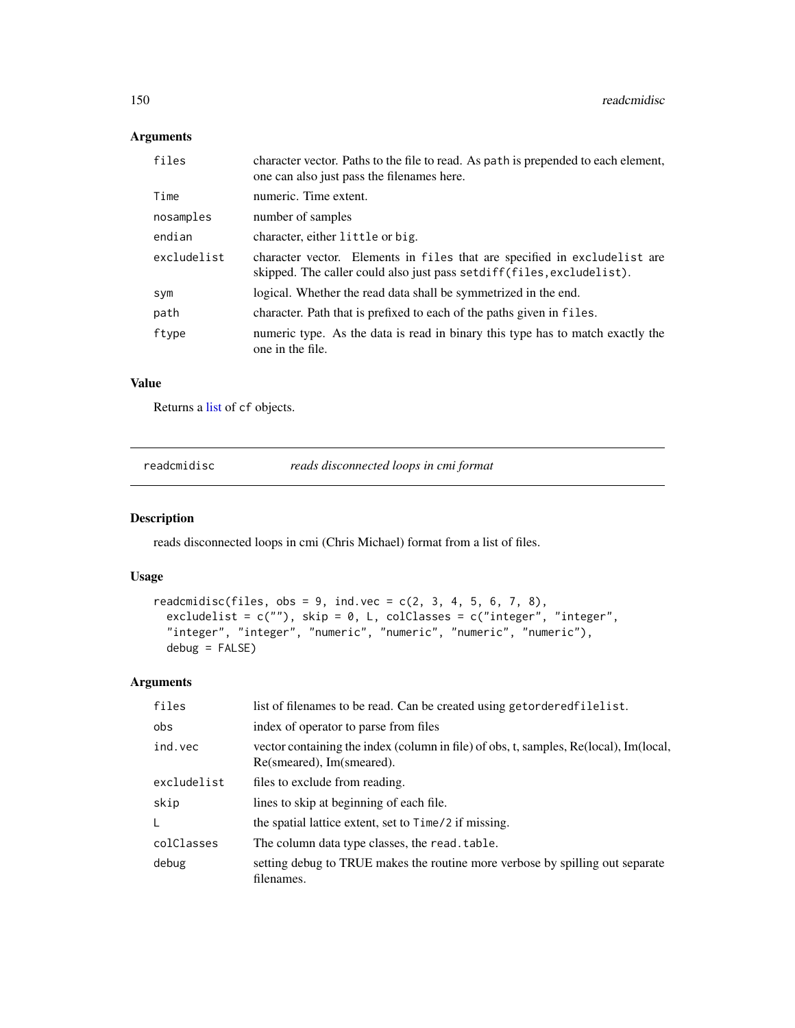## Arguments

| | |
|---|---|
| files | character vector. Paths to the file to read. As path is prepended to each element, one can also just pass the filenames here. |
| Time | numeric. Time extent. |
| nosamples | number of samples |
| endian | character, either little or big. |
| excludelist | character vector. Elements in files that are specified in excludelist are skipped. The caller could also just pass setdiff(files,excludelist). |
| sym | logical. Whether the read data shall be symmetrized in the end. |
| path | character. Path that is prefixed to each of the paths given in files. |
| ftype | numeric type. As the data is read in binary this type has to match exactly the one in the file. |

## Value

Returns a list of cf objects.

---

# readcmidisc — *reads disconnected loops in cmi format*

## Description

reads disconnected loops in cmi (Chris Michael) format from a list of files.

## Usage

```
readcmidisc(files, obs = 9, ind.vec = c(2, 3, 4, 5, 6, 7, 8),
  excludelist = c(""), skip = 0, L, colClasses = c("integer", "integer",
  "integer", "integer", "numeric", "numeric", "numeric", "numeric"),
  debug = FALSE)
```

## Arguments

| | |
|---|---|
| files | list of filenames to be read. Can be created using getorderedfilelist. |
| obs | index of operator to parse from files |
| ind.vec | vector containing the index (column in file) of obs, t, samples, Re(local), Im(local, Re(smeared), Im(smeared). |
| excludelist | files to exclude from reading. |
| skip | lines to skip at beginning of each file. |
| L | the spatial lattice extent, set to Time/2 if missing. |
| colClasses | The column data type classes, the read.table. |
| debug | setting debug to TRUE makes the routine more verbose by spilling out separate filenames. |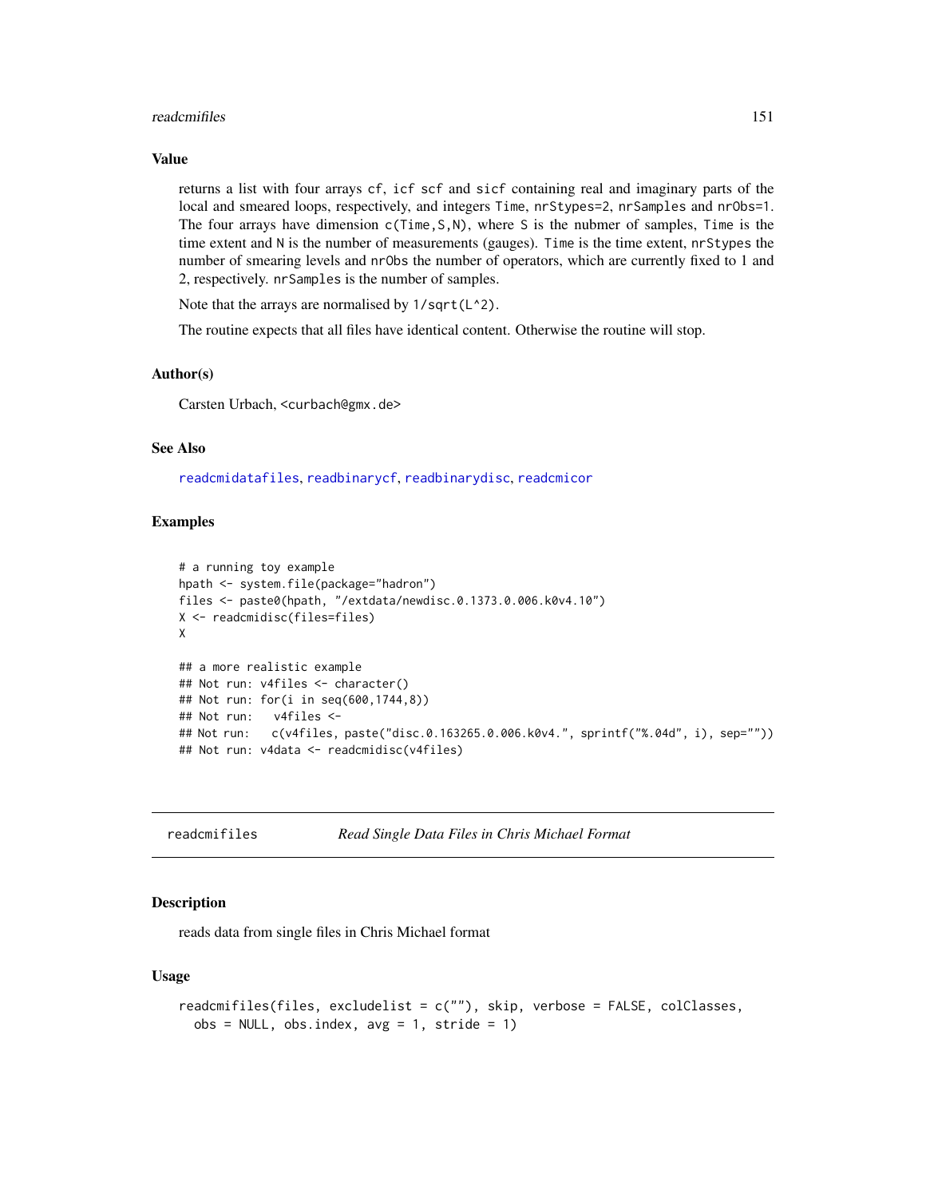### Value

returns a list with four arrays `cf`, `icf` `scf` and `sicf` containing real and imaginary parts of the local and smeared loops, respectively, and integers `Time`, `nrStypes=2`, `nrSamples` and `nrObs=1`. The four arrays have dimension `c(Time,S,N)`, where `S` is the nubmer of samples, `Time` is the time extent and `N` is the number of measurements (gauges). `Time` is the time extent, `nrStypes` the number of smearing levels and `nrObs` the number of operators, which are currently fixed to 1 and 2, respectively. `nrSamples` is the number of samples.

Note that the arrays are normalised by `1/sqrt(L^2)`.

The routine expects that all files have identical content. Otherwise the routine will stop.

### Author(s)

Carsten Urbach, <curbach@gmx.de>

### See Also

`readcmidatafiles`, `readbinarycf`, `readbinarydisc`, `readcmicor`

### Examples

```
# a running toy example
hpath <- system.file(package="hadron")
files <- paste0(hpath, "/extdata/newdisc.0.1373.0.006.k0v4.10")
X <- readcmidisc(files=files)
X

## a more realistic example
## Not run: v4files <- character()
## Not run: for(i in seq(600,1744,8))
## Not run:   v4files <-
## Not run:   c(v4files, paste("disc.0.163265.0.006.k0v4.", sprintf("%.04d", i), sep=""))
## Not run: v4data <- readcmidisc(v4files)
```

---

## readcmifiles — *Read Single Data Files in Chris Michael Format*

### Description

reads data from single files in Chris Michael format

### Usage

```
readcmifiles(files, excludelist = c(""), skip, verbose = FALSE, colClasses,
  obs = NULL, obs.index, avg = 1, stride = 1)
```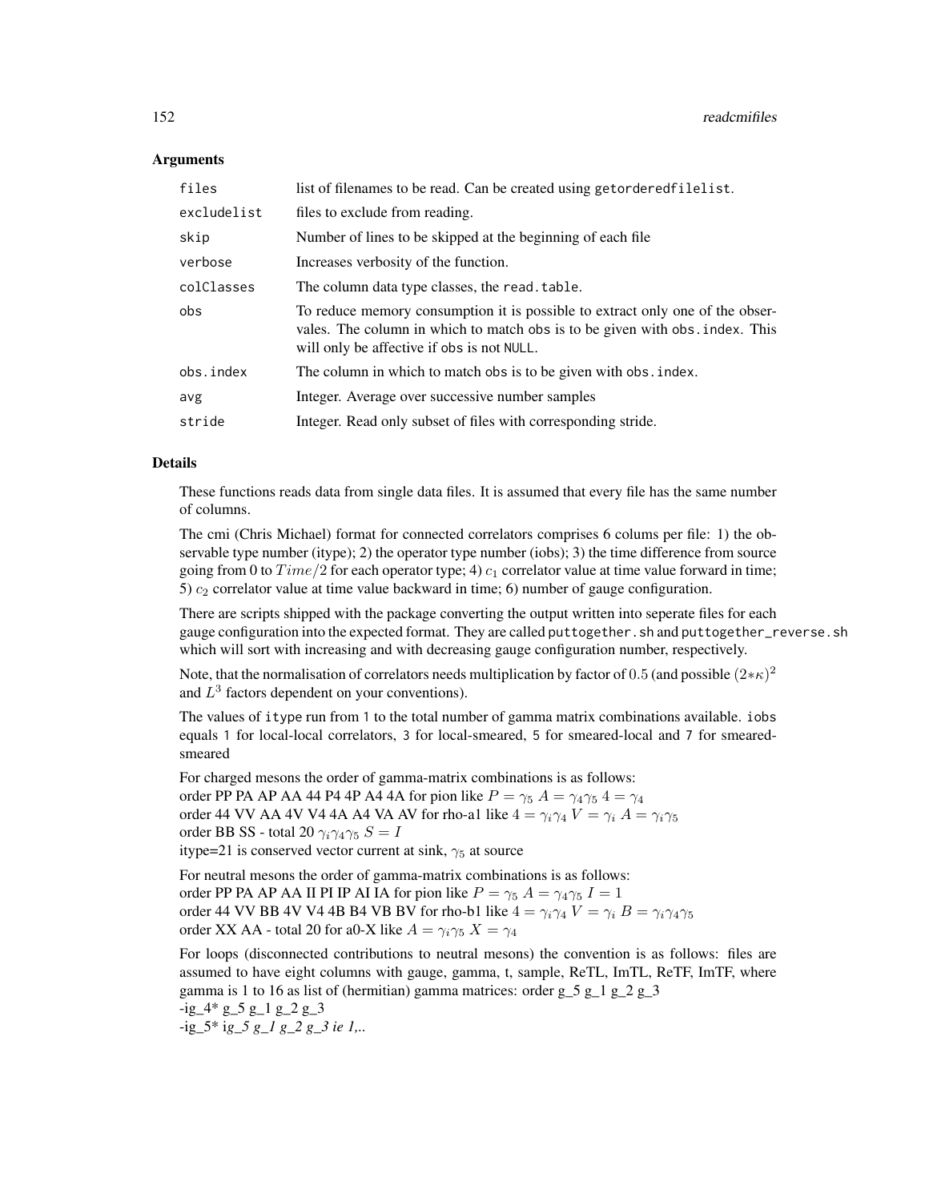## Arguments

| | |
|---|---|
| files | list of filenames to be read. Can be created using getorderedfilelist. |
| excludelist | files to exclude from reading. |
| skip | Number of lines to be skipped at the beginning of each file |
| verbose | Increases verbosity of the function. |
| colClasses | The column data type classes, the read.table. |
| obs | To reduce memory consumption it is possible to extract only one of the obser- vales. The column in which to match obs is to be given with obs.index. This will only be affective if obs is not NULL. |
| obs.index | The column in which to match obs is to be given with obs.index. |
| avg | Integer. Average over successive number samples |
| stride | Integer. Read only subset of files with corresponding stride. |

## Details

These functions reads data from single data files. It is assumed that every file has the same number of columns.

The cmi (Chris Michael) format for connected correlators comprises 6 colums per file: 1) the observable type number (itype); 2) the operator type number (iobs); 3) the time difference from source going from 0 to $Time/2$ for each operator type; 4) $c_1$ correlator value at time value forward in time; 5) $c_2$ correlator value at time value backward in time; 6) number of gauge configuration.

There are scripts shipped with the package converting the output written into seperate files for each gauge configuration into the expected format. They are called puttogether.sh and puttogether_reverse.sh which will sort with increasing and with decreasing gauge configuration number, respectively.

Note, that the normalisation of correlators needs multiplication by factor of $0.5$ (and possible $(2*\kappa)^2$ and $L^3$ factors dependent on your conventions).

The values of itype run from 1 to the total number of gamma matrix combinations available. iobs equals 1 for local-local correlators, 3 for local-smeared, 5 for smeared-local and 7 for smeared-smeared

For charged mesons the order of gamma-matrix combinations is as follows:
order PP PA AP AA 44 P4 4P A4 4A for pion like $P = \gamma_5$ $A = \gamma_4\gamma_5$ $4 = \gamma_4$
order 44 VV AA 4V V4 4A A4 VA AV for rho-a1 like $4 = \gamma_i\gamma_4$ $V = \gamma_i$ $A = \gamma_i\gamma_5$
order BB SS - total 20 $\gamma_i\gamma_4\gamma_5$ $S = I$
itype=21 is conserved vector current at sink, $\gamma_5$ at source

For neutral mesons the order of gamma-matrix combinations is as follows:
order PP PA AP AA II PI IP AI IA for pion like $P = \gamma_5$ $A = \gamma_4\gamma_5$ $I = 1$
order 44 VV BB 4V V4 4B B4 VB BV for rho-b1 like $4 = \gamma_i\gamma_4$ $V = \gamma_i$ $B = \gamma_i\gamma_4\gamma_5$
order XX AA - total 20 for a0-X like $A = \gamma_i\gamma_5$ $X = \gamma_4$

For loops (disconnected contributions to neutral mesons) the convention is as follows: files are assumed to have eight columns with gauge, gamma, t, sample, ReTL, ImTL, ReTF, ImTF, where gamma is 1 to 16 as list of (hermitian) gamma matrices: order g_5 g_1 g_2 g_3
-ig_4* g_5 g_1 g_2 g_3
-ig_5* i*g_5 g_1 g_2 g_3 ie 1,..*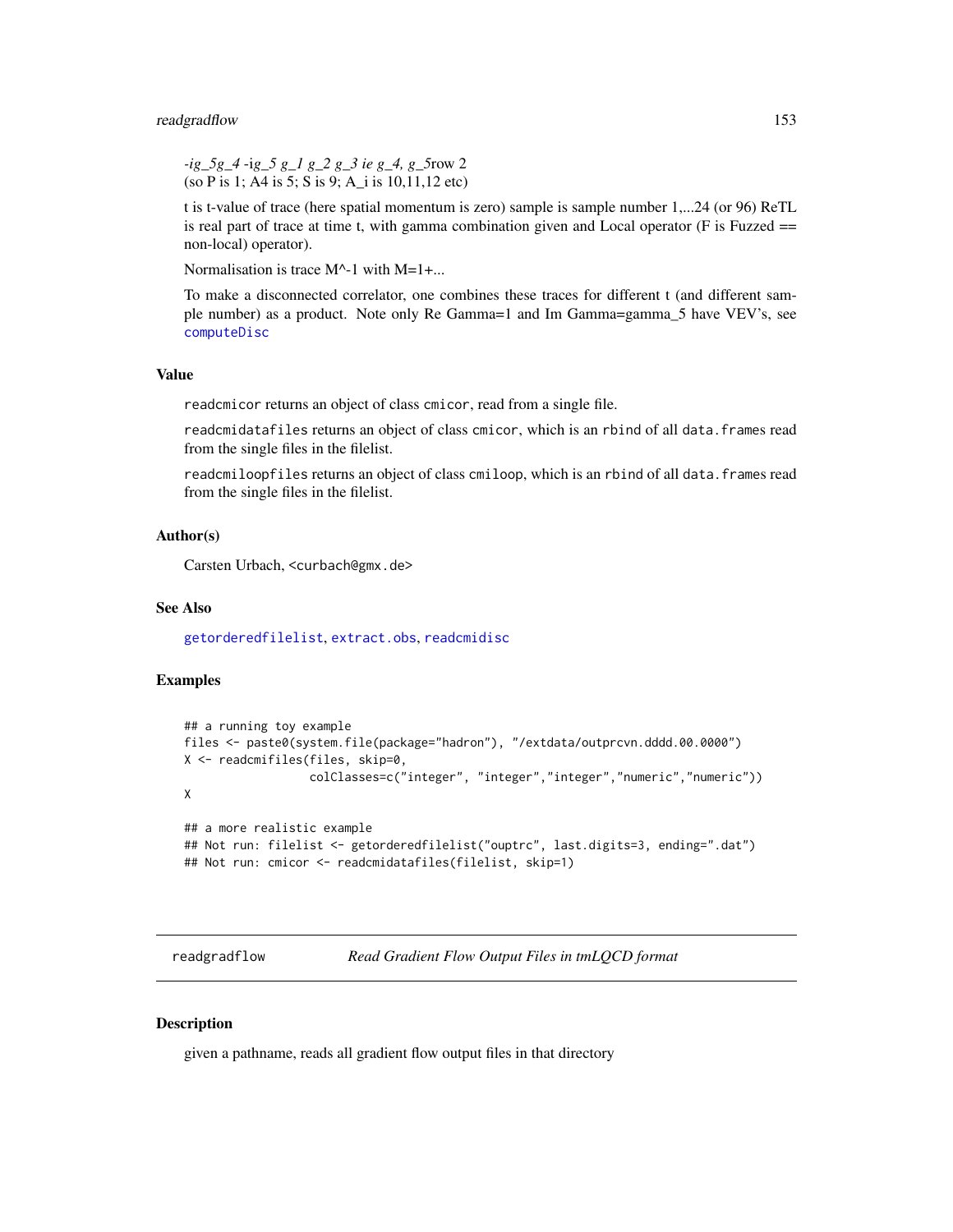*-ig_5g_4* -ig_5 *g_1 g_2 g_3 ie g_4, g_5*row 2
(so P is 1; A4 is 5; S is 9; A_i is 10,11,12 etc)

t is t-value of trace (here spatial momentum is zero) sample is sample number 1,...24 (or 96) ReTL is real part of trace at time t, with gamma combination given and Local operator (F is Fuzzed == non-local) operator).

Normalisation is trace M^-1 with M=1+...

To make a disconnected correlator, one combines these traces for different t (and different sample number) as a product. Note only Re Gamma=1 and Im Gamma=gamma_5 have VEV's, see `computeDisc`

### Value

`readcmicor` returns an object of class `cmicor`, read from a single file.

`readcmidatafiles` returns an object of class `cmicor`, which is an `rbind` of all `data.frames` read from the single files in the filelist.

`readcmiloopfiles` returns an object of class `cmiloop`, which is an `rbind` of all `data.frames` read from the single files in the filelist.

### Author(s)

Carsten Urbach, <curbach@gmx.de>

### See Also

`getorderedfilelist`, `extract.obs`, `readcmidisc`

### Examples

```
## a running toy example
files <- paste0(system.file(package="hadron"), "/extdata/outprcvn.dddd.00.0000")
X <- readcmifiles(files, skip=0,
                  colClasses=c("integer", "integer","integer","numeric","numeric"))
X

## a more realistic example
## Not run: filelist <- getorderedfilelist("ouptrc", last.digits=3, ending=".dat")
## Not run: cmicor <- readcmidatafiles(filelist, skip=1)
```

---

## readgradflow — *Read Gradient Flow Output Files in tmLQCD format*

### Description

given a pathname, reads all gradient flow output files in that directory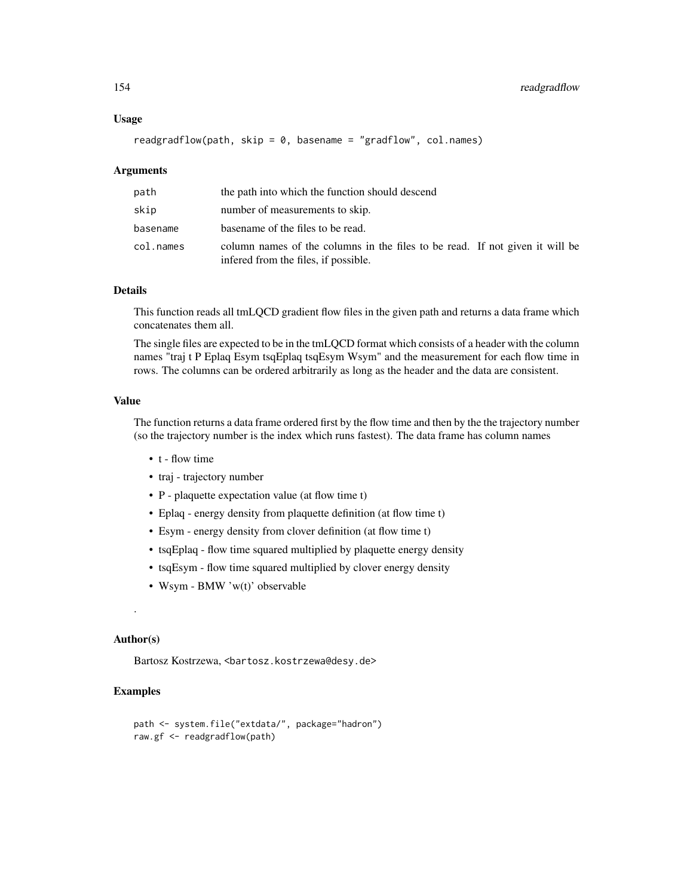### Usage

```
readgradflow(path, skip = 0, basename = "gradflow", col.names)
```

### Arguments

| | |
|---|---|
| path | the path into which the function should descend |
| skip | number of measurements to skip. |
| basename | basename of the files to be read. |
| col.names | column names of the columns in the files to be read. If not given it will be infered from the files, if possible. |

### Details

This function reads all tmLQCD gradient flow files in the given path and returns a data frame which concatenates them all.

The single files are expected to be in the tmLQCD format which consists of a header with the column names "traj t P Eplaq Esym tsqEplaq tsqEsym Wsym" and the measurement for each flow time in rows. The columns can be ordered arbitrarily as long as the header and the data are consistent.

### Value

The function returns a data frame ordered first by the flow time and then by the the trajectory number (so the trajectory number is the index which runs fastest). The data frame has column names

- t - flow time
- traj - trajectory number
- P - plaquette expectation value (at flow time t)
- Eplaq - energy density from plaquette definition (at flow time t)
- Esym - energy density from clover definition (at flow time t)
- tsqEplaq - flow time squared multiplied by plaquette energy density
- tsqEsym - flow time squared multiplied by clover energy density
- Wsym - BMW 'w(t)' observable

.

### Author(s)

Bartosz Kostrzewa, <bartosz.kostrzewa@desy.de>

### Examples

```
path <- system.file("extdata/", package="hadron")
raw.gf <- readgradflow(path)
```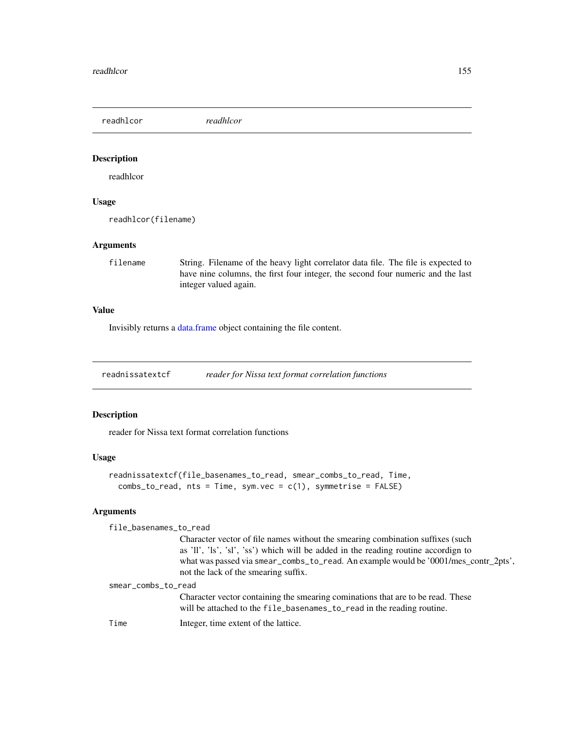## readhlcor *readhlcor*

### Description

readhlcor

### Usage

```
readhlcor(filename)
```

### Arguments

`filename` String. Filename of the heavy light correlator data file. The file is expected to have nine columns, the first four integer, the second four numeric and the last integer valued again.

### Value

Invisibly returns a data.frame object containing the file content.

## readnissatextcf *reader for Nissa text format correlation functions*

### Description

reader for Nissa text format correlation functions

### Usage

```
readnissatextcf(file_basenames_to_read, smear_combs_to_read, Time,
  combs_to_read, nts = Time, sym.vec = c(1), symmetrise = FALSE)
```

### Arguments

`file_basenames_to_read`
Character vector of file names without the smearing combination suffixes (such as 'll', 'ls', 'sl', 'ss') which will be added in the reading routine accordign to what was passed via `smear_combs_to_read`. An example would be '0001/mes_contr_2pts', not the lack of the smearing suffix.

`smear_combs_to_read`
Character vector containing the smearing cominations that are to be read. These will be attached to the `file_basenames_to_read` in the reading routine.

`Time` Integer, time extent of the lattice.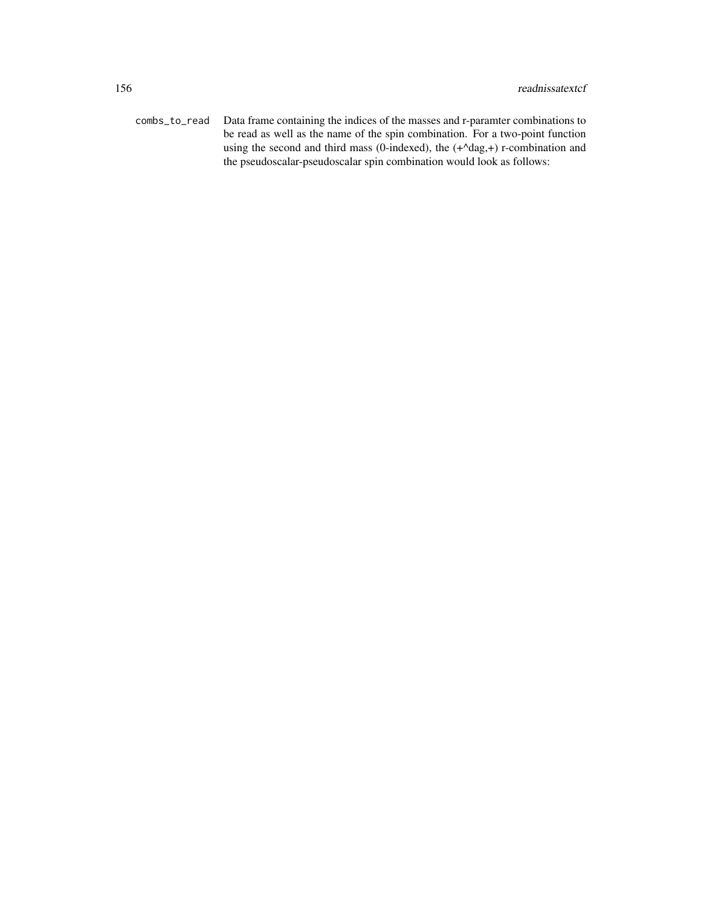`combs_to_read` Data frame containing the indices of the masses and r-paramter combinations to be read as well as the name of the spin combination. For a two-point function using the second and third mass (0-indexed), the (+^dag,+) r-combination and the pseudoscalar-pseudoscalar spin combination would look as follows: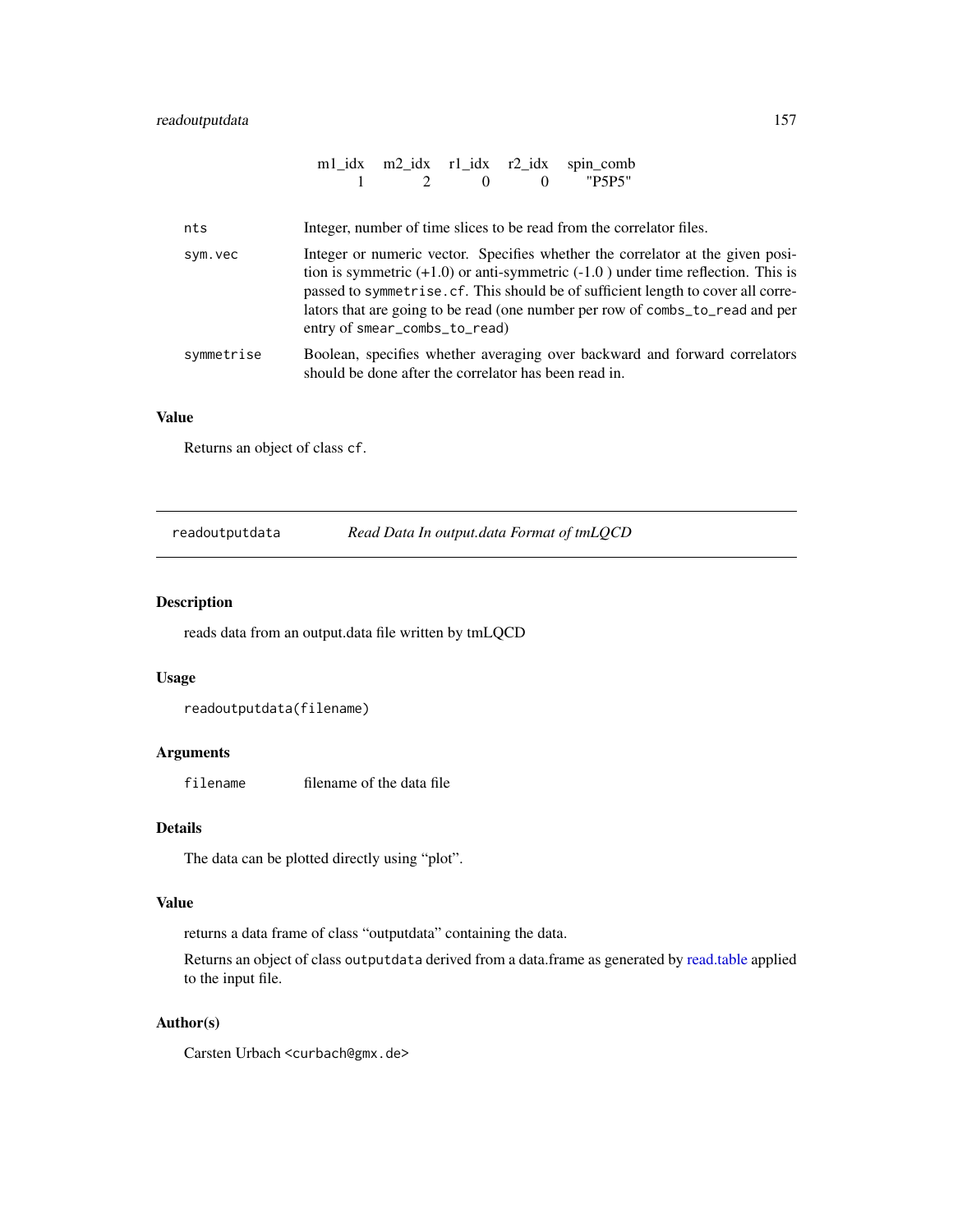| m1_idx | m2_idx | r1_idx | r2_idx | spin_comb |
|---|---|---|---|---|
| 1 | 2 | 0 | 0 | "P5P5" |

nts
: Integer, number of time slices to be read from the correlator files.

sym.vec
: Integer or numeric vector. Specifies whether the correlator at the given position is symmetric (+1.0) or anti-symmetric (-1.0 ) under time reflection. This is passed to `symmetrise.cf`. This should be of sufficient length to cover all correlators that are going to be read (one number per row of `combs_to_read` and per entry of `smear_combs_to_read`)

symmetrise
: Boolean, specifies whether averaging over backward and forward correlators should be done after the correlator has been read in.

### Value

Returns an object of class `cf`.

---

## readoutputdata *Read Data In output.data Format of tmLQCD*

---

### Description

reads data from an output.data file written by tmLQCD

### Usage

```
readoutputdata(filename)
```

### Arguments

filename
: filename of the data file

### Details

The data can be plotted directly using "plot".

### Value

returns a data frame of class "outputdata" containing the data.

Returns an object of class `outputdata` derived from a data.frame as generated by read.table applied to the input file.

### Author(s)

Carsten Urbach <curbach@gmx.de>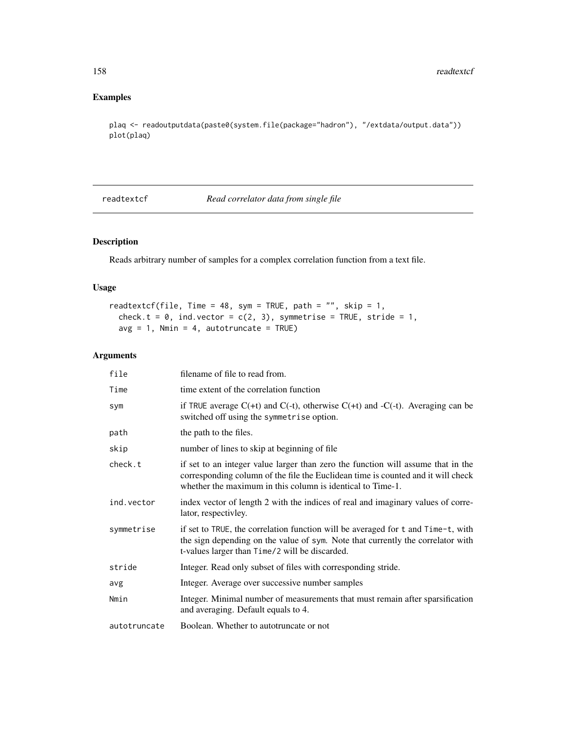## Examples

```
plaq <- readoutputdata(paste0(system.file(package="hadron"), "/extdata/output.data"))
plot(plaq)
```

---

# readtextcf *Read correlator data from single file*

---

### Description

Reads arbitrary number of samples for a complex correlation function from a text file.

### Usage

```
readtextcf(file, Time = 48, sym = TRUE, path = "", skip = 1,
  check.t = 0, ind.vector = c(2, 3), symmetrise = TRUE, stride = 1,
  avg = 1, Nmin = 4, autotruncate = TRUE)
```

### Arguments

| | |
|---|---|
| file | filename of file to read from. |
| Time | time extent of the correlation function |
| sym | if TRUE average C(+t) and C(-t), otherwise C(+t) and -C(-t). Averaging can be switched off using the symmetrise option. |
| path | the path to the files. |
| skip | number of lines to skip at beginning of file |
| check.t | if set to an integer value larger than zero the function will assume that in the corresponding column of the file the Euclidean time is counted and it will check whether the maximum in this column is identical to Time-1. |
| ind.vector | index vector of length 2 with the indices of real and imaginary values of correlator, respectivley. |
| symmetrise | if set to TRUE, the correlation function will be averaged for t and Time-t, with the sign depending on the value of sym. Note that currently the correlator with t-values larger than Time/2 will be discarded. |
| stride | Integer. Read only subset of files with corresponding stride. |
| avg | Integer. Average over successive number samples |
| Nmin | Integer. Minimal number of measurements that must remain after sparsification and averaging. Default equals to 4. |
| autotruncate | Boolean. Whether to autotruncate or not |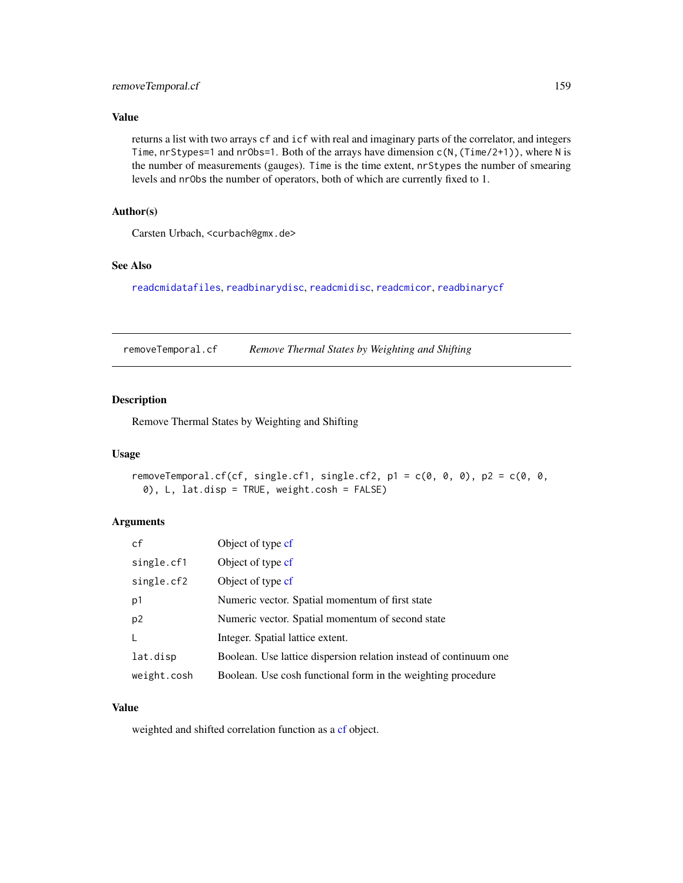### Value

returns a list with two arrays `cf` and `icf` with real and imaginary parts of the correlator, and integers `Time`, `nrStypes=1` and `nrObs=1`. Both of the arrays have dimension `c(N,(Time/2+1))`, where `N` is the number of measurements (gauges). `Time` is the time extent, `nrStypes` the number of smearing levels and `nrObs` the number of operators, both of which are currently fixed to 1.

### Author(s)

Carsten Urbach, <curbach@gmx.de>

### See Also

readcmidatafiles, readbinarydisc, readcmidisc, readcmicor, readbinarycf

---

## removeTemporal.cf — *Remove Thermal States by Weighting and Shifting*

### Description

Remove Thermal States by Weighting and Shifting

### Usage

```
removeTemporal.cf(cf, single.cf1, single.cf2, p1 = c(0, 0, 0), p2 = c(0, 0,
  0), L, lat.disp = TRUE, weight.cosh = FALSE)
```

### Arguments

| | |
|---|---|
| `cf` | Object of type cf |
| `single.cf1` | Object of type cf |
| `single.cf2` | Object of type cf |
| `p1` | Numeric vector. Spatial momentum of first state |
| `p2` | Numeric vector. Spatial momentum of second state |
| `L` | Integer. Spatial lattice extent. |
| `lat.disp` | Boolean. Use lattice dispersion relation instead of continuum one |
| `weight.cosh` | Boolean. Use cosh functional form in the weighting procedure |

### Value

weighted and shifted correlation function as a cf object.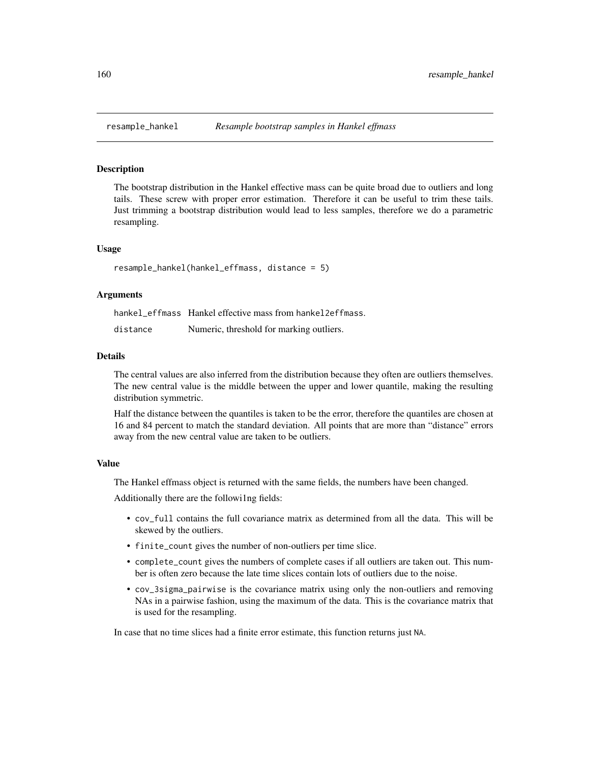## resample_hankel — *Resample bootstrap samples in Hankel effmass*

### Description

The bootstrap distribution in the Hankel effective mass can be quite broad due to outliers and long tails. These screw with proper error estimation. Therefore it can be useful to trim these tails. Just trimming a bootstrap distribution would lead to less samples, therefore we do a parametric resampling.

### Usage

```
resample_hankel(hankel_effmass, distance = 5)
```

### Arguments

| | |
|---|---|
| hankel_effmass | Hankel effective mass from hankel2effmass. |
| distance | Numeric, threshold for marking outliers. |

### Details

The central values are also inferred from the distribution because they often are outliers themselves. The new central value is the middle between the upper and lower quantile, making the resulting distribution symmetric.

Half the distance between the quantiles is taken to be the error, therefore the quantiles are chosen at 16 and 84 percent to match the standard deviation. All points that are more than "distance" errors away from the new central value are taken to be outliers.

### Value

The Hankel effmass object is returned with the same fields, the numbers have been changed.

Additionally there are the followi1ng fields:

- `cov_full` contains the full covariance matrix as determined from all the data. This will be skewed by the outliers.
- `finite_count` gives the number of non-outliers per time slice.
- `complete_count` gives the numbers of complete cases if all outliers are taken out. This number is often zero because the late time slices contain lots of outliers due to the noise.
- `cov_3sigma_pairwise` is the covariance matrix using only the non-outliers and removing NAs in a pairwise fashion, using the maximum of the data. This is the covariance matrix that is used for the resampling.

In case that no time slices had a finite error estimate, this function returns just `NA`.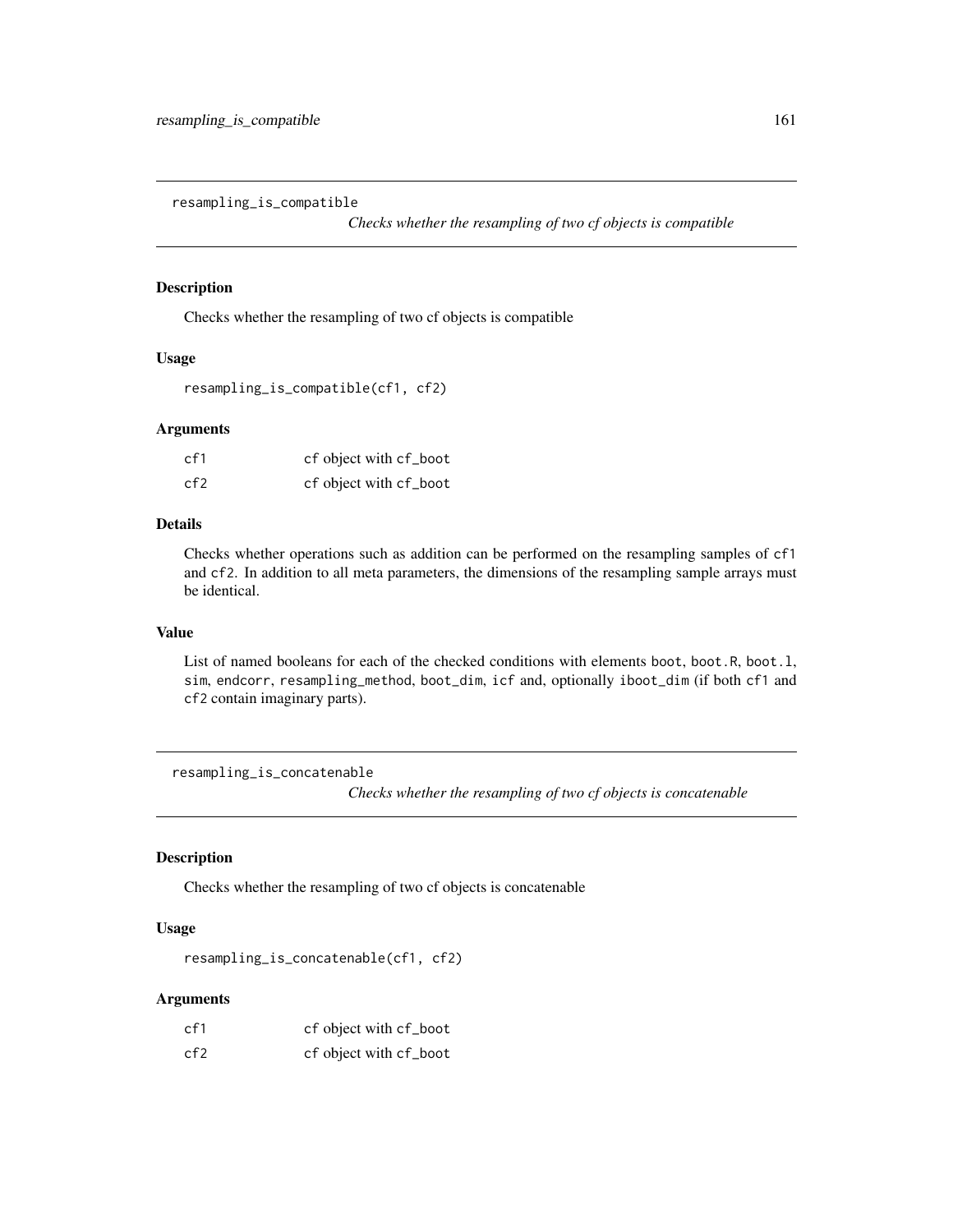## resampling_is_compatible

*Checks whether the resampling of two cf objects is compatible*

### Description

Checks whether the resampling of two cf objects is compatible

### Usage

```
resampling_is_compatible(cf1, cf2)
```

### Arguments

| | |
|---|---|
| `cf1` | `cf` object with `cf_boot` |
| `cf2` | `cf` object with `cf_boot` |

### Details

Checks whether operations such as addition can be performed on the resampling samples of `cf1` and `cf2`. In addition to all meta parameters, the dimensions of the resampling sample arrays must be identical.

### Value

List of named booleans for each of the checked conditions with elements `boot`, `boot.R`, `boot.l`, `sim`, `endcorr`, `resampling_method`, `boot_dim`, `icf` and, optionally `iboot_dim` (if both `cf1` and `cf2` contain imaginary parts).

## resampling_is_concatenable

*Checks whether the resampling of two cf objects is concatenable*

### Description

Checks whether the resampling of two cf objects is concatenable

### Usage

```
resampling_is_concatenable(cf1, cf2)
```

### Arguments

| | |
|---|---|
| `cf1` | `cf` object with `cf_boot` |
| `cf2` | `cf` object with `cf_boot` |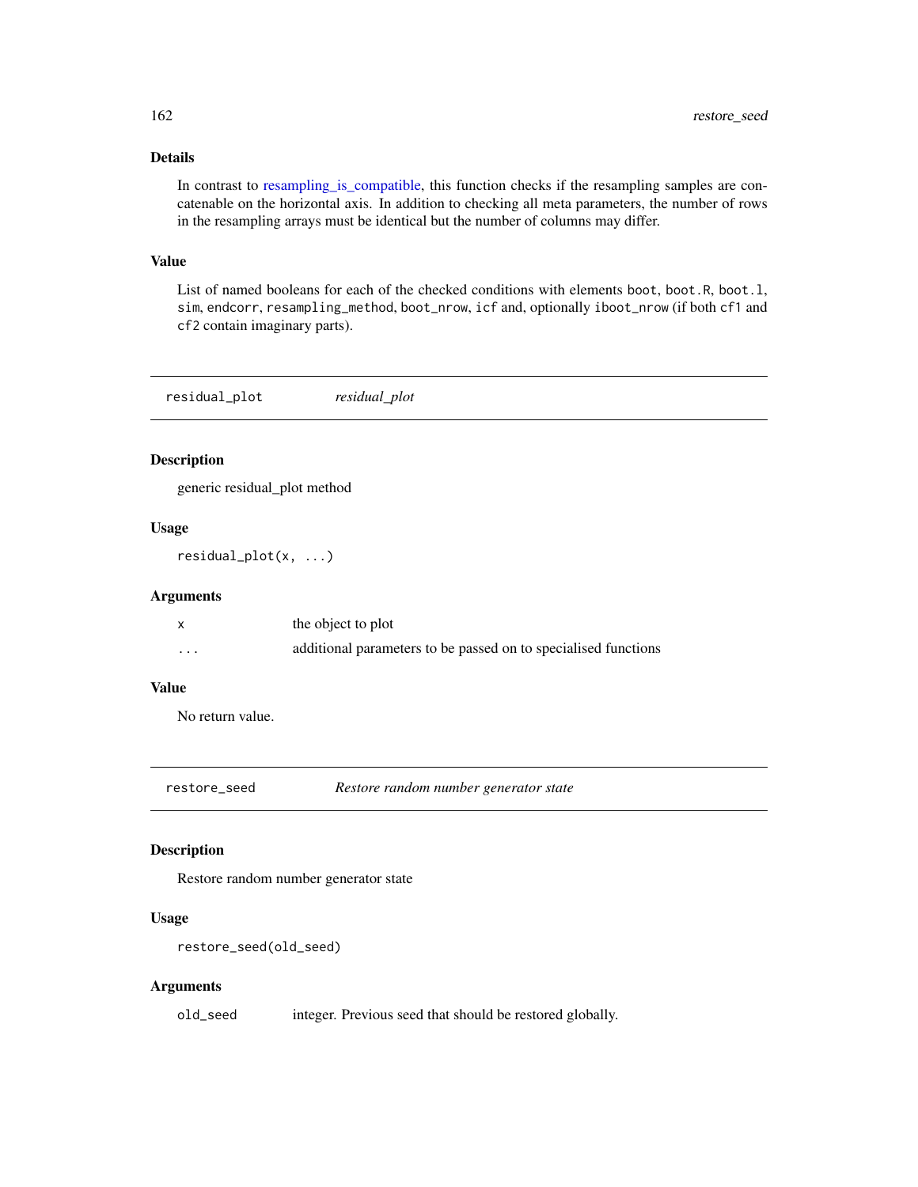### Details

In contrast to resampling_is_compatible, this function checks if the resampling samples are concatenable on the horizontal axis. In addition to checking all meta parameters, the number of rows in the resampling arrays must be identical but the number of columns may differ.

### Value

List of named booleans for each of the checked conditions with elements `boot`, `boot.R`, `boot.l`, `sim`, `endcorr`, `resampling_method`, `boot_nrow`, `icf` and, optionally `iboot_nrow` (if both `cf1` and `cf2` contain imaginary parts).

---

## residual_plot    *residual_plot*

### Description

generic residual_plot method

### Usage

```
residual_plot(x, ...)
```

### Arguments

| | |
|---|---|
| `x` | the object to plot |
| `...` | additional parameters to be passed on to specialised functions |

### Value

No return value.

---

## restore_seed    *Restore random number generator state*

### Description

Restore random number generator state

### Usage

```
restore_seed(old_seed)
```

### Arguments

| | |
|---|---|
| `old_seed` | integer. Previous seed that should be restored globally. |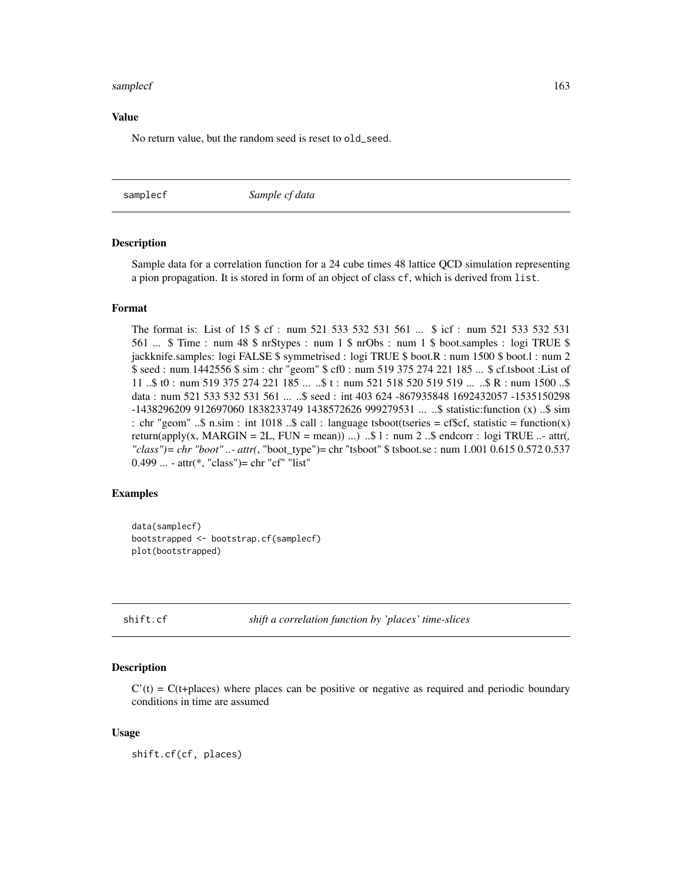### Value

No return value, but the random seed is reset to old_seed.

## samplecf *Sample cf data*

### Description

Sample data for a correlation function for a 24 cube times 48 lattice QCD simulation representing a pion propagation. It is stored in form of an object of class cf, which is derived from list.

### Format

The format is: List of 15 $ cf : num 521 533 532 531 561 ... $ icf : num 521 533 532 531 561 ... $ Time : num 48 $ nrStypes : num 1 $ nrObs : num 1 $ boot.samples : logi TRUE $ jackknife.samples: logi FALSE $ symmetrised : logi TRUE $ boot.R : num 1500 $ boot.l : num 2 $ seed : num 1442556 $ sim : chr "geom" $ cf0 : num 519 375 274 221 185 ... $ cf.tsboot :List of 11 ..$ t0 : num 519 375 274 221 185 ... ..$ t : num 521 518 520 519 519 ... ..$ R : num 1500 ..$ data : num 521 533 532 531 561 ... ..$ seed : int 403 624 -867935848 1692432057 -1535150298 -1438296209 912697060 1838233749 1438572626 999279531 ... ..$ statistic:function (x) ..$ sim : chr "geom" ..$ n.sim : int 1018 ..$ call : language tsboot(tseries = cf$cf, statistic = function(x) return(apply(x, MARGIN = 2L, FUN = mean)) ...) ..$ l : num 2 ..$ endcorr : logi TRUE ..- attr(*, "class")= chr "boot" ..- attr(*, "boot_type")= chr "tsboot" $ tsboot.se : num 1.001 0.615 0.572 0.537 0.499 ... - attr(*, "class")= chr "cf" "list"

### Examples

```
data(samplecf)
bootstrapped <- bootstrap.cf(samplecf)
plot(bootstrapped)
```

## shift.cf *shift a correlation function by 'places' time-slices*

### Description

C'(t) = C(t+places) where places can be positive or negative as required and periodic boundary conditions in time are assumed

### Usage

```
shift.cf(cf, places)
```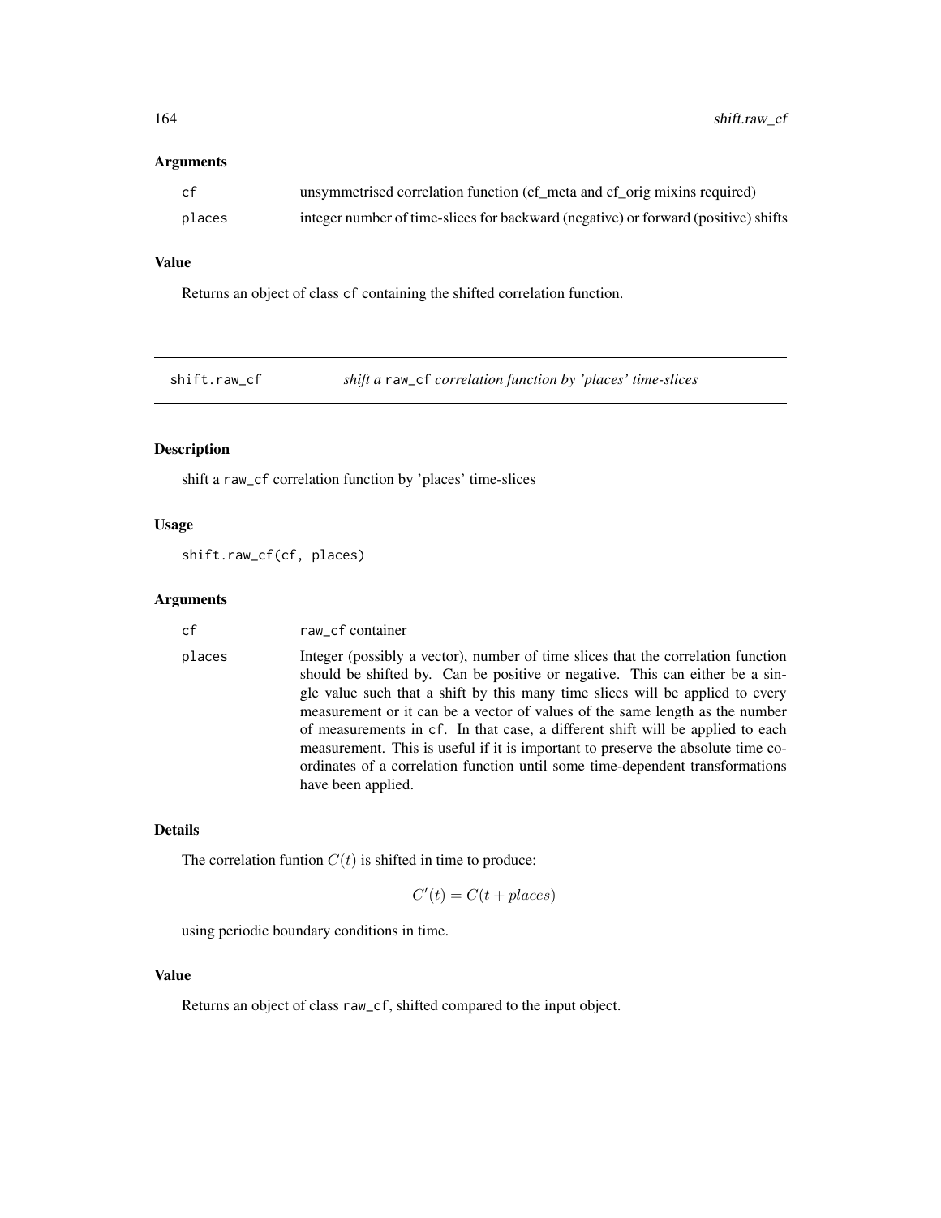### Arguments

| | |
|---|---|
| cf | unsymmetrised correlation function (cf_meta and cf_orig mixins required) |
| places | integer number of time-slices for backward (negative) or forward (positive) shifts |

### Value

Returns an object of class `cf` containing the shifted correlation function.

---

## shift.raw_cf — *shift a* `raw_cf` *correlation function by 'places' time-slices*

---

### Description

shift a `raw_cf` correlation function by 'places' time-slices

### Usage

```
shift.raw_cf(cf, places)
```

### Arguments

| | |
|---|---|
| cf | `raw_cf` container |
| places | Integer (possibly a vector), number of time slices that the correlation function should be shifted by. Can be positive or negative. This can either be a single value such that a shift by this many time slices will be applied to every measurement or it can be a vector of values of the same length as the number of measurements in `cf`. In that case, a different shift will be applied to each measurement. This is useful if it is important to preserve the absolute time coordinates of a correlation function until some time-dependent transformations have been applied. |

### Details

The correlation funtion $C(t)$ is shifted in time to produce:

$$C'(t) = C(t + places)$$

using periodic boundary conditions in time.

### Value

Returns an object of class `raw_cf`, shifted compared to the input object.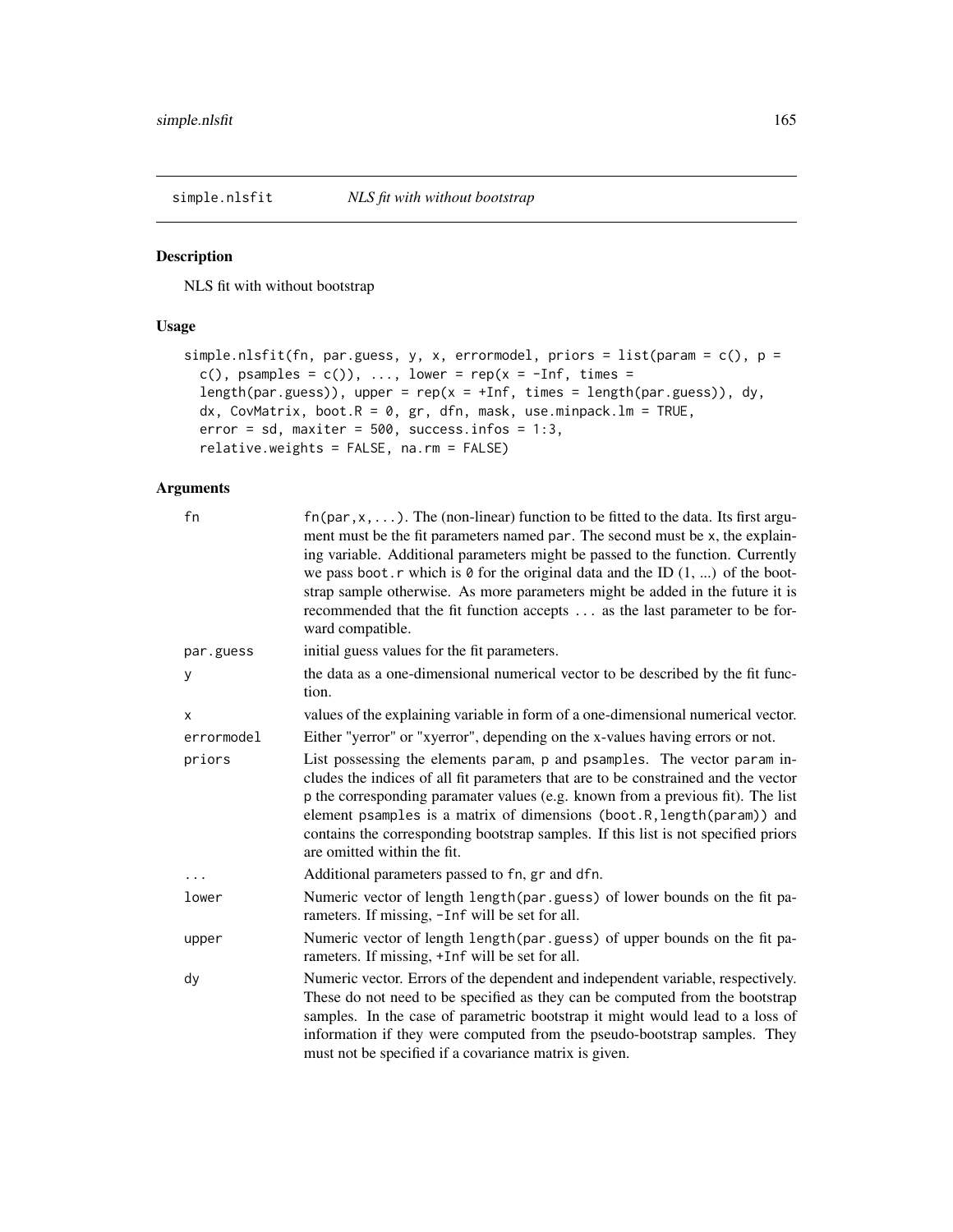## simple.nlsfit    *NLS fit with without bootstrap*

### Description

NLS fit with without bootstrap

### Usage

```
simple.nlsfit(fn, par.guess, y, x, errormodel, priors = list(param = c(), p =
  c(), psamples = c()), ..., lower = rep(x = -Inf, times =
  length(par.guess)), upper = rep(x = +Inf, times = length(par.guess)), dy,
  dx, CovMatrix, boot.R = 0, gr, dfn, mask, use.minpack.lm = TRUE,
  error = sd, maxiter = 500, success.infos = 1:3,
  relative.weights = FALSE, na.rm = FALSE)
```

### Arguments

| | |
|---|---|
| fn | `fn(par,x,...)`. The (non-linear) function to be fitted to the data. Its first argument must be the fit parameters named `par`. The second must be `x`, the explaining variable. Additional parameters might be passed to the function. Currently we pass `boot.r` which is `0` for the original data and the ID (1, ...) of the bootstrap sample otherwise. As more parameters might be added in the future it is recommended that the fit function accepts `...` as the last parameter to be forward compatible. |
| par.guess | initial guess values for the fit parameters. |
| y | the data as a one-dimensional numerical vector to be described by the fit function. |
| x | values of the explaining variable in form of a one-dimensional numerical vector. |
| errormodel | Either "yerror" or "xyerror", depending on the x-values having errors or not. |
| priors | List possessing the elements `param`, `p` and `psamples`. The vector `param` includes the indices of all fit parameters that are to be constrained and the vector `p` the corresponding paramater values (e.g. known from a previous fit). The list element `psamples` is a matrix of dimensions `(boot.R,length(param))` and contains the corresponding bootstrap samples. If this list is not specified priors are omitted within the fit. |
| ... | Additional parameters passed to `fn`, `gr` and `dfn`. |
| lower | Numeric vector of length `length(par.guess)` of lower bounds on the fit parameters. If missing, `-Inf` will be set for all. |
| upper | Numeric vector of length `length(par.guess)` of upper bounds on the fit parameters. If missing, `+Inf` will be set for all. |
| dy | Numeric vector. Errors of the dependent and independent variable, respectively. These do not need to be specified as they can be computed from the bootstrap samples. In the case of parametric bootstrap it might would lead to a loss of information if they were computed from the pseudo-bootstrap samples. They must not be specified if a covariance matrix is given. |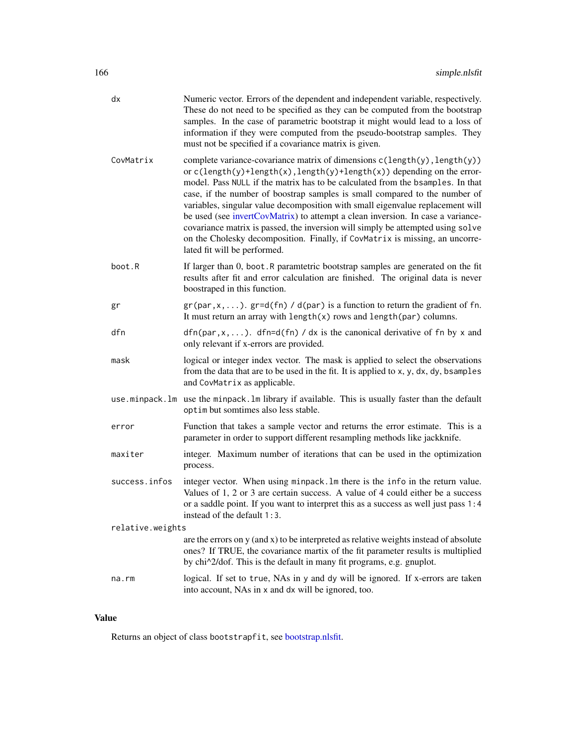dx Numeric vector. Errors of the dependent and independent variable, respectively. These do not need to be specified as they can be computed from the bootstrap samples. In the case of parametric bootstrap it might would lead to a loss of information if they were computed from the pseudo-bootstrap samples. They must not be specified if a covariance matrix is given.

CovMatrix complete variance-covariance matrix of dimensions `c(length(y),length(y))` or `c(length(y)+length(x),length(y)+length(x))` depending on the error-model. Pass `NULL` if the matrix has to be calculated from the `bsamples`. In that case, if the number of boostrap samples is small compared to the number of variables, singular value decomposition with small eigenvalue replacement will be used (see invertCovMatrix) to attempt a clean inversion. In case a variance-covariance matrix is passed, the inversion will simply be attempted using `solve` on the Cholesky decomposition. Finally, if `CovMatrix` is missing, an uncorrelated fit will be performed.

boot.R If larger than 0, `boot.R` paramtetric bootstrap samples are generated on the fit results after fit and error calculation are finished. The original data is never boostraped in this function.

gr `gr(par,x,...)`. `gr=d(fn) / d(par)` is a function to return the gradient of `fn`. It must return an array with `length(x)` rows and `length(par)` columns.

dfn `dfn(par,x,...)`. `dfn=d(fn) / dx` is the canonical derivative of `fn` by `x` and only relevant if x-errors are provided.

mask logical or integer index vector. The mask is applied to select the observations from the data that are to be used in the fit. It is applied to `x`, `y`, `dx`, `dy`, `bsamples` and `CovMatrix` as applicable.

use.minpack.lm use the `minpack.lm` library if available. This is usually faster than the default `optim` but somtimes also less stable.

error Function that takes a sample vector and returns the error estimate. This is a parameter in order to support different resampling methods like jackknife.

maxiter integer. Maximum number of iterations that can be used in the optimization process.

success.infos integer vector. When using `minpack.lm` there is the `info` in the return value. Values of 1, 2 or 3 are certain success. A value of 4 could either be a success or a saddle point. If you want to interpret this as a success as well just pass `1:4` instead of the default `1:3`.

relative.weights are the errors on y (and x) to be interpreted as relative weights instead of absolute ones? If TRUE, the covariance martix of the fit parameter results is multiplied by chi^2/dof. This is the default in many fit programs, e.g. gnuplot.

na.rm logical. If set to `true`, NAs in `y` and `dy` will be ignored. If x-errors are taken into account, NAs in `x` and `dx` will be ignored, too.

## Value

Returns an object of class `bootstrapfit`, see bootstrap.nlsfit.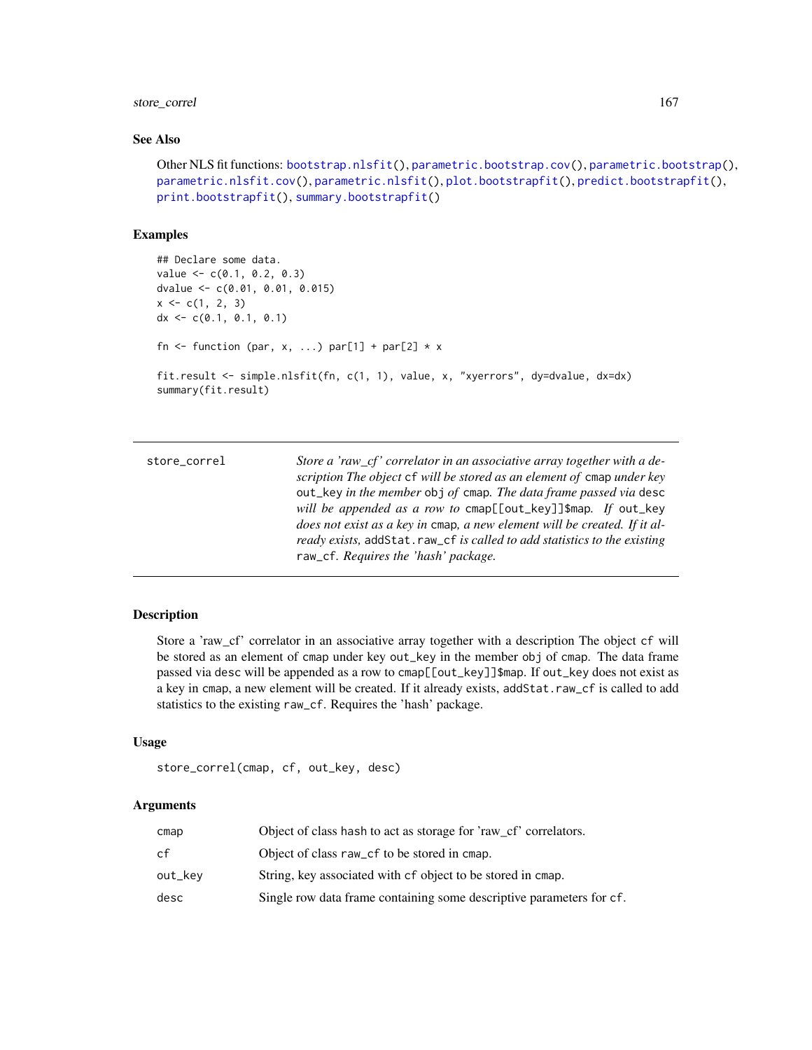## See Also

Other NLS fit functions: `bootstrap.nlsfit()`, `parametric.bootstrap.cov()`, `parametric.bootstrap()`, `parametric.nlsfit.cov()`, `parametric.nlsfit()`, `plot.bootstrapfit()`, `predict.bootstrapfit()`, `print.bootstrapfit()`, `summary.bootstrapfit()`

## Examples

```
## Declare some data.
value <- c(0.1, 0.2, 0.3)
dvalue <- c(0.01, 0.01, 0.015)
x <- c(1, 2, 3)
dx <- c(0.1, 0.1, 0.1)

fn <- function (par, x, ...) par[1] + par[2] * x

fit.result <- simple.nlsfit(fn, c(1, 1), value, x, "xyerrors", dy=dvalue, dx=dx)
summary(fit.result)
```

---

# store_correl

*Store a 'raw_cf' correlator in an associative array together with a description The object `cf` will be stored as an element of `cmap` under key `out_key` in the member `obj` of `cmap`. The data frame passed via `desc` will be appended as a row to `cmap[[out_key]]$map`. If `out_key` does not exist as a key in `cmap`, a new element will be created. If it already exists, `addStat.raw_cf` is called to add statistics to the existing `raw_cf`. Requires the 'hash' package.*

---

## Description

Store a 'raw_cf' correlator in an associative array together with a description The object `cf` will be stored as an element of `cmap` under key `out_key` in the member `obj` of `cmap`. The data frame passed via `desc` will be appended as a row to `cmap[[out_key]]$map`. If `out_key` does not exist as a key in `cmap`, a new element will be created. If it already exists, `addStat.raw_cf` is called to add statistics to the existing `raw_cf`. Requires the 'hash' package.

## Usage

```
store_correl(cmap, cf, out_key, desc)
```

## Arguments

| | |
|---|---|
| `cmap` | Object of class `hash` to act as storage for 'raw_cf' correlators. |
| `cf` | Object of class `raw_cf` to be stored in `cmap`. |
| `out_key` | String, key associated with `cf` object to be stored in `cmap`. |
| `desc` | Single row data frame containing some descriptive parameters for `cf`. |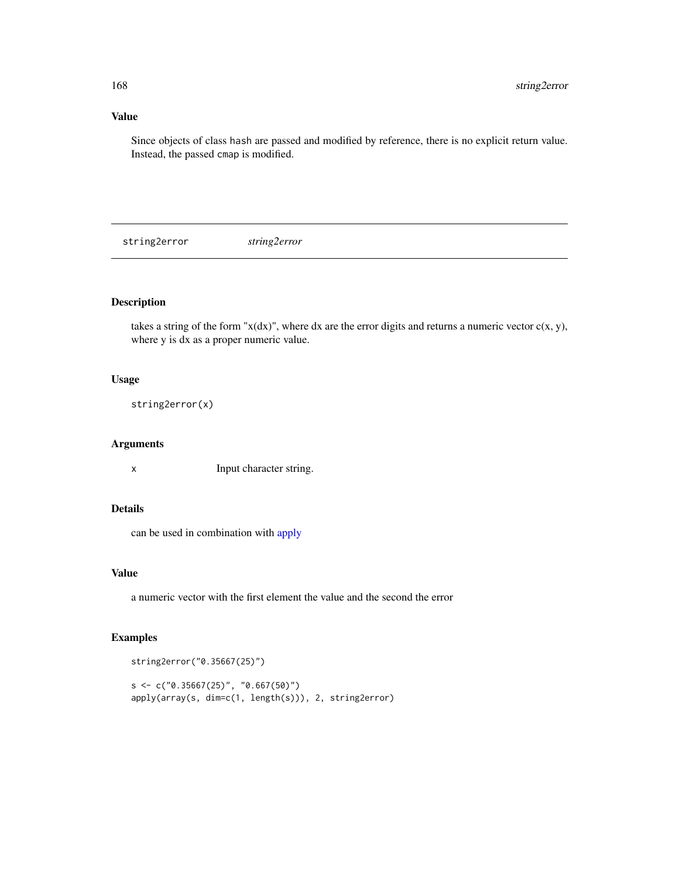## Value

Since objects of class `hash` are passed and modified by reference, there is no explicit return value. Instead, the passed `cmap` is modified.

---

# string2error *string2error*

---

## Description

takes a string of the form "x(dx)", where dx are the error digits and returns a numeric vector c(x, y), where y is dx as a proper numeric value.

## Usage

```
string2error(x)
```

## Arguments

| | |
|---|---|
| x | Input character string. |

## Details

can be used in combination with apply

## Value

a numeric vector with the first element the value and the second the error

## Examples

```
string2error("0.35667(25)")

s <- c("0.35667(25)", "0.667(50)")
apply(array(s, dim=c(1, length(s))), 2, string2error)
```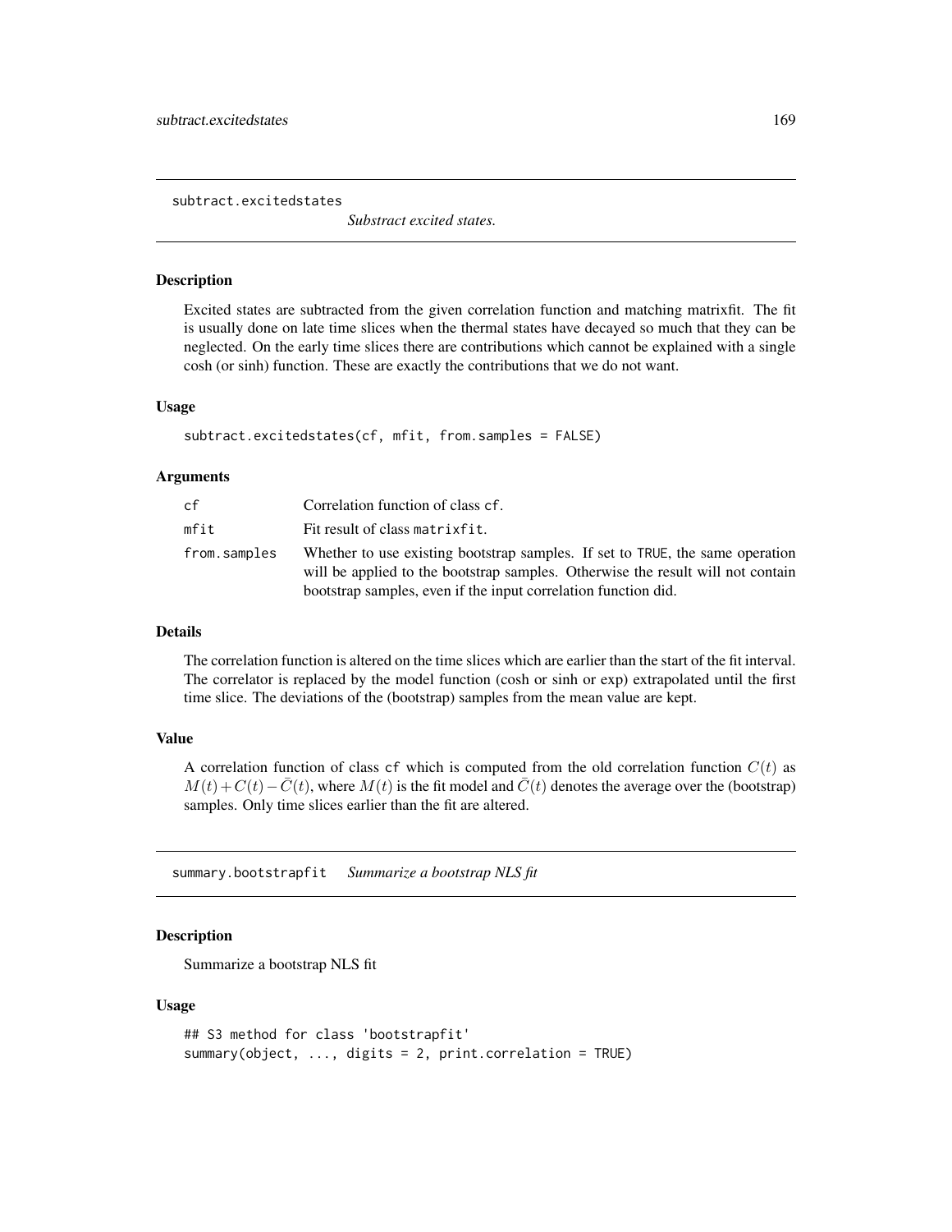## subtract.excitedstates

*Substract excited states.*

### Description

Excited states are subtracted from the given correlation function and matching matrixfit. The fit is usually done on late time slices when the thermal states have decayed so much that they can be neglected. On the early time slices there are contributions which cannot be explained with a single cosh (or sinh) function. These are exactly the contributions that we do not want.

### Usage

```
subtract.excitedstates(cf, mfit, from.samples = FALSE)
```

### Arguments

| | |
|---|---|
| cf | Correlation function of class cf. |
| mfit | Fit result of class matrixfit. |
| from.samples | Whether to use existing bootstrap samples. If set to TRUE, the same operation will be applied to the bootstrap samples. Otherwise the result will not contain bootstrap samples, even if the input correlation function did. |

### Details

The correlation function is altered on the time slices which are earlier than the start of the fit interval. The correlator is replaced by the model function (cosh or sinh or exp) extrapolated until the first time slice. The deviations of the (bootstrap) samples from the mean value are kept.

### Value

A correlation function of class cf which is computed from the old correlation function $C(t)$ as $M(t) + C(t) - \bar{C}(t)$, where $M(t)$ is the fit model and $\bar{C}(t)$ denotes the average over the (bootstrap) samples. Only time slices earlier than the fit are altered.

## summary.bootstrapfit

*Summarize a bootstrap NLS fit*

### Description

Summarize a bootstrap NLS fit

### Usage

```
## S3 method for class 'bootstrapfit'
summary(object, ..., digits = 2, print.correlation = TRUE)
```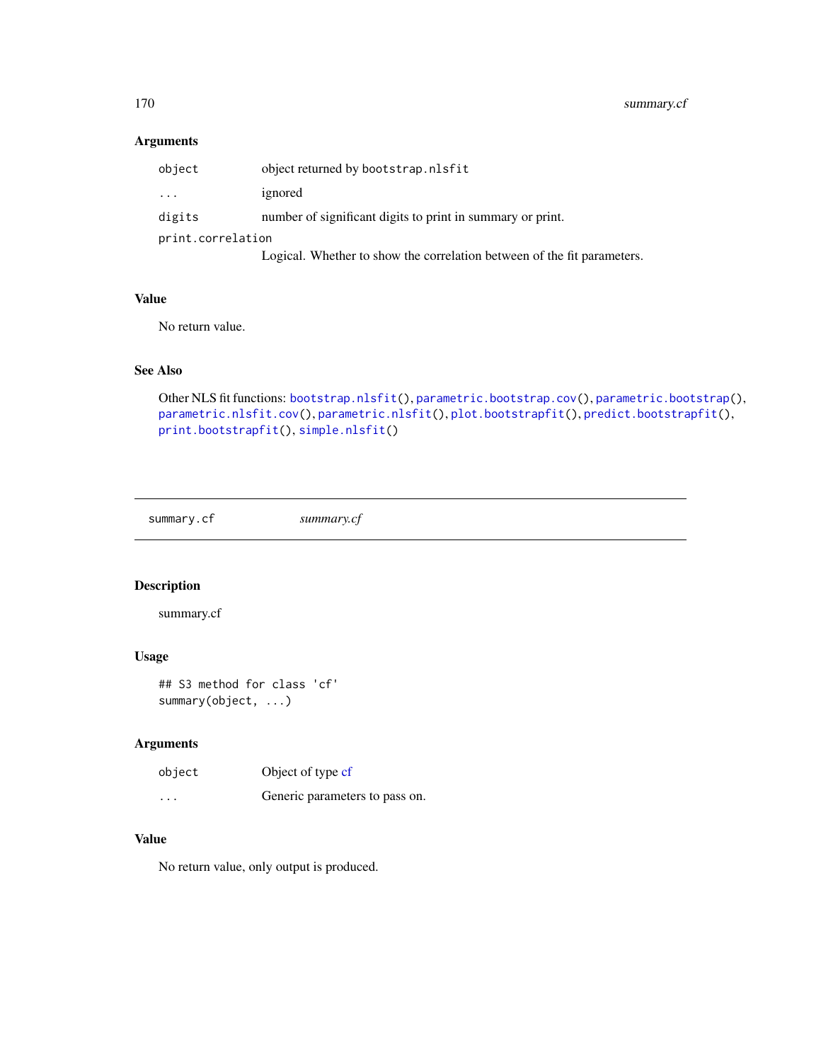### Arguments

| | |
|---|---|
| `object` | object returned by `bootstrap.nlsfit` |
| `...` | ignored |
| `digits` | number of significant digits to print in summary or print. |
| `print.correlation` | Logical. Whether to show the correlation between of the fit parameters. |

### Value

No return value.

### See Also

Other NLS fit functions: `bootstrap.nlsfit()`, `parametric.bootstrap.cov()`, `parametric.bootstrap()`, `parametric.nlsfit.cov()`, `parametric.nlsfit()`, `plot.bootstrapfit()`, `predict.bootstrapfit()`, `print.bootstrapfit()`, `simple.nlsfit()`

---

## summary.cf &nbsp;&nbsp;&nbsp;&nbsp; *summary.cf*

---

### Description

summary.cf

### Usage

```
## S3 method for class 'cf'
summary(object, ...)
```

### Arguments

| | |
|---|---|
| `object` | Object of type cf |
| `...` | Generic parameters to pass on. |

### Value

No return value, only output is produced.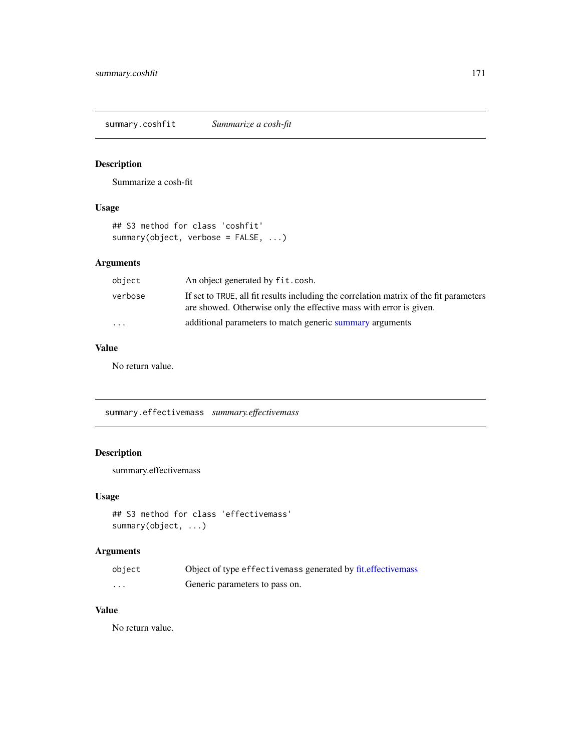## summary.coshfit *Summarize a cosh-fit*

### Description

Summarize a cosh-fit

### Usage

```
## S3 method for class 'coshfit'
summary(object, verbose = FALSE, ...)
```

### Arguments

| | |
|---|---|
| `object` | An object generated by `fit.cosh`. |
| `verbose` | If set to `TRUE`, all fit results including the correlation matrix of the fit parameters are showed. Otherwise only the effective mass with error is given. |
| `...` | additional parameters to match generic summary arguments |

### Value

No return value.

## summary.effectivemass *summary.effectivemass*

### Description

summary.effectivemass

### Usage

```
## S3 method for class 'effectivemass'
summary(object, ...)
```

### Arguments

| | |
|---|---|
| `object` | Object of type `effectivemass` generated by fit.effectivemass |
| `...` | Generic parameters to pass on. |

### Value

No return value.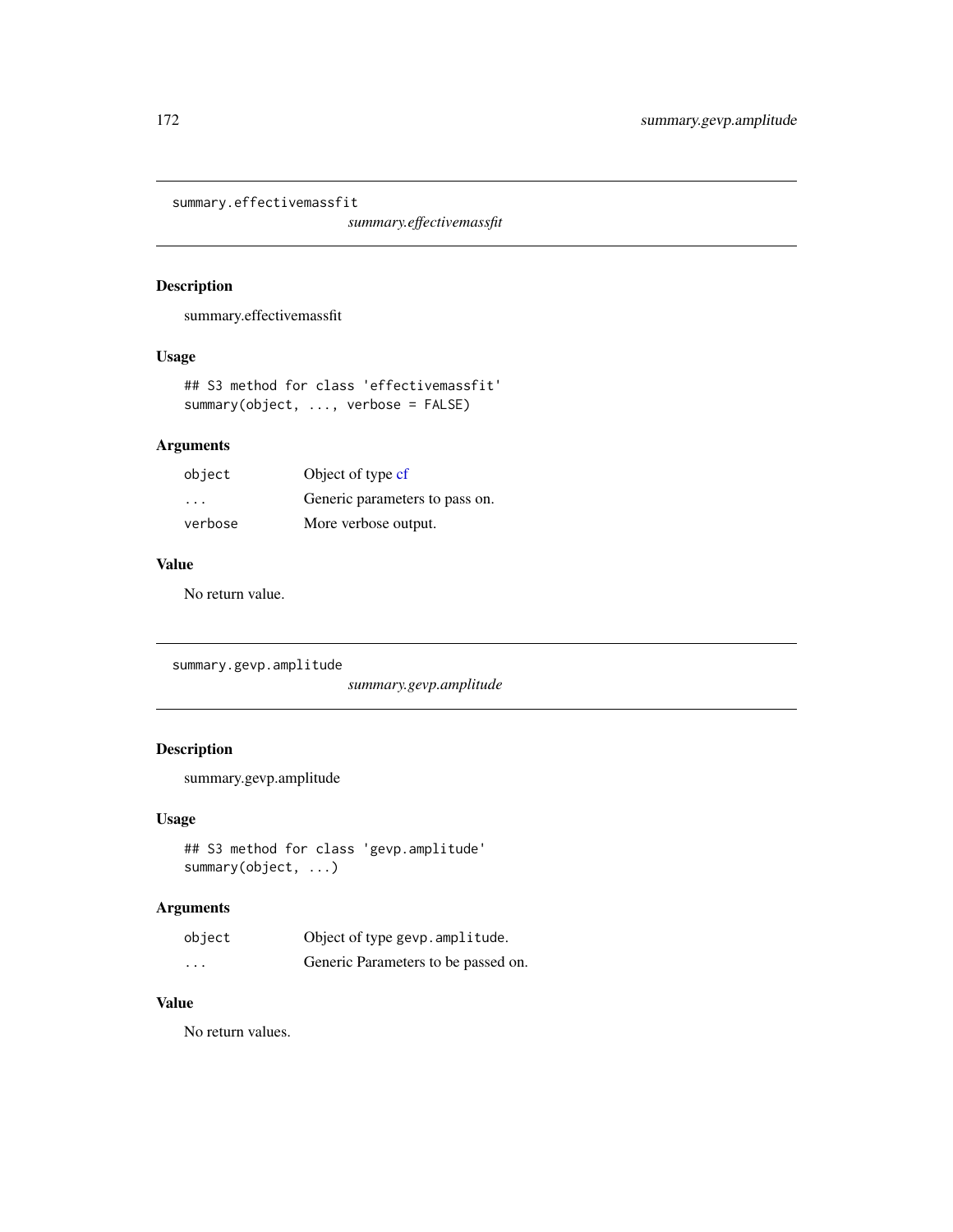## summary.effectivemassfit

*summary.effectivemassfit*

### Description

summary.effectivemassfit

### Usage

```
## S3 method for class 'effectivemassfit'
summary(object, ..., verbose = FALSE)
```

### Arguments

| | |
|---|---|
| `object` | Object of type cf |
| `...` | Generic parameters to pass on. |
| `verbose` | More verbose output. |

### Value

No return value.

## summary.gevp.amplitude

*summary.gevp.amplitude*

### Description

summary.gevp.amplitude

### Usage

```
## S3 method for class 'gevp.amplitude'
summary(object, ...)
```

### Arguments

| | |
|---|---|
| `object` | Object of type `gevp.amplitude`. |
| `...` | Generic Parameters to be passed on. |

### Value

No return values.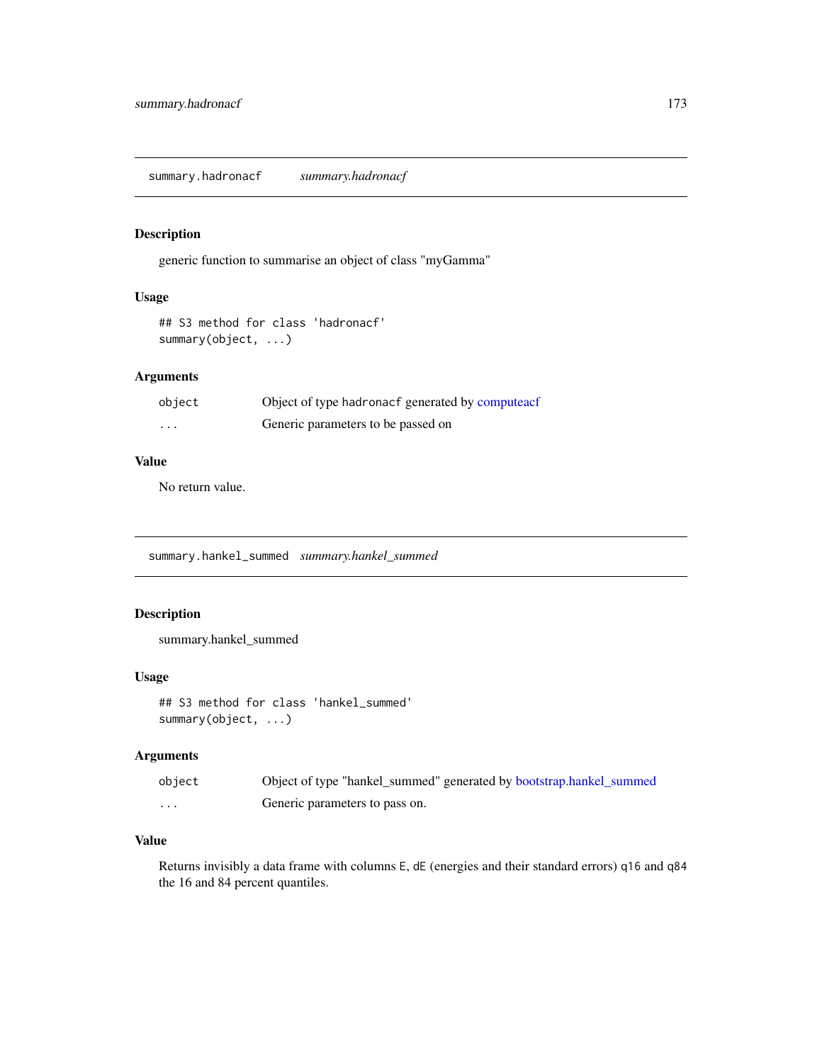## summary.hadronacf *summary.hadronacf*

### Description

generic function to summarise an object of class "myGamma"

### Usage

```
## S3 method for class 'hadronacf'
summary(object, ...)
```

### Arguments

| | |
|---|---|
| object | Object of type hadronacf generated by computeacf |
| ... | Generic parameters to be passed on |

### Value

No return value.

## summary.hankel_summed *summary.hankel_summed*

### Description

summary.hankel_summed

### Usage

```
## S3 method for class 'hankel_summed'
summary(object, ...)
```

### Arguments

| | |
|---|---|
| object | Object of type "hankel_summed" generated by bootstrap.hankel_summed |
| ... | Generic parameters to pass on. |

### Value

Returns invisibly a data frame with columns `E`, `dE` (energies and their standard errors) `q16` and `q84` the 16 and 84 percent quantiles.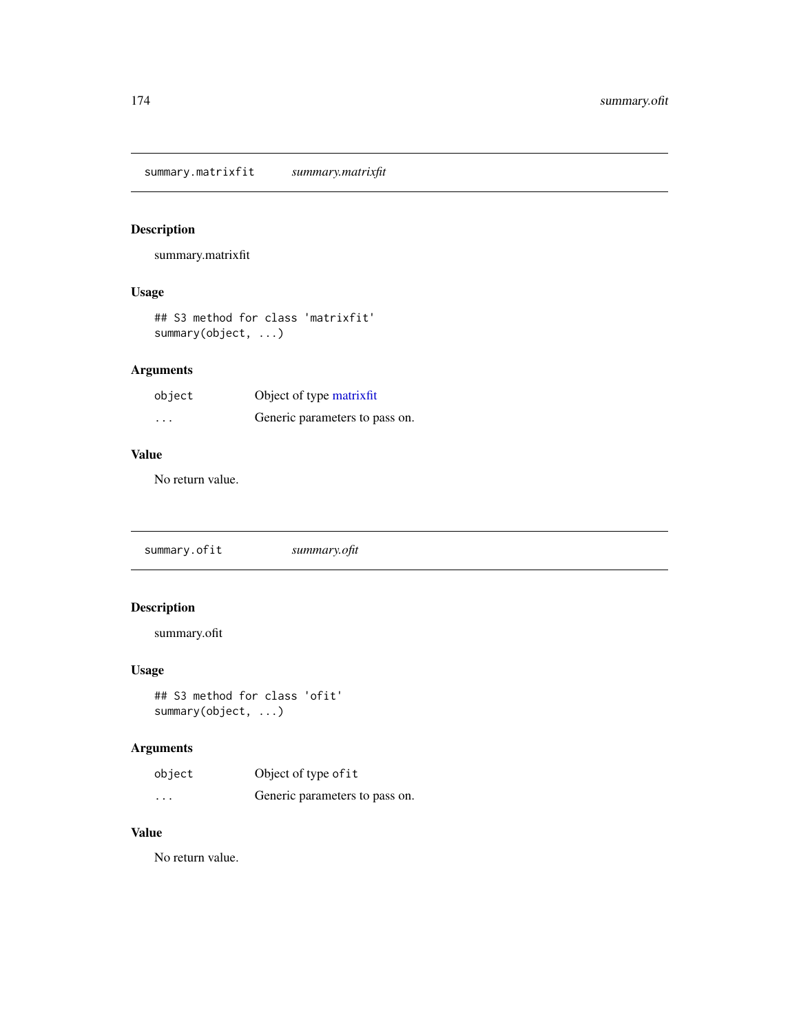## summary.matrixfit *summary.matrixfit*

### Description

summary.matrixfit

### Usage

```
## S3 method for class 'matrixfit'
summary(object, ...)
```

### Arguments

| | |
|---|---|
| `object` | Object of type matrixfit |
| `...` | Generic parameters to pass on. |

### Value

No return value.

## summary.ofit *summary.ofit*

### Description

summary.ofit

### Usage

```
## S3 method for class 'ofit'
summary(object, ...)
```

### Arguments

| | |
|---|---|
| `object` | Object of type `ofit` |
| `...` | Generic parameters to pass on. |

### Value

No return value.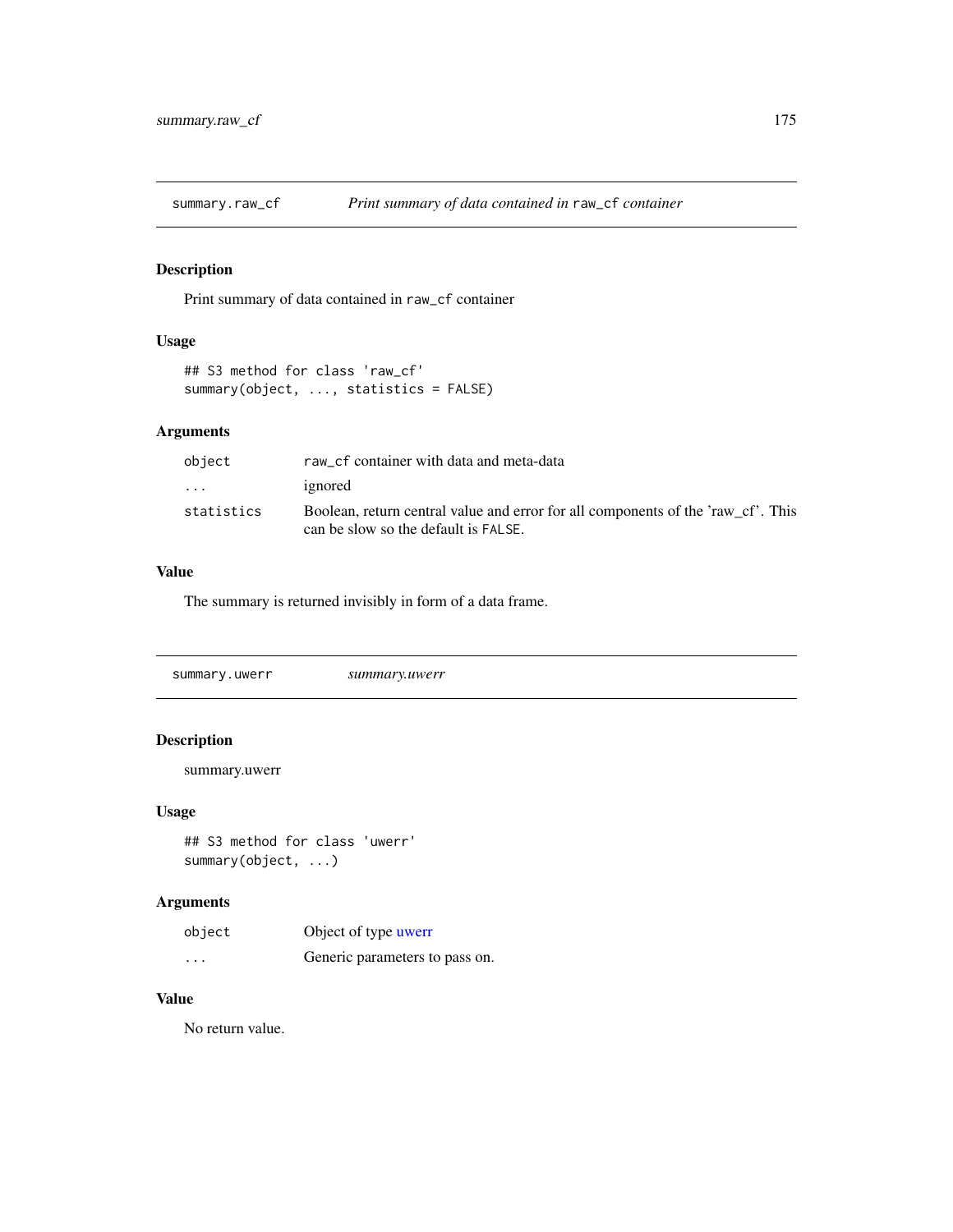## summary.raw_cf — *Print summary of data contained in* `raw_cf` *container*

### Description

Print summary of data contained in `raw_cf` container

### Usage

```
## S3 method for class 'raw_cf'
summary(object, ..., statistics = FALSE)
```

### Arguments

| | |
|---|---|
| `object` | `raw_cf` container with data and meta-data |
| `...` | ignored |
| `statistics` | Boolean, return central value and error for all components of the 'raw_cf'. This can be slow so the default is `FALSE`. |

### Value

The summary is returned invisibly in form of a data frame.

## summary.uwerr — *summary.uwerr*

### Description

summary.uwerr

### Usage

```
## S3 method for class 'uwerr'
summary(object, ...)
```

### Arguments

| | |
|---|---|
| `object` | Object of type uwerr |
| `...` | Generic parameters to pass on. |

### Value

No return value.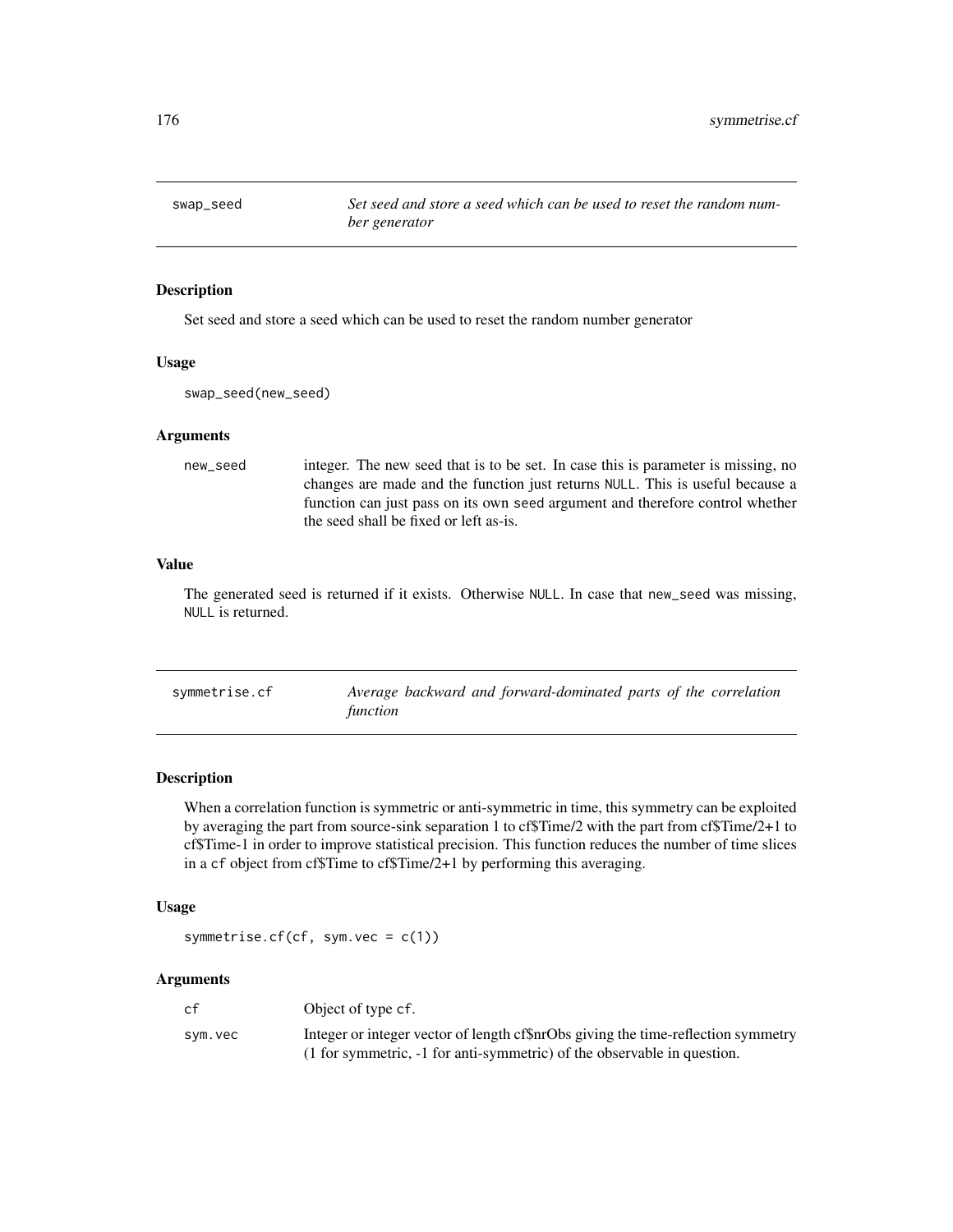## swap_seed — *Set seed and store a seed which can be used to reset the random number generator*

### Description

Set seed and store a seed which can be used to reset the random number generator

### Usage

```
swap_seed(new_seed)
```

### Arguments

| | |
|---|---|
| new_seed | integer. The new seed that is to be set. In case this is parameter is missing, no changes are made and the function just returns NULL. This is useful because a function can just pass on its own seed argument and therefore control whether the seed shall be fixed or left as-is. |

### Value

The generated seed is returned if it exists. Otherwise NULL. In case that new_seed was missing, NULL is returned.

## symmetrise.cf — *Average backward and forward-dominated parts of the correlation function*

### Description

When a correlation function is symmetric or anti-symmetric in time, this symmetry can be exploited by averaging the part from source-sink separation 1 to cf$Time/2 with the part from cf$Time/2+1 to cf$Time-1 in order to improve statistical precision. This function reduces the number of time slices in a cf object from cf$Time to cf$Time/2+1 by performing this averaging.

### Usage

```
symmetrise.cf(cf, sym.vec = c(1))
```

### Arguments

| | |
|---|---|
| cf | Object of type cf. |
| sym.vec | Integer or integer vector of length cf$nrObs giving the time-reflection symmetry (1 for symmetric, -1 for anti-symmetric) of the observable in question. |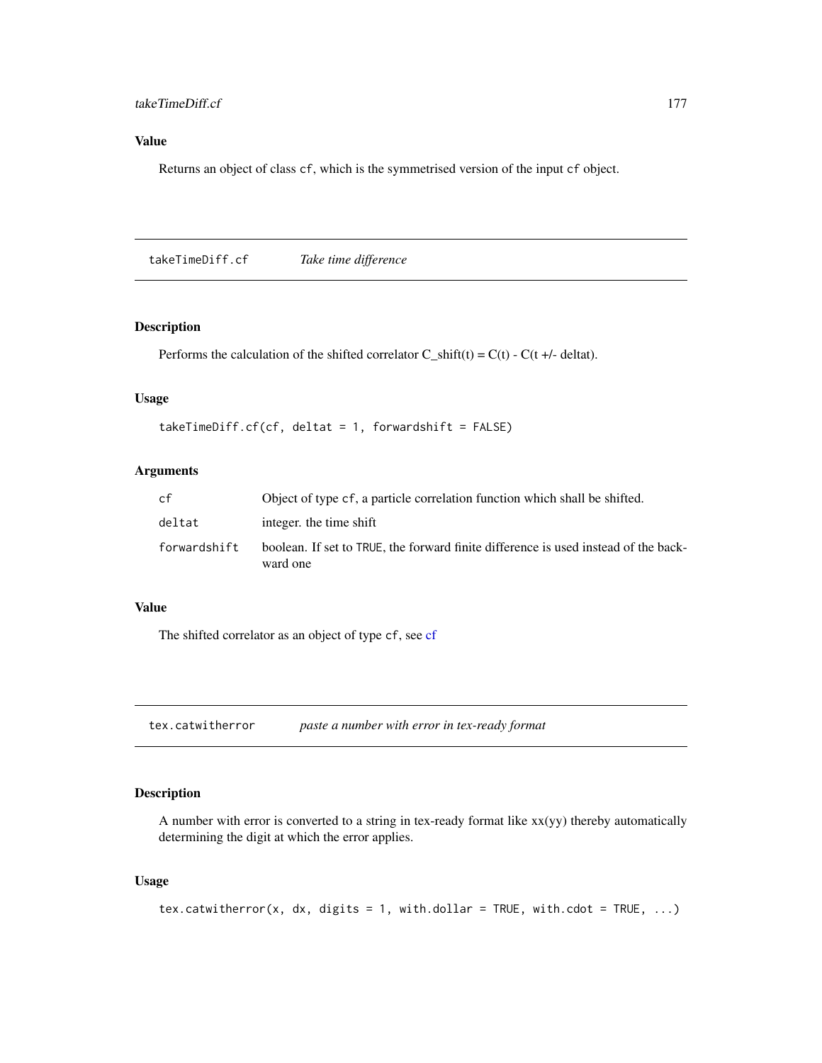### Value

Returns an object of class cf, which is the symmetrised version of the input cf object.

---

## takeTimeDiff.cf    *Take time difference*

### Description

Performs the calculation of the shifted correlator C_shift(t) = C(t) - C(t +/- deltat).

### Usage

```
takeTimeDiff.cf(cf, deltat = 1, forwardshift = FALSE)
```

### Arguments

| | |
|---|---|
| cf | Object of type cf, a particle correlation function which shall be shifted. |
| deltat | integer. the time shift |
| forwardshift | boolean. If set to TRUE, the forward finite difference is used instead of the backward one |

### Value

The shifted correlator as an object of type cf, see cf

---

## tex.catwitherror    *paste a number with error in tex-ready format*

### Description

A number with error is converted to a string in tex-ready format like xx(yy) thereby automatically determining the digit at which the error applies.

### Usage

```
tex.catwitherror(x, dx, digits = 1, with.dollar = TRUE, with.cdot = TRUE, ...)
```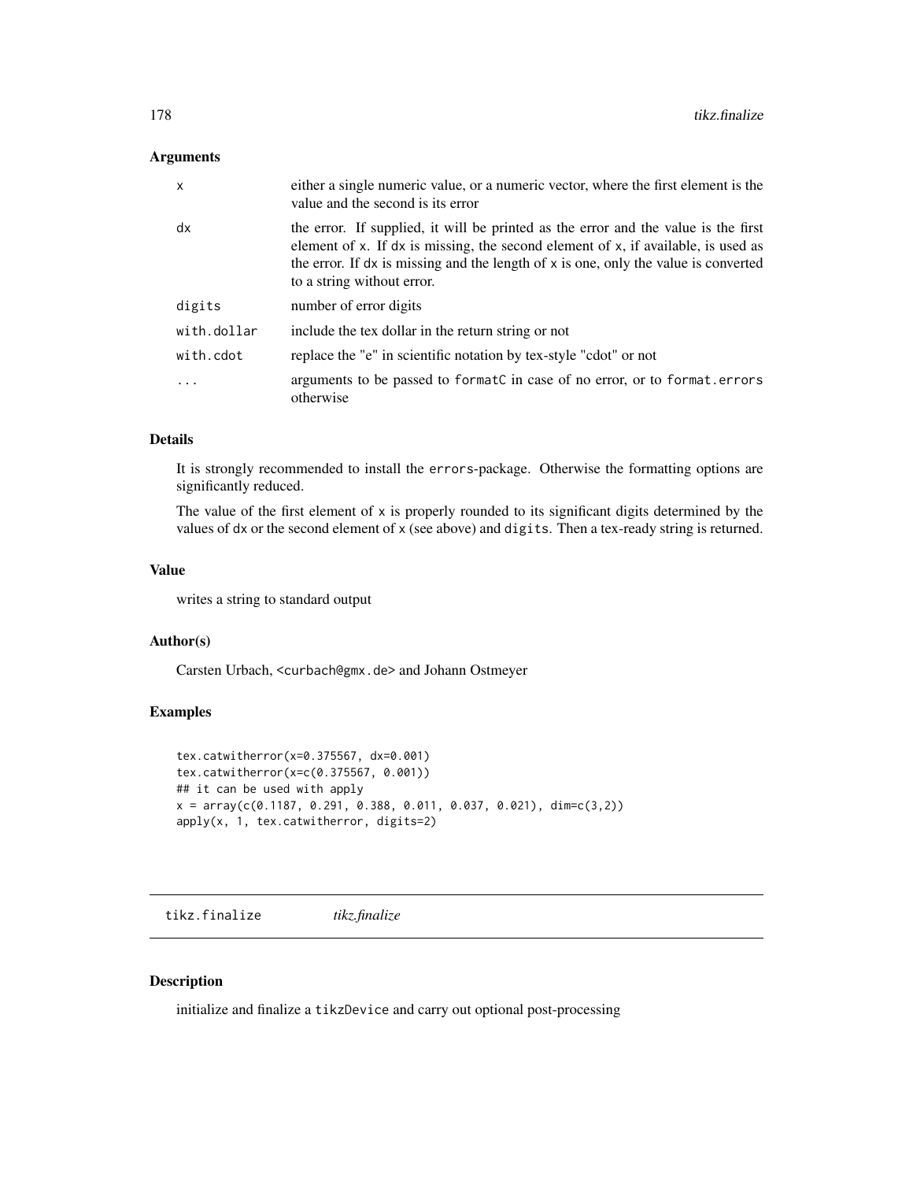### Arguments

| | |
|---|---|
| x | either a single numeric value, or a numeric vector, where the first element is the value and the second is its error |
| dx | the error. If supplied, it will be printed as the error and the value is the first element of x. If dx is missing, the second element of x, if available, is used as the error. If dx is missing and the length of x is one, only the value is converted to a string without error. |
| digits | number of error digits |
| with.dollar | include the tex dollar in the return string or not |
| with.cdot | replace the "e" in scientific notation by tex-style "cdot" or not |
| ... | arguments to be passed to formatC in case of no error, or to format.errors otherwise |

### Details

It is strongly recommended to install the errors-package. Otherwise the formatting options are significantly reduced.

The value of the first element of x is properly rounded to its significant digits determined by the values of dx or the second element of x (see above) and digits. Then a tex-ready string is returned.

### Value

writes a string to standard output

### Author(s)

Carsten Urbach, <curbach@gmx.de> and Johann Ostmeyer

### Examples

```
tex.catwitherror(x=0.375567, dx=0.001)
tex.catwitherror(x=c(0.375567, 0.001))
## it can be used with apply
x = array(c(0.1187, 0.291, 0.388, 0.011, 0.037, 0.021), dim=c(3,2))
apply(x, 1, tex.catwitherror, digits=2)
```

---

## tikz.finalize *tikz.finalize*

### Description

initialize and finalize a tikzDevice and carry out optional post-processing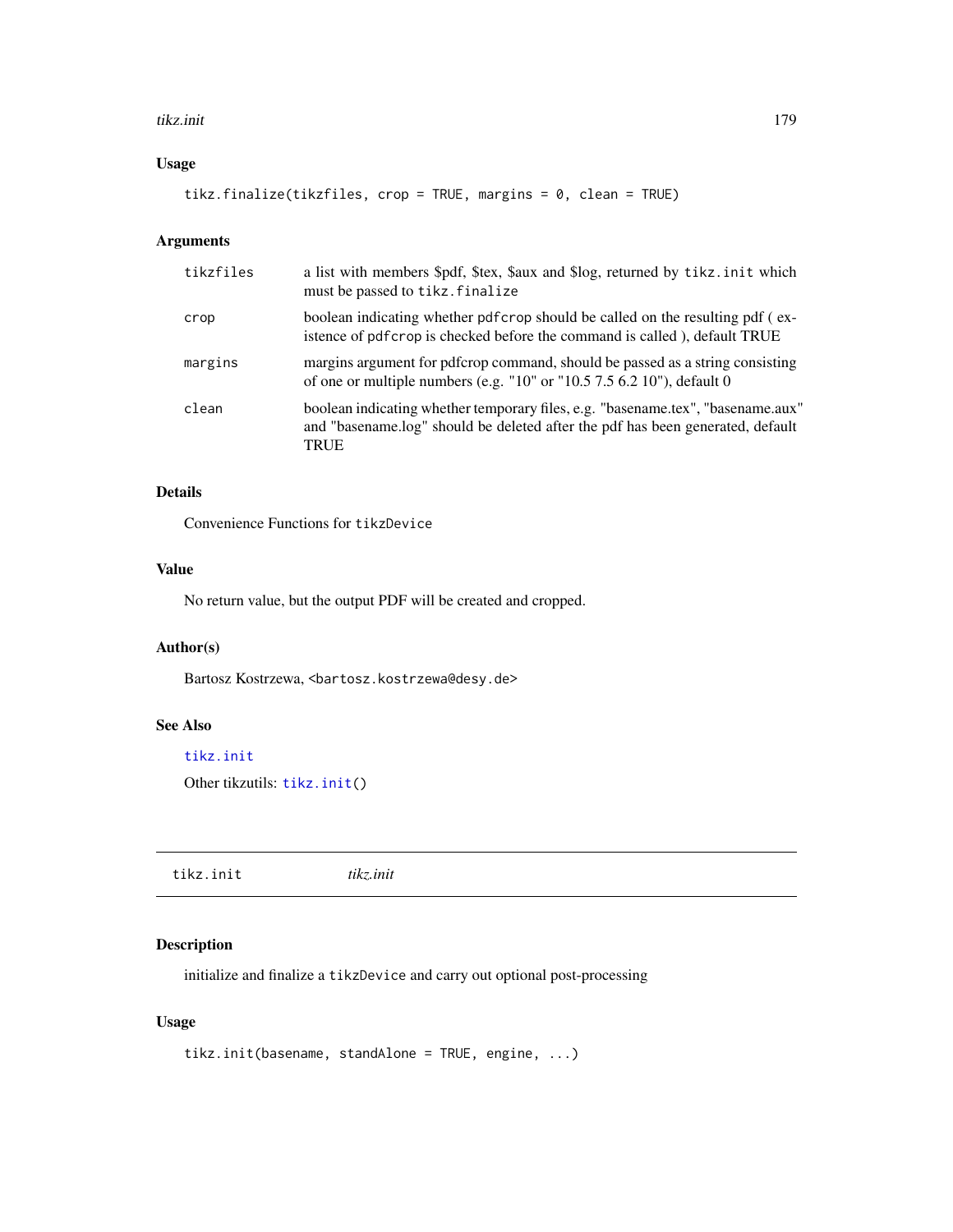## Usage

```
tikz.finalize(tikzfiles, crop = TRUE, margins = 0, clean = TRUE)
```

## Arguments

| | |
|---|---|
| tikzfiles | a list with members $pdf, $tex, $aux and $log, returned by `tikz.init` which must be passed to `tikz.finalize` |
| crop | boolean indicating whether `pdfcrop` should be called on the resulting pdf ( existence of `pdfcrop` is checked before the command is called ), default TRUE |
| margins | margins argument for pdfcrop command, should be passed as a string consisting of one or multiple numbers (e.g. "10" or "10.5 7.5 6.2 10"), default 0 |
| clean | boolean indicating whether temporary files, e.g. "basename.tex", "basename.aux" and "basename.log" should be deleted after the pdf has been generated, default TRUE |

## Details

Convenience Functions for `tikzDevice`

## Value

No return value, but the output PDF will be created and cropped.

## Author(s)

Bartosz Kostrzewa, <bartosz.kostrzewa@desy.de>

## See Also

`tikz.init`

Other tikzutils: `tikz.init()`

---

# tikz.init *tikz.init*

## Description

initialize and finalize a `tikzDevice` and carry out optional post-processing

## Usage

```
tikz.init(basename, standAlone = TRUE, engine, ...)
```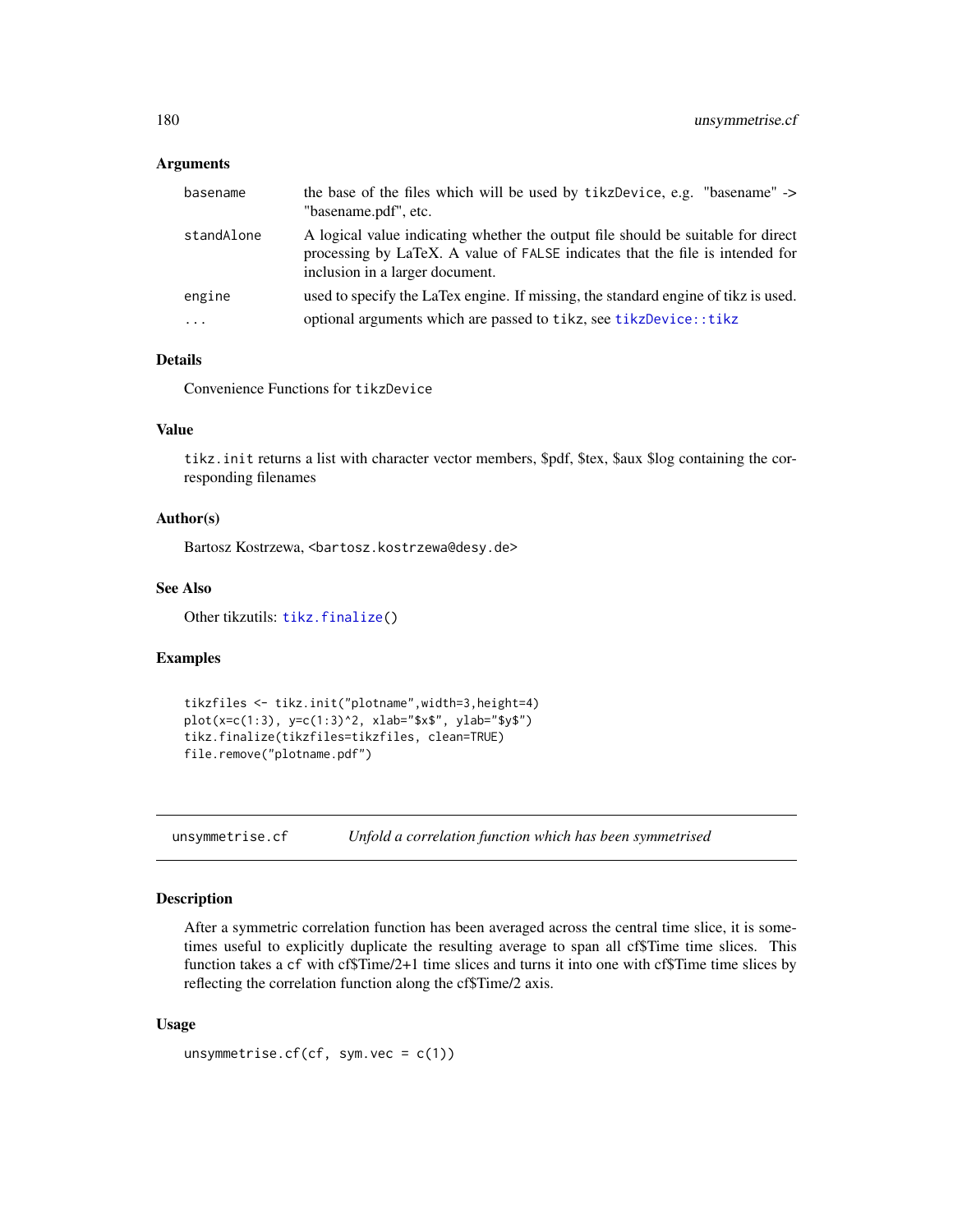### Arguments

| | |
|---|---|
| basename | the base of the files which will be used by tikzDevice, e.g. "basename" -> "basename.pdf", etc. |
| standAlone | A logical value indicating whether the output file should be suitable for direct processing by LaTeX. A value of FALSE indicates that the file is intended for inclusion in a larger document. |
| engine | used to specify the LaTex engine. If missing, the standard engine of tikz is used. |
| ... | optional arguments which are passed to tikz, see tikzDevice::tikz |

### Details

Convenience Functions for tikzDevice

### Value

tikz.init returns a list with character vector members, $pdf, $tex, $aux $log containing the corresponding filenames

### Author(s)

Bartosz Kostrzewa, <bartosz.kostrzewa@desy.de>

### See Also

Other tikzutils: tikz.finalize()

### Examples

```
tikzfiles <- tikz.init("plotname",width=3,height=4)
plot(x=c(1:3), y=c(1:3)^2, xlab="$x$", ylab="$y$")
tikz.finalize(tikzfiles=tikzfiles, clean=TRUE)
file.remove("plotname.pdf")
```

---

## unsymmetrise.cf *Unfold a correlation function which has been symmetrised*

### Description

After a symmetric correlation function has been averaged across the central time slice, it is sometimes useful to explicitly duplicate the resulting average to span all cf$Time time slices. This function takes a cf with cf$Time/2+1 time slices and turns it into one with cf$Time time slices by reflecting the correlation function along the cf$Time/2 axis.

### Usage

```
unsymmetrise.cf(cf, sym.vec = c(1))
```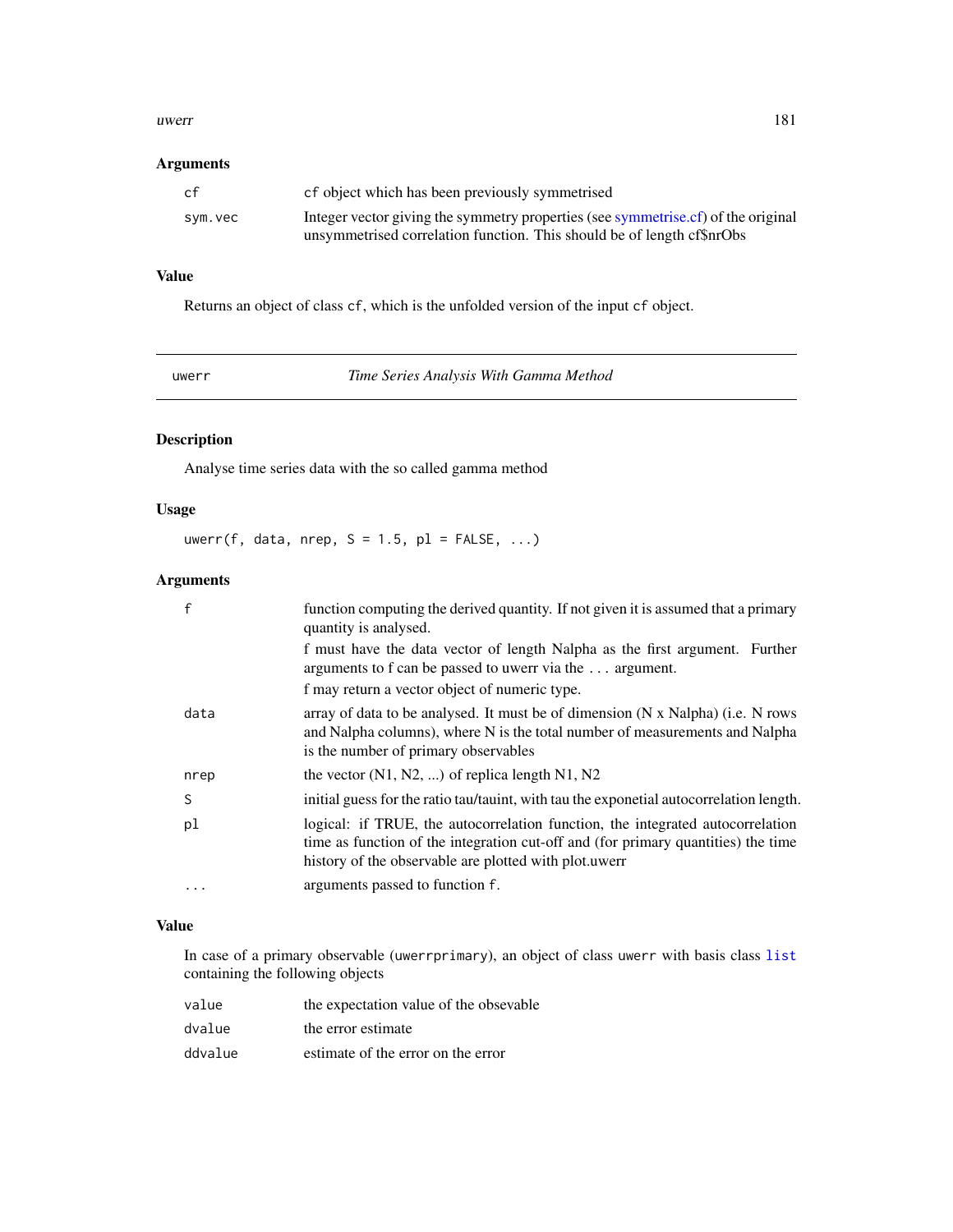## Arguments

| | |
|---|---|
| `cf` | `cf` object which has been previously symmetrised |
| `sym.vec` | Integer vector giving the symmetry properties (see symmetrise.cf) of the original unsymmetrised correlation function. This should be of length cf$nrObs |

## Value

Returns an object of class `cf`, which is the unfolded version of the input `cf` object.

---

# uwerr — *Time Series Analysis With Gamma Method*

## Description

Analyse time series data with the so called gamma method

## Usage

```
uwerr(f, data, nrep, S = 1.5, pl = FALSE, ...)
```

## Arguments

| | |
|---|---|
| `f` | function computing the derived quantity. If not given it is assumed that a primary quantity is analysed.<br>f must have the data vector of length Nalpha as the first argument. Further arguments to f can be passed to uwerr via the `...` argument.<br>f may return a vector object of numeric type. |
| `data` | array of data to be analysed. It must be of dimension (N x Nalpha) (i.e. N rows and Nalpha columns), where N is the total number of measurements and Nalpha is the number of primary observables |
| `nrep` | the vector (N1, N2, ...) of replica length N1, N2 |
| `S` | initial guess for the ratio tau/tauint, with tau the exponetial autocorrelation length. |
| `pl` | logical: if TRUE, the autocorrelation function, the integrated autocorrelation time as function of the integration cut-off and (for primary quantities) the time history of the observable are plotted with plot.uwerr |
| `...` | arguments passed to function `f`. |

## Value

In case of a primary observable (`uwerrprimary`), an object of class `uwerr` with basis class `list` containing the following objects

| | |
|---|---|
| `value` | the expectation value of the obsevable |
| `dvalue` | the error estimate |
| `ddvalue` | estimate of the error on the error |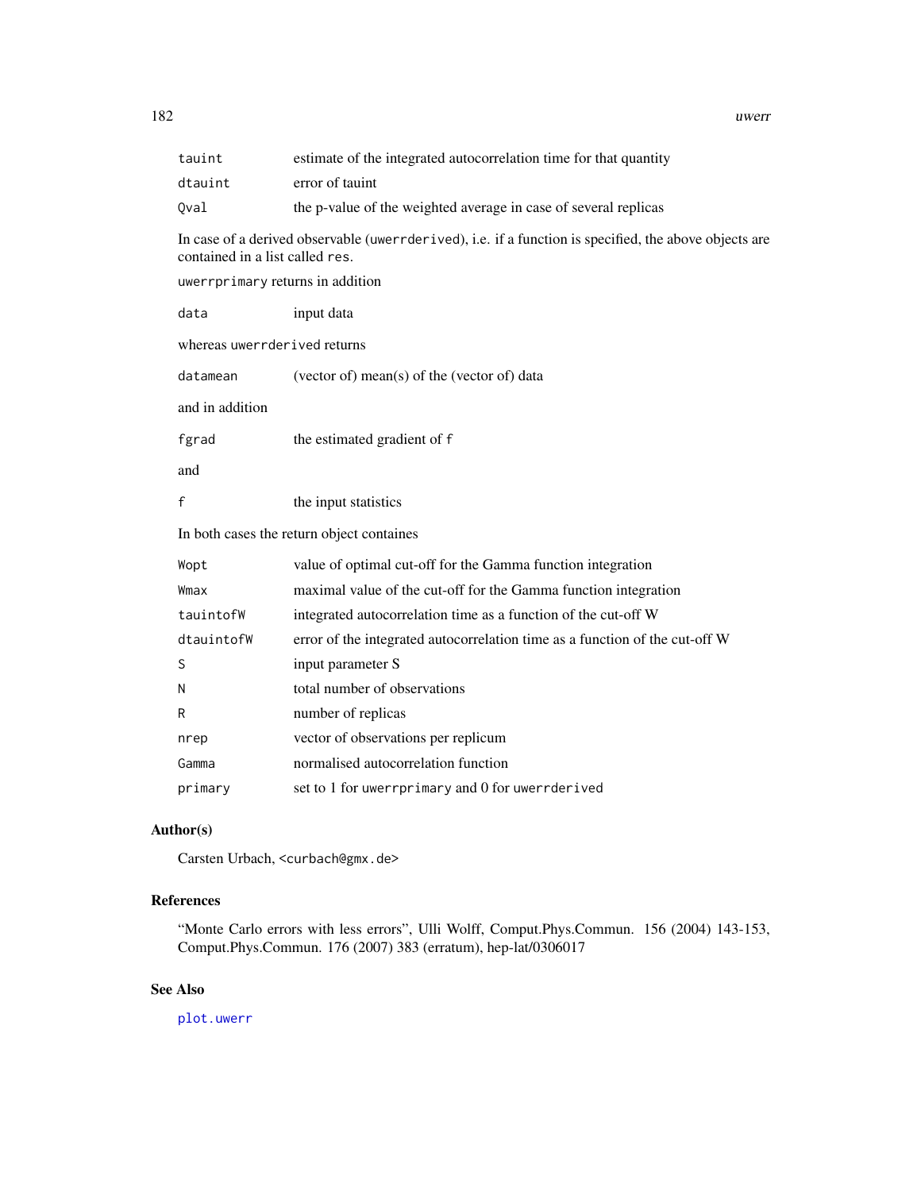| | |
|---|---|
| `tauint` | estimate of the integrated autocorrelation time for that quantity |
| `dtauint` | error of tauint |
| `Qval` | the p-value of the weighted average in case of several replicas |

In case of a derived observable (`uwerrderived`), i.e. if a function is specified, the above objects are contained in a list called `res`.

`uwerrprimary` returns in addition

| | |
|---|---|
| `data` | input data |

whereas `uwerrderived` returns

| | |
|---|---|
| `datamean` | (vector of) mean(s) of the (vector of) data |

and in addition

| | |
|---|---|
| `fgrad` | the estimated gradient of `f` |

and

| | |
|---|---|
| `f` | the input statistics |

In both cases the return object containes

| | |
|---|---|
| `Wopt` | value of optimal cut-off for the Gamma function integration |
| `Wmax` | maximal value of the cut-off for the Gamma function integration |
| `tauintofW` | integrated autocorrelation time as a function of the cut-off W |
| `dtauintofW` | error of the integrated autocorrelation time as a function of the cut-off W |
| `S` | input parameter S |
| `N` | total number of observations |
| `R` | number of replicas |
| `nrep` | vector of observations per replicum |
| `Gamma` | normalised autocorrelation function |
| `primary` | set to 1 for `uwerrprimary` and 0 for `uwerrderived` |

## Author(s)

Carsten Urbach, <curbach@gmx.de>

## References

"Monte Carlo errors with less errors", Ulli Wolff, Comput.Phys.Commun. 156 (2004) 143-153, Comput.Phys.Commun. 176 (2007) 383 (erratum), hep-lat/0306017

## See Also

`plot.uwerr`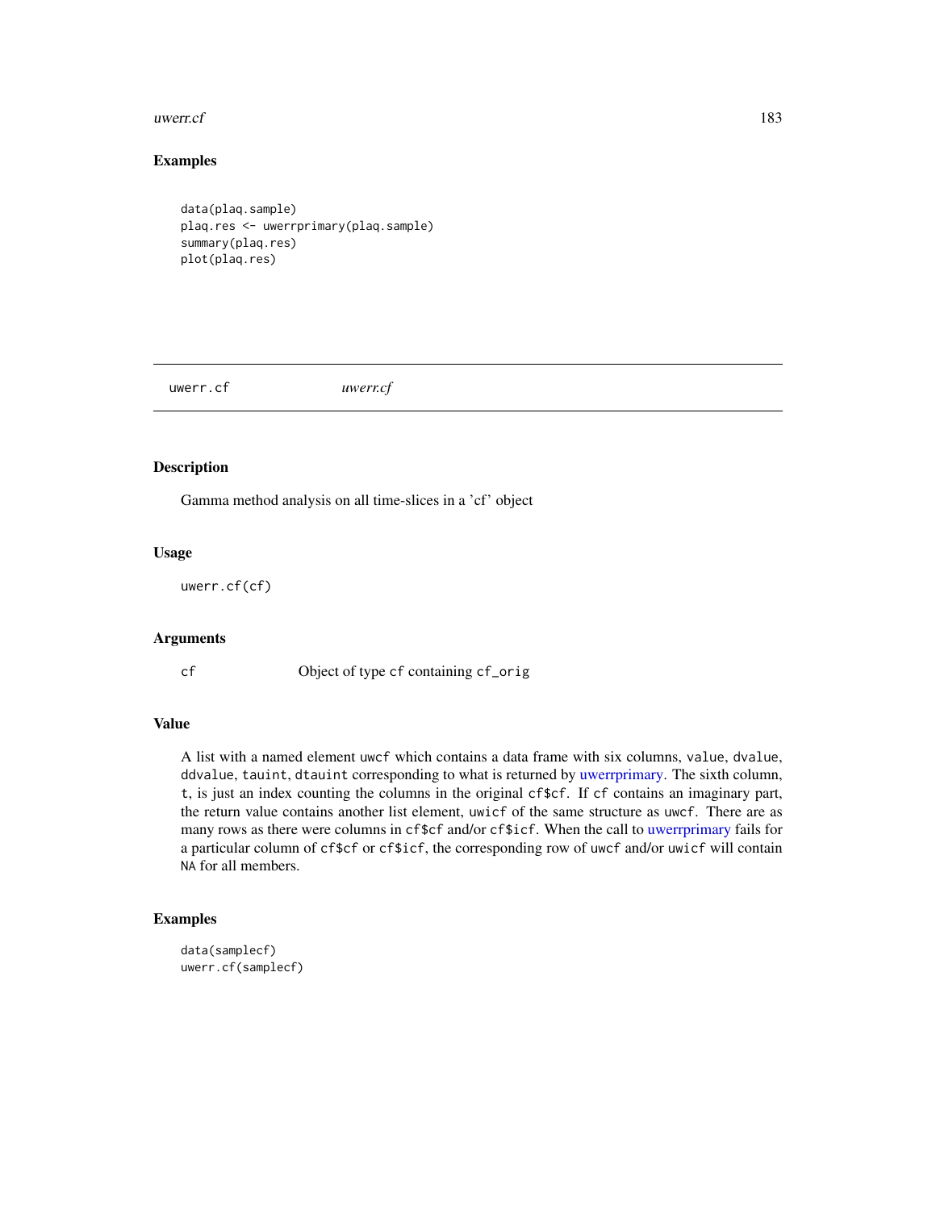## Examples

```
data(plaq.sample)
plaq.res <- uwerrprimary(plaq.sample)
summary(plaq.res)
plot(plaq.res)
```

---

uwerr.cf    *uwerr.cf*

---

## Description

Gamma method analysis on all time-slices in a 'cf' object

## Usage

```
uwerr.cf(cf)
```

## Arguments

`cf`    Object of type `cf` containing `cf_orig`

## Value

A list with a named element `uwcf` which contains a data frame with six columns, `value`, `dvalue`, `ddvalue`, `tauint`, `dtauint` corresponding to what is returned by uwerrprimary. The sixth column, `t`, is just an index counting the columns in the original `cf$cf`. If `cf` contains an imaginary part, the return value contains another list element, `uwicf` of the same structure as `uwcf`. There are as many rows as there were columns in `cf$cf` and/or `cf$icf`. When the call to uwerrprimary fails for a particular column of `cf$cf` or `cf$icf`, the corresponding row of `uwcf` and/or `uwicf` will contain `NA` for all members.

## Examples

```
data(samplecf)
uwerr.cf(samplecf)
```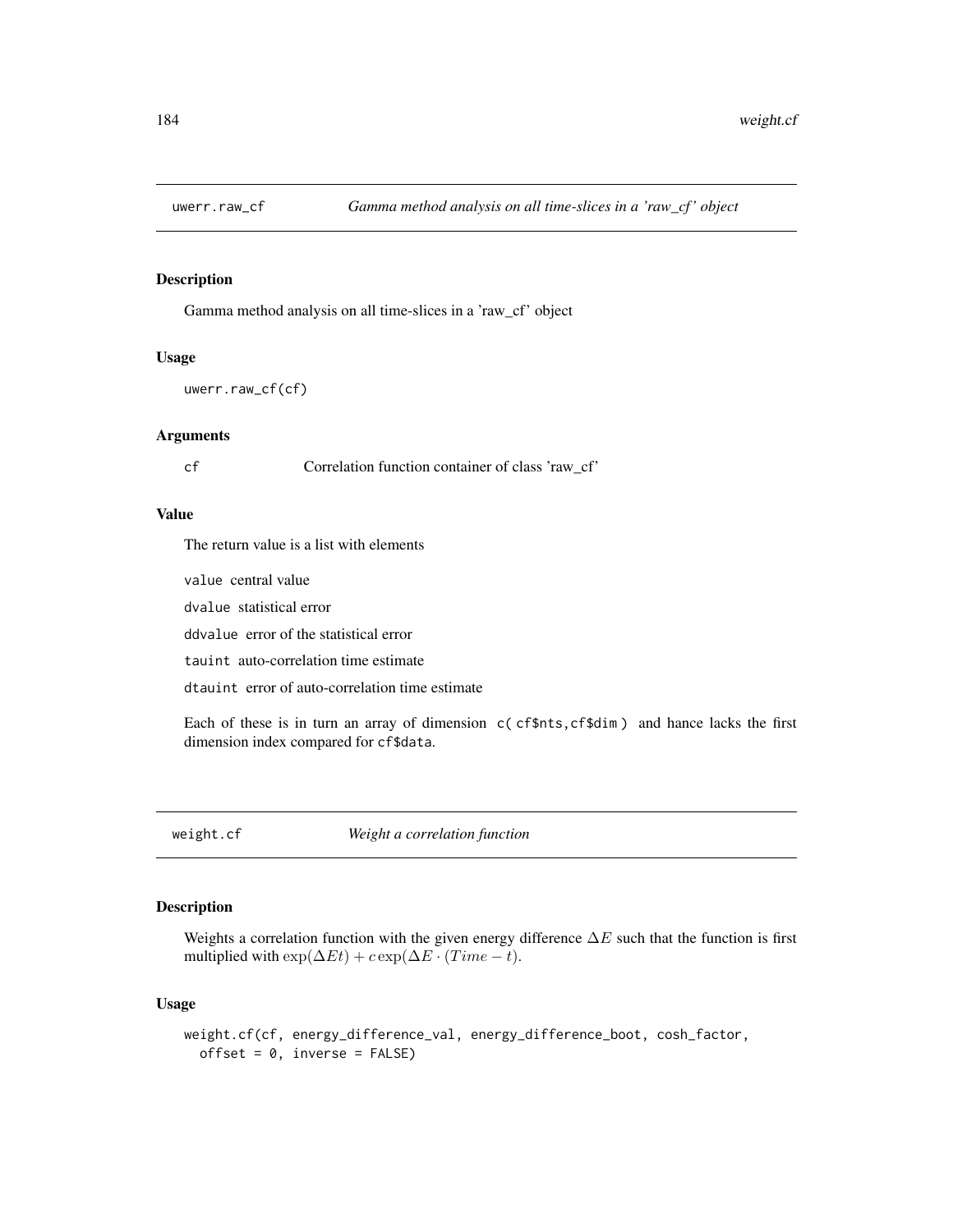## uwerr.raw_cf — *Gamma method analysis on all time-slices in a 'raw_cf' object*

### Description

Gamma method analysis on all time-slices in a 'raw_cf' object

### Usage

```
uwerr.raw_cf(cf)
```

### Arguments

| | |
|---|---|
| cf | Correlation function container of class 'raw_cf' |

### Value

The return value is a list with elements

`value` central value

`dvalue` statistical error

`ddvalue` error of the statistical error

`tauint` auto-correlation time estimate

`dtauint` error of auto-correlation time estimate

Each of these is in turn an array of dimension `c( cf$nts,cf$dim )` and hance lacks the first dimension index compared for `cf$data`.

## weight.cf — *Weight a correlation function*

### Description

Weights a correlation function with the given energy difference $\Delta E$ such that the function is first multiplied with $\exp(\Delta E t) + c\exp(\Delta E \cdot (Time - t)$.

### Usage

```
weight.cf(cf, energy_difference_val, energy_difference_boot, cosh_factor,
  offset = 0, inverse = FALSE)
```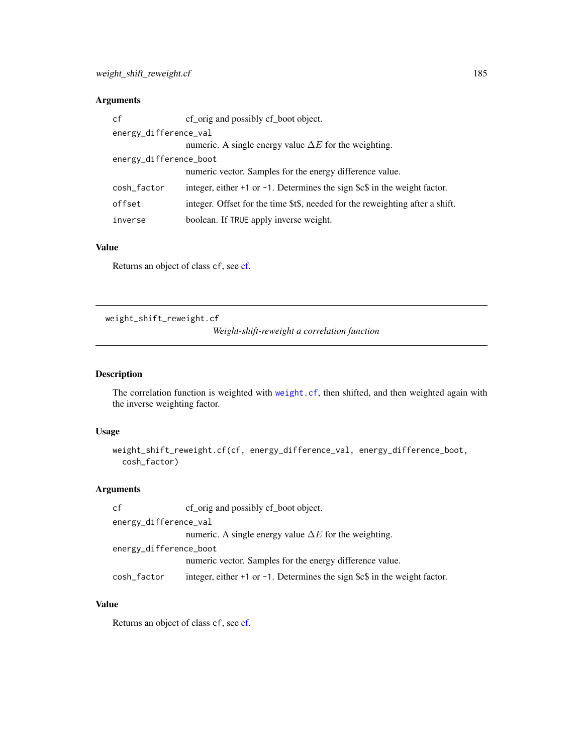### Arguments

| | |
|---|---|
| `cf` | cf_orig and possibly cf_boot object. |
| `energy_difference_val` | numeric. A single energy value $\Delta E$ for the weighting. |
| `energy_difference_boot` | numeric vector. Samples for the energy difference value. |
| `cosh_factor` | integer, either `+1` or `-1`. Determines the sign $c$ in the weight factor. |
| `offset` | integer. Offset for the time $t$, needed for the reweighting after a shift. |
| `inverse` | boolean. If `TRUE` apply inverse weight. |

### Value

Returns an object of class `cf`, see cf.

---

## weight_shift_reweight.cf

*Weight-shift-reweight a correlation function*

---

### Description

The correlation function is weighted with `weight.cf`, then shifted, and then weighted again with the inverse weighting factor.

### Usage

```
weight_shift_reweight.cf(cf, energy_difference_val, energy_difference_boot,
  cosh_factor)
```

### Arguments

| | |
|---|---|
| `cf` | cf_orig and possibly cf_boot object. |
| `energy_difference_val` | numeric. A single energy value $\Delta E$ for the weighting. |
| `energy_difference_boot` | numeric vector. Samples for the energy difference value. |
| `cosh_factor` | integer, either `+1` or `-1`. Determines the sign $c$ in the weight factor. |

### Value

Returns an object of class `cf`, see cf.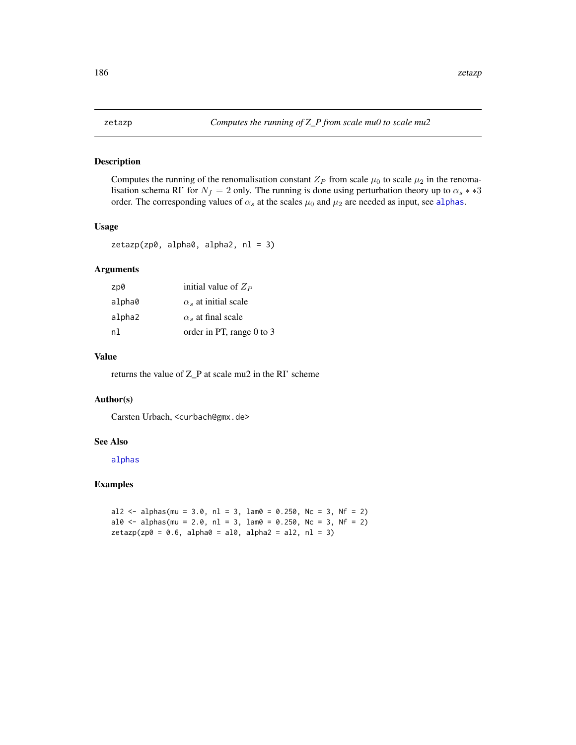# zetazp — *Computes the running of Z_P from scale mu0 to scale mu2*

## Description

Computes the running of the renomalisation constant $Z_P$ from scale $\mu_0$ to scale $\mu_2$ in the renomalisation schema RI' for $N_f = 2$ only. The running is done using perturbation theory up to $\alpha_s **3$ order. The corresponding values of $\alpha_s$ at the scales $\mu_0$ and $\mu_2$ are needed as input, see alphas.

## Usage

```
zetazp(zp0, alpha0, alpha2, nl = 3)
```

## Arguments

| | |
|---|---|
| zp0 | initial value of $Z_P$ |
| alpha0 | $\alpha_s$ at initial scale |
| alpha2 | $\alpha_s$ at final scale |
| nl | order in PT, range 0 to 3 |

## Value

returns the value of Z_P at scale mu2 in the RI' scheme

## Author(s)

Carsten Urbach, <curbach@gmx.de>

## See Also

alphas

## Examples

```
al2 <- alphas(mu = 3.0, nl = 3, lam0 = 0.250, Nc = 3, Nf = 2)
al0 <- alphas(mu = 2.0, nl = 3, lam0 = 0.250, Nc = 3, Nf = 2)
zetazp(zp0 = 0.6, alpha0 = al0, alpha2 = al2, nl = 3)
```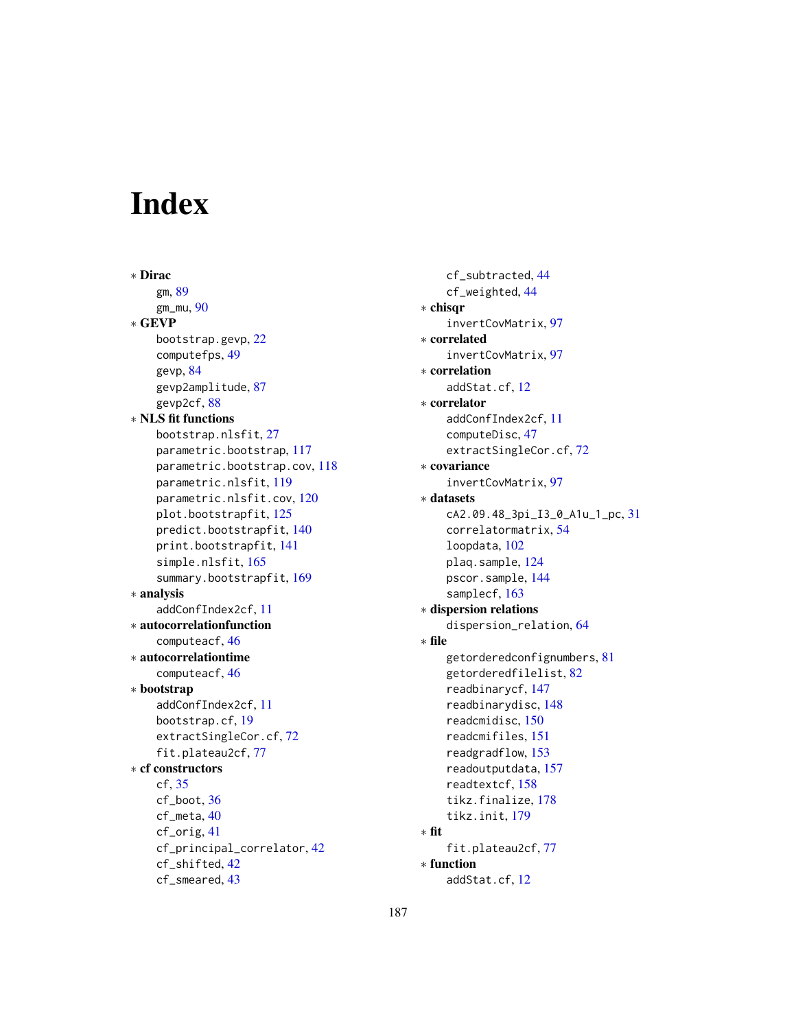# Index

∗ **Dirac**
  gm, 89
  gm_mu, 90
∗ **GEVP**
  bootstrap.gevp, 22
  computefps, 49
  gevp, 84
  gevp2amplitude, 87
  gevp2cf, 88
∗ **NLS fit functions**
  bootstrap.nlsfit, 27
  parametric.bootstrap, 117
  parametric.bootstrap.cov, 118
  parametric.nlsfit, 119
  parametric.nlsfit.cov, 120
  plot.bootstrapfit, 125
  predict.bootstrapfit, 140
  print.bootstrapfit, 141
  simple.nlsfit, 165
  summary.bootstrapfit, 169
∗ **analysis**
  addConfIndex2cf, 11
∗ **autocorrelationfunction**
  computeacf, 46
∗ **autocorrelationtime**
  computeacf, 46
∗ **bootstrap**
  addConfIndex2cf, 11
  bootstrap.cf, 19
  extractSingleCor.cf, 72
  fit.plateau2cf, 77
∗ **cf constructors**
  cf, 35
  cf_boot, 36
  cf_meta, 40
  cf_orig, 41
  cf_principal_correlator, 42
  cf_shifted, 42
  cf_smeared, 43
  cf_subtracted, 44
  cf_weighted, 44
∗ **chisqr**
  invertCovMatrix, 97
∗ **correlated**
  invertCovMatrix, 97
∗ **correlation**
  addStat.cf, 12
∗ **correlator**
  addConfIndex2cf, 11
  computeDisc, 47
  extractSingleCor.cf, 72
∗ **covariance**
  invertCovMatrix, 97
∗ **datasets**
  cA2.09.48_3pi_I3_0_A1u_1_pc, 31
  correlatormatrix, 54
  loopdata, 102
  plaq.sample, 124
  pscor.sample, 144
  samplecf, 163
∗ **dispersion relations**
  dispersion_relation, 64
∗ **file**
  getorderedconfignumbers, 81
  getorderedfilelist, 82
  readbinarycf, 147
  readbinarydisc, 148
  readcmidisc, 150
  readcmifiles, 151
  readgradflow, 153
  readoutputdata, 157
  readtextcf, 158
  tikz.finalize, 178
  tikz.init, 179
∗ **fit**
  fit.plateau2cf, 77
∗ **function**
  addStat.cf, 12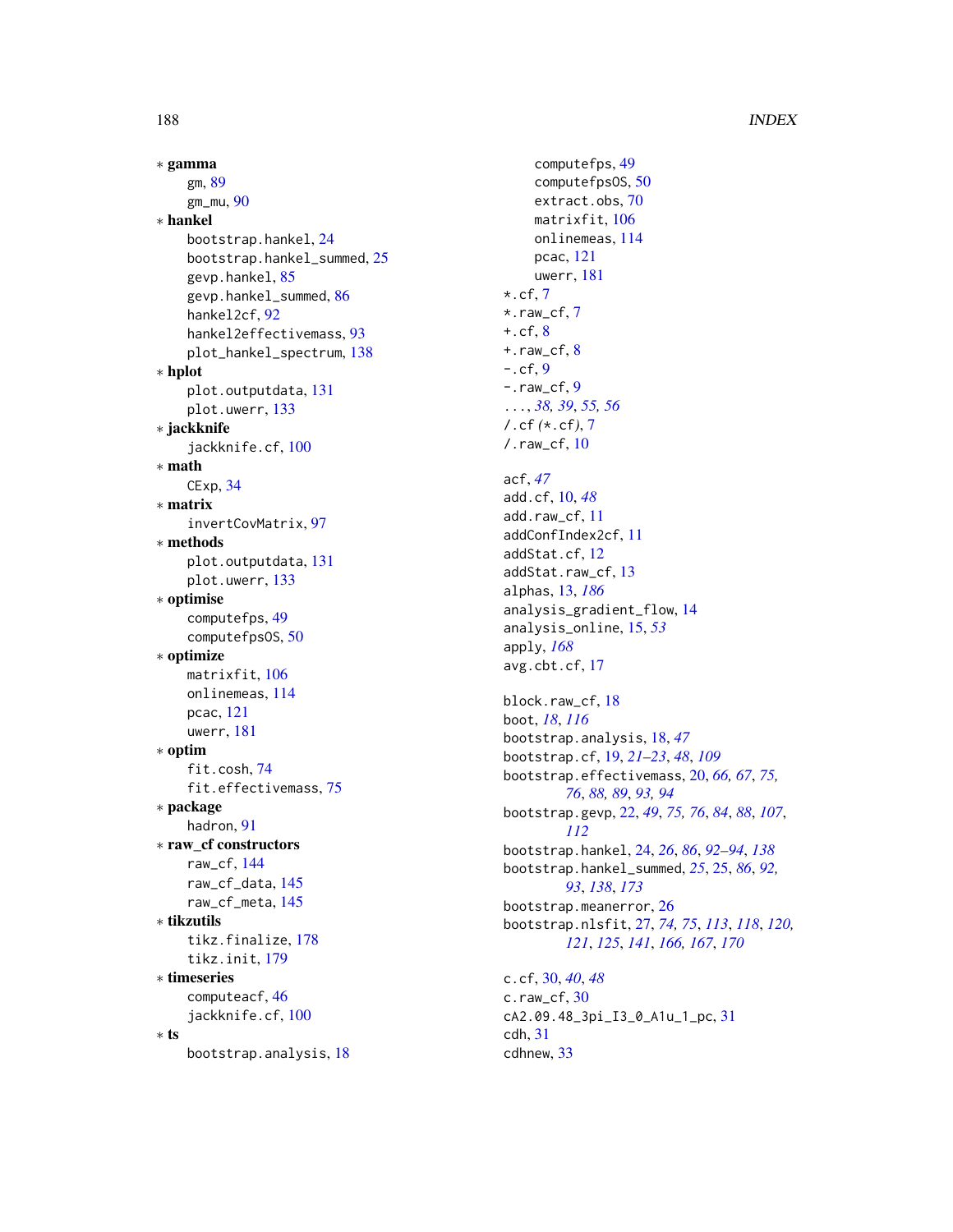∗ **gamma**
  gm, 89
  gm_mu, 90
∗ **hankel**
  bootstrap.hankel, 24
  bootstrap.hankel_summed, 25
  gevp.hankel, 85
  gevp.hankel_summed, 86
  hankel2cf, 92
  hankel2effectivemass, 93
  plot_hankel_spectrum, 138
∗ **hplot**
  plot.outputdata, 131
  plot.uwerr, 133
∗ **jackknife**
  jackknife.cf, 100
∗ **math**
  CExp, 34
∗ **matrix**
  invertCovMatrix, 97
∗ **methods**
  plot.outputdata, 131
  plot.uwerr, 133
∗ **optimise**
  computefps, 49
  computefpsOS, 50
∗ **optimize**
  matrixfit, 106
  onlinemeas, 114
  pcac, 121
  uwerr, 181
∗ **optim**
  fit.cosh, 74
  fit.effectivemass, 75
∗ **package**
  hadron, 91
∗ **raw_cf constructors**
  raw_cf, 144
  raw_cf_data, 145
  raw_cf_meta, 145
∗ **tikzutils**
  tikz.finalize, 178
  tikz.init, 179
∗ **timeseries**
  computeacf, 46
  jackknife.cf, 100
∗ **ts**
  bootstrap.analysis, 18
  computefps, 49
  computefpsOS, 50
  extract.obs, 70
  matrixfit, 106
  onlinemeas, 114
  pcac, 121
  uwerr, 181

*.cf, 7
*.raw_cf, 7
+.cf, 8
+.raw_cf, 8
-.cf, 9
-.raw_cf, 9
..., *38, 39*, *55, 56*
/.cf (*.cf), 7
/.raw_cf, 10

acf, *47*
add.cf, 10, *48*
add.raw_cf, 11
addConfIndex2cf, 11
addStat.cf, 12
addStat.raw_cf, 13
alphas, 13, *186*
analysis_gradient_flow, 14
analysis_online, 15, *53*
apply, *168*
avg.cbt.cf, 17

block.raw_cf, 18
boot, *18*, *116*
bootstrap.analysis, 18, *47*
bootstrap.cf, 19, *21–23*, *48*, *109*
bootstrap.effectivemass, 20, *66, 67*, *75, 76*, *88, 89*, *93, 94*
bootstrap.gevp, 22, *49*, *75, 76*, *84*, *88*, *107*, *112*
bootstrap.hankel, 24, *26*, *86*, *92–94*, *138*
bootstrap.hankel_summed, *25*, 25, *86*, *92, 93*, *138*, *173*
bootstrap.meanerror, 26
bootstrap.nlsfit, 27, *74, 75*, *113*, *118*, *120, 121*, *125*, *141*, *166, 167*, *170*

c.cf, 30, *40*, *48*
c.raw_cf, 30
cA2.09.48_3pi_I3_0_A1u_1_pc, 31
cdh, 31
cdhnew, 33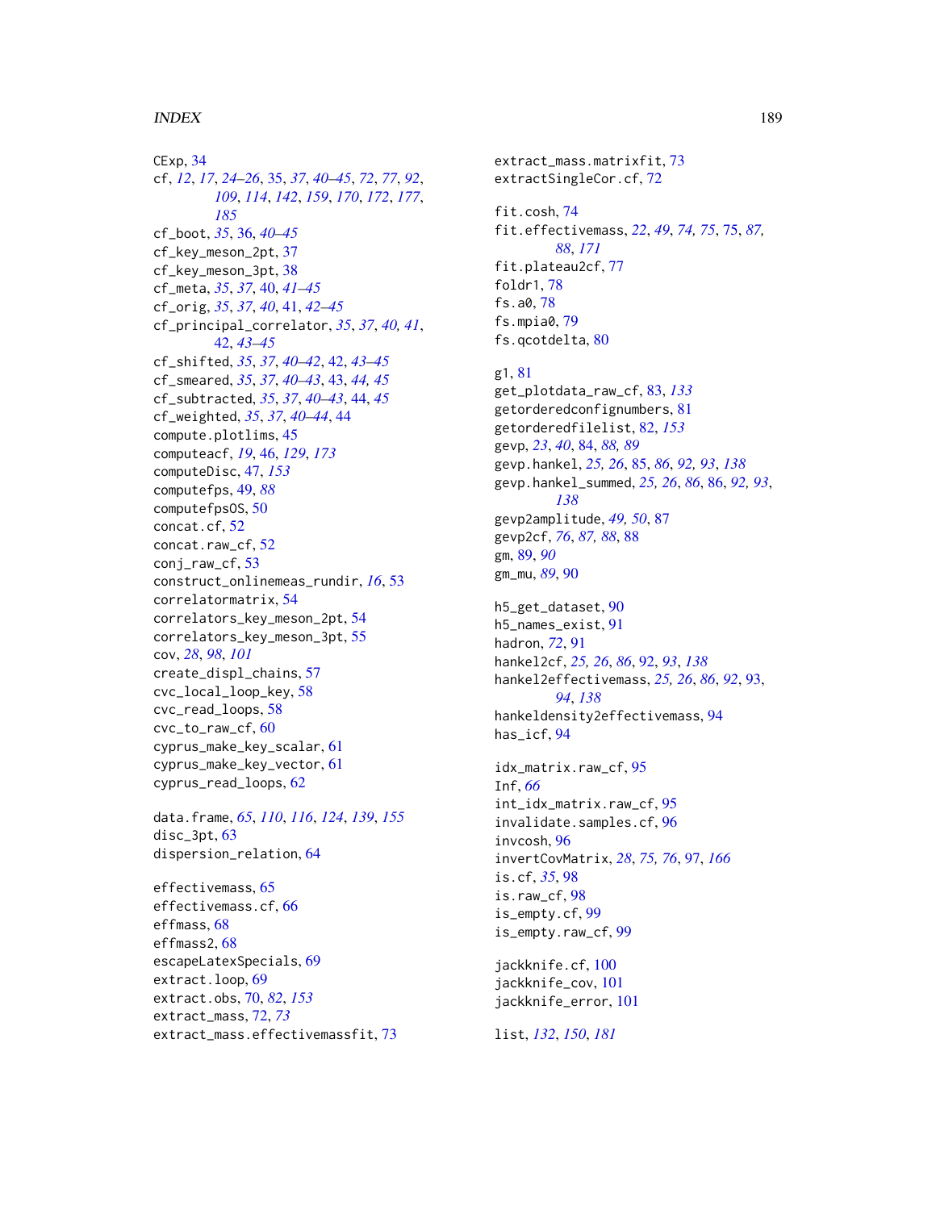CExp, *34*
cf, *12*, *17*, *24–26*, 35, *37*, *40–45*, *72*, *77*, *92*, *109*, *114*, *142*, *159*, *170*, *172*, *177*, *185*
cf_boot, *35*, 36, *40–45*
cf_key_meson_2pt, 37
cf_key_meson_3pt, 38
cf_meta, *35*, *37*, 40, *41–45*
cf_orig, *35*, *37*, *40*, 41, *42–45*
cf_principal_correlator, *35*, *37*, *40, 41*, 42, *43–45*
cf_shifted, *35*, *37*, *40–42*, 42, *43–45*
cf_smeared, *35*, *37*, *40–43*, 43, *44, 45*
cf_subtracted, *35*, *37*, *40–43*, 44, *45*
cf_weighted, *35*, *37*, *40–44*, 44
compute.plotlims, 45
computeacf, *19*, 46, *129*, *173*
computeDisc, 47, *153*
computefps, 49, *88*
computefpsOS, 50
concat.cf, 52
concat.raw_cf, 52
conj_raw_cf, 53
construct_onlinemeas_rundir, *16*, 53
correlatormatrix, 54
correlators_key_meson_2pt, 54
correlators_key_meson_3pt, 55
cov, *28*, *98*, *101*
create_displ_chains, 57
cvc_local_loop_key, 58
cvc_read_loops, 58
cvc_to_raw_cf, 60
cyprus_make_key_scalar, 61
cyprus_make_key_vector, 61
cyprus_read_loops, 62

data.frame, *65*, *110*, *116*, *124*, *139*, *155*
disc_3pt, 63
dispersion_relation, 64

effectivemass, 65
effectivemass.cf, 66
effmass, 68
effmass2, 68
escapeLatexSpecials, 69
extract.loop, 69
extract.obs, 70, *82*, *153*
extract_mass, 72, *73*
extract_mass.effectivemassfit, 73
extract_mass.matrixfit, 73
extractSingleCor.cf, 72

fit.cosh, 74
fit.effectivemass, *22*, *49*, *74, 75*, 75, *87, 88*, *171*
fit.plateau2cf, 77
foldr1, 78
fs.a0, 78
fs.mpia0, 79
fs.qcotdelta, 80

g1, 81
get_plotdata_raw_cf, 83, *133*
getorderedconfignumbers, 81
getorderedfilelist, 82, *153*
gevp, *23*, *40*, 84, *88, 89*
gevp.hankel, *25, 26*, 85, *86*, *92, 93*, *138*
gevp.hankel_summed, *25, 26*, *86*, 86, *92, 93*, *138*
gevp2amplitude, *49, 50*, 87
gevp2cf, *76*, *87, 88*, 88
gm, 89, *90*
gm_mu, *89*, 90

h5_get_dataset, 90
h5_names_exist, 91
hadron, *72*, 91
hankel2cf, *25, 26*, *86*, 92, *93*, *138*
hankel2effectivemass, *25, 26*, *86*, *92*, 93, *94*, *138*
hankeldensity2effectivemass, 94
has_icf, 94

idx_matrix.raw_cf, 95
Inf, *66*
int_idx_matrix.raw_cf, 95
invalidate.samples.cf, 96
invcosh, 96
invertCovMatrix, *28*, *75, 76*, 97, *166*
is.cf, *35*, 98
is.raw_cf, 98
is_empty.cf, 99
is_empty.raw_cf, 99

jackknife.cf, 100
jackknife_cov, 101
jackknife_error, 101

list, *132*, *150*, *181*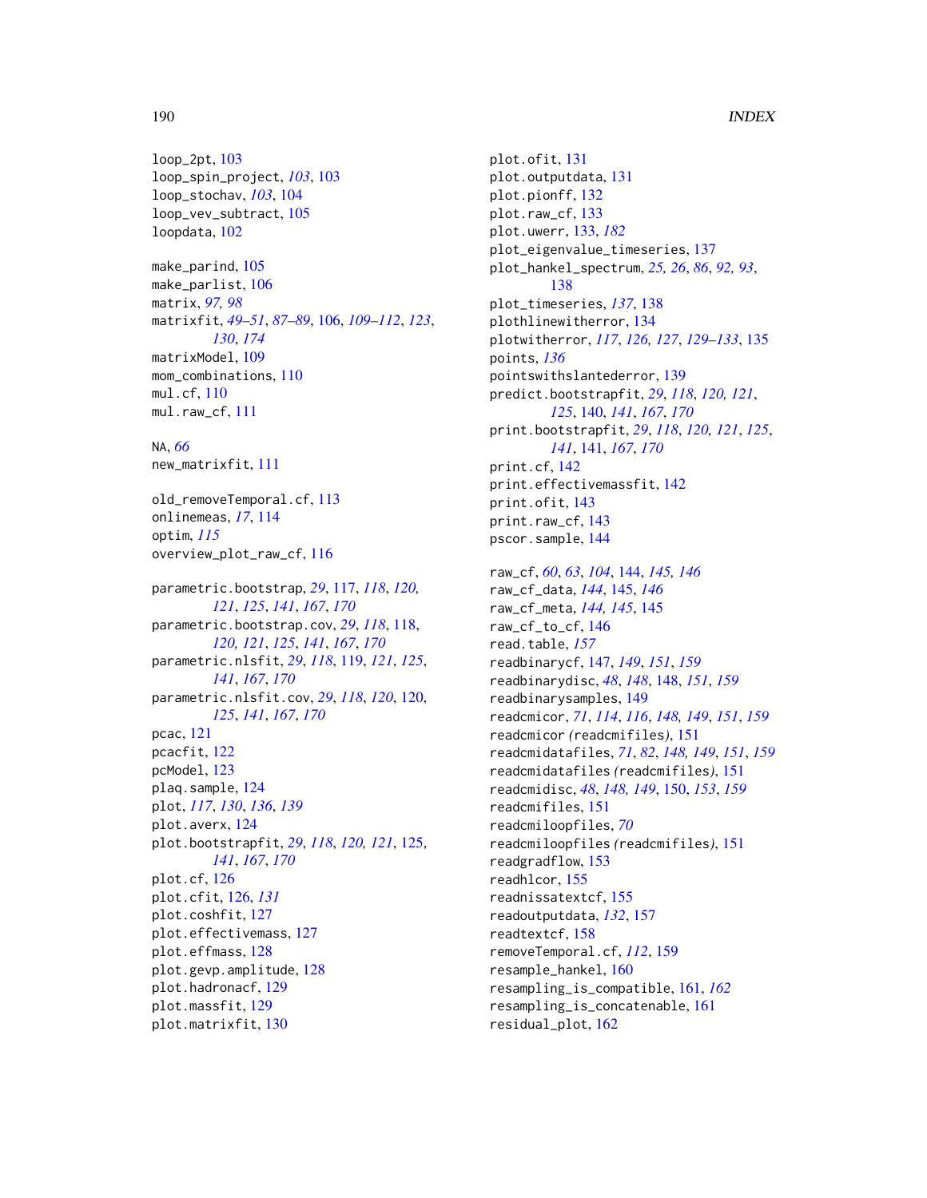loop_2pt, 103
loop_spin_project, *103*, 103
loop_stochav, *103*, 104
loop_vev_subtract, 105
loopdata, 102

make_parind, 105
make_parlist, 106
matrix, *97, 98*
matrixfit, *49–51*, *87–89*, 106, *109–112*, *123*, *130*, *174*
matrixModel, 109
mom_combinations, 110
mul.cf, 110
mul.raw_cf, 111

NA, *66*
new_matrixfit, 111

old_removeTemporal.cf, 113
onlinemeas, *17*, 114
optim, *115*
overview_plot_raw_cf, 116

parametric.bootstrap, *29*, 117, *118*, *120, 121*, *125*, *141*, *167*, *170*
parametric.bootstrap.cov, *29*, *118*, 118, *120, 121*, *125*, *141*, *167*, *170*
parametric.nlsfit, *29*, *118*, 119, *121*, *125*, *141*, *167*, *170*
parametric.nlsfit.cov, *29*, *118*, *120*, 120, *125*, *141*, *167*, *170*
pcac, 121
pcacfit, 122
pcModel, 123
plaq.sample, 124
plot, *117*, *130*, *136*, *139*
plot.averx, 124
plot.bootstrapfit, *29*, *118*, *120, 121*, 125, *141*, *167*, *170*
plot.cf, 126
plot.cfit, 126, *131*
plot.coshfit, 127
plot.effectivemass, 127
plot.effmass, 128
plot.gevp.amplitude, 128
plot.hadronacf, 129
plot.massfit, 129
plot.matrixfit, 130
plot.ofit, 131
plot.outputdata, 131
plot.pionff, 132
plot.raw_cf, 133
plot.uwerr, 133, *182*
plot_eigenvalue_timeseries, 137
plot_hankel_spectrum, *25, 26*, *86*, *92, 93*, 138
plot_timeseries, *137*, 138
plothlinewitherror, 134
plotwitherror, *117*, *126, 127*, *129–133*, 135
points, *136*
pointswithslantederror, 139
predict.bootstrapfit, *29*, *118*, *120, 121*, *125*, 140, *141*, *167*, *170*
print.bootstrapfit, *29*, *118*, *120, 121*, *125*, *141*, 141, *167*, *170*
print.cf, 142
print.effectivemassfit, 142
print.ofit, 143
print.raw_cf, 143
pscor.sample, 144

raw_cf, *60*, *63*, *104*, 144, *145, 146*
raw_cf_data, *144*, 145, *146*
raw_cf_meta, *144, 145*, 145
raw_cf_to_cf, 146
read.table, *157*
readbinarycf, 147, *149*, *151*, *159*
readbinarydisc, *48*, *148*, 148, *151*, *159*
readbinarysamples, 149
readcmicor, *71*, *114*, *116*, *148, 149*, *151*, *159*
readcmicor *(readcmifiles)*, 151
readcmidatafiles, *71*, *82*, *148, 149*, *151*, *159*
readcmidatafiles *(readcmifiles)*, 151
readcmidisc, *48*, *148, 149*, 150, *153*, *159*
readcmifiles, 151
readcmiloopfiles, *70*
readcmiloopfiles *(readcmifiles)*, 151
readgradflow, 153
readhlcor, 155
readnissatextcf, 155
readoutputdata, *132*, 157
readtextcf, 158
removeTemporal.cf, *112*, 159
resample_hankel, 160
resampling_is_compatible, 161, *162*
resampling_is_concatenable, 161
residual_plot, 162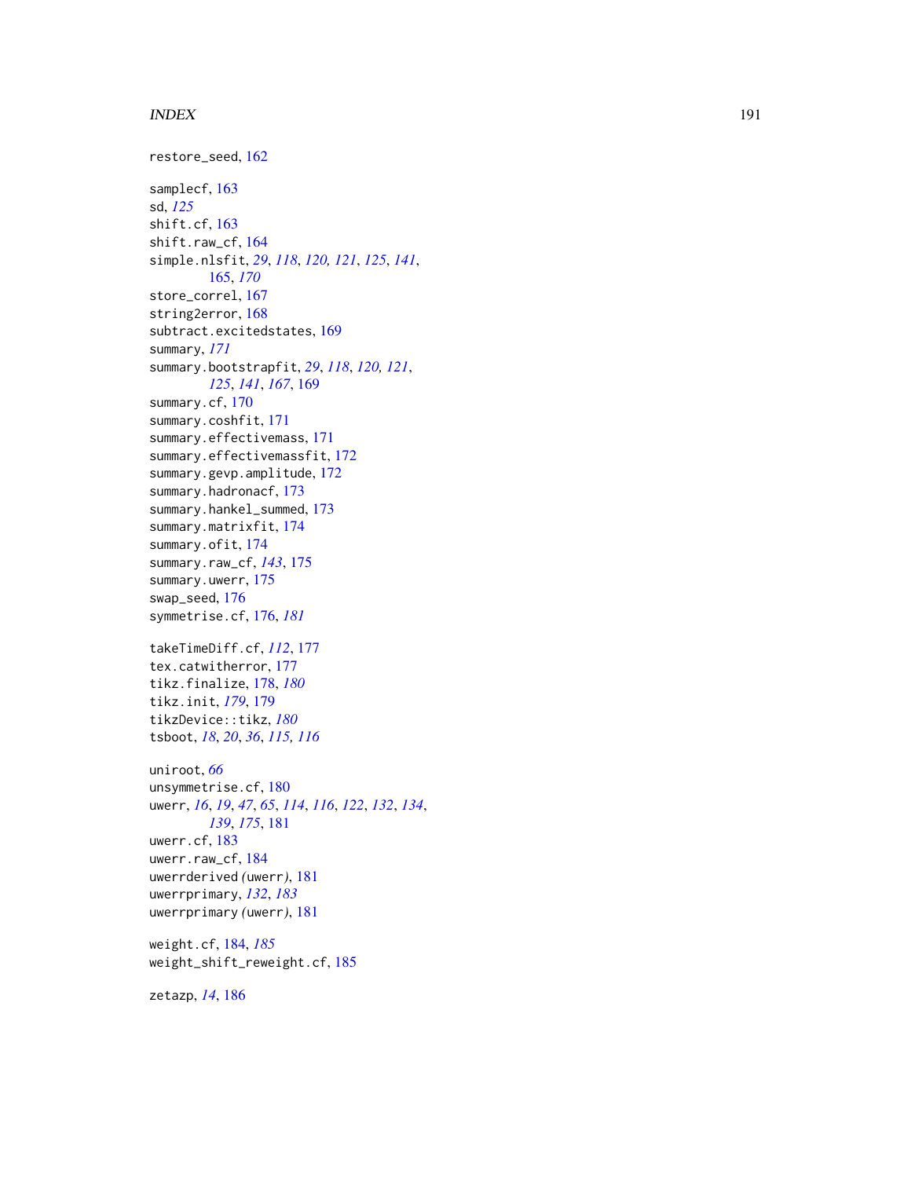restore_seed, 162

samplecf, 163
sd, *125*
shift.cf, 163
shift.raw_cf, 164
simple.nlsfit, *29*, *118*, *120, 121*, *125*, *141*, 165, *170*
store_correl, 167
string2error, 168
subtract.excitedstates, 169
summary, *171*
summary.bootstrapfit, *29*, *118*, *120, 121*, *125*, *141*, *167*, 169
summary.cf, 170
summary.coshfit, 171
summary.effectivemass, 171
summary.effectivemassfit, 172
summary.gevp.amplitude, 172
summary.hadronacf, 173
summary.hankel_summed, 173
summary.matrixfit, 174
summary.ofit, 174
summary.raw_cf, *143*, 175
summary.uwerr, 175
swap_seed, 176
symmetrise.cf, 176, *181*

takeTimeDiff.cf, *112*, 177
tex.catwitherror, 177
tikz.finalize, 178, *180*
tikz.init, *179*, 179
tikzDevice::tikz, *180*
tsboot, *18*, *20*, *36*, *115, 116*

uniroot, *66*
unsymmetrise.cf, 180
uwerr, *16*, *19*, *47*, *65*, *114*, *116*, *122*, *132*, *134*, *139*, *175*, 181
uwerr.cf, 183
uwerr.raw_cf, 184
uwerrderived *(*uwerr*)*, 181
uwerrprimary, *132*, *183*
uwerrprimary *(*uwerr*)*, 181

weight.cf, 184, *185*
weight_shift_reweight.cf, 185

zetazp, *14*, 186